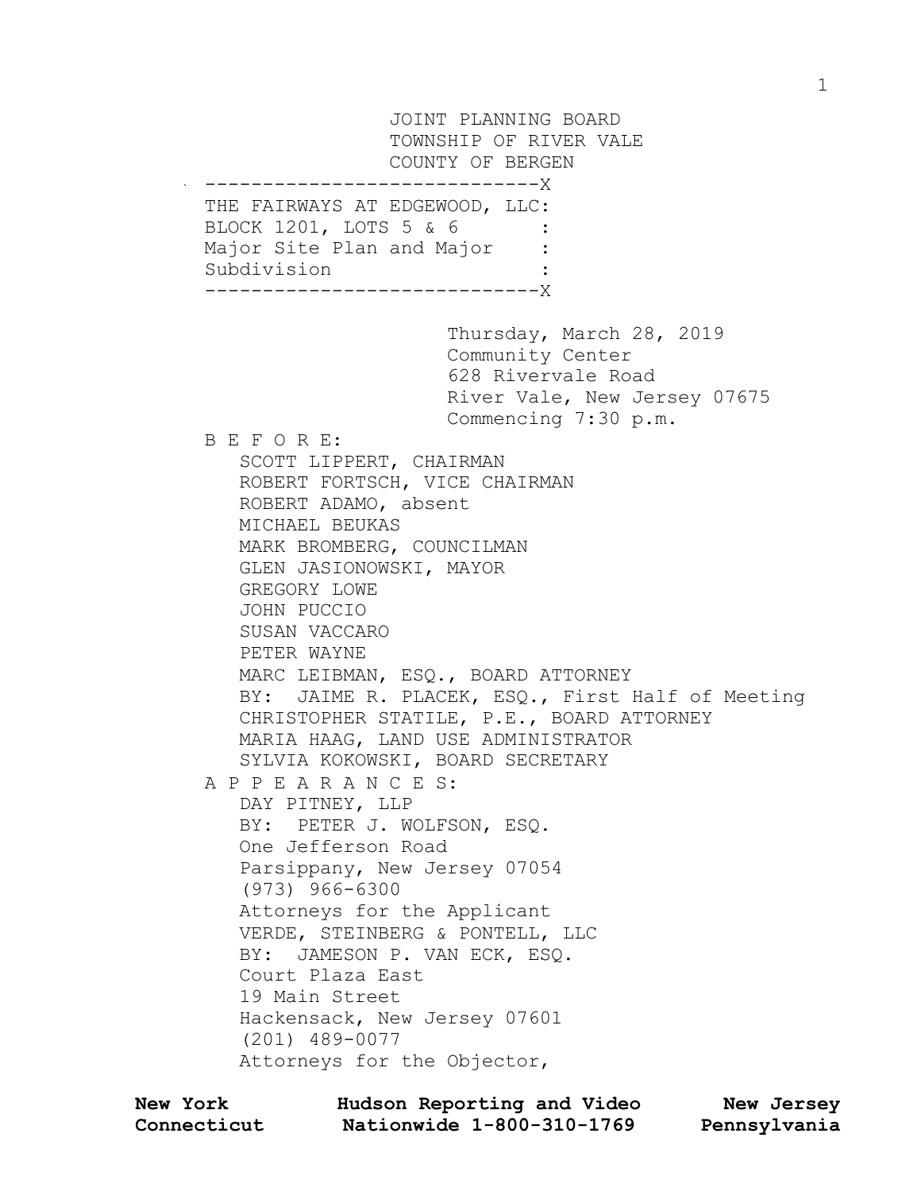JOINT PLANNING BOARD
TOWNSHIP OF RIVER VALE
COUNTY OF BERGEN

-----------------------------X
THE FAIRWAYS AT EDGEWOOD, LLC:
BLOCK 1201, LOTS 5 & 6 :
Major Site Plan and Major :
Subdivision :
-----------------------------X

Thursday, March 28, 2019
Community Center
628 Rivervale Road
River Vale, New Jersey 07675
Commencing 7:30 p.m.

B E F O R E:

SCOTT LIPPERT, CHAIRMAN
ROBERT FORTSCH, VICE CHAIRMAN
ROBERT ADAMO, absent
MICHAEL BEUKAS
MARK BROMBERG, COUNCILMAN
GLEN JASIONOWSKI, MAYOR
GREGORY LOWE
JOHN PUCCIO
SUSAN VACCARO
PETER WAYNE
MARC LEIBMAN, ESQ., BOARD ATTORNEY
BY: JAIME R. PLACEK, ESQ., First Half of Meeting
CHRISTOPHER STATILE, P.E., BOARD ATTORNEY
MARIA HAAG, LAND USE ADMINISTRATOR
SYLVIA KOKOWSKI, BOARD SECRETARY

A P P E A R A N C E S:

DAY PITNEY, LLP
BY: PETER J. WOLFSON, ESQ.
One Jefferson Road
Parsippany, New Jersey 07054
(973) 966-6300
Attorneys for the Applicant

VERDE, STEINBERG & PONTELL, LLC
BY: JAMESON P. VAN ECK, ESQ.
Court Plaza East
19 Main Street
Hackensack, New Jersey 07601
(201) 489-0077
Attorneys for the Objector,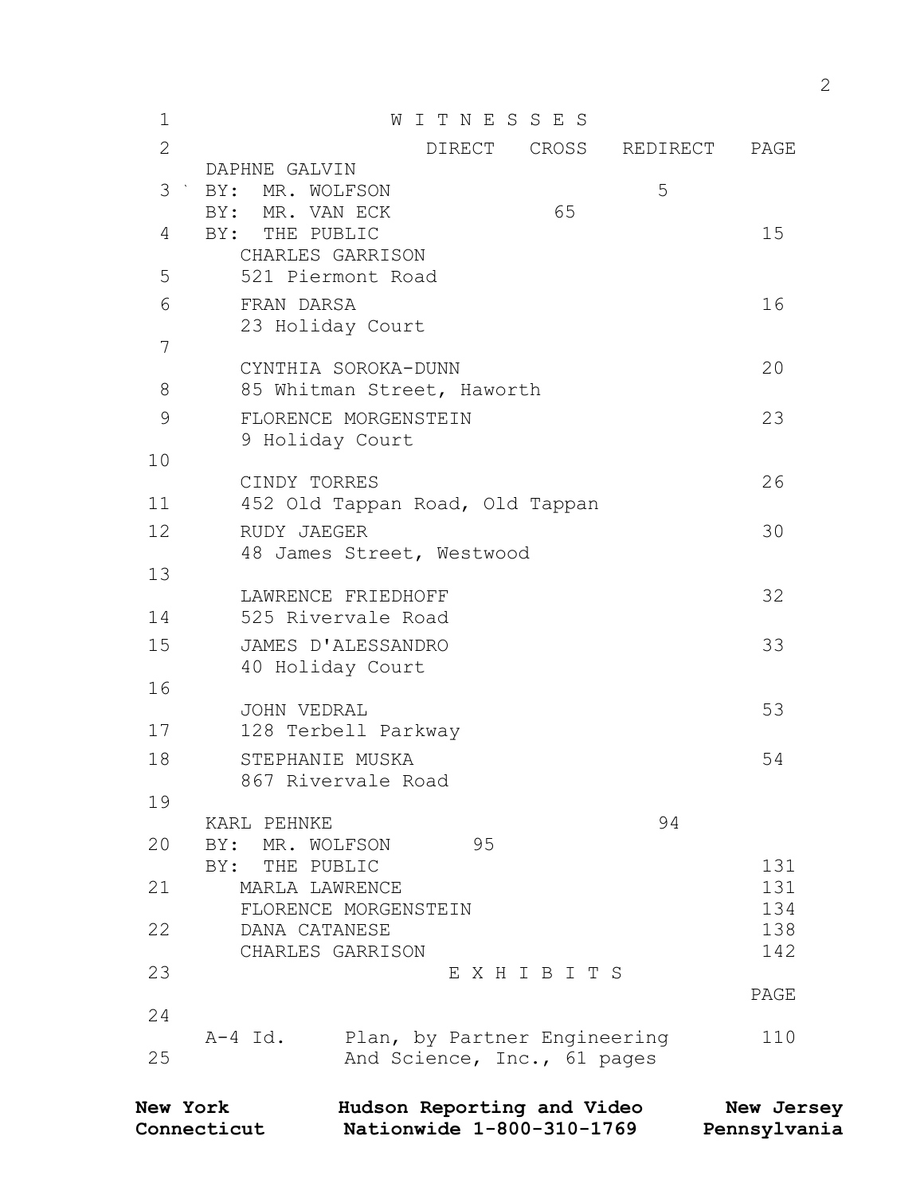# W I T N E S S E S

| | DIRECT | CROSS | REDIRECT | PAGE |
|---|---|---|---|---|
| DAPHNE GALVIN | | | | |
| BY: MR. WOLFSON | | | 5 | |
| BY: MR. VAN ECK | | 65 | | |
| BY: THE PUBLIC | | | | 15 |
| CHARLES GARRISON, 521 Piermont Road | | | | |
| FRAN DARSA, 23 Holiday Court | | | | 16 |
| CYNTHIA SOROKA-DUNN, 85 Whitman Street, Haworth | | | | 20 |
| FLORENCE MORGENSTEIN, 9 Holiday Court | | | | 23 |
| CINDY TORRES, 452 Old Tappan Road, Old Tappan | | | | 26 |
| RUDY JAEGER, 48 James Street, Westwood | | | | 30 |
| LAWRENCE FRIEDHOFF, 525 Rivervale Road | | | | 32 |
| JAMES D'ALESSANDRO, 40 Holiday Court | | | | 33 |
| JOHN VEDRAL, 128 Terbell Parkway | | | | 53 |
| STEPHANIE MUSKA, 867 Rivervale Road | | | | 54 |
| KARL PEHNKE | | | 94 | |
| BY: MR. WOLFSON | 95 | | | |
| BY: THE PUBLIC | | | | 131 |
| MARLA LAWRENCE | | | | 131 |
| FLORENCE MORGENSTEIN | | | | 134 |
| DANA CATANESE | | | | 138 |
| CHARLES GARRISON | | | | 142 |

# E X H I B I T S

| | | PAGE |
|---|---|---|
| A-4 Id. | Plan, by Partner Engineering And Science, Inc., 61 pages | 110 |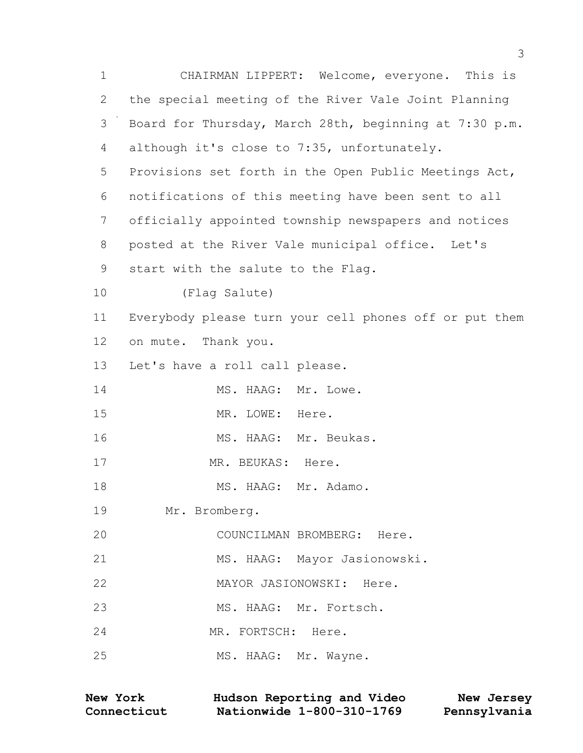CHAIRMAN LIPPERT: Welcome, everyone. This is the special meeting of the River Vale Joint Planning Board for Thursday, March 28th, beginning at 7:30 p.m. although it's close to 7:35, unfortunately. Provisions set forth in the Open Public Meetings Act, notifications of this meeting have been sent to all officially appointed township newspapers and notices posted at the River Vale municipal office. Let's start with the salute to the Flag.

(Flag Salute)

Everybody please turn your cell phones off or put them on mute. Thank you.

Let's have a roll call please.

MS. HAAG: Mr. Lowe.

MR. LOWE: Here.

MS. HAAG: Mr. Beukas.

MR. BEUKAS: Here.

MS. HAAG: Mr. Adamo.

Mr. Bromberg.

COUNCILMAN BROMBERG: Here.

MS. HAAG: Mayor Jasionowski.

MAYOR JASIONOWSKI: Here.

MS. HAAG: Mr. Fortsch.

MR. FORTSCH: Here.

MS. HAAG: Mr. Wayne.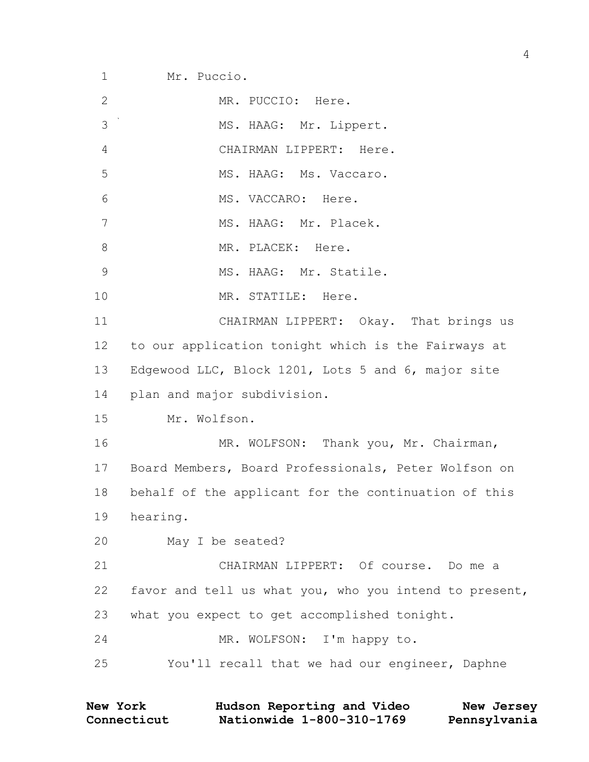1 Mr. Puccio.

2 MR. PUCCIO: Here.

3 MS. HAAG: Mr. Lippert.

4 CHAIRMAN LIPPERT: Here.

5 MS. HAAG: Ms. Vaccaro.

6 MS. VACCARO: Here.

7 MS. HAAG: Mr. Placek.

8 MR. PLACEK: Here.

9 MS. HAAG: Mr. Statile.

10 MR. STATILE: Here.

11 CHAIRMAN LIPPERT: Okay. That brings us

12 to our application tonight which is the Fairways at

13 Edgewood LLC, Block 1201, Lots 5 and 6, major site

14 plan and major subdivision.

15 Mr. Wolfson.

16 MR. WOLFSON: Thank you, Mr. Chairman,

17 Board Members, Board Professionals, Peter Wolfson on

18 behalf of the applicant for the continuation of this

19 hearing.

20 May I be seated?

21 CHAIRMAN LIPPERT: Of course. Do me a

22 favor and tell us what you, who you intend to present,

23 what you expect to get accomplished tonight.

24 MR. WOLFSON: I'm happy to.

25 You'll recall that we had our engineer, Daphne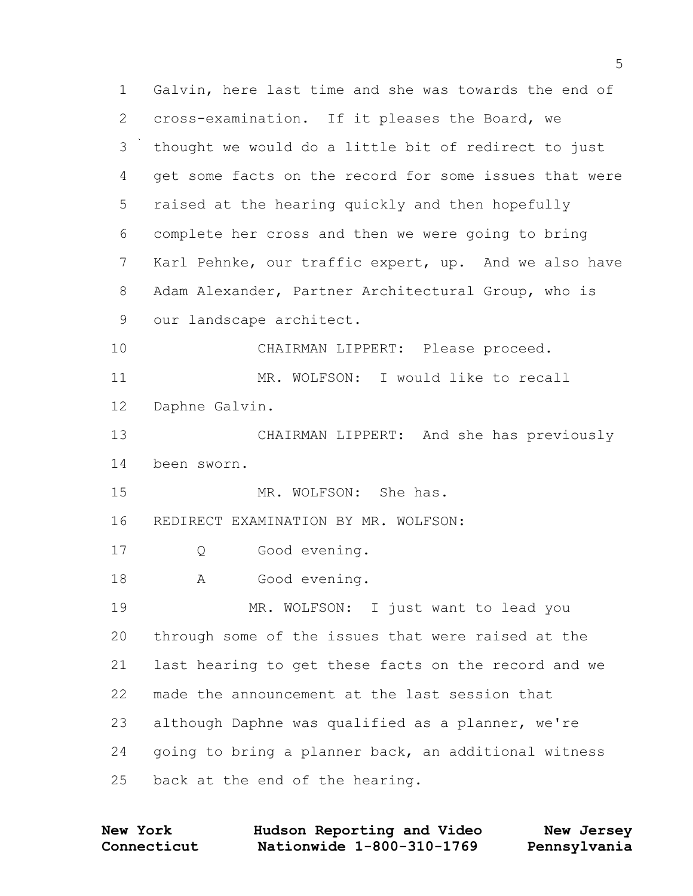Galvin, here last time and she was towards the end of cross-examination. If it pleases the Board, we thought we would do a little bit of redirect to just get some facts on the record for some issues that were raised at the hearing quickly and then hopefully complete her cross and then we were going to bring Karl Pehnke, our traffic expert, up. And we also have Adam Alexander, Partner Architectural Group, who is our landscape architect.

CHAIRMAN LIPPERT: Please proceed.

MR. WOLFSON: I would like to recall Daphne Galvin.

CHAIRMAN LIPPERT: And she has previously been sworn.

MR. WOLFSON: She has.

REDIRECT EXAMINATION BY MR. WOLFSON:

Q Good evening.

A Good evening.

MR. WOLFSON: I just want to lead you through some of the issues that were raised at the last hearing to get these facts on the record and we made the announcement at the last session that although Daphne was qualified as a planner, we're going to bring a planner back, an additional witness back at the end of the hearing.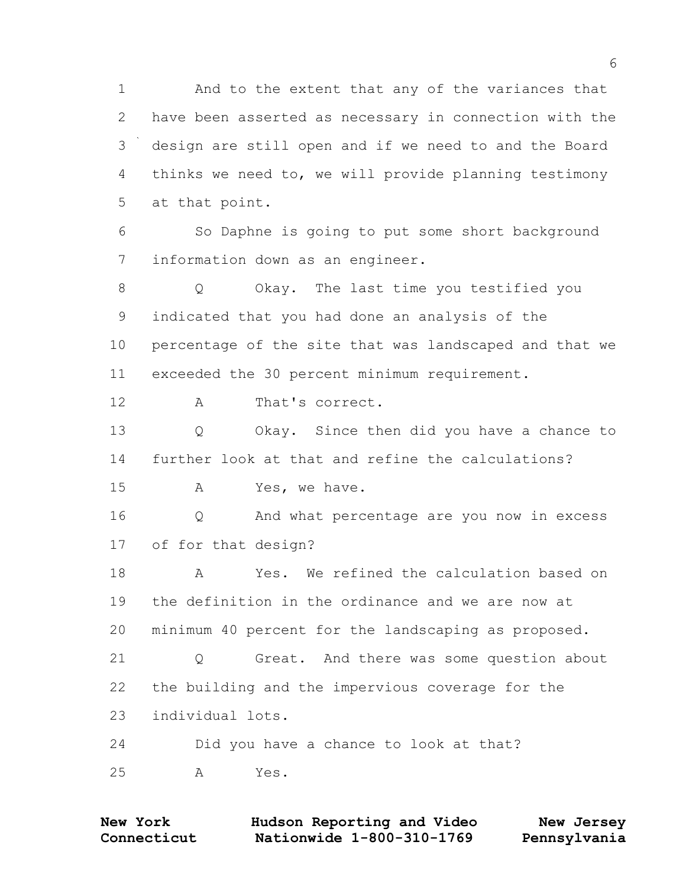1 And to the extent that any of the variances that
2 have been asserted as necessary in connection with the
3 design are still open and if we need to and the Board
4 thinks we need to, we will provide planning testimony
5 at that point.

6 So Daphne is going to put some short background
7 information down as an engineer.

8 Q Okay. The last time you testified you
9 indicated that you had done an analysis of the
10 percentage of the site that was landscaped and that we
11 exceeded the 30 percent minimum requirement.

12 A That's correct.

13 Q Okay. Since then did you have a chance to
14 further look at that and refine the calculations?

15 A Yes, we have.

16 Q And what percentage are you now in excess
17 of for that design?

18 A Yes. We refined the calculation based on
19 the definition in the ordinance and we are now at
20 minimum 40 percent for the landscaping as proposed.

21 Q Great. And there was some question about
22 the building and the impervious coverage for the
23 individual lots.

24 Did you have a chance to look at that?

25 A Yes.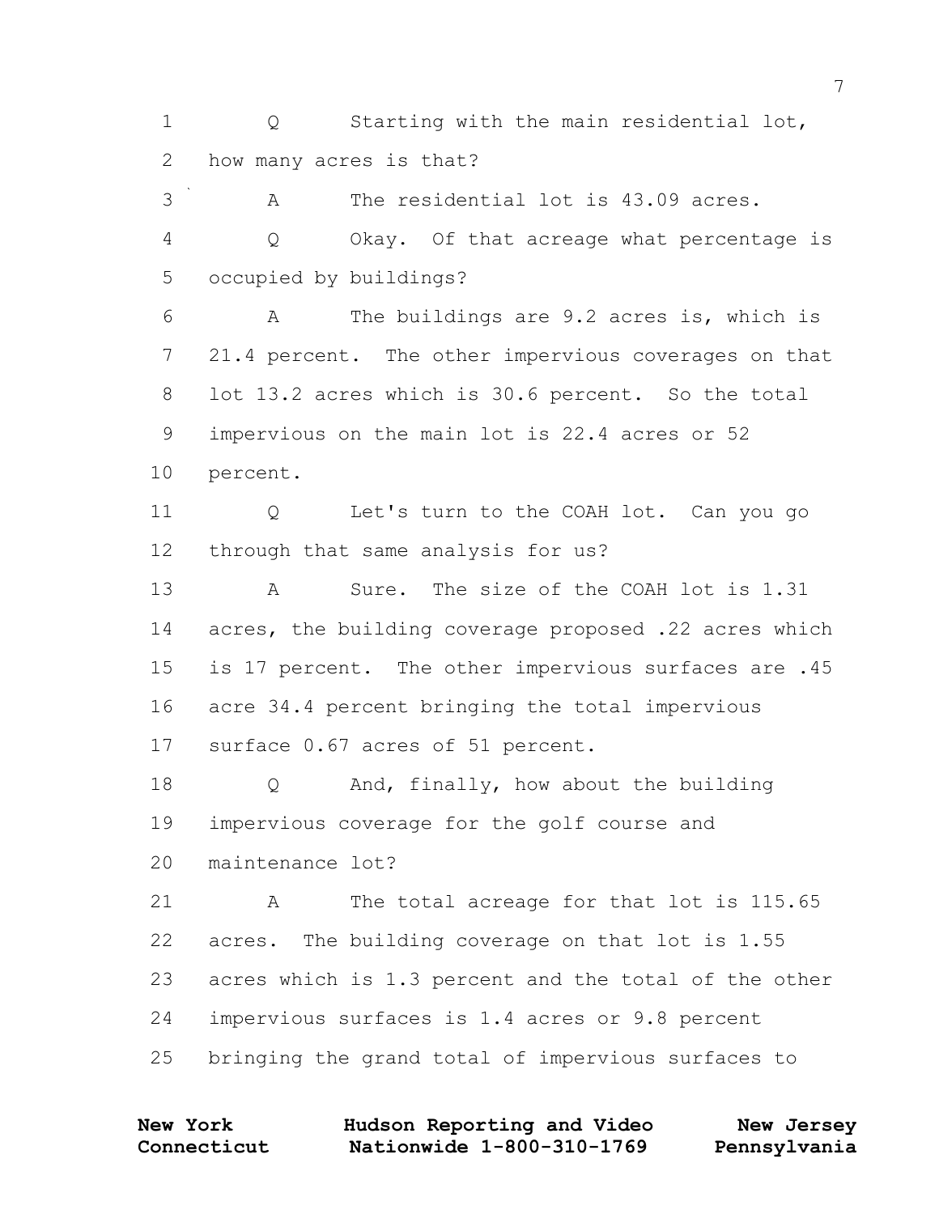1 Q Starting with the main residential lot,
2 how many acres is that?

3 A The residential lot is 43.09 acres.

4 Q Okay. Of that acreage what percentage is
5 occupied by buildings?

6 A The buildings are 9.2 acres is, which is
7 21.4 percent. The other impervious coverages on that
8 lot 13.2 acres which is 30.6 percent. So the total
9 impervious on the main lot is 22.4 acres or 52
10 percent.

11 Q Let's turn to the COAH lot. Can you go
12 through that same analysis for us?

13 A Sure. The size of the COAH lot is 1.31
14 acres, the building coverage proposed .22 acres which
15 is 17 percent. The other impervious surfaces are .45
16 acre 34.4 percent bringing the total impervious
17 surface 0.67 acres of 51 percent.

18 Q And, finally, how about the building
19 impervious coverage for the golf course and
20 maintenance lot?

21 A The total acreage for that lot is 115.65
22 acres. The building coverage on that lot is 1.55
23 acres which is 1.3 percent and the total of the other
24 impervious surfaces is 1.4 acres or 9.8 percent
25 bringing the grand total of impervious surfaces to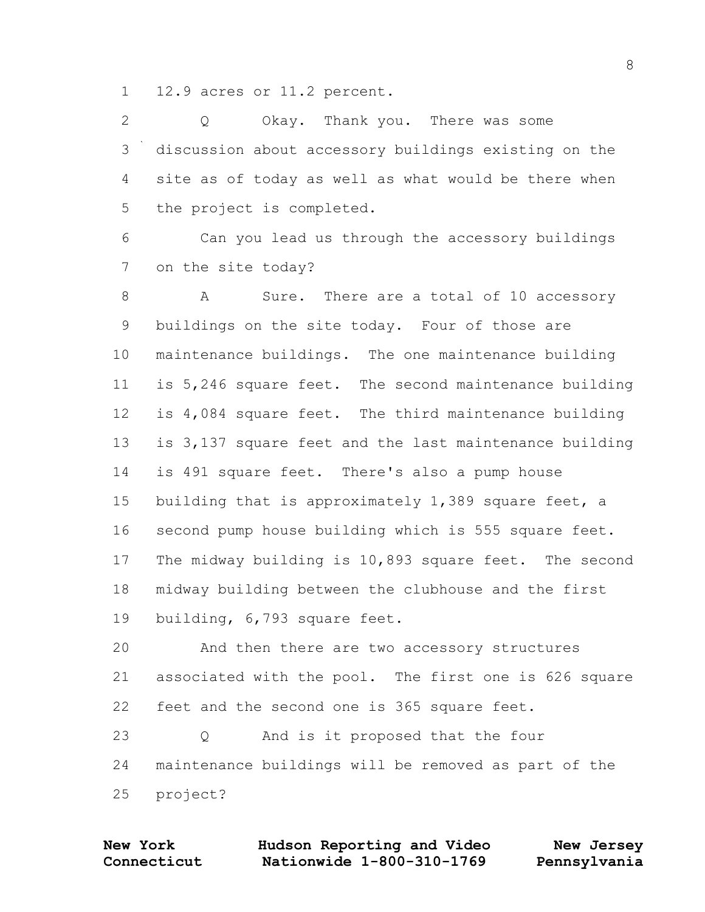12.9 acres or 11.2 percent.

Q Okay. Thank you. There was some discussion about accessory buildings existing on the site as of today as well as what would be there when the project is completed.

Can you lead us through the accessory buildings on the site today?

A Sure. There are a total of 10 accessory buildings on the site today. Four of those are maintenance buildings. The one maintenance building is 5,246 square feet. The second maintenance building is 4,084 square feet. The third maintenance building is 3,137 square feet and the last maintenance building is 491 square feet. There's also a pump house building that is approximately 1,389 square feet, a second pump house building which is 555 square feet. The midway building is 10,893 square feet. The second midway building between the clubhouse and the first building, 6,793 square feet.

And then there are two accessory structures associated with the pool. The first one is 626 square feet and the second one is 365 square feet.

Q And is it proposed that the four maintenance buildings will be removed as part of the project?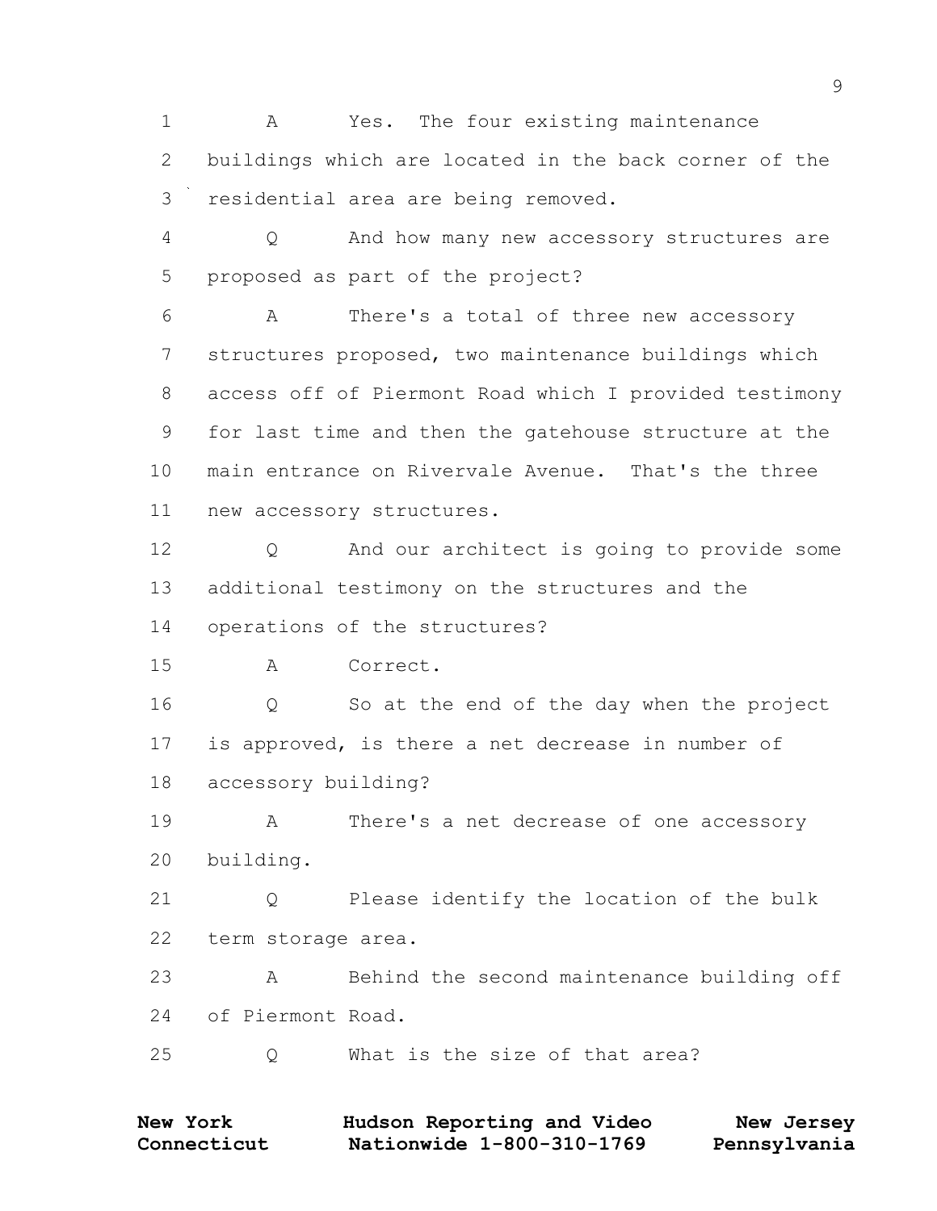1 A Yes. The four existing maintenance
2 buildings which are located in the back corner of the
3 residential area are being removed.
4 Q And how many new accessory structures are
5 proposed as part of the project?
6 A There's a total of three new accessory
7 structures proposed, two maintenance buildings which
8 access off of Piermont Road which I provided testimony
9 for last time and then the gatehouse structure at the
10 main entrance on Rivervale Avenue. That's the three
11 new accessory structures.
12 Q And our architect is going to provide some
13 additional testimony on the structures and the
14 operations of the structures?
15 A Correct.
16 Q So at the end of the day when the project
17 is approved, is there a net decrease in number of
18 accessory building?
19 A There's a net decrease of one accessory
20 building.
21 Q Please identify the location of the bulk
22 term storage area.
23 A Behind the second maintenance building off
24 of Piermont Road.
25 Q What is the size of that area?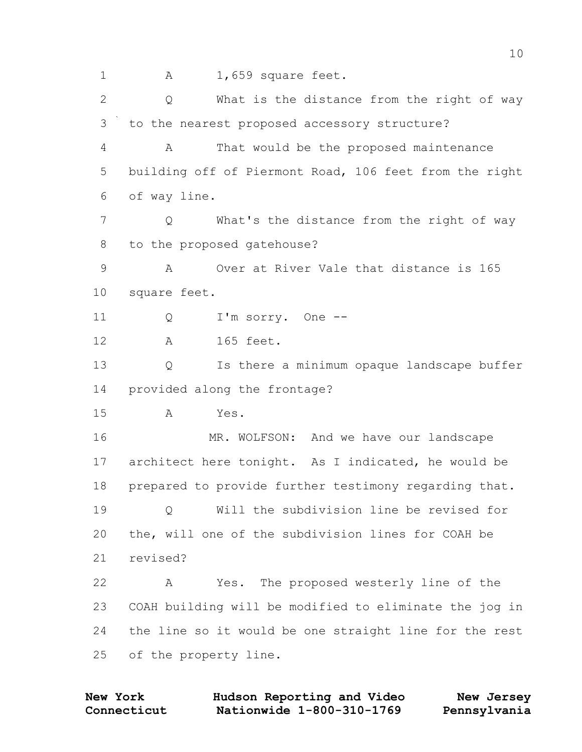1 A 1,659 square feet.

2 Q What is the distance from the right of way

3 to the nearest proposed accessory structure?

4 A That would be the proposed maintenance

5 building off of Piermont Road, 106 feet from the right

6 of way line.

7 Q What's the distance from the right of way

8 to the proposed gatehouse?

9 A Over at River Vale that distance is 165

10 square feet.

11 Q I'm sorry. One --

12 A 165 feet.

13 Q Is there a minimum opaque landscape buffer

14 provided along the frontage?

15 A Yes.

16 MR. WOLFSON: And we have our landscape

17 architect here tonight. As I indicated, he would be

18 prepared to provide further testimony regarding that.

19 Q Will the subdivision line be revised for

20 the, will one of the subdivision lines for COAH be

21 revised?

22 A Yes. The proposed westerly line of the

23 COAH building will be modified to eliminate the jog in

24 the line so it would be one straight line for the rest

25 of the property line.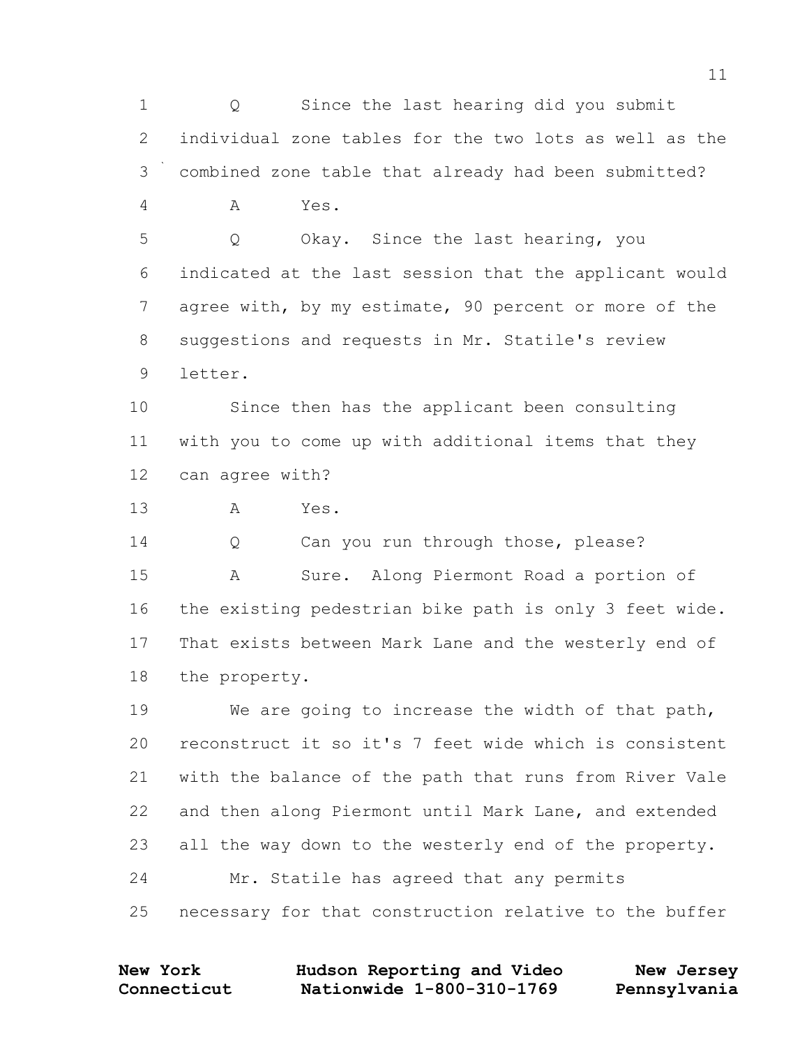1 Q Since the last hearing did you submit
2 individual zone tables for the two lots as well as the
3 combined zone table that already had been submitted?
4 A Yes.
5 Q Okay. Since the last hearing, you
6 indicated at the last session that the applicant would
7 agree with, by my estimate, 90 percent or more of the
8 suggestions and requests in Mr. Statile's review
9 letter.
10 Since then has the applicant been consulting
11 with you to come up with additional items that they
12 can agree with?
13 A Yes.
14 Q Can you run through those, please?
15 A Sure. Along Piermont Road a portion of
16 the existing pedestrian bike path is only 3 feet wide.
17 That exists between Mark Lane and the westerly end of
18 the property.
19 We are going to increase the width of that path,
20 reconstruct it so it's 7 feet wide which is consistent
21 with the balance of the path that runs from River Vale
22 and then along Piermont until Mark Lane, and extended
23 all the way down to the westerly end of the property.
24 Mr. Statile has agreed that any permits
25 necessary for that construction relative to the buffer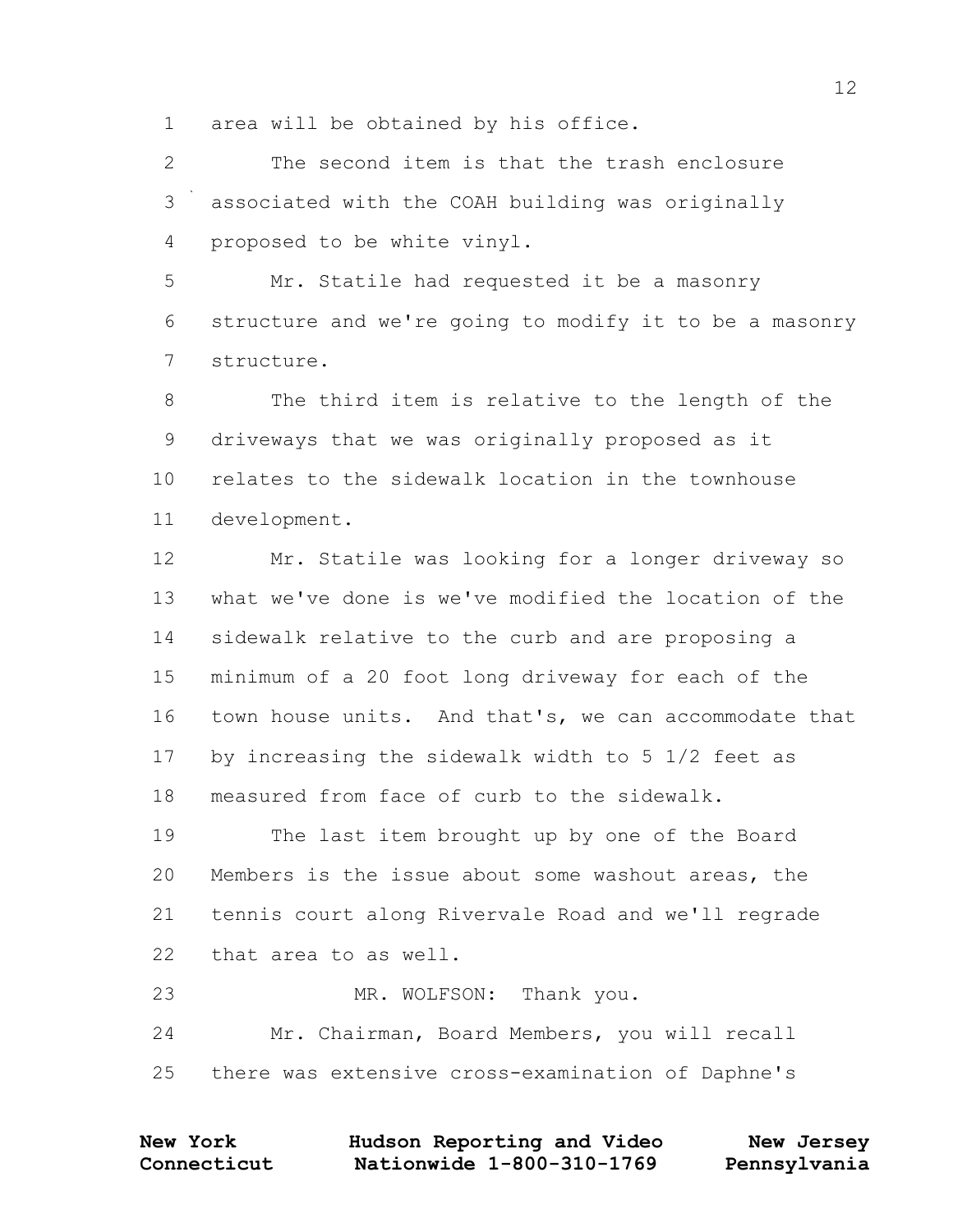1 area will be obtained by his office.

2 The second item is that the trash enclosure

3 associated with the COAH building was originally

4 proposed to be white vinyl.

5 Mr. Statile had requested it be a masonry

6 structure and we're going to modify it to be a masonry

7 structure.

8 The third item is relative to the length of the

9 driveways that we was originally proposed as it

10 relates to the sidewalk location in the townhouse

11 development.

12 Mr. Statile was looking for a longer driveway so

13 what we've done is we've modified the location of the

14 sidewalk relative to the curb and are proposing a

15 minimum of a 20 foot long driveway for each of the

16 town house units. And that's, we can accommodate that

17 by increasing the sidewalk width to 5 1/2 feet as

18 measured from face of curb to the sidewalk.

19 The last item brought up by one of the Board

20 Members is the issue about some washout areas, the

21 tennis court along Rivervale Road and we'll regrade

22 that area to as well.

23 MR. WOLFSON: Thank you.

24 Mr. Chairman, Board Members, you will recall

25 there was extensive cross-examination of Daphne's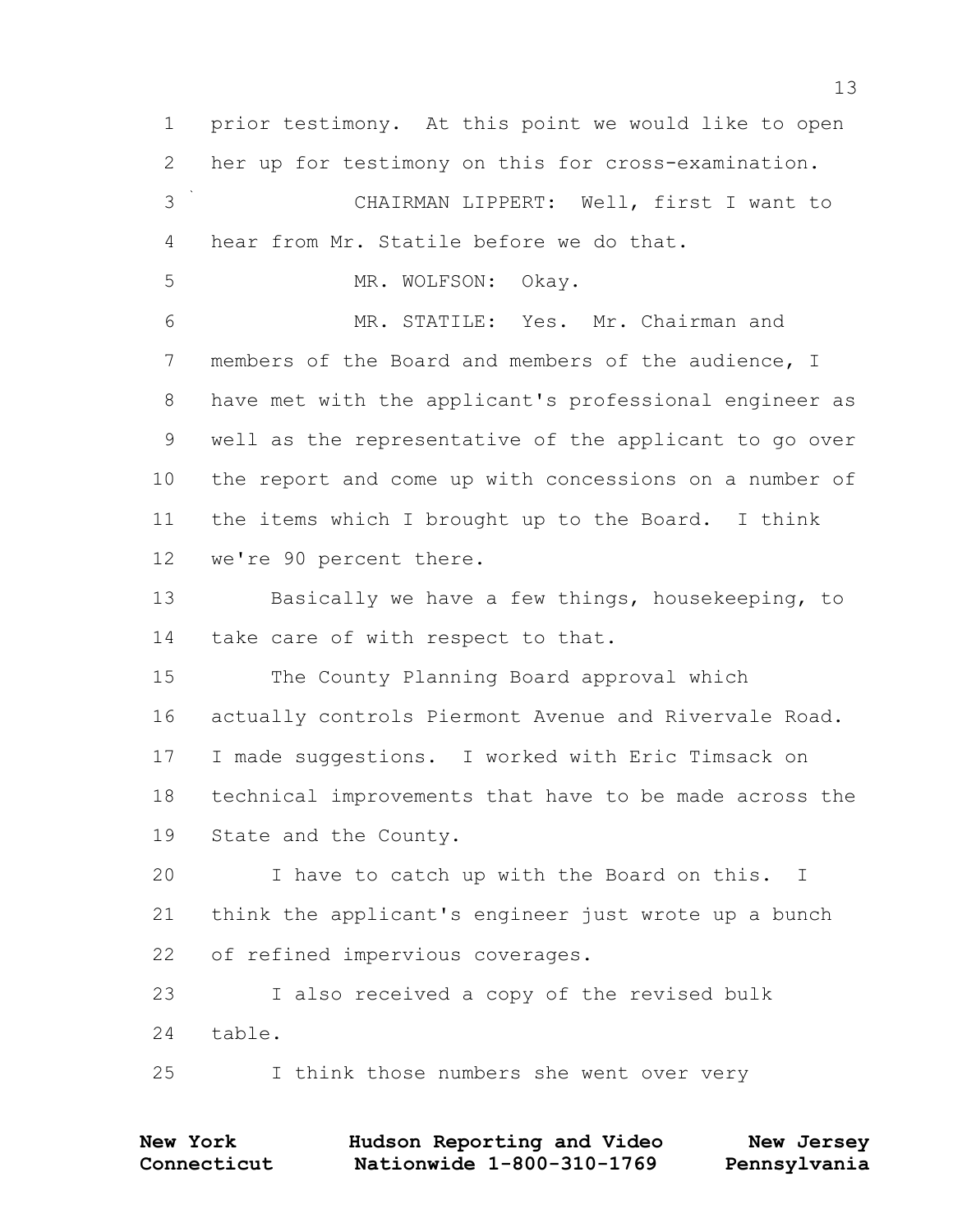1 prior testimony. At this point we would like to open
2 her up for testimony on this for cross-examination.
3 CHAIRMAN LIPPERT: Well, first I want to
4 hear from Mr. Statile before we do that.
5 MR. WOLFSON: Okay.
6 MR. STATILE: Yes. Mr. Chairman and
7 members of the Board and members of the audience, I
8 have met with the applicant's professional engineer as
9 well as the representative of the applicant to go over
10 the report and come up with concessions on a number of
11 the items which I brought up to the Board. I think
12 we're 90 percent there.
13 Basically we have a few things, housekeeping, to
14 take care of with respect to that.
15 The County Planning Board approval which
16 actually controls Piermont Avenue and Rivervale Road.
17 I made suggestions. I worked with Eric Timsack on
18 technical improvements that have to be made across the
19 State and the County.
20 I have to catch up with the Board on this. I
21 think the applicant's engineer just wrote up a bunch
22 of refined impervious coverages.
23 I also received a copy of the revised bulk
24 table.
25 I think those numbers she went over very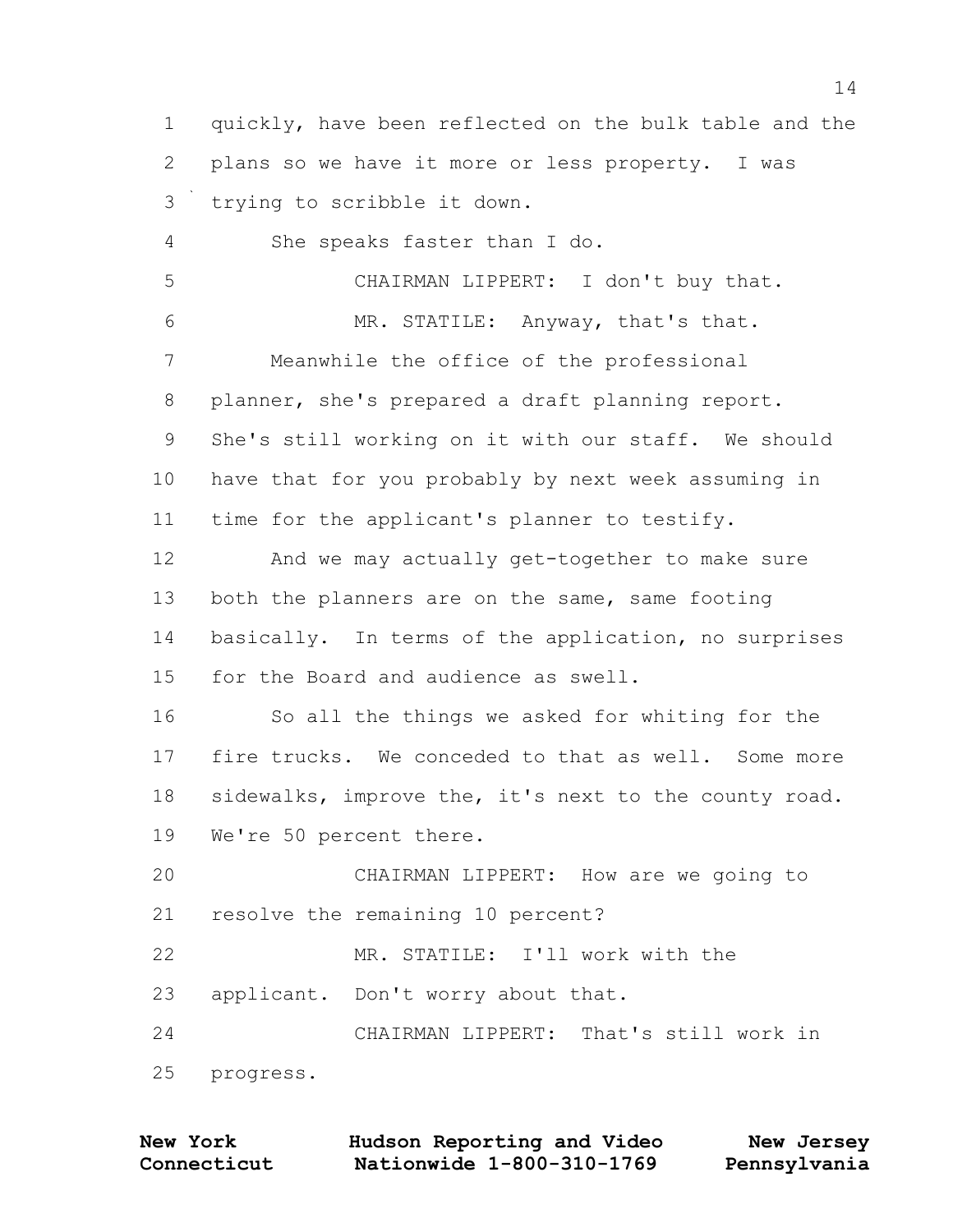1 quickly, have been reflected on the bulk table and the
2 plans so we have it more or less property. I was
3 trying to scribble it down.
4 She speaks faster than I do.
5 CHAIRMAN LIPPERT: I don't buy that.
6 MR. STATILE: Anyway, that's that.
7 Meanwhile the office of the professional
8 planner, she's prepared a draft planning report.
9 She's still working on it with our staff. We should
10 have that for you probably by next week assuming in
11 time for the applicant's planner to testify.
12 And we may actually get-together to make sure
13 both the planners are on the same, same footing
14 basically. In terms of the application, no surprises
15 for the Board and audience as swell.
16 So all the things we asked for whiting for the
17 fire trucks. We conceded to that as well. Some more
18 sidewalks, improve the, it's next to the county road.
19 We're 50 percent there.
20 CHAIRMAN LIPPERT: How are we going to
21 resolve the remaining 10 percent?
22 MR. STATILE: I'll work with the
23 applicant. Don't worry about that.
24 CHAIRMAN LIPPERT: That's still work in
25 progress.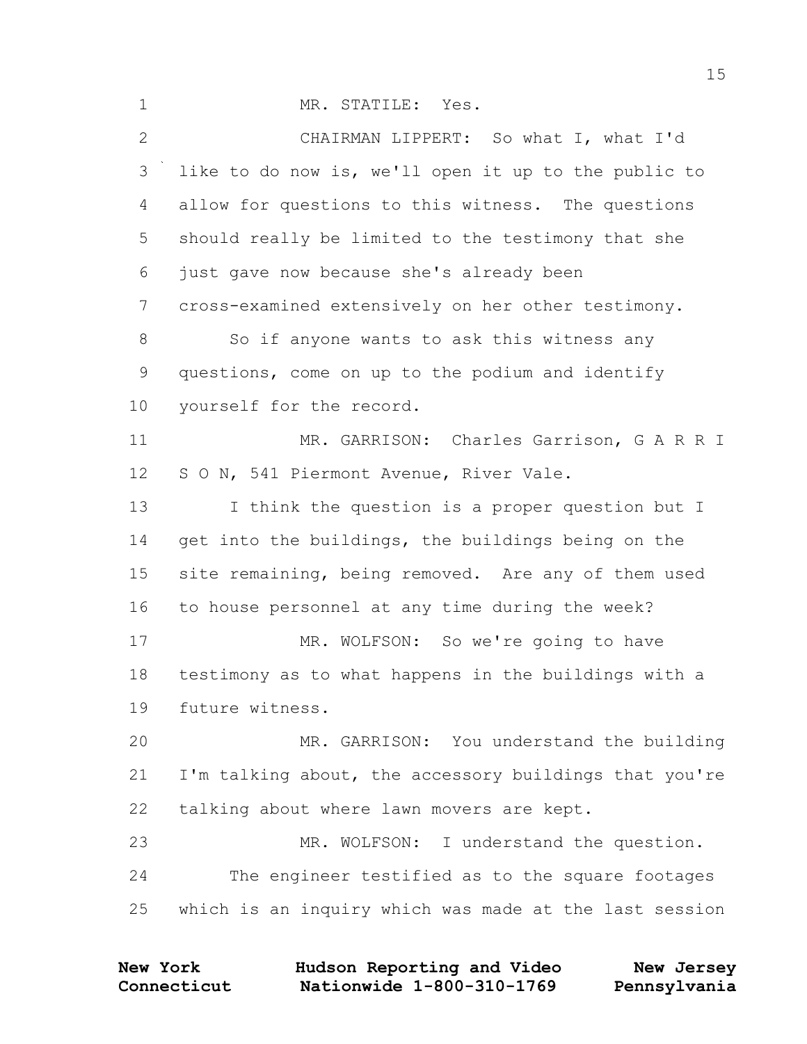MR. STATILE: Yes.

CHAIRMAN LIPPERT: So what I, what I'd like to do now is, we'll open it up to the public to allow for questions to this witness. The questions should really be limited to the testimony that she just gave now because she's already been cross-examined extensively on her other testimony.

So if anyone wants to ask this witness any questions, come on up to the podium and identify yourself for the record.

MR. GARRISON: Charles Garrison, G A R R I S O N, 541 Piermont Avenue, River Vale.

I think the question is a proper question but I get into the buildings, the buildings being on the site remaining, being removed. Are any of them used to house personnel at any time during the week?

MR. WOLFSON: So we're going to have testimony as to what happens in the buildings with a future witness.

MR. GARRISON: You understand the building I'm talking about, the accessory buildings that you're talking about where lawn movers are kept.

MR. WOLFSON: I understand the question.

The engineer testified as to the square footages which is an inquiry which was made at the last session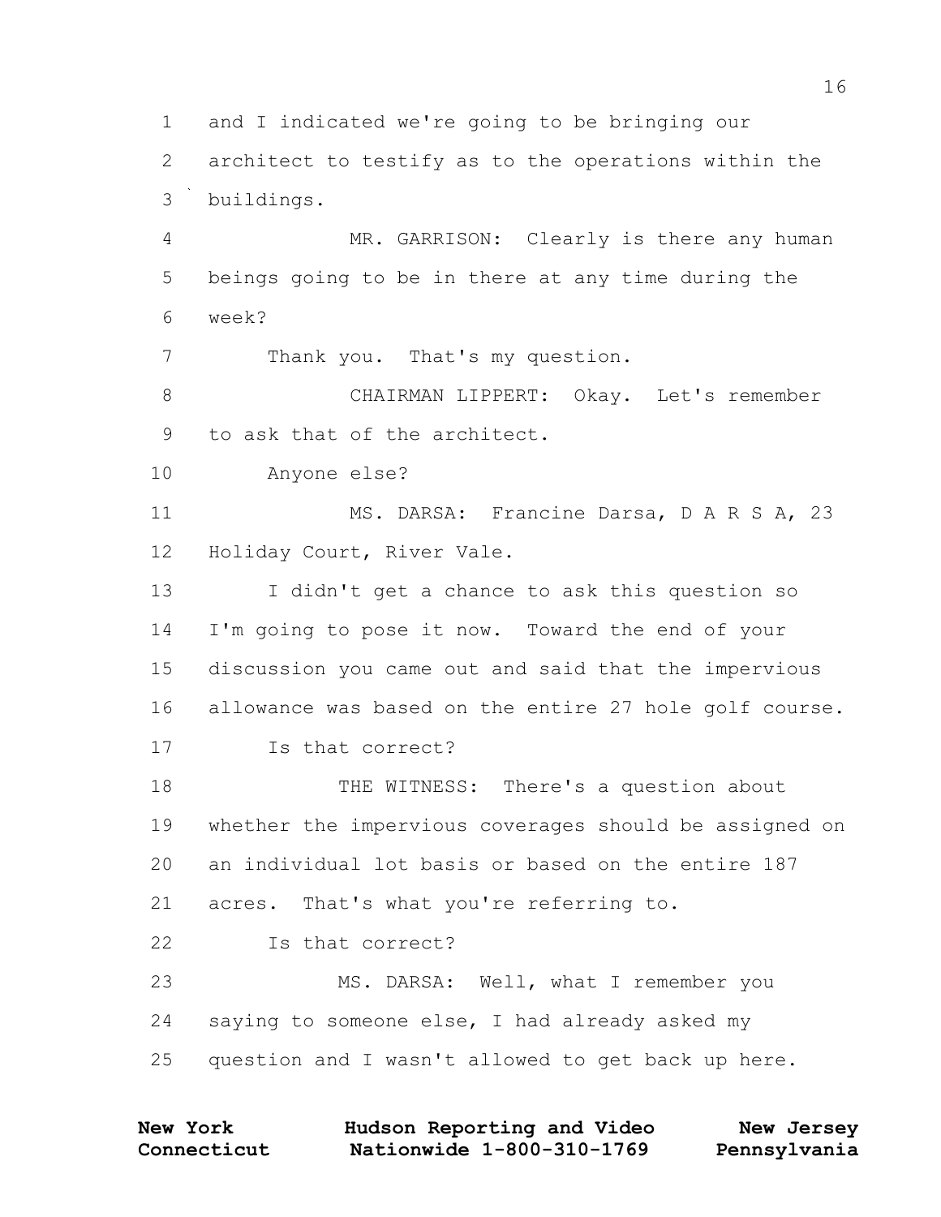and I indicated we're going to be bringing our architect to testify as to the operations within the buildings.

MR. GARRISON: Clearly is there any human beings going to be in there at any time during the week?

Thank you. That's my question.

CHAIRMAN LIPPERT: Okay. Let's remember to ask that of the architect.

Anyone else?

MS. DARSA: Francine Darsa, D A R S A, 23 Holiday Court, River Vale.

I didn't get a chance to ask this question so I'm going to pose it now. Toward the end of your discussion you came out and said that the impervious allowance was based on the entire 27 hole golf course.

Is that correct?

THE WITNESS: There's a question about whether the impervious coverages should be assigned on an individual lot basis or based on the entire 187 acres. That's what you're referring to.

Is that correct?

MS. DARSA: Well, what I remember you saying to someone else, I had already asked my question and I wasn't allowed to get back up here.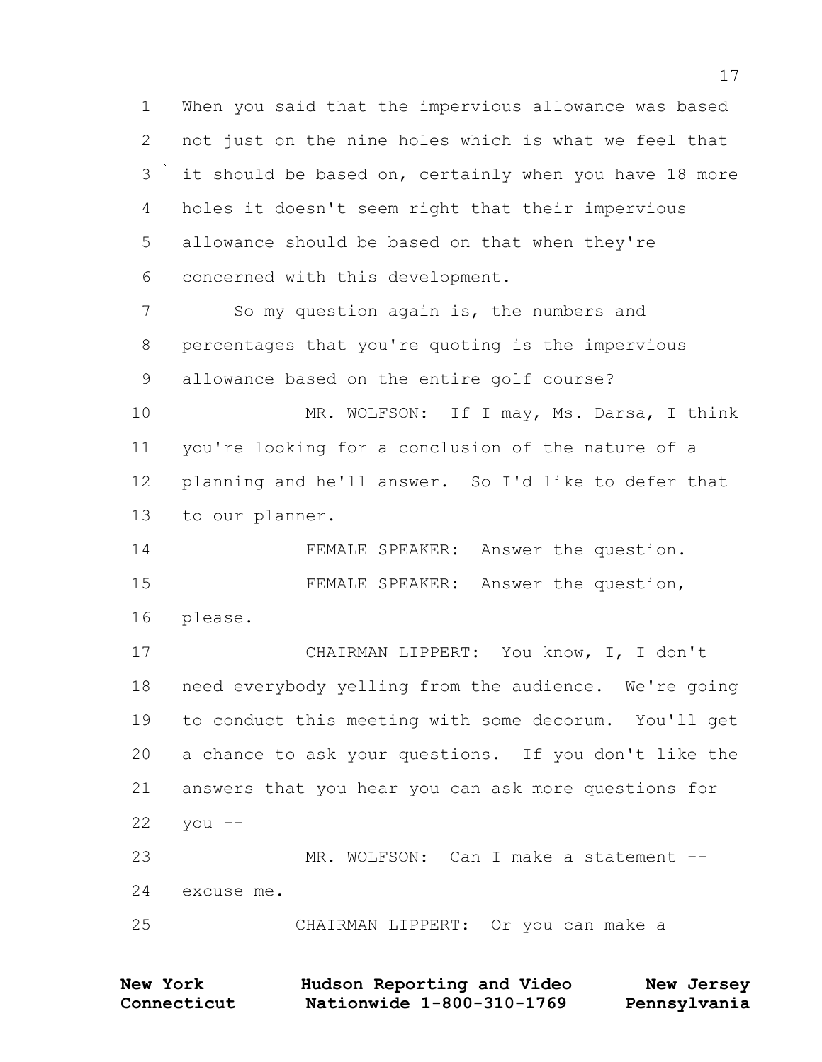1 When you said that the impervious allowance was based
2 not just on the nine holes which is what we feel that
3 it should be based on, certainly when you have 18 more
4 holes it doesn't seem right that their impervious
5 allowance should be based on that when they're
6 concerned with this development.
7 So my question again is, the numbers and
8 percentages that you're quoting is the impervious
9 allowance based on the entire golf course?
10 MR. WOLFSON: If I may, Ms. Darsa, I think
11 you're looking for a conclusion of the nature of a
12 planning and he'll answer. So I'd like to defer that
13 to our planner.
14 FEMALE SPEAKER: Answer the question.
15 FEMALE SPEAKER: Answer the question,
16 please.
17 CHAIRMAN LIPPERT: You know, I, I don't
18 need everybody yelling from the audience. We're going
19 to conduct this meeting with some decorum. You'll get
20 a chance to ask your questions. If you don't like the
21 answers that you hear you can ask more questions for
22 you --
23 MR. WOLFSON: Can I make a statement --
24 excuse me.
25 CHAIRMAN LIPPERT: Or you can make a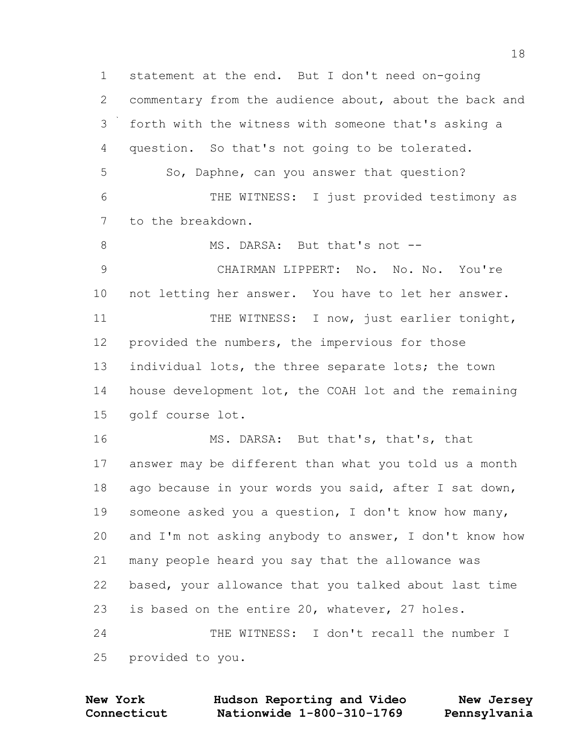statement at the end. But I don't need on-going commentary from the audience about, about the back and forth with the witness with someone that's asking a question. So that's not going to be tolerated.

So, Daphne, can you answer that question?

THE WITNESS: I just provided testimony as to the breakdown.

MS. DARSA: But that's not --

CHAIRMAN LIPPERT: No. No. No. You're not letting her answer. You have to let her answer.

THE WITNESS: I now, just earlier tonight, provided the numbers, the impervious for those individual lots, the three separate lots; the town house development lot, the COAH lot and the remaining golf course lot.

MS. DARSA: But that's, that's, that answer may be different than what you told us a month ago because in your words you said, after I sat down, someone asked you a question, I don't know how many, and I'm not asking anybody to answer, I don't know how many people heard you say that the allowance was based, your allowance that you talked about last time is based on the entire 20, whatever, 27 holes.

THE WITNESS: I don't recall the number I provided to you.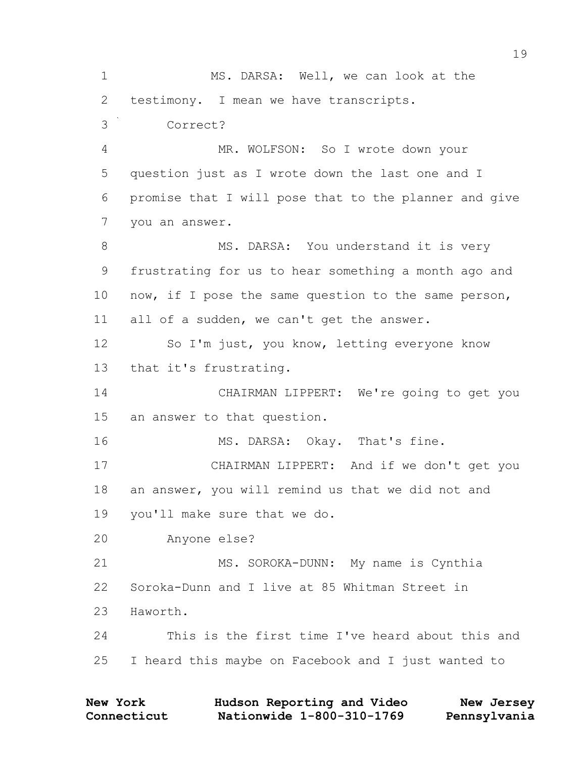MS. DARSA: Well, we can look at the testimony. I mean we have transcripts.

Correct?

MR. WOLFSON: So I wrote down your question just as I wrote down the last one and I promise that I will pose that to the planner and give you an answer.

MS. DARSA: You understand it is very frustrating for us to hear something a month ago and now, if I pose the same question to the same person, all of a sudden, we can't get the answer.

So I'm just, you know, letting everyone know that it's frustrating.

CHAIRMAN LIPPERT: We're going to get you an answer to that question.

MS. DARSA: Okay. That's fine.

CHAIRMAN LIPPERT: And if we don't get you an answer, you will remind us that we did not and you'll make sure that we do.

Anyone else?

MS. SOROKA-DUNN: My name is Cynthia Soroka-Dunn and I live at 85 Whitman Street in Haworth.

This is the first time I've heard about this and I heard this maybe on Facebook and I just wanted to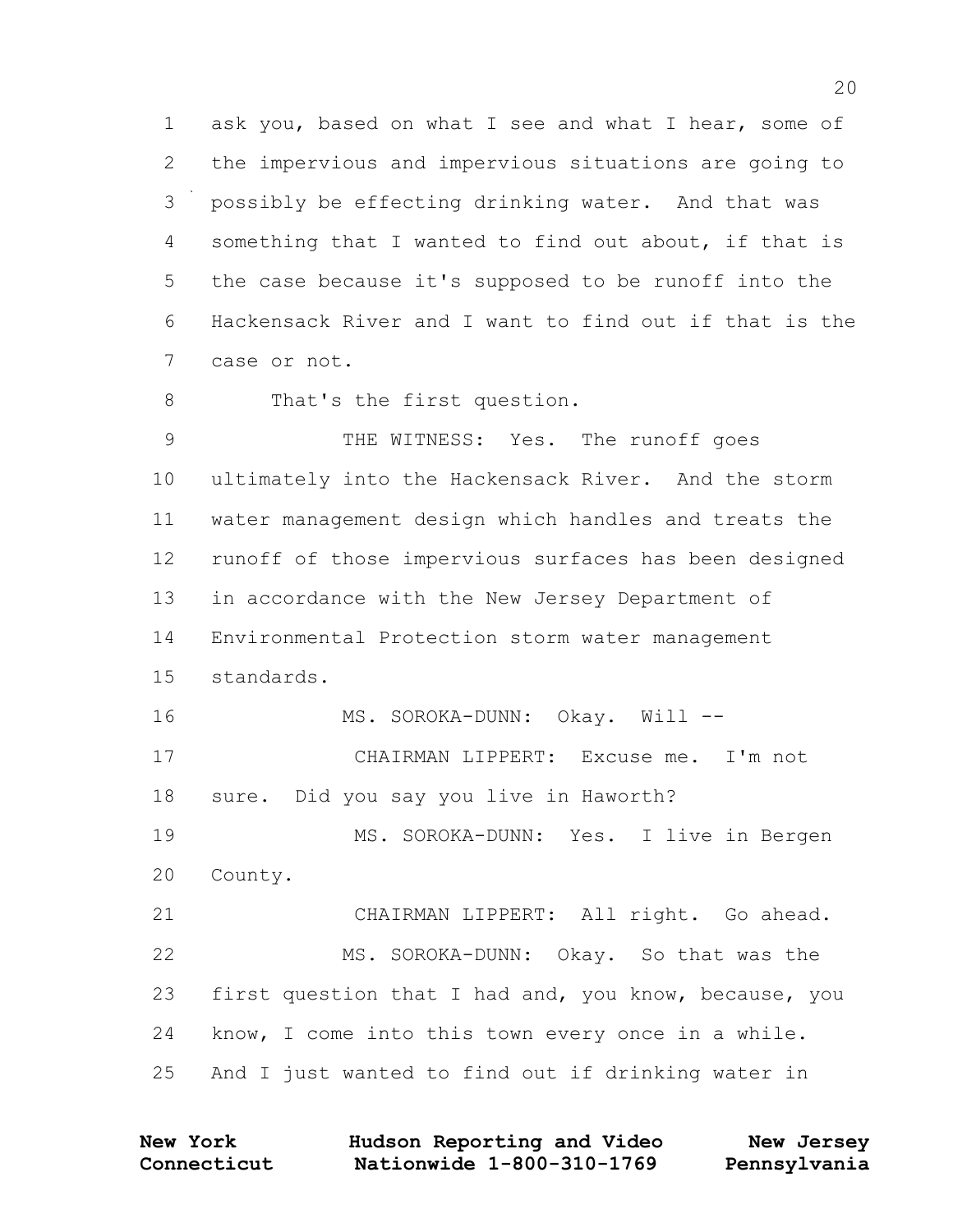1 ask you, based on what I see and what I hear, some of
2 the impervious and impervious situations are going to
3 possibly be effecting drinking water. And that was
4 something that I wanted to find out about, if that is
5 the case because it's supposed to be runoff into the
6 Hackensack River and I want to find out if that is the
7 case or not.

8 That's the first question.

9 THE WITNESS: Yes. The runoff goes
10 ultimately into the Hackensack River. And the storm
11 water management design which handles and treats the
12 runoff of those impervious surfaces has been designed
13 in accordance with the New Jersey Department of
14 Environmental Protection storm water management
15 standards.

16 MS. SOROKA-DUNN: Okay. Will --

17 CHAIRMAN LIPPERT: Excuse me. I'm not
18 sure. Did you say you live in Haworth?

19 MS. SOROKA-DUNN: Yes. I live in Bergen
20 County.

21 CHAIRMAN LIPPERT: All right. Go ahead.

22 MS. SOROKA-DUNN: Okay. So that was the
23 first question that I had and, you know, because, you
24 know, I come into this town every once in a while.
25 And I just wanted to find out if drinking water in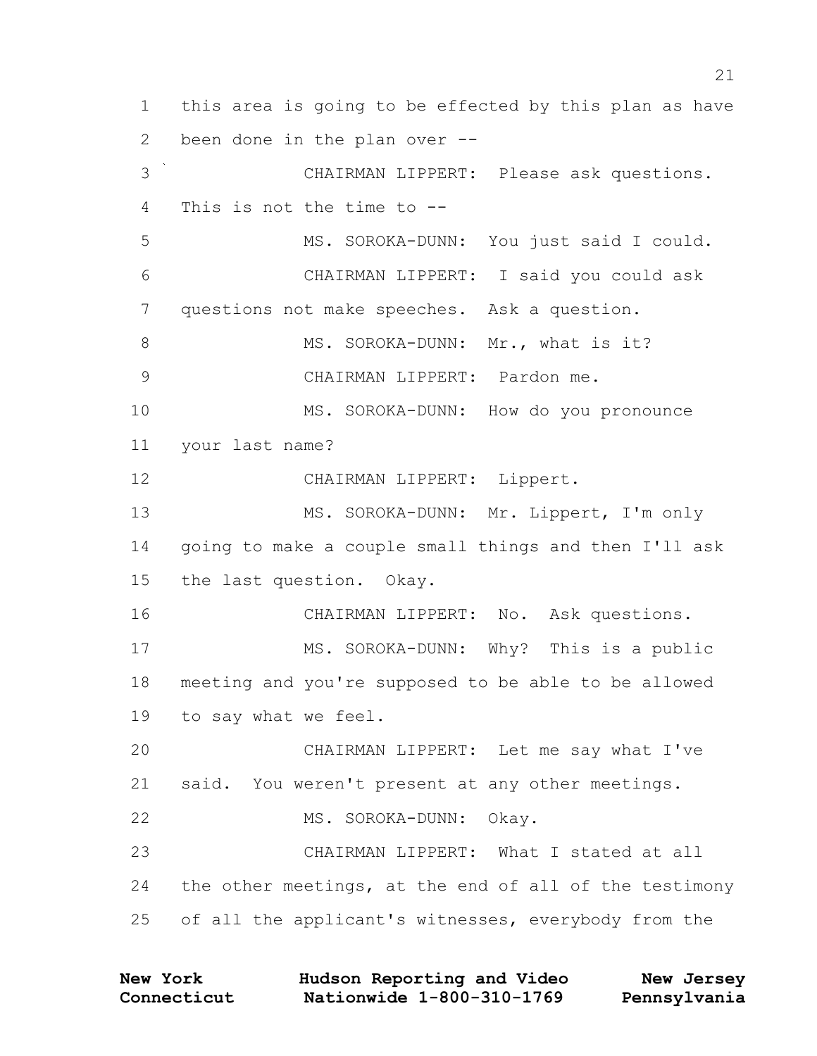1 this area is going to be effected by this plan as have
2 been done in the plan over --

3 CHAIRMAN LIPPERT: Please ask questions.
4 This is not the time to --

5 MS. SOROKA-DUNN: You just said I could.

6 CHAIRMAN LIPPERT: I said you could ask
7 questions not make speeches. Ask a question.

8 MS. SOROKA-DUNN: Mr., what is it?

9 CHAIRMAN LIPPERT: Pardon me.

10 MS. SOROKA-DUNN: How do you pronounce
11 your last name?

12 CHAIRMAN LIPPERT: Lippert.

13 MS. SOROKA-DUNN: Mr. Lippert, I'm only
14 going to make a couple small things and then I'll ask
15 the last question. Okay.

16 CHAIRMAN LIPPERT: No. Ask questions.

17 MS. SOROKA-DUNN: Why? This is a public
18 meeting and you're supposed to be able to be allowed
19 to say what we feel.

20 CHAIRMAN LIPPERT: Let me say what I've
21 said. You weren't present at any other meetings.

22 MS. SOROKA-DUNN: Okay.

23 CHAIRMAN LIPPERT: What I stated at all
24 the other meetings, at the end of all of the testimony
25 of all the applicant's witnesses, everybody from the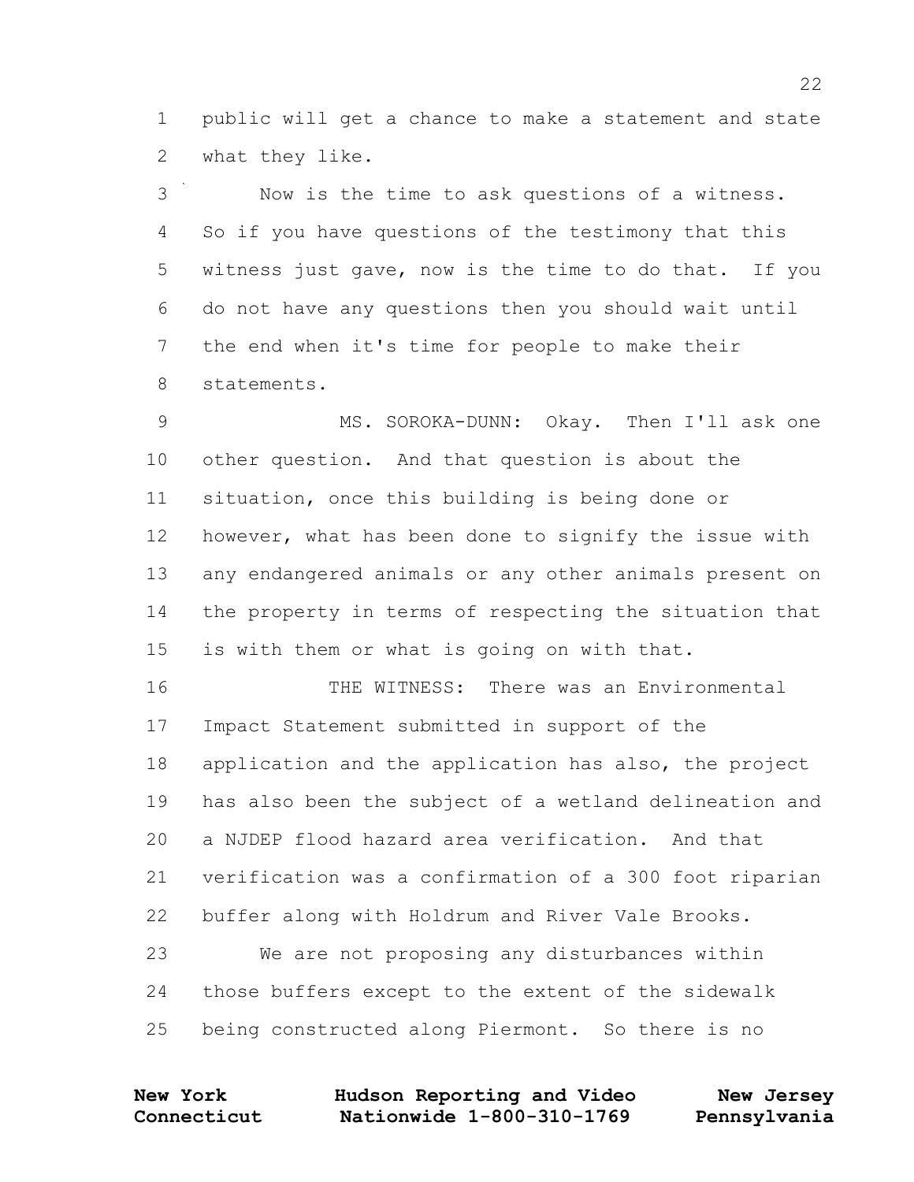public will get a chance to make a statement and state what they like.

Now is the time to ask questions of a witness. So if you have questions of the testimony that this witness just gave, now is the time to do that. If you do not have any questions then you should wait until the end when it's time for people to make their statements.

MS. SOROKA-DUNN: Okay. Then I'll ask one other question. And that question is about the situation, once this building is being done or however, what has been done to signify the issue with any endangered animals or any other animals present on the property in terms of respecting the situation that is with them or what is going on with that.

THE WITNESS: There was an Environmental Impact Statement submitted in support of the application and the application has also, the project has also been the subject of a wetland delineation and a NJDEP flood hazard area verification. And that verification was a confirmation of a 300 foot riparian buffer along with Holdrum and River Vale Brooks.

We are not proposing any disturbances within those buffers except to the extent of the sidewalk being constructed along Piermont. So there is no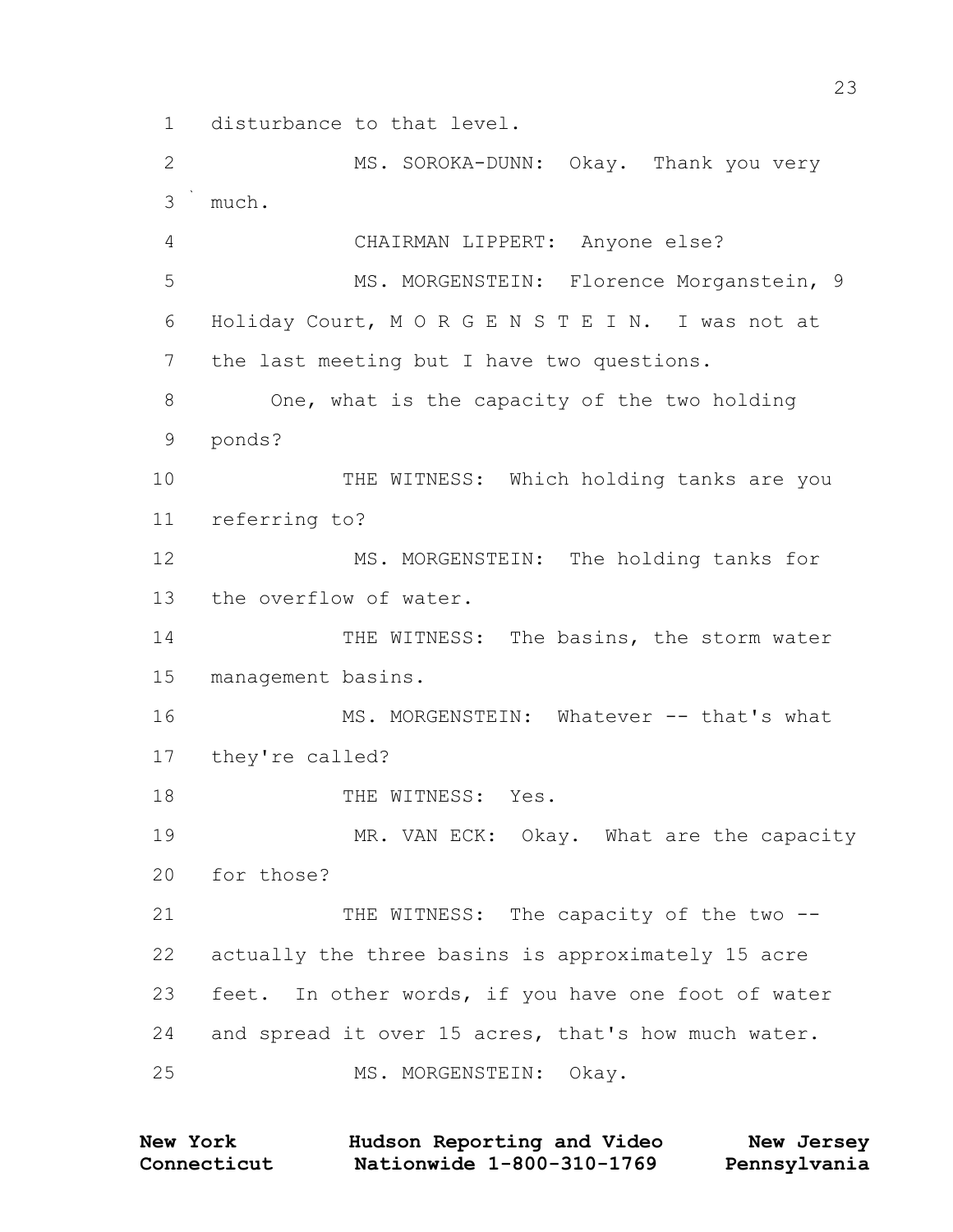1 disturbance to that level.

2 MS. SOROKA-DUNN: Okay. Thank you very

3 much.

4 CHAIRMAN LIPPERT: Anyone else?

5 MS. MORGENSTEIN: Florence Morganstein, 9

6 Holiday Court, M O R G E N S T E I N. I was not at

7 the last meeting but I have two questions.

8 One, what is the capacity of the two holding

9 ponds?

10 THE WITNESS: Which holding tanks are you

11 referring to?

12 MS. MORGENSTEIN: The holding tanks for

13 the overflow of water.

14 THE WITNESS: The basins, the storm water

15 management basins.

16 MS. MORGENSTEIN: Whatever -- that's what

17 they're called?

18 THE WITNESS: Yes.

19 MR. VAN ECK: Okay. What are the capacity

20 for those?

21 THE WITNESS: The capacity of the two --

22 actually the three basins is approximately 15 acre

23 feet. In other words, if you have one foot of water

24 and spread it over 15 acres, that's how much water.

25 MS. MORGENSTEIN: Okay.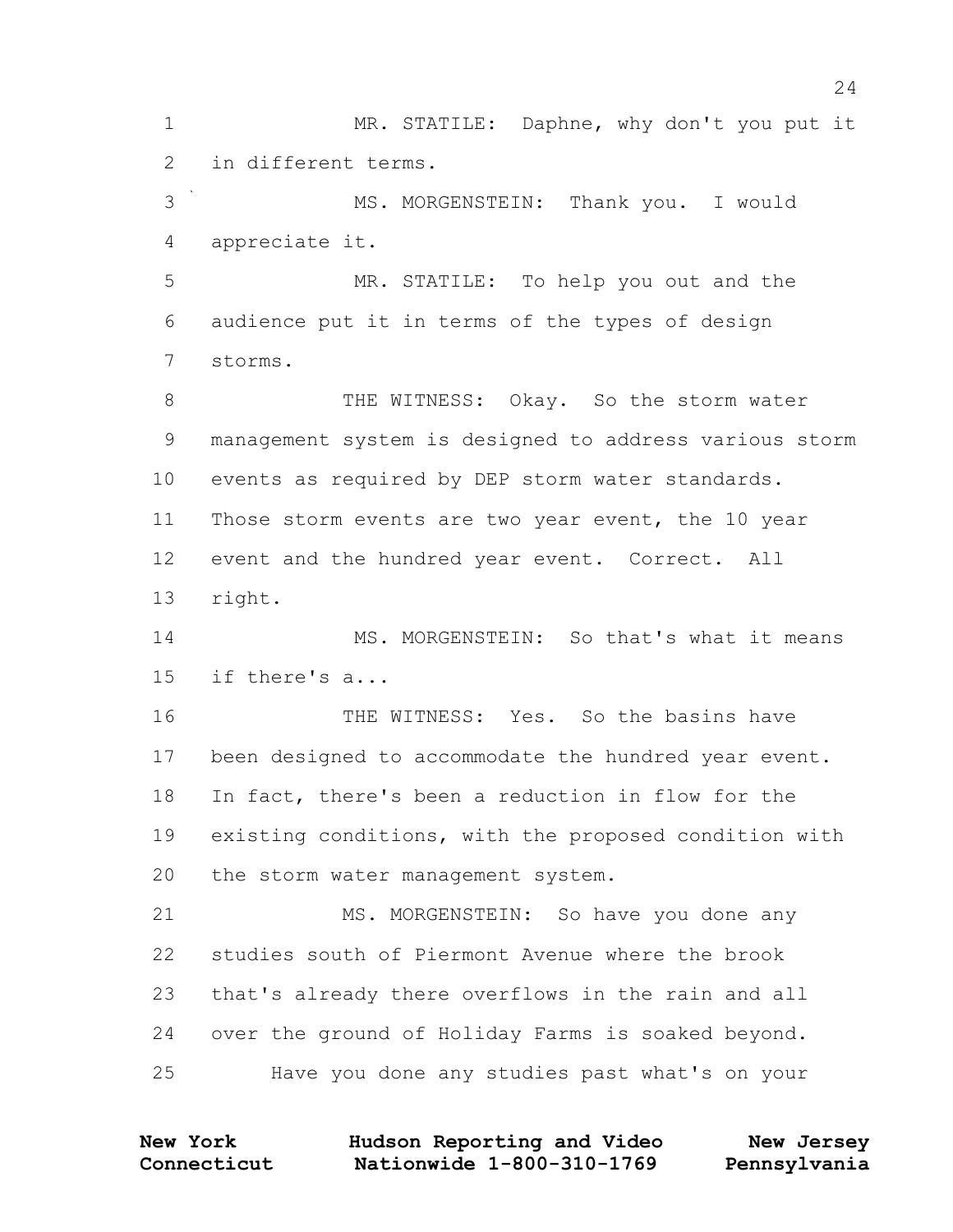MR. STATILE: Daphne, why don't you put it in different terms.

MS. MORGENSTEIN: Thank you. I would appreciate it.

MR. STATILE: To help you out and the audience put it in terms of the types of design storms.

THE WITNESS: Okay. So the storm water management system is designed to address various storm events as required by DEP storm water standards. Those storm events are two year event, the 10 year event and the hundred year event. Correct. All right.

MS. MORGENSTEIN: So that's what it means if there's a...

THE WITNESS: Yes. So the basins have been designed to accommodate the hundred year event. In fact, there's been a reduction in flow for the existing conditions, with the proposed condition with the storm water management system.

MS. MORGENSTEIN: So have you done any studies south of Piermont Avenue where the brook that's already there overflows in the rain and all over the ground of Holiday Farms is soaked beyond.

Have you done any studies past what's on your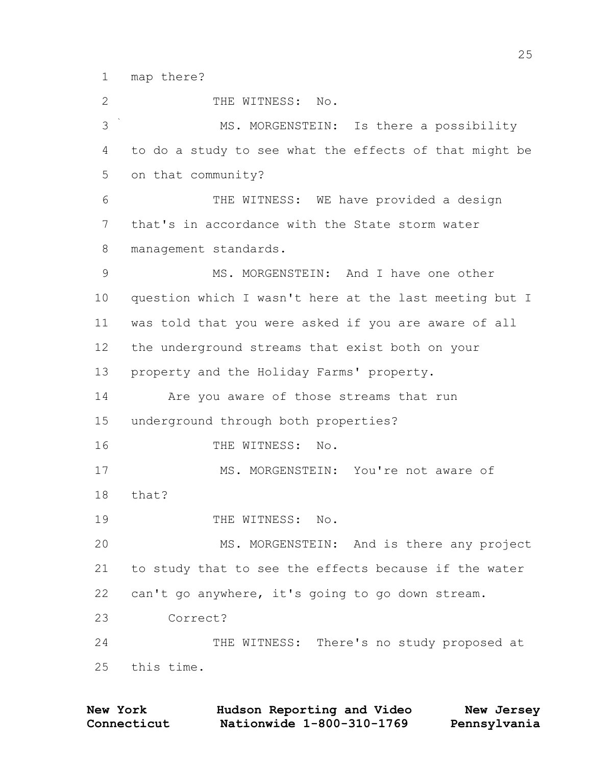map there?

THE WITNESS: No.

MS. MORGENSTEIN: Is there a possibility to do a study to see what the effects of that might be on that community?

THE WITNESS: WE have provided a design that's in accordance with the State storm water management standards.

MS. MORGENSTEIN: And I have one other question which I wasn't here at the last meeting but I was told that you were asked if you are aware of all the underground streams that exist both on your property and the Holiday Farms' property.

Are you aware of those streams that run underground through both properties?

THE WITNESS: No.

MS. MORGENSTEIN: You're not aware of that?

THE WITNESS: No.

MS. MORGENSTEIN: And is there any project to study that to see the effects because if the water can't go anywhere, it's going to go down stream.

Correct?

THE WITNESS: There's no study proposed at this time.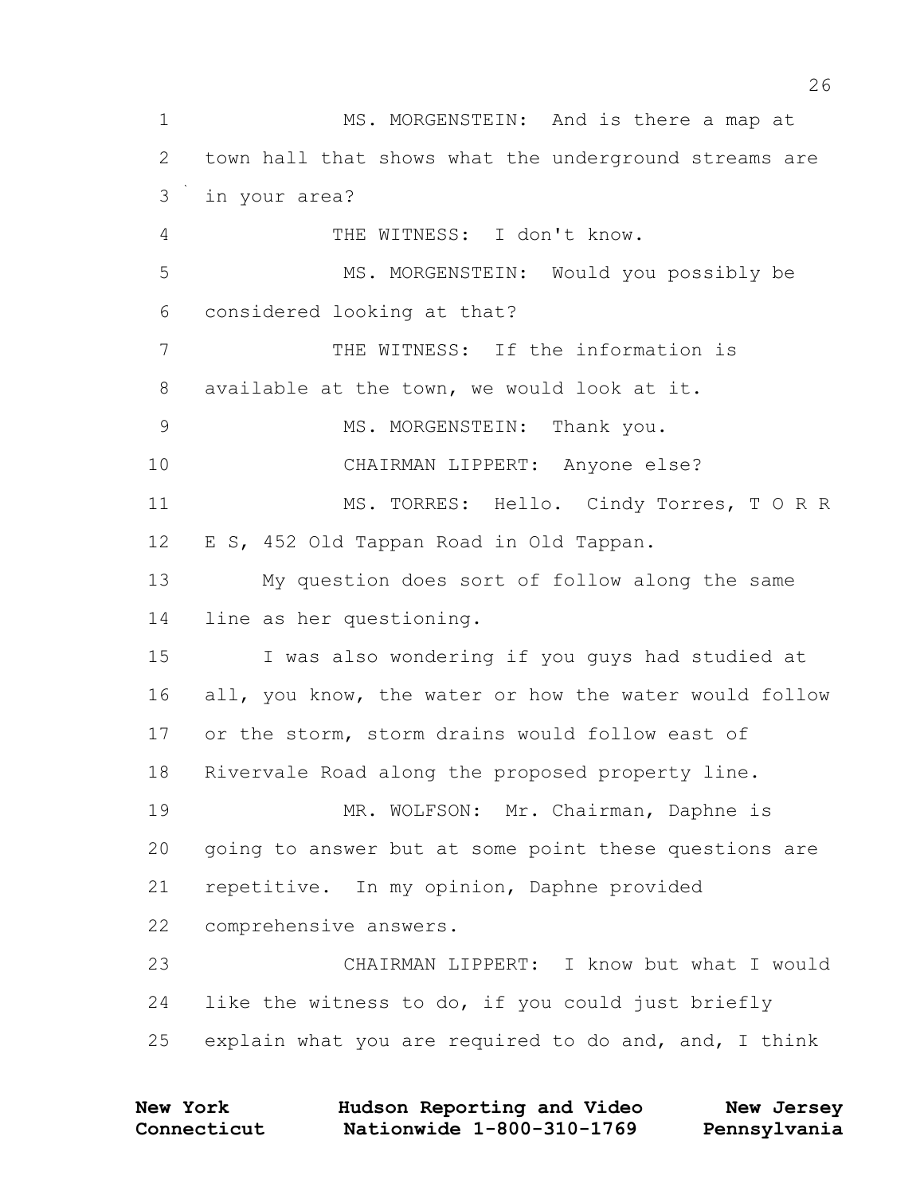MS. MORGENSTEIN: And is there a map at town hall that shows what the underground streams are in your area?

THE WITNESS: I don't know.

MS. MORGENSTEIN: Would you possibly be considered looking at that?

THE WITNESS: If the information is available at the town, we would look at it.

MS. MORGENSTEIN: Thank you.

CHAIRMAN LIPPERT: Anyone else?

MS. TORRES: Hello. Cindy Torres, T O R R E S, 452 Old Tappan Road in Old Tappan.

My question does sort of follow along the same line as her questioning.

I was also wondering if you guys had studied at all, you know, the water or how the water would follow or the storm, storm drains would follow east of Rivervale Road along the proposed property line.

MR. WOLFSON: Mr. Chairman, Daphne is going to answer but at some point these questions are repetitive. In my opinion, Daphne provided comprehensive answers.

CHAIRMAN LIPPERT: I know but what I would like the witness to do, if you could just briefly explain what you are required to do and, and, I think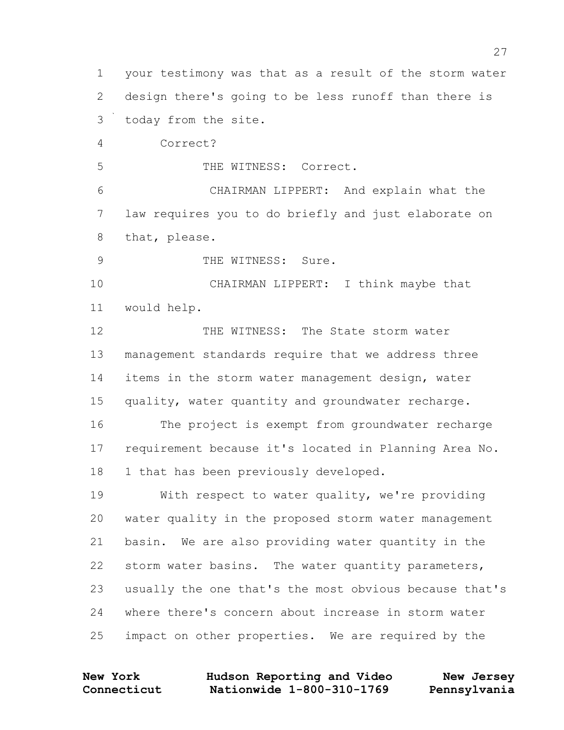your testimony was that as a result of the storm water design there's going to be less runoff than there is today from the site.

Correct?

THE WITNESS: Correct.

CHAIRMAN LIPPERT: And explain what the law requires you to do briefly and just elaborate on that, please.

THE WITNESS: Sure.

CHAIRMAN LIPPERT: I think maybe that would help.

THE WITNESS: The State storm water management standards require that we address three items in the storm water management design, water quality, water quantity and groundwater recharge.

The project is exempt from groundwater recharge requirement because it's located in Planning Area No. 1 that has been previously developed.

With respect to water quality, we're providing water quality in the proposed storm water management basin. We are also providing water quantity in the storm water basins. The water quantity parameters, usually the one that's the most obvious because that's where there's concern about increase in storm water impact on other properties. We are required by the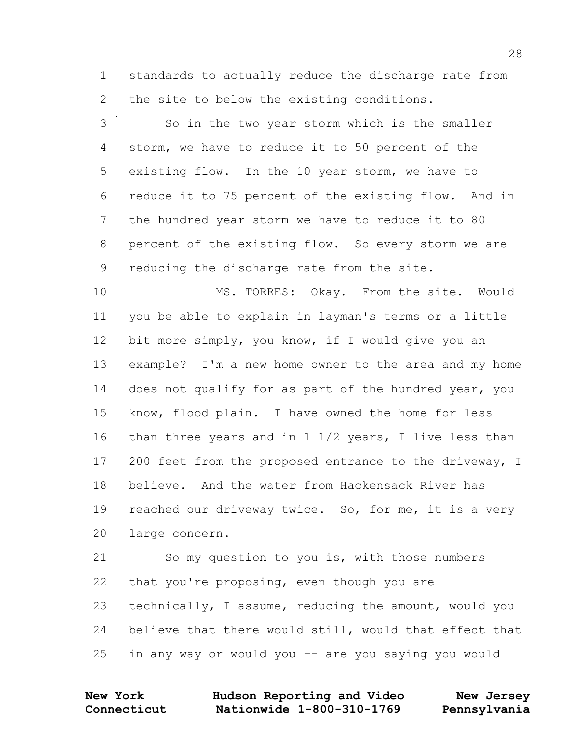1 standards to actually reduce the discharge rate from
2 the site to below the existing conditions.

3 So in the two year storm which is the smaller
4 storm, we have to reduce it to 50 percent of the
5 existing flow. In the 10 year storm, we have to
6 reduce it to 75 percent of the existing flow. And in
7 the hundred year storm we have to reduce it to 80
8 percent of the existing flow. So every storm we are
9 reducing the discharge rate from the site.

10 MS. TORRES: Okay. From the site. Would
11 you be able to explain in layman's terms or a little
12 bit more simply, you know, if I would give you an
13 example? I'm a new home owner to the area and my home
14 does not qualify for as part of the hundred year, you
15 know, flood plain. I have owned the home for less
16 than three years and in 1 1/2 years, I live less than
17 200 feet from the proposed entrance to the driveway, I
18 believe. And the water from Hackensack River has
19 reached our driveway twice. So, for me, it is a very
20 large concern.

21 So my question to you is, with those numbers
22 that you're proposing, even though you are
23 technically, I assume, reducing the amount, would you
24 believe that there would still, would that effect that
25 in any way or would you -- are you saying you would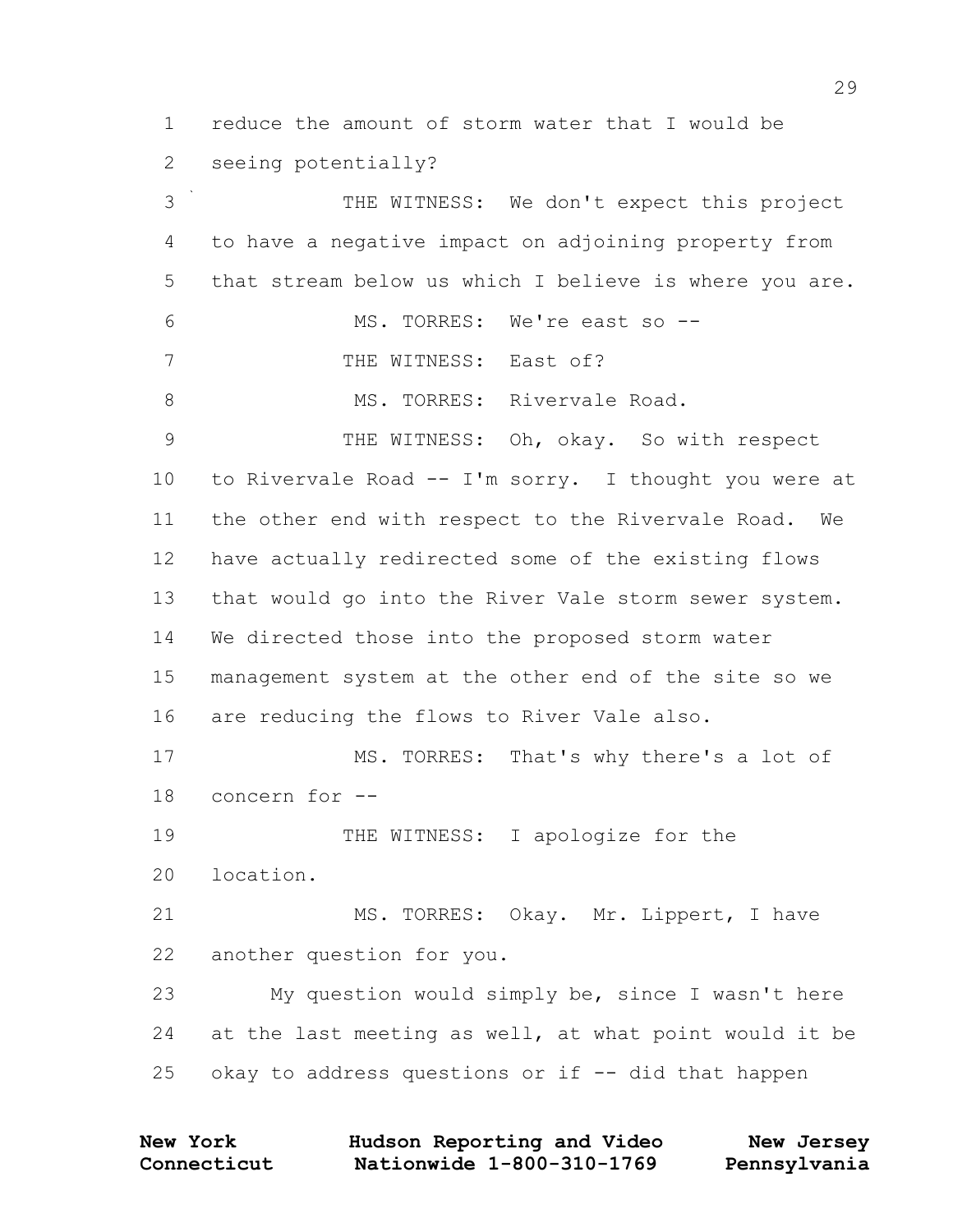reduce the amount of storm water that I would be seeing potentially?

THE WITNESS: We don't expect this project to have a negative impact on adjoining property from that stream below us which I believe is where you are.

MS. TORRES: We're east so --

THE WITNESS: East of?

MS. TORRES: Rivervale Road.

THE WITNESS: Oh, okay. So with respect to Rivervale Road -- I'm sorry. I thought you were at the other end with respect to the Rivervale Road. We have actually redirected some of the existing flows that would go into the River Vale storm sewer system. We directed those into the proposed storm water management system at the other end of the site so we are reducing the flows to River Vale also.

MS. TORRES: That's why there's a lot of concern for --

THE WITNESS: I apologize for the location.

MS. TORRES: Okay. Mr. Lippert, I have another question for you.

My question would simply be, since I wasn't here at the last meeting as well, at what point would it be okay to address questions or if -- did that happen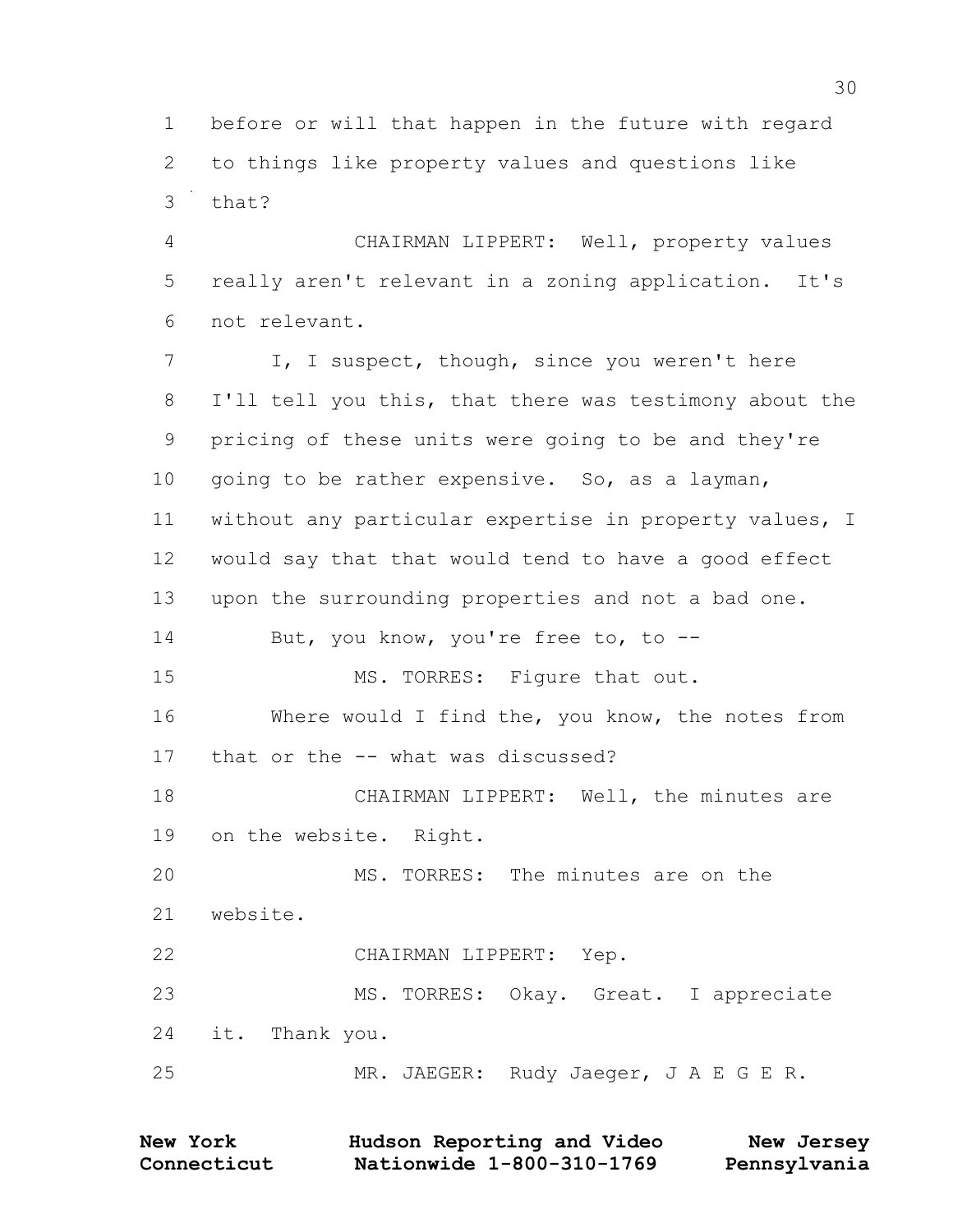before or will that happen in the future with regard to things like property values and questions like that?

CHAIRMAN LIPPERT: Well, property values really aren't relevant in a zoning application. It's not relevant.

I, I suspect, though, since you weren't here I'll tell you this, that there was testimony about the pricing of these units were going to be and they're going to be rather expensive. So, as a layman, without any particular expertise in property values, I would say that that would tend to have a good effect upon the surrounding properties and not a bad one.

But, you know, you're free to, to --

MS. TORRES: Figure that out.

Where would I find the, you know, the notes from that or the -- what was discussed?

CHAIRMAN LIPPERT: Well, the minutes are on the website. Right.

MS. TORRES: The minutes are on the website.

CHAIRMAN LIPPERT: Yep.

MS. TORRES: Okay. Great. I appreciate it. Thank you.

MR. JAEGER: Rudy Jaeger, J A E G E R.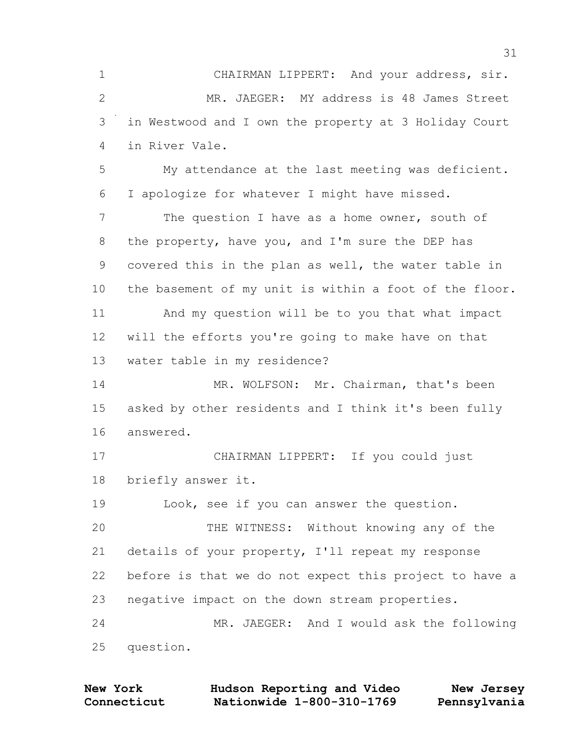CHAIRMAN LIPPERT: And your address, sir.

MR. JAEGER: MY address is 48 James Street in Westwood and I own the property at 3 Holiday Court in River Vale.

My attendance at the last meeting was deficient. I apologize for whatever I might have missed.

The question I have as a home owner, south of the property, have you, and I'm sure the DEP has covered this in the plan as well, the water table in the basement of my unit is within a foot of the floor.

And my question will be to you that what impact will the efforts you're going to make have on that water table in my residence?

MR. WOLFSON: Mr. Chairman, that's been asked by other residents and I think it's been fully answered.

CHAIRMAN LIPPERT: If you could just briefly answer it.

Look, see if you can answer the question.

THE WITNESS: Without knowing any of the details of your property, I'll repeat my response before is that we do not expect this project to have a negative impact on the down stream properties.

MR. JAEGER: And I would ask the following question.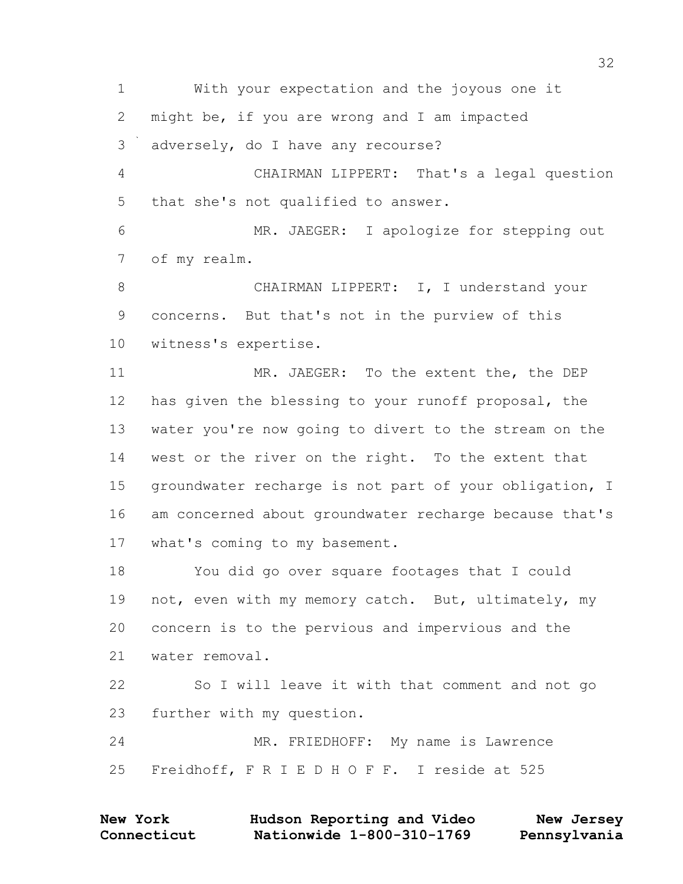1 With your expectation and the joyous one it
2 might be, if you are wrong and I am impacted
3 adversely, do I have any recourse?
4 CHAIRMAN LIPPERT: That's a legal question
5 that she's not qualified to answer.
6 MR. JAEGER: I apologize for stepping out
7 of my realm.
8 CHAIRMAN LIPPERT: I, I understand your
9 concerns. But that's not in the purview of this
10 witness's expertise.
11 MR. JAEGER: To the extent the, the DEP
12 has given the blessing to your runoff proposal, the
13 water you're now going to divert to the stream on the
14 west or the river on the right. To the extent that
15 groundwater recharge is not part of your obligation, I
16 am concerned about groundwater recharge because that's
17 what's coming to my basement.
18 You did go over square footages that I could
19 not, even with my memory catch. But, ultimately, my
20 concern is to the pervious and impervious and the
21 water removal.
22 So I will leave it with that comment and not go
23 further with my question.
24 MR. FRIEDHOFF: My name is Lawrence
25 Freidhoff, F R I E D H O F F. I reside at 525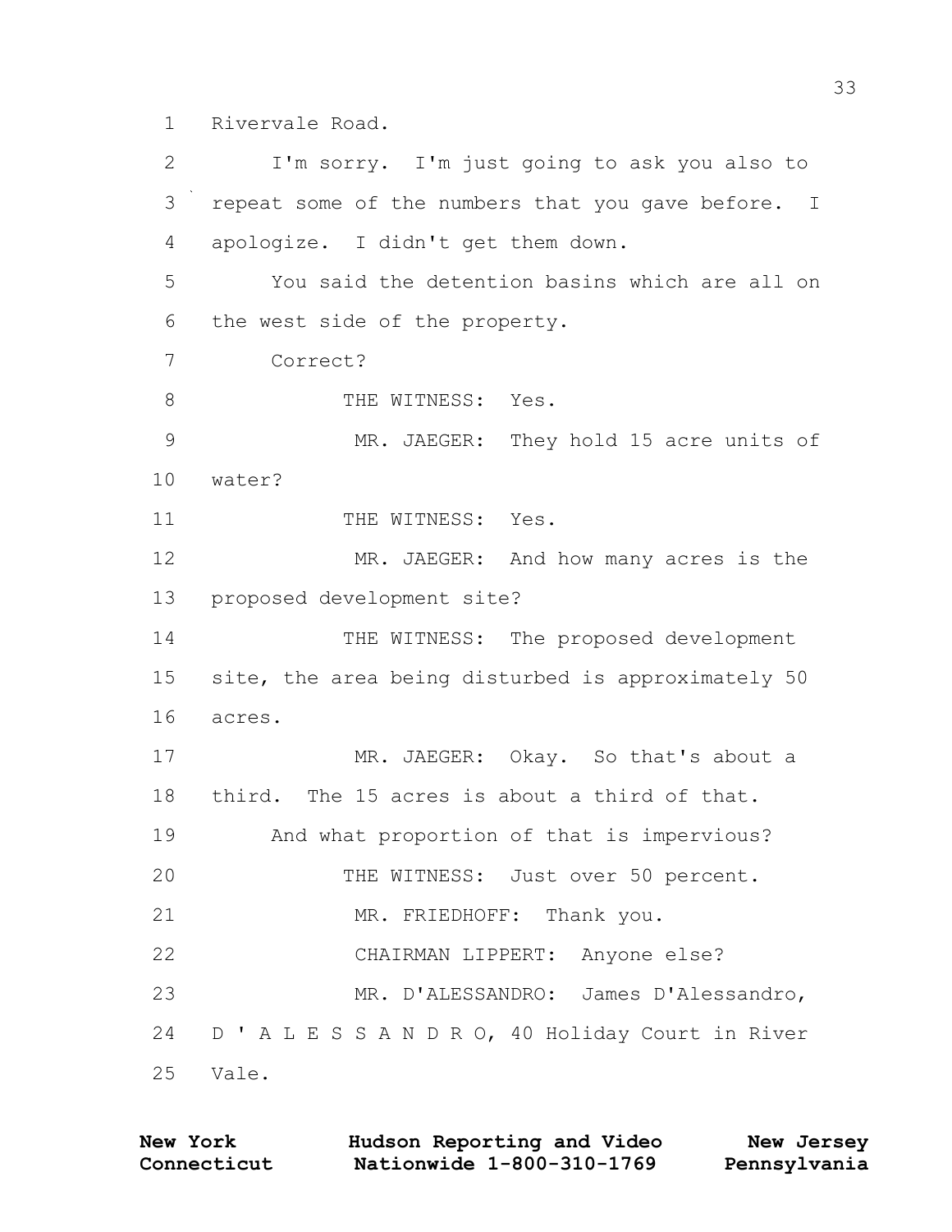1 Rivervale Road.

2 I'm sorry. I'm just going to ask you also to

3 repeat some of the numbers that you gave before. I

4 apologize. I didn't get them down.

5 You said the detention basins which are all on

6 the west side of the property.

7 Correct?

8 THE WITNESS: Yes.

9 MR. JAEGER: They hold 15 acre units of

10 water?

11 THE WITNESS: Yes.

12 MR. JAEGER: And how many acres is the

13 proposed development site?

14 THE WITNESS: The proposed development

15 site, the area being disturbed is approximately 50

16 acres.

17 MR. JAEGER: Okay. So that's about a

18 third. The 15 acres is about a third of that.

19 And what proportion of that is impervious?

20 THE WITNESS: Just over 50 percent.

21 MR. FRIEDHOFF: Thank you.

22 CHAIRMAN LIPPERT: Anyone else?

23 MR. D'ALESSANDRO: James D'Alessandro,

24 D ' A L E S S A N D R O, 40 Holiday Court in River

25 Vale.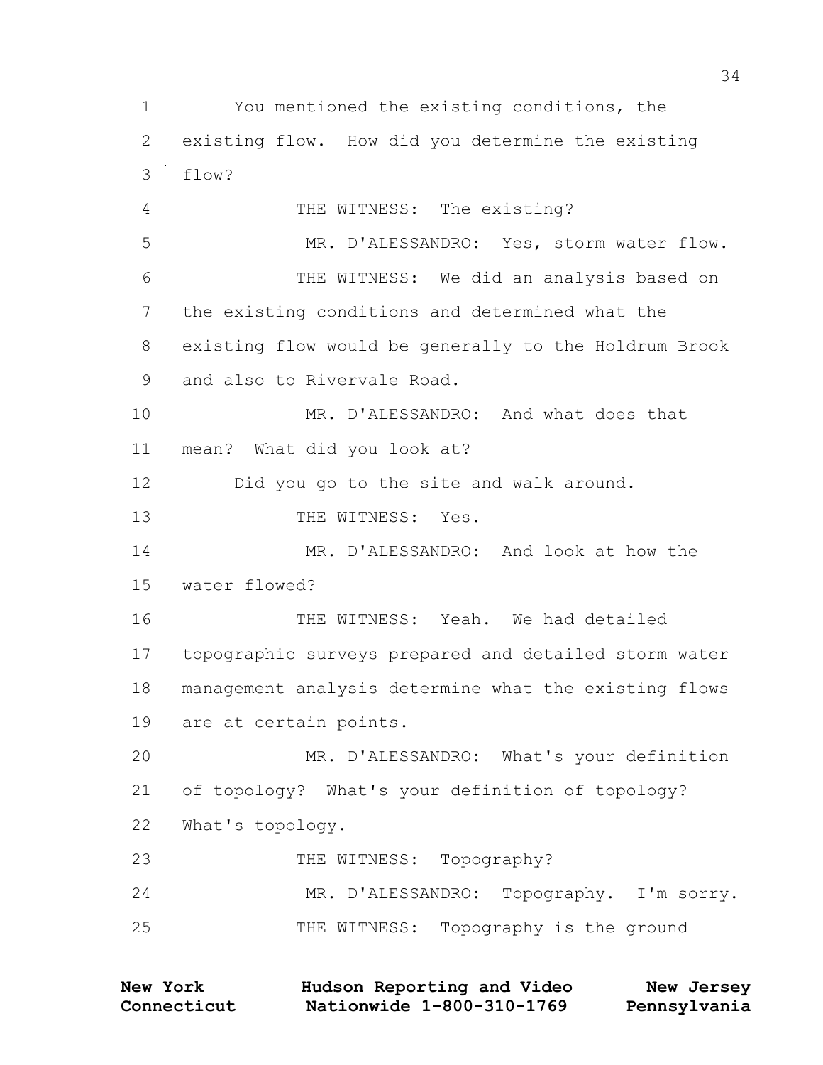1 You mentioned the existing conditions, the
2 existing flow. How did you determine the existing
3 flow?
4 THE WITNESS: The existing?
5 MR. D'ALESSANDRO: Yes, storm water flow.
6 THE WITNESS: We did an analysis based on
7 the existing conditions and determined what the
8 existing flow would be generally to the Holdrum Brook
9 and also to Rivervale Road.
10 MR. D'ALESSANDRO: And what does that
11 mean? What did you look at?
12 Did you go to the site and walk around.
13 THE WITNESS: Yes.
14 MR. D'ALESSANDRO: And look at how the
15 water flowed?
16 THE WITNESS: Yeah. We had detailed
17 topographic surveys prepared and detailed storm water
18 management analysis determine what the existing flows
19 are at certain points.
20 MR. D'ALESSANDRO: What's your definition
21 of topology? What's your definition of topology?
22 What's topology.
23 THE WITNESS: Topography?
24 MR. D'ALESSANDRO: Topography. I'm sorry.
25 THE WITNESS: Topography is the ground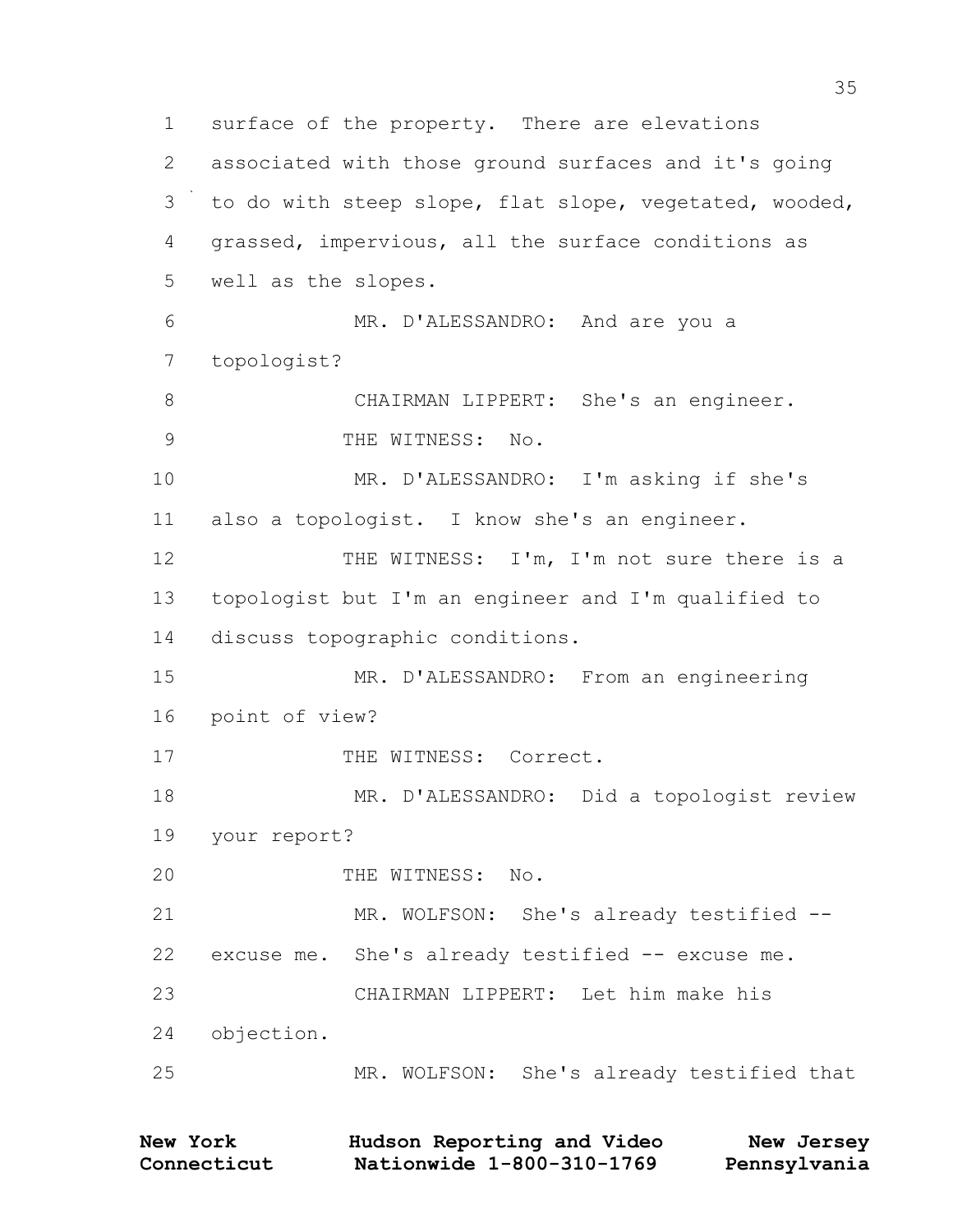1 surface of the property. There are elevations
2 associated with those ground surfaces and it's going
3 to do with steep slope, flat slope, vegetated, wooded,
4 grassed, impervious, all the surface conditions as
5 well as the slopes.

6 MR. D'ALESSANDRO: And are you a
7 topologist?

8 CHAIRMAN LIPPERT: She's an engineer.

9 THE WITNESS: No.

10 MR. D'ALESSANDRO: I'm asking if she's
11 also a topologist. I know she's an engineer.

12 THE WITNESS: I'm, I'm not sure there is a
13 topologist but I'm an engineer and I'm qualified to
14 discuss topographic conditions.

15 MR. D'ALESSANDRO: From an engineering
16 point of view?

17 THE WITNESS: Correct.

18 MR. D'ALESSANDRO: Did a topologist review
19 your report?

20 THE WITNESS: No.

21 MR. WOLFSON: She's already testified --
22 excuse me. She's already testified -- excuse me.

23 CHAIRMAN LIPPERT: Let him make his
24 objection.

25 MR. WOLFSON: She's already testified that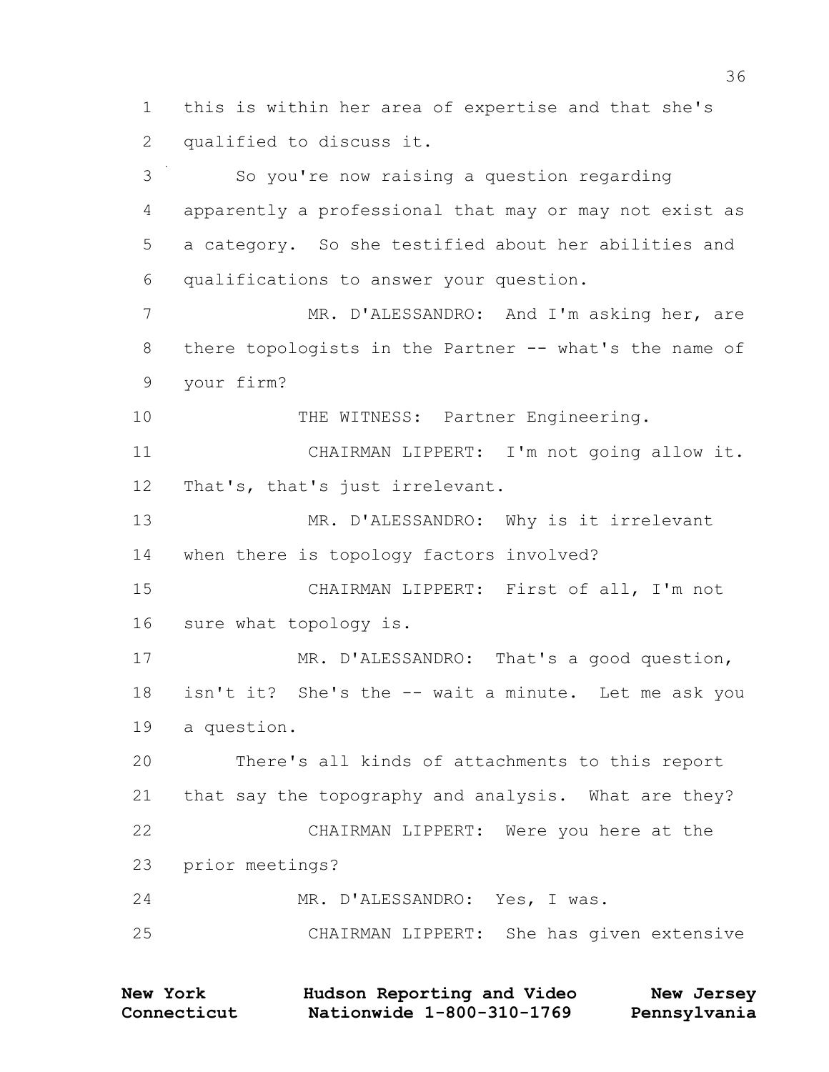this is within her area of expertise and that she's qualified to discuss it.

So you're now raising a question regarding apparently a professional that may or may not exist as a category. So she testified about her abilities and qualifications to answer your question.

MR. D'ALESSANDRO: And I'm asking her, are there topologists in the Partner -- what's the name of your firm?

THE WITNESS: Partner Engineering.

CHAIRMAN LIPPERT: I'm not going allow it. That's, that's just irrelevant.

MR. D'ALESSANDRO: Why is it irrelevant when there is topology factors involved?

CHAIRMAN LIPPERT: First of all, I'm not sure what topology is.

MR. D'ALESSANDRO: That's a good question, isn't it? She's the -- wait a minute. Let me ask you a question.

There's all kinds of attachments to this report that say the topography and analysis. What are they?

CHAIRMAN LIPPERT: Were you here at the prior meetings?

MR. D'ALESSANDRO: Yes, I was.

CHAIRMAN LIPPERT: She has given extensive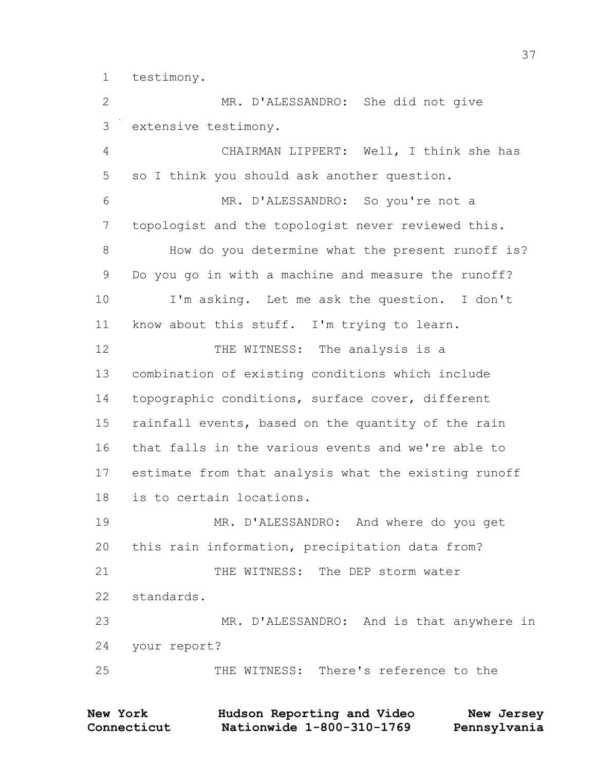testimony.

MR. D'ALESSANDRO: She did not give extensive testimony.

CHAIRMAN LIPPERT: Well, I think she has so I think you should ask another question.

MR. D'ALESSANDRO: So you're not a topologist and the topologist never reviewed this.

How do you determine what the present runoff is? Do you go in with a machine and measure the runoff?

I'm asking. Let me ask the question. I don't know about this stuff. I'm trying to learn.

THE WITNESS: The analysis is a combination of existing conditions which include topographic conditions, surface cover, different rainfall events, based on the quantity of the rain that falls in the various events and we're able to estimate from that analysis what the existing runoff is to certain locations.

MR. D'ALESSANDRO: And where do you get this rain information, precipitation data from?

THE WITNESS: The DEP storm water standards.

MR. D'ALESSANDRO: And is that anywhere in your report?

THE WITNESS: There's reference to the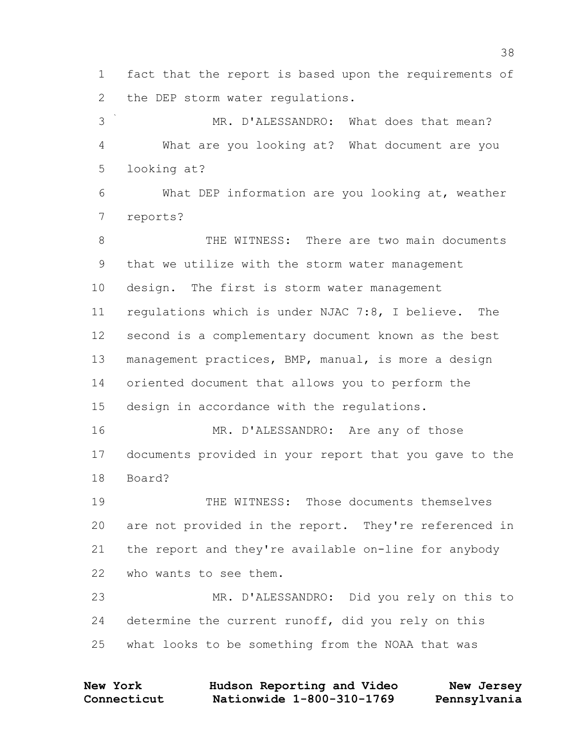fact that the report is based upon the requirements of the DEP storm water regulations.

MR. D'ALESSANDRO: What does that mean?

What are you looking at? What document are you looking at?

What DEP information are you looking at, weather reports?

THE WITNESS: There are two main documents that we utilize with the storm water management design. The first is storm water management regulations which is under NJAC 7:8, I believe. The second is a complementary document known as the best management practices, BMP, manual, is more a design oriented document that allows you to perform the design in accordance with the regulations.

MR. D'ALESSANDRO: Are any of those documents provided in your report that you gave to the Board?

THE WITNESS: Those documents themselves are not provided in the report. They're referenced in the report and they're available on-line for anybody who wants to see them.

MR. D'ALESSANDRO: Did you rely on this to determine the current runoff, did you rely on this what looks to be something from the NOAA that was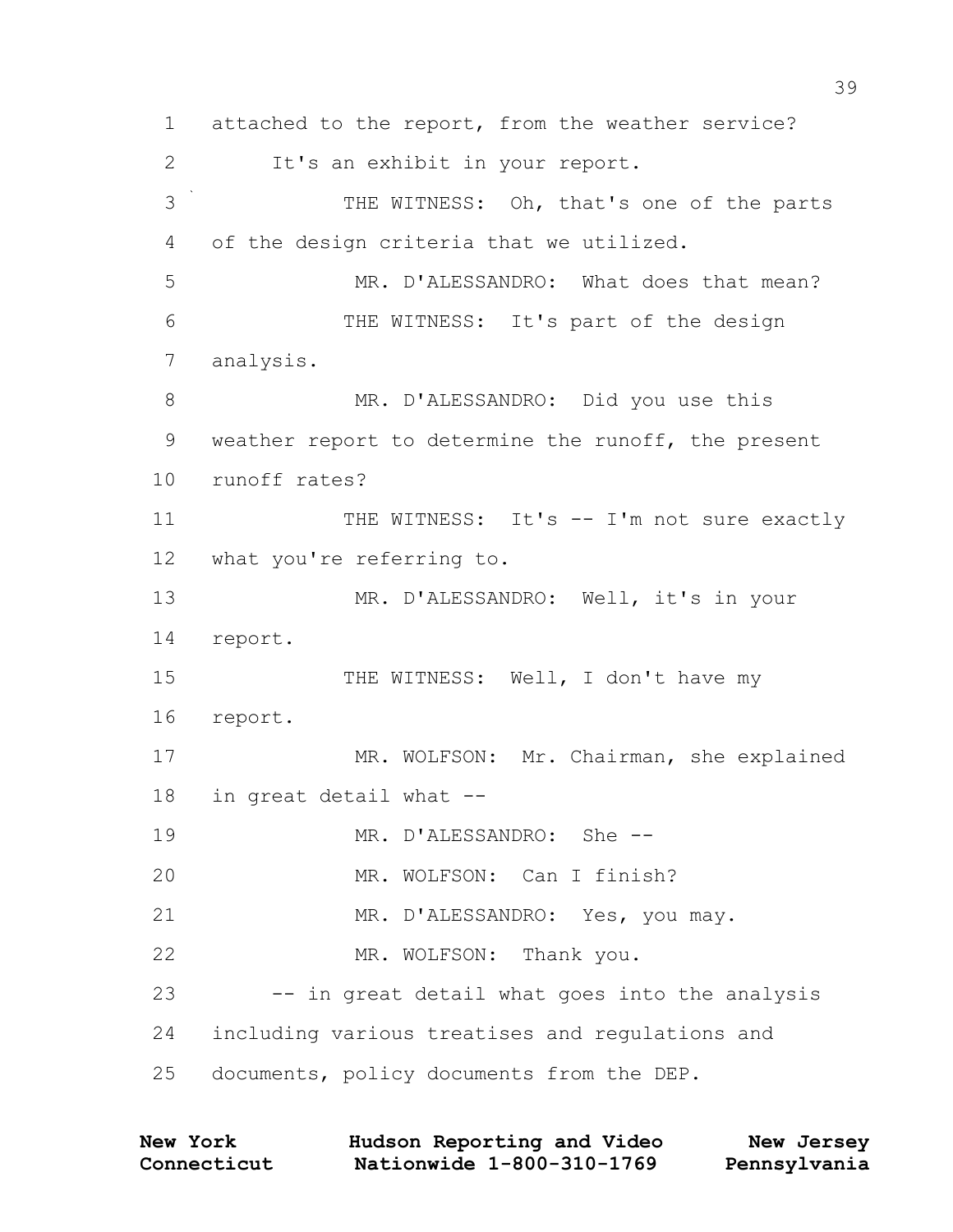1 attached to the report, from the weather service?

2 It's an exhibit in your report.

3 THE WITNESS: Oh, that's one of the parts

4 of the design criteria that we utilized.

5 MR. D'ALESSANDRO: What does that mean?

6 THE WITNESS: It's part of the design

7 analysis.

8 MR. D'ALESSANDRO: Did you use this

9 weather report to determine the runoff, the present

10 runoff rates?

11 THE WITNESS: It's -- I'm not sure exactly

12 what you're referring to.

13 MR. D'ALESSANDRO: Well, it's in your

14 report.

15 THE WITNESS: Well, I don't have my

16 report.

17 MR. WOLFSON: Mr. Chairman, she explained

18 in great detail what --

19 MR. D'ALESSANDRO: She --

20 MR. WOLFSON: Can I finish?

21 MR. D'ALESSANDRO: Yes, you may.

22 MR. WOLFSON: Thank you.

23 -- in great detail what goes into the analysis

24 including various treatises and regulations and

25 documents, policy documents from the DEP.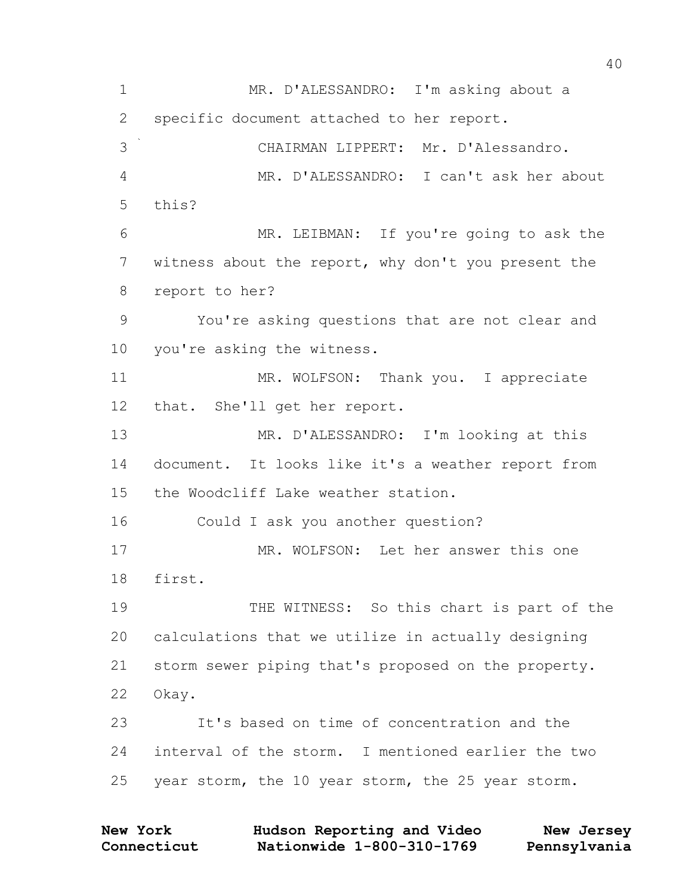MR. D'ALESSANDRO: I'm asking about a specific document attached to her report.

CHAIRMAN LIPPERT: Mr. D'Alessandro.

MR. D'ALESSANDRO: I can't ask her about this?

MR. LEIBMAN: If you're going to ask the witness about the report, why don't you present the report to her?

You're asking questions that are not clear and you're asking the witness.

MR. WOLFSON: Thank you. I appreciate that. She'll get her report.

MR. D'ALESSANDRO: I'm looking at this document. It looks like it's a weather report from the Woodcliff Lake weather station.

Could I ask you another question?

MR. WOLFSON: Let her answer this one first.

THE WITNESS: So this chart is part of the calculations that we utilize in actually designing storm sewer piping that's proposed on the property. Okay.

It's based on time of concentration and the interval of the storm. I mentioned earlier the two year storm, the 10 year storm, the 25 year storm.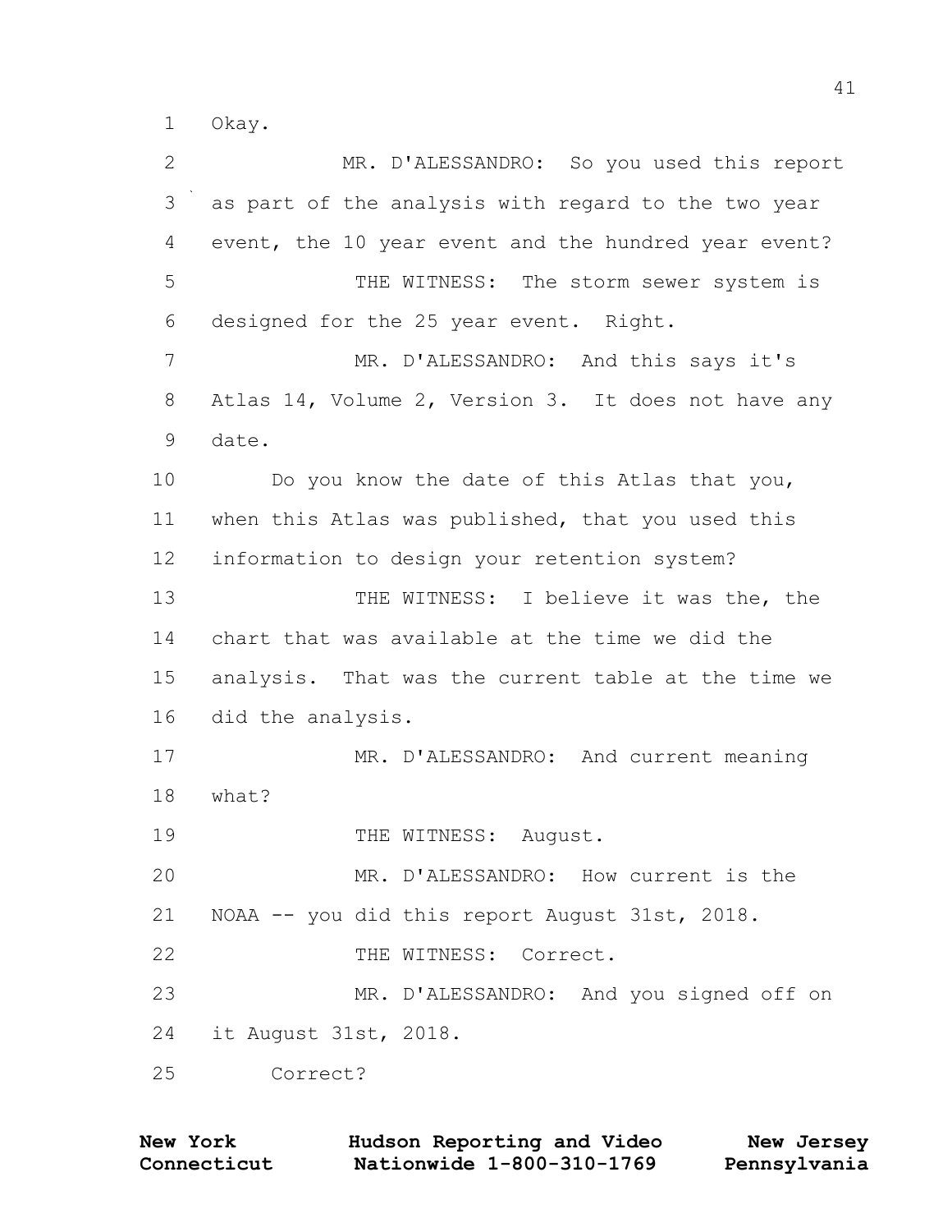1 Okay.

2 MR. D'ALESSANDRO: So you used this report

3 as part of the analysis with regard to the two year

4 event, the 10 year event and the hundred year event?

5 THE WITNESS: The storm sewer system is

6 designed for the 25 year event. Right.

7 MR. D'ALESSANDRO: And this says it's

8 Atlas 14, Volume 2, Version 3. It does not have any

9 date.

10 Do you know the date of this Atlas that you,

11 when this Atlas was published, that you used this

12 information to design your retention system?

13 THE WITNESS: I believe it was the, the

14 chart that was available at the time we did the

15 analysis. That was the current table at the time we

16 did the analysis.

17 MR. D'ALESSANDRO: And current meaning

18 what?

19 THE WITNESS: August.

20 MR. D'ALESSANDRO: How current is the

21 NOAA -- you did this report August 31st, 2018.

22 THE WITNESS: Correct.

23 MR. D'ALESSANDRO: And you signed off on

24 it August 31st, 2018.

25 Correct?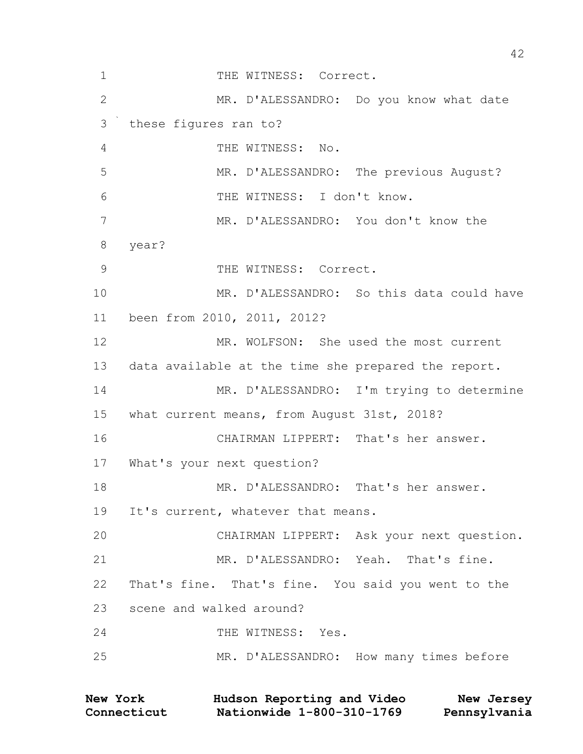1 THE WITNESS: Correct.

2 MR. D'ALESSANDRO: Do you know what date

3 these figures ran to?

4 THE WITNESS: No.

5 MR. D'ALESSANDRO: The previous August?

6 THE WITNESS: I don't know.

7 MR. D'ALESSANDRO: You don't know the

8 year?

9 THE WITNESS: Correct.

10 MR. D'ALESSANDRO: So this data could have

11 been from 2010, 2011, 2012?

12 MR. WOLFSON: She used the most current

13 data available at the time she prepared the report.

14 MR. D'ALESSANDRO: I'm trying to determine

15 what current means, from August 31st, 2018?

16 CHAIRMAN LIPPERT: That's her answer.

17 What's your next question?

18 MR. D'ALESSANDRO: That's her answer.

19 It's current, whatever that means.

20 CHAIRMAN LIPPERT: Ask your next question.

21 MR. D'ALESSANDRO: Yeah. That's fine.

22 That's fine. That's fine. You said you went to the

23 scene and walked around?

24 THE WITNESS: Yes.

25 MR. D'ALESSANDRO: How many times before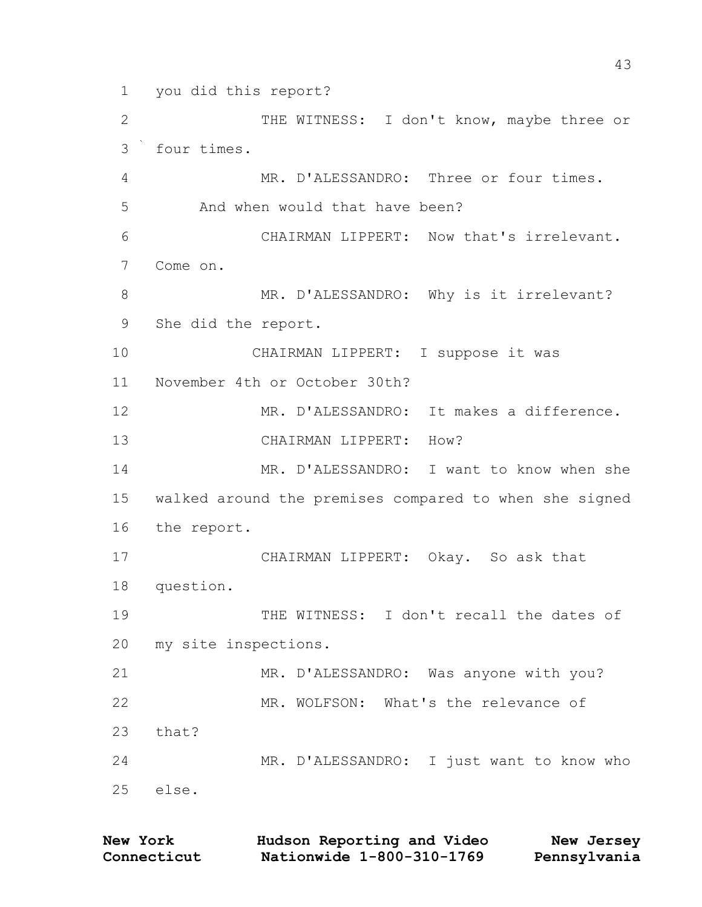you did this report?

THE WITNESS: I don't know, maybe three or four times.

MR. D'ALESSANDRO: Three or four times. And when would that have been?

CHAIRMAN LIPPERT: Now that's irrelevant. Come on.

MR. D'ALESSANDRO: Why is it irrelevant? She did the report.

CHAIRMAN LIPPERT: I suppose it was November 4th or October 30th?

MR. D'ALESSANDRO: It makes a difference.

CHAIRMAN LIPPERT: How?

MR. D'ALESSANDRO: I want to know when she walked around the premises compared to when she signed the report.

CHAIRMAN LIPPERT: Okay. So ask that question.

THE WITNESS: I don't recall the dates of my site inspections.

MR. D'ALESSANDRO: Was anyone with you?

MR. WOLFSON: What's the relevance of that?

MR. D'ALESSANDRO: I just want to know who else.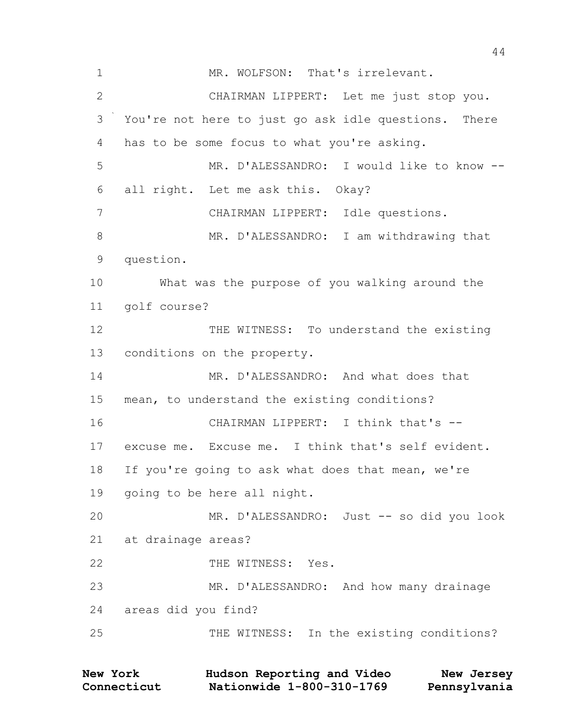MR. WOLFSON: That's irrelevant.

CHAIRMAN LIPPERT: Let me just stop you. You're not here to just go ask idle questions. There has to be some focus to what you're asking.

MR. D'ALESSANDRO: I would like to know -- all right. Let me ask this. Okay?

CHAIRMAN LIPPERT: Idle questions.

MR. D'ALESSANDRO: I am withdrawing that question.

What was the purpose of you walking around the golf course?

THE WITNESS: To understand the existing conditions on the property.

MR. D'ALESSANDRO: And what does that mean, to understand the existing conditions?

CHAIRMAN LIPPERT: I think that's -- excuse me. Excuse me. I think that's self evident. If you're going to ask what does that mean, we're going to be here all night.

MR. D'ALESSANDRO: Just -- so did you look at drainage areas?

THE WITNESS: Yes.

MR. D'ALESSANDRO: And how many drainage areas did you find?

THE WITNESS: In the existing conditions?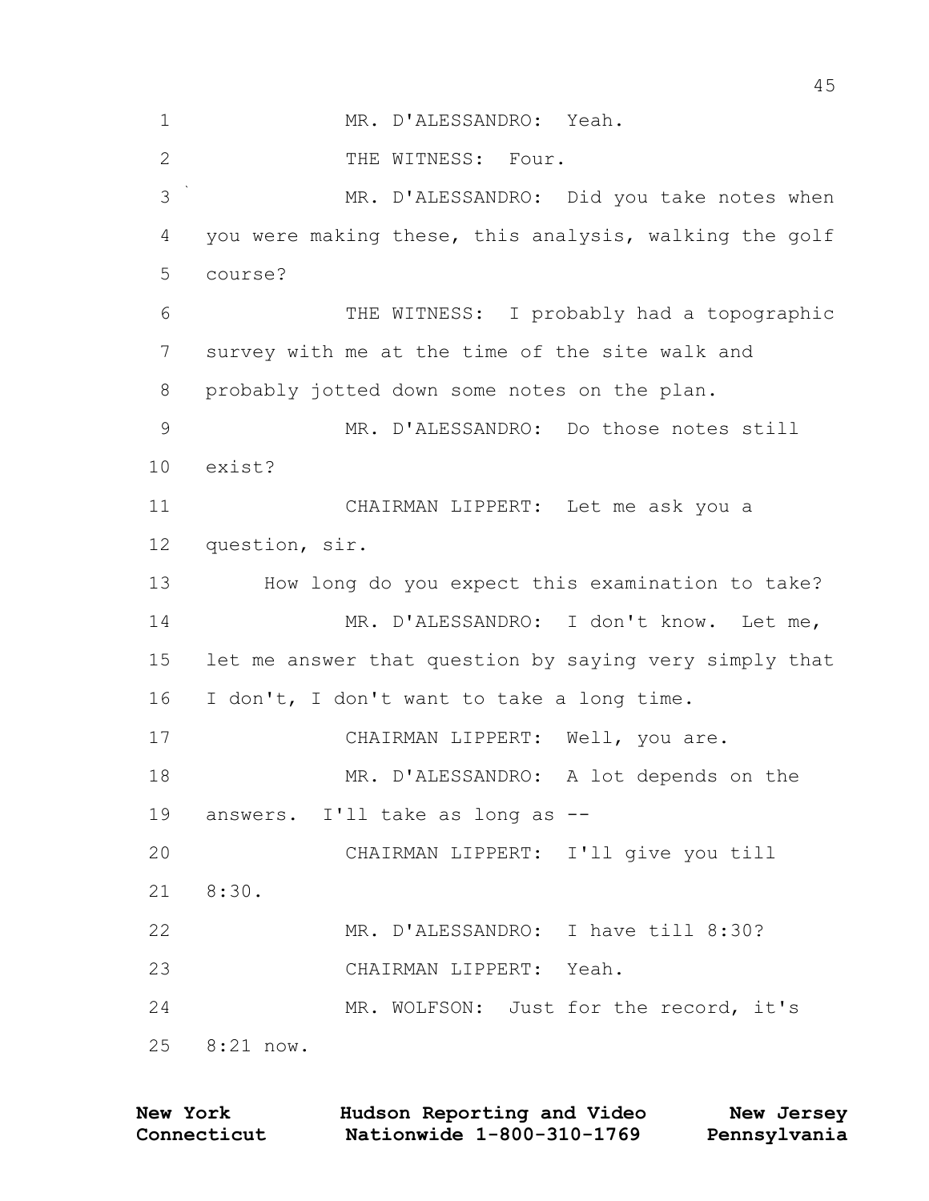1 MR. D'ALESSANDRO: Yeah.

2 THE WITNESS: Four.

3 MR. D'ALESSANDRO: Did you take notes when

4 you were making these, this analysis, walking the golf

5 course?

6 THE WITNESS: I probably had a topographic

7 survey with me at the time of the site walk and

8 probably jotted down some notes on the plan.

9 MR. D'ALESSANDRO: Do those notes still

10 exist?

11 CHAIRMAN LIPPERT: Let me ask you a

12 question, sir.

13 How long do you expect this examination to take?

14 MR. D'ALESSANDRO: I don't know. Let me,

15 let me answer that question by saying very simply that

16 I don't, I don't want to take a long time.

17 CHAIRMAN LIPPERT: Well, you are.

18 MR. D'ALESSANDRO: A lot depends on the

19 answers. I'll take as long as --

20 CHAIRMAN LIPPERT: I'll give you till

21 8:30.

22 MR. D'ALESSANDRO: I have till 8:30?

23 CHAIRMAN LIPPERT: Yeah.

24 MR. WOLFSON: Just for the record, it's

25 8:21 now.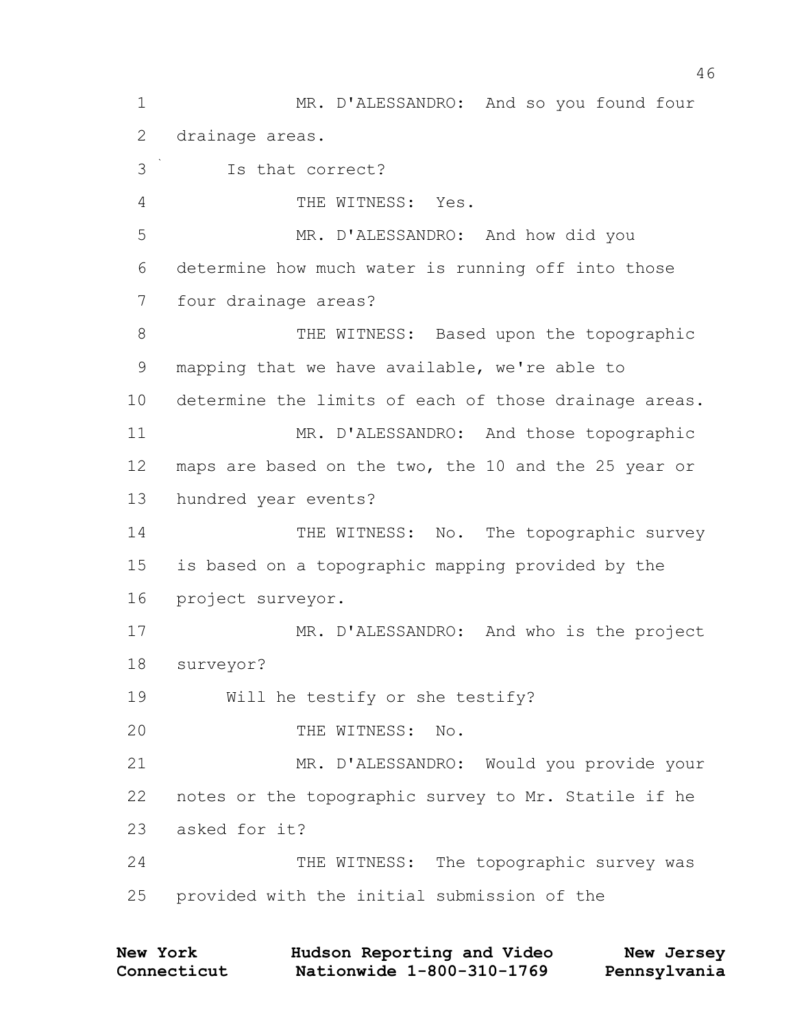MR. D'ALESSANDRO: And so you found four drainage areas.

Is that correct?

THE WITNESS: Yes.

MR. D'ALESSANDRO: And how did you determine how much water is running off into those four drainage areas?

THE WITNESS: Based upon the topographic mapping that we have available, we're able to determine the limits of each of those drainage areas.

MR. D'ALESSANDRO: And those topographic maps are based on the two, the 10 and the 25 year or hundred year events?

THE WITNESS: No. The topographic survey is based on a topographic mapping provided by the project surveyor.

MR. D'ALESSANDRO: And who is the project surveyor?

Will he testify or she testify?

THE WITNESS: No.

MR. D'ALESSANDRO: Would you provide your notes or the topographic survey to Mr. Statile if he asked for it?

THE WITNESS: The topographic survey was provided with the initial submission of the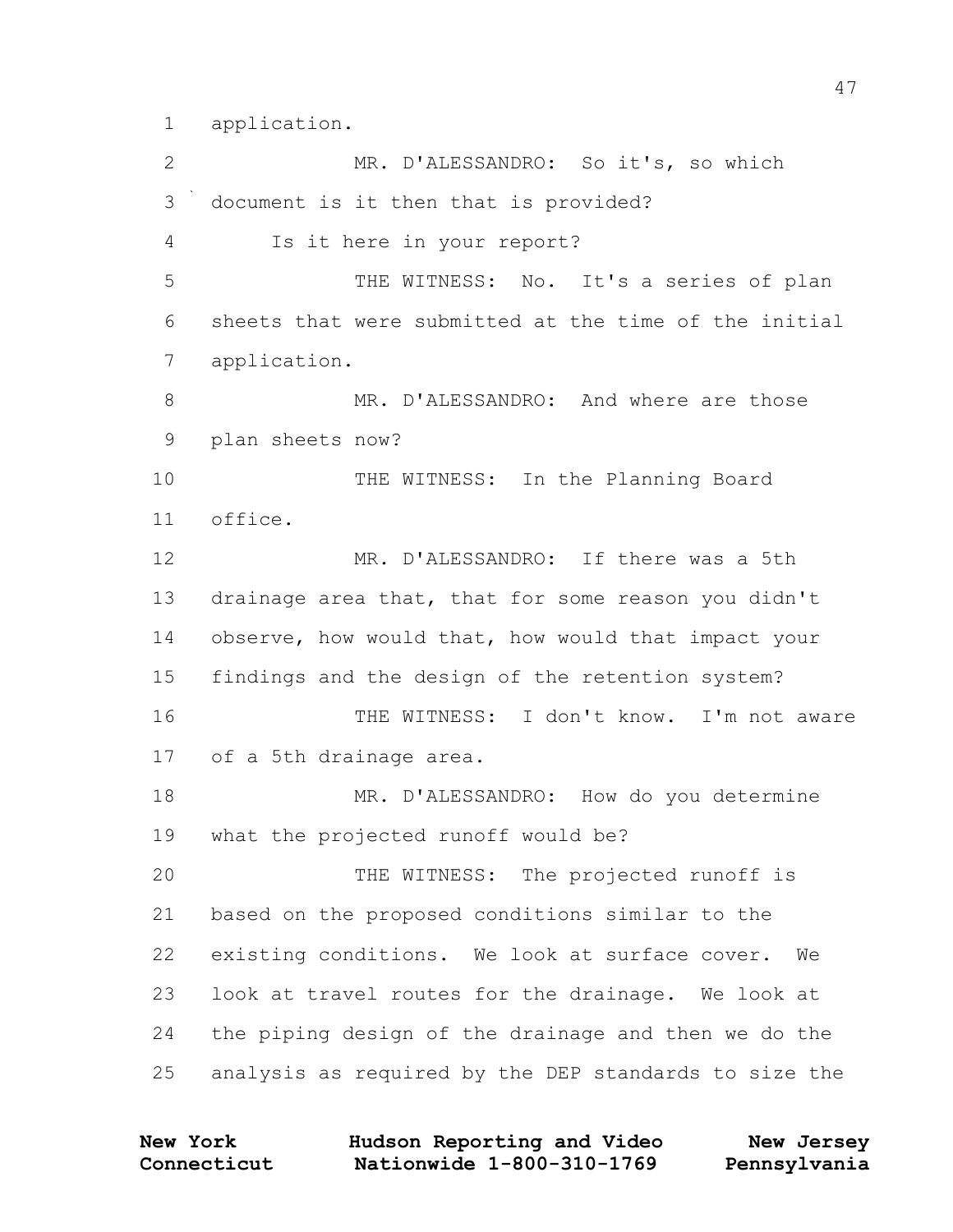application.

MR. D'ALESSANDRO: So it's, so which document is it then that is provided?

Is it here in your report?

THE WITNESS: No. It's a series of plan sheets that were submitted at the time of the initial application.

MR. D'ALESSANDRO: And where are those plan sheets now?

THE WITNESS: In the Planning Board office.

MR. D'ALESSANDRO: If there was a 5th drainage area that, that for some reason you didn't observe, how would that, how would that impact your findings and the design of the retention system?

THE WITNESS: I don't know. I'm not aware of a 5th drainage area.

MR. D'ALESSANDRO: How do you determine what the projected runoff would be?

THE WITNESS: The projected runoff is based on the proposed conditions similar to the existing conditions. We look at surface cover. We look at travel routes for the drainage. We look at the piping design of the drainage and then we do the analysis as required by the DEP standards to size the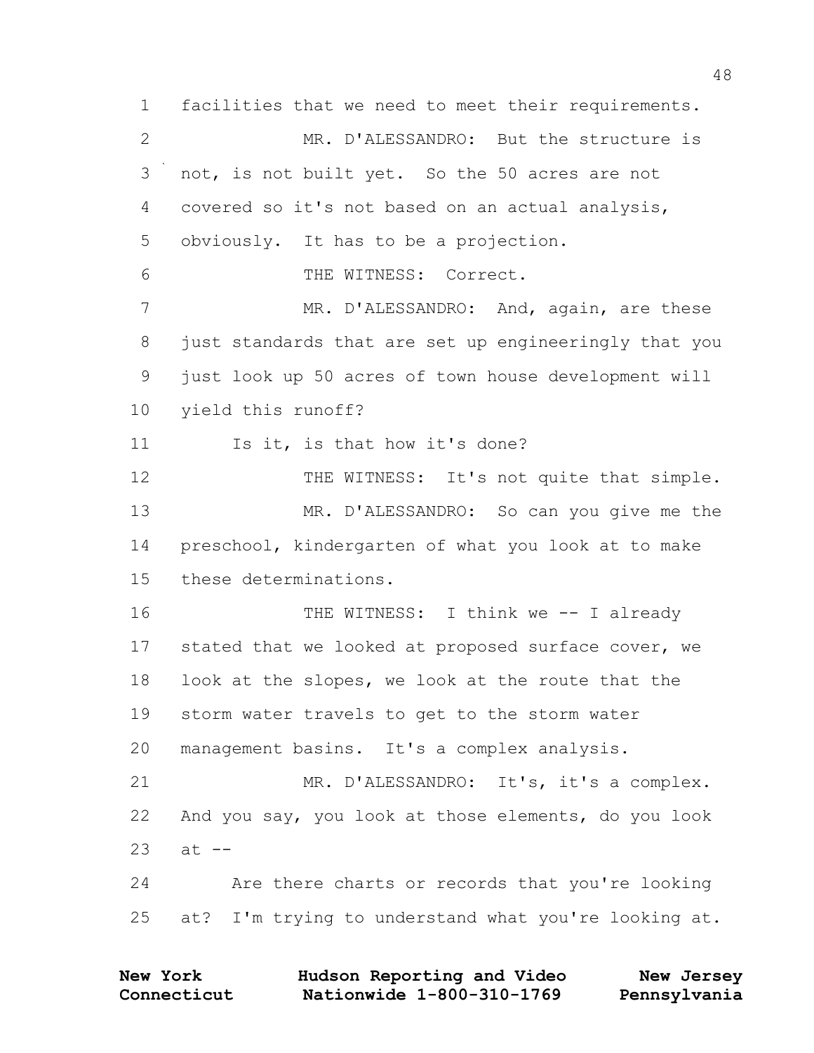facilities that we need to meet their requirements.

MR. D'ALESSANDRO: But the structure is not, is not built yet. So the 50 acres are not covered so it's not based on an actual analysis, obviously. It has to be a projection.

THE WITNESS: Correct.

MR. D'ALESSANDRO: And, again, are these just standards that are set up engineeringly that you just look up 50 acres of town house development will yield this runoff?

Is it, is that how it's done?

THE WITNESS: It's not quite that simple.

MR. D'ALESSANDRO: So can you give me the preschool, kindergarten of what you look at to make these determinations.

THE WITNESS: I think we -- I already stated that we looked at proposed surface cover, we look at the slopes, we look at the route that the storm water travels to get to the storm water management basins. It's a complex analysis.

MR. D'ALESSANDRO: It's, it's a complex. And you say, you look at those elements, do you look at --

Are there charts or records that you're looking at? I'm trying to understand what you're looking at.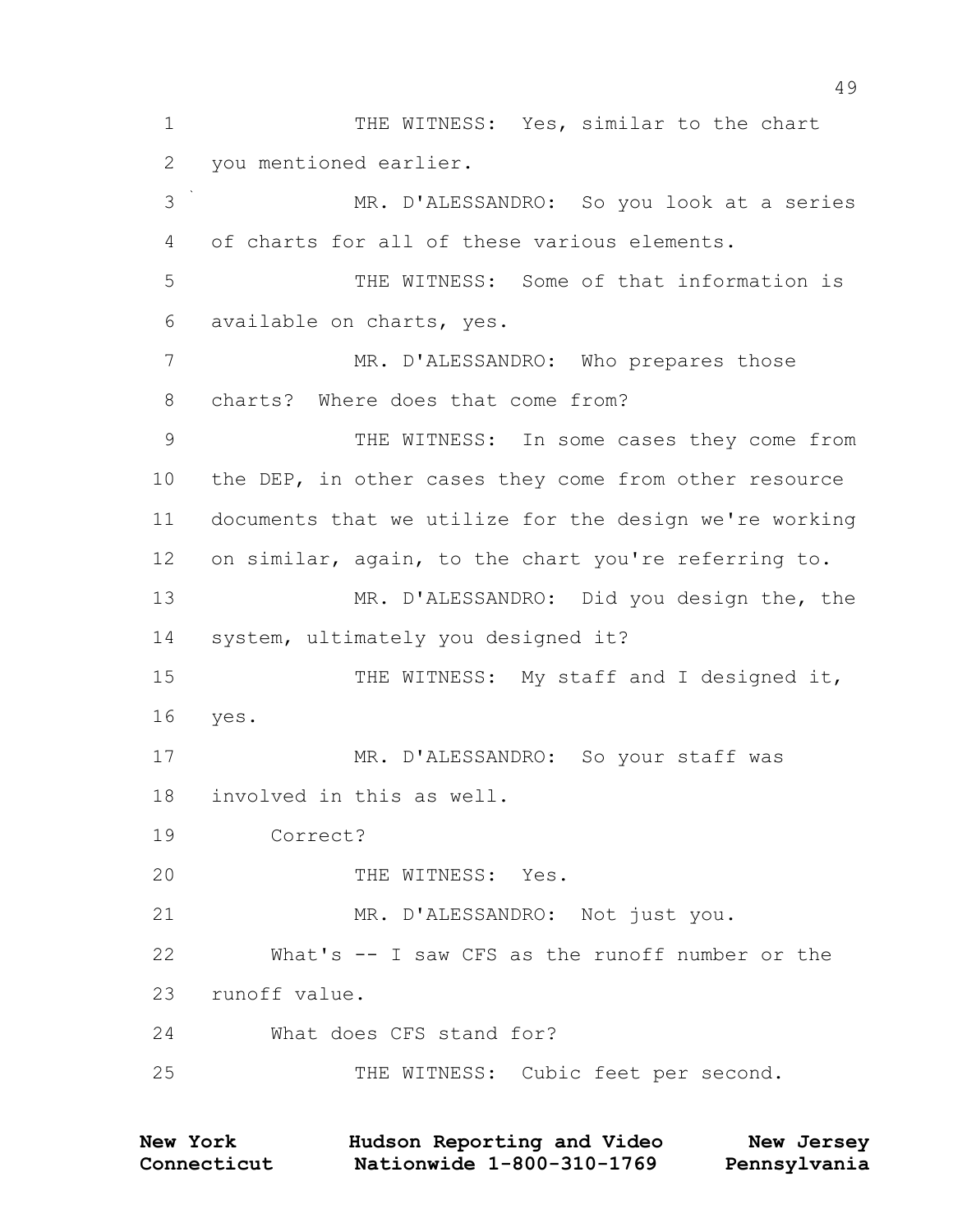THE WITNESS: Yes, similar to the chart you mentioned earlier.

MR. D'ALESSANDRO: So you look at a series of charts for all of these various elements.

THE WITNESS: Some of that information is available on charts, yes.

MR. D'ALESSANDRO: Who prepares those charts? Where does that come from?

THE WITNESS: In some cases they come from the DEP, in other cases they come from other resource documents that we utilize for the design we're working on similar, again, to the chart you're referring to.

MR. D'ALESSANDRO: Did you design the, the system, ultimately you designed it?

THE WITNESS: My staff and I designed it, yes.

MR. D'ALESSANDRO: So your staff was involved in this as well.

Correct?

THE WITNESS: Yes.

MR. D'ALESSANDRO: Not just you.

What's -- I saw CFS as the runoff number or the runoff value.

What does CFS stand for?

THE WITNESS: Cubic feet per second.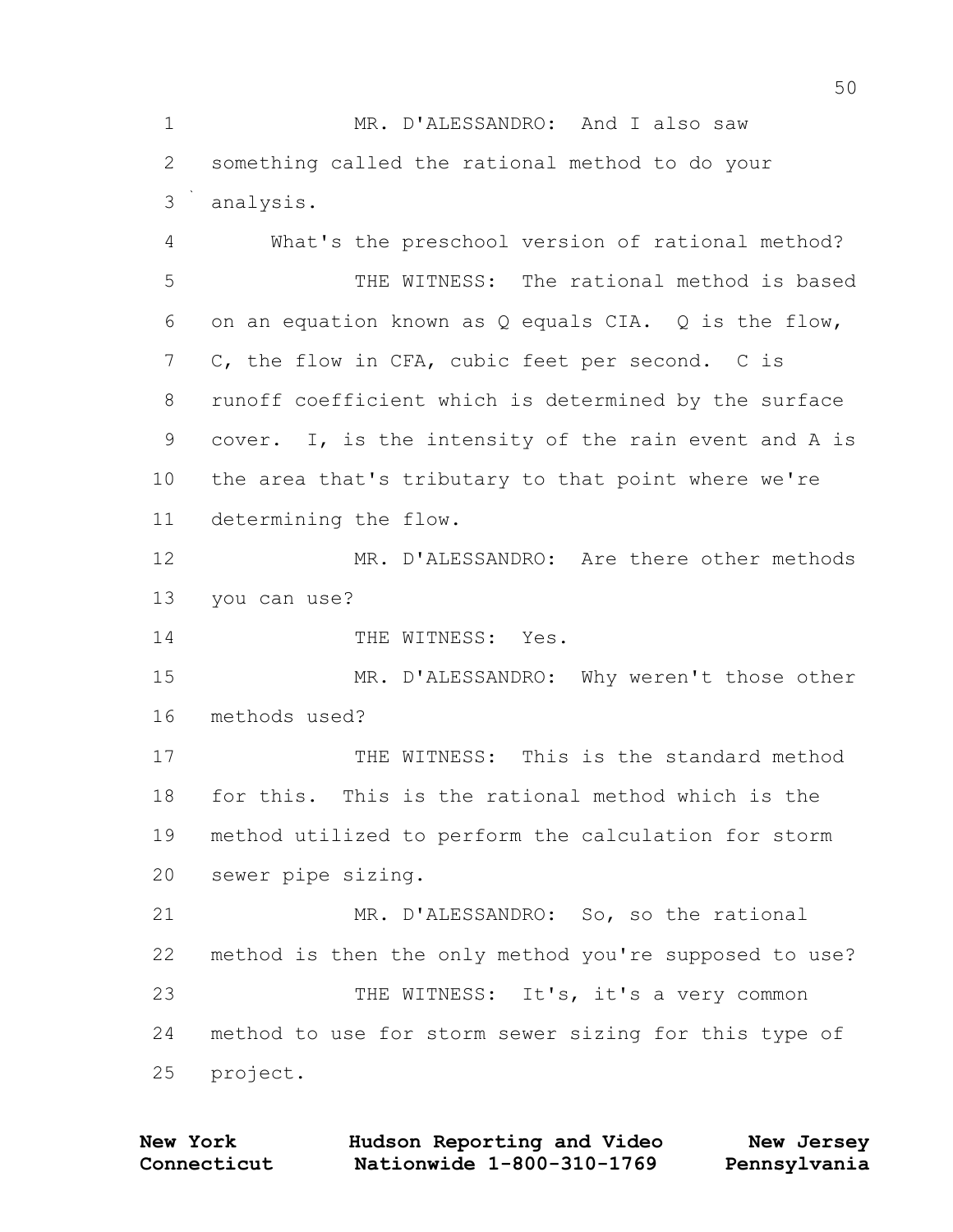MR. D'ALESSANDRO: And I also saw something called the rational method to do your analysis.

What's the preschool version of rational method?

THE WITNESS: The rational method is based on an equation known as Q equals CIA. Q is the flow, C, the flow in CFA, cubic feet per second. C is runoff coefficient which is determined by the surface cover. I, is the intensity of the rain event and A is the area that's tributary to that point where we're determining the flow.

MR. D'ALESSANDRO: Are there other methods you can use?

THE WITNESS: Yes.

MR. D'ALESSANDRO: Why weren't those other methods used?

THE WITNESS: This is the standard method for this. This is the rational method which is the method utilized to perform the calculation for storm sewer pipe sizing.

MR. D'ALESSANDRO: So, so the rational method is then the only method you're supposed to use?

THE WITNESS: It's, it's a very common method to use for storm sewer sizing for this type of project.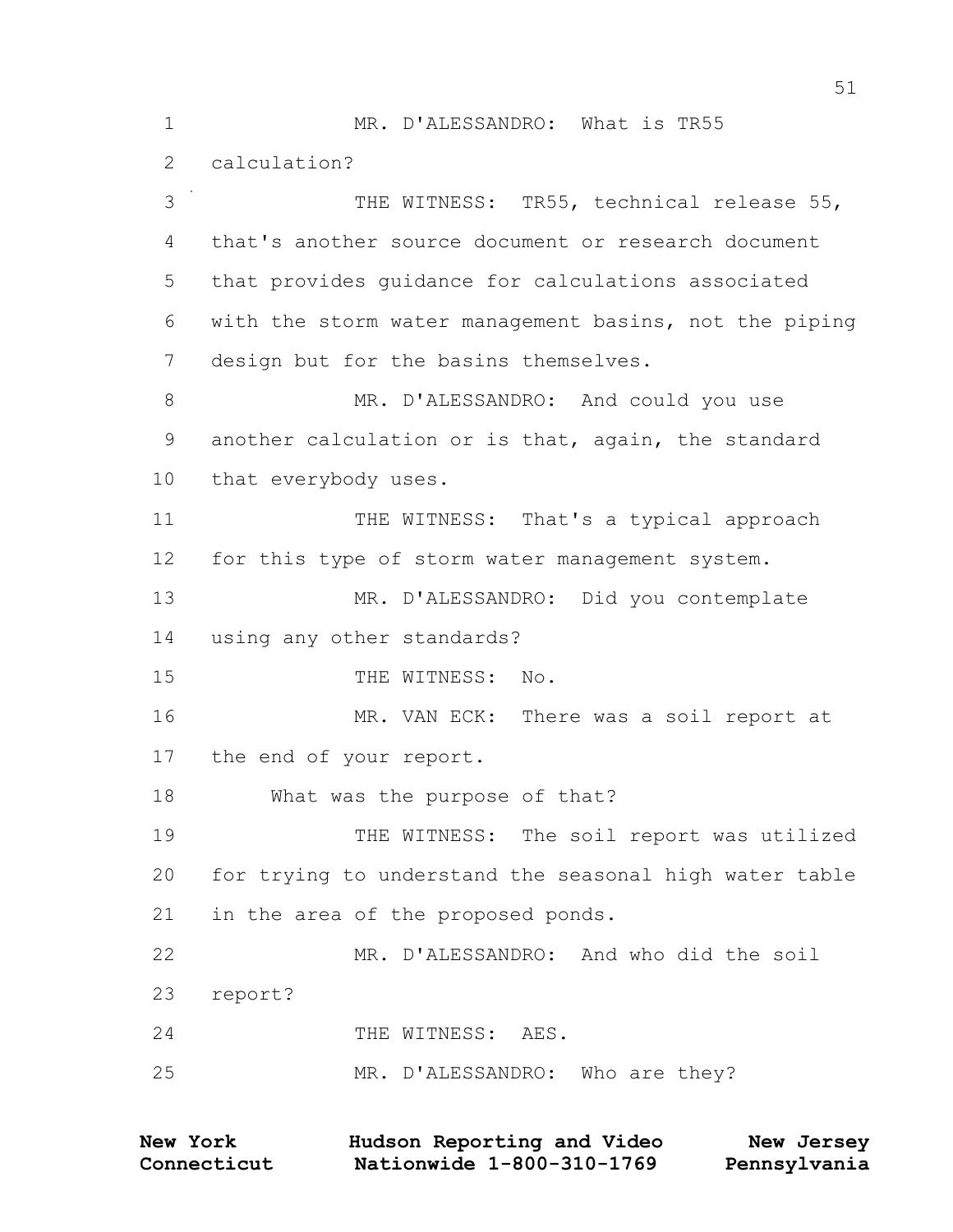MR. D'ALESSANDRO: What is TR55 calculation?

THE WITNESS: TR55, technical release 55, that's another source document or research document that provides guidance for calculations associated with the storm water management basins, not the piping design but for the basins themselves.

MR. D'ALESSANDRO: And could you use another calculation or is that, again, the standard that everybody uses.

THE WITNESS: That's a typical approach for this type of storm water management system.

MR. D'ALESSANDRO: Did you contemplate using any other standards?

THE WITNESS: No.

MR. VAN ECK: There was a soil report at the end of your report.

What was the purpose of that?

THE WITNESS: The soil report was utilized for trying to understand the seasonal high water table in the area of the proposed ponds.

MR. D'ALESSANDRO: And who did the soil report?

THE WITNESS: AES.

MR. D'ALESSANDRO: Who are they?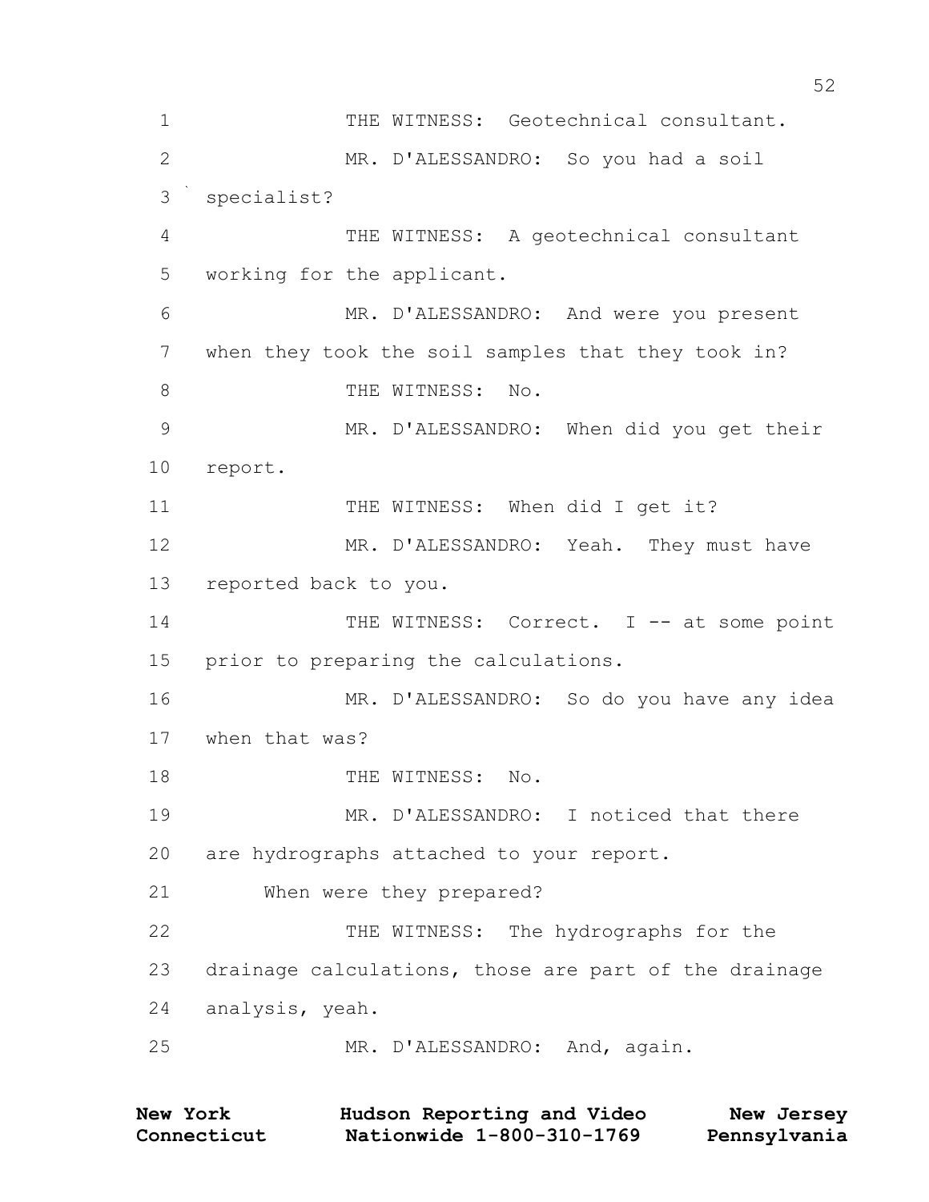1 THE WITNESS: Geotechnical consultant.

2 MR. D'ALESSANDRO: So you had a soil

3 specialist?

4 THE WITNESS: A geotechnical consultant

5 working for the applicant.

6 MR. D'ALESSANDRO: And were you present

7 when they took the soil samples that they took in?

8 THE WITNESS: No.

9 MR. D'ALESSANDRO: When did you get their

10 report.

11 THE WITNESS: When did I get it?

12 MR. D'ALESSANDRO: Yeah. They must have

13 reported back to you.

14 THE WITNESS: Correct. I -- at some point

15 prior to preparing the calculations.

16 MR. D'ALESSANDRO: So do you have any idea

17 when that was?

18 THE WITNESS: No.

19 MR. D'ALESSANDRO: I noticed that there

20 are hydrographs attached to your report.

21 When were they prepared?

22 THE WITNESS: The hydrographs for the

23 drainage calculations, those are part of the drainage

24 analysis, yeah.

25 MR. D'ALESSANDRO: And, again.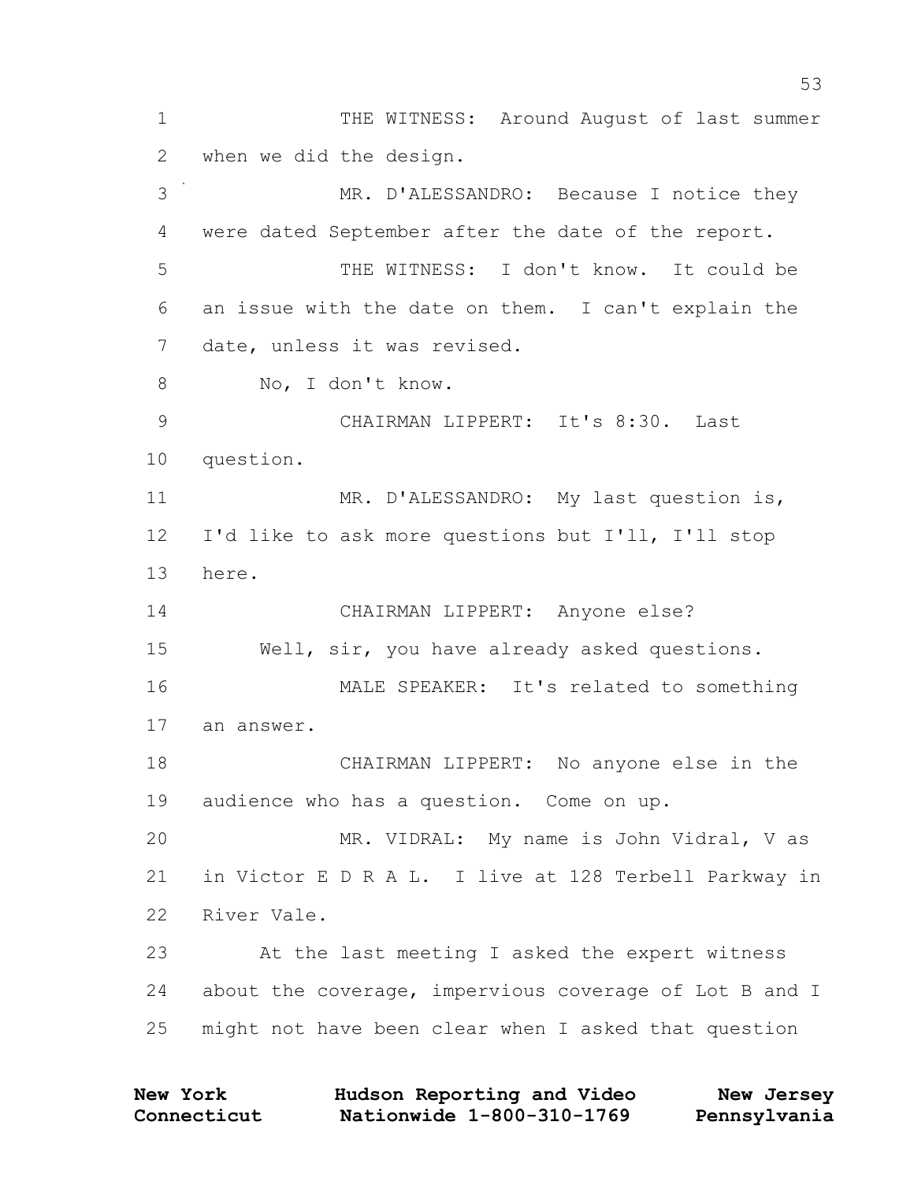THE WITNESS: Around August of last summer when we did the design.

MR. D'ALESSANDRO: Because I notice they were dated September after the date of the report.

THE WITNESS: I don't know. It could be an issue with the date on them. I can't explain the date, unless it was revised.

No, I don't know.

CHAIRMAN LIPPERT: It's 8:30. Last question.

MR. D'ALESSANDRO: My last question is, I'd like to ask more questions but I'll, I'll stop here.

CHAIRMAN LIPPERT: Anyone else?

Well, sir, you have already asked questions.

MALE SPEAKER: It's related to something an answer.

CHAIRMAN LIPPERT: No anyone else in the audience who has a question. Come on up.

MR. VIDRAL: My name is John Vidral, V as in Victor E D R A L. I live at 128 Terbell Parkway in River Vale.

At the last meeting I asked the expert witness about the coverage, impervious coverage of Lot B and I might not have been clear when I asked that question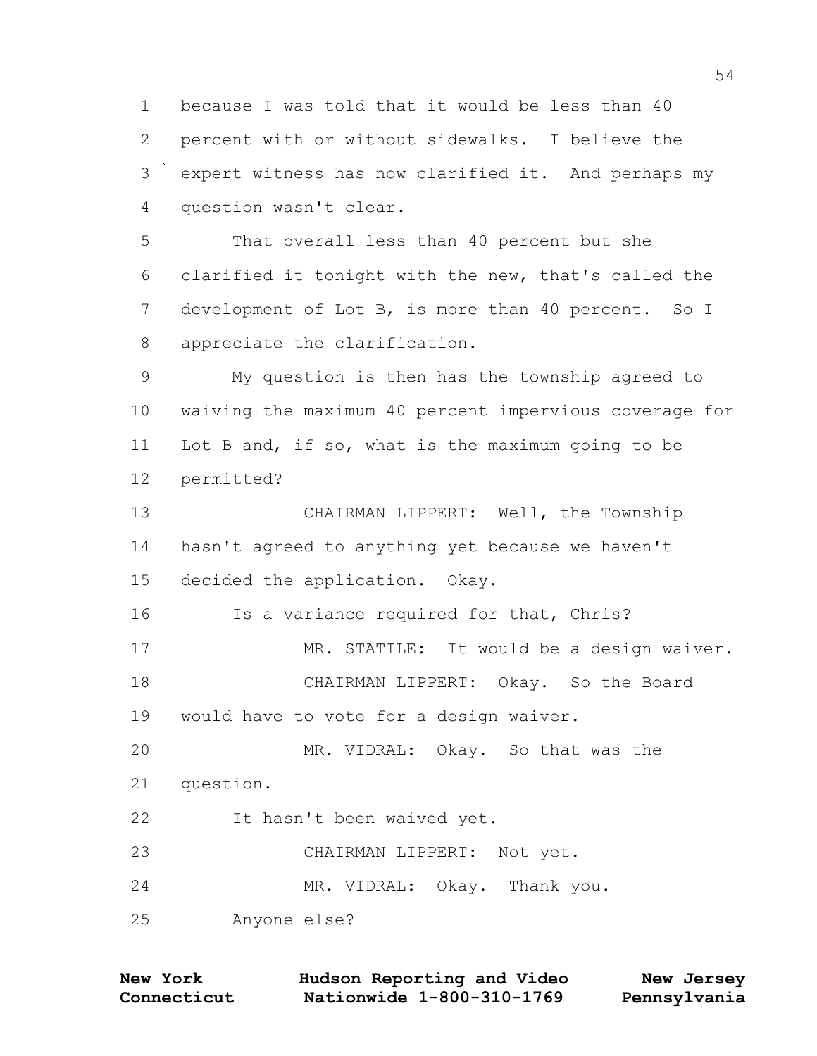because I was told that it would be less than 40 percent with or without sidewalks. I believe the expert witness has now clarified it. And perhaps my question wasn't clear.

That overall less than 40 percent but she clarified it tonight with the new, that's called the development of Lot B, is more than 40 percent. So I appreciate the clarification.

My question is then has the township agreed to waiving the maximum 40 percent impervious coverage for Lot B and, if so, what is the maximum going to be permitted?

CHAIRMAN LIPPERT: Well, the Township hasn't agreed to anything yet because we haven't decided the application. Okay.

Is a variance required for that, Chris?

MR. STATILE: It would be a design waiver.

CHAIRMAN LIPPERT: Okay. So the Board would have to vote for a design waiver.

MR. VIDRAL: Okay. So that was the question.

It hasn't been waived yet.

CHAIRMAN LIPPERT: Not yet.

MR. VIDRAL: Okay. Thank you.

Anyone else?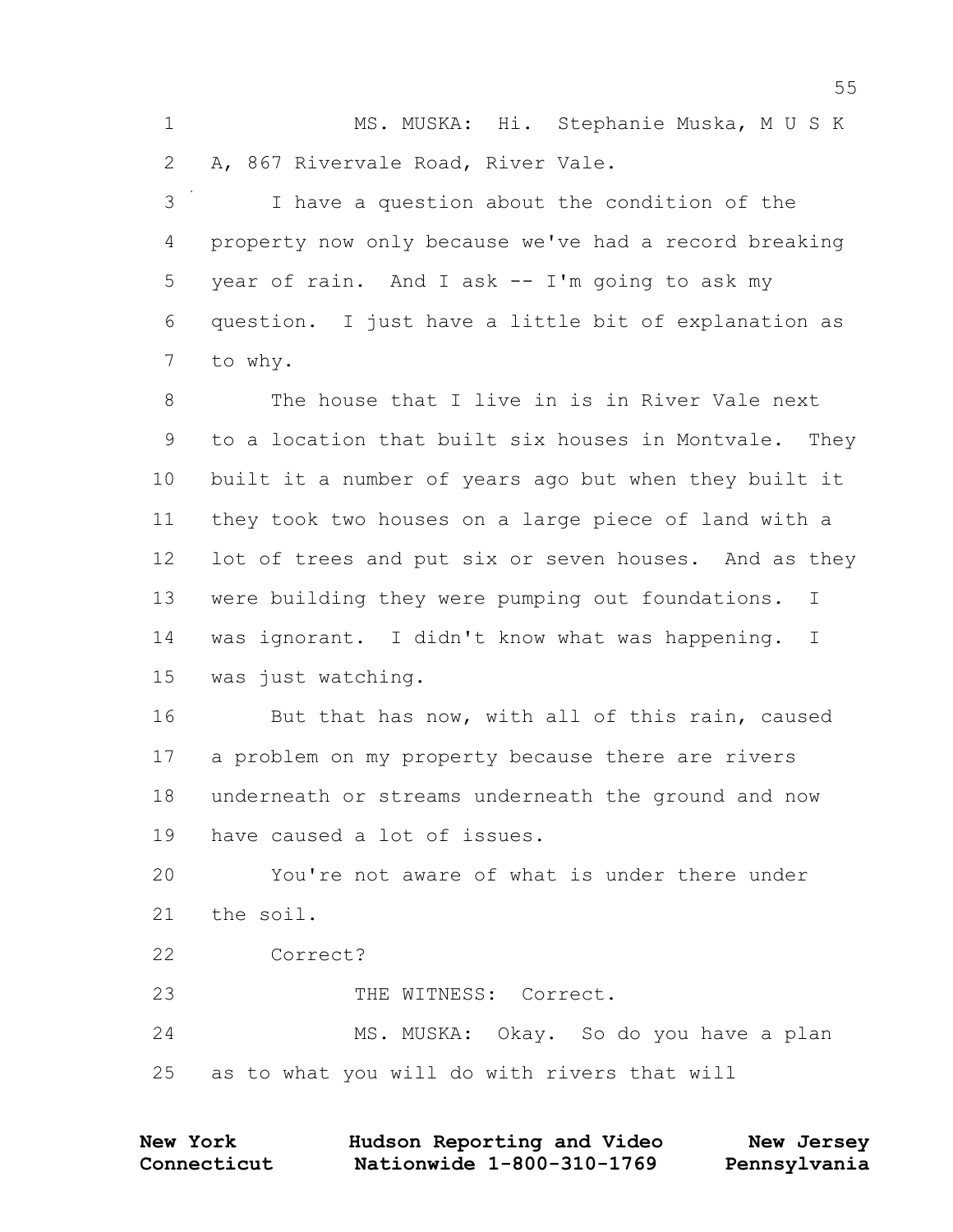MS. MUSKA: Hi. Stephanie Muska, M U S K A, 867 Rivervale Road, River Vale.

I have a question about the condition of the property now only because we've had a record breaking year of rain. And I ask -- I'm going to ask my question. I just have a little bit of explanation as to why.

The house that I live in is in River Vale next to a location that built six houses in Montvale. They built it a number of years ago but when they built it they took two houses on a large piece of land with a lot of trees and put six or seven houses. And as they were building they were pumping out foundations. I was ignorant. I didn't know what was happening. I was just watching.

But that has now, with all of this rain, caused a problem on my property because there are rivers underneath or streams underneath the ground and now have caused a lot of issues.

You're not aware of what is under there under the soil.

Correct?

THE WITNESS: Correct.

MS. MUSKA: Okay. So do you have a plan as to what you will do with rivers that will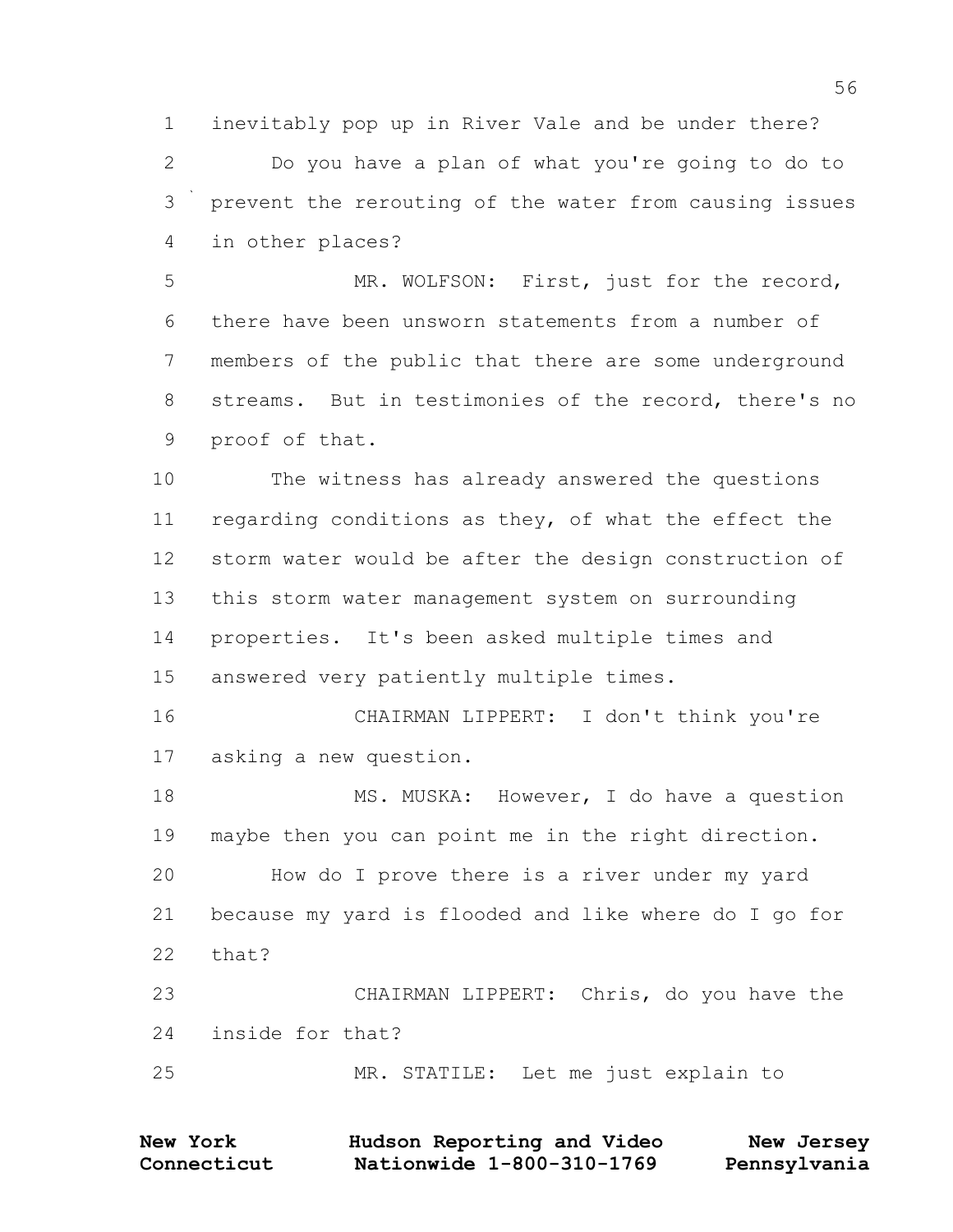1 inevitably pop up in River Vale and be under there?

2 Do you have a plan of what you're going to do to

3 prevent the rerouting of the water from causing issues

4 in other places?

5 MR. WOLFSON: First, just for the record,

6 there have been unsworn statements from a number of

7 members of the public that there are some underground

8 streams. But in testimonies of the record, there's no

9 proof of that.

10 The witness has already answered the questions

11 regarding conditions as they, of what the effect the

12 storm water would be after the design construction of

13 this storm water management system on surrounding

14 properties. It's been asked multiple times and

15 answered very patiently multiple times.

16 CHAIRMAN LIPPERT: I don't think you're

17 asking a new question.

18 MS. MUSKA: However, I do have a question

19 maybe then you can point me in the right direction.

20 How do I prove there is a river under my yard

21 because my yard is flooded and like where do I go for

22 that?

23 CHAIRMAN LIPPERT: Chris, do you have the

24 inside for that?

25 MR. STATILE: Let me just explain to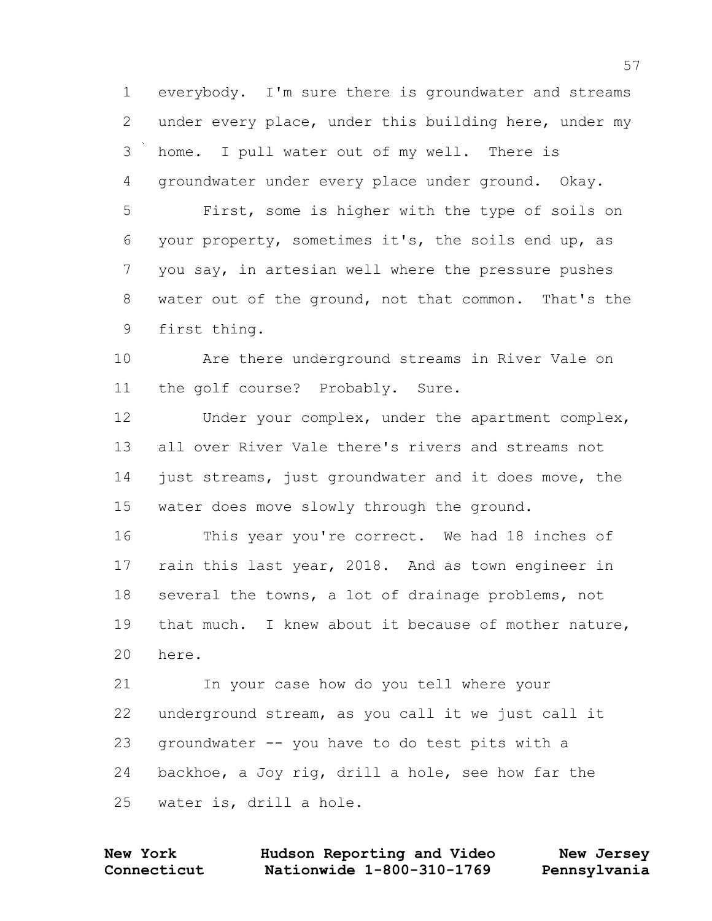everybody. I'm sure there is groundwater and streams under every place, under this building here, under my home. I pull water out of my well. There is groundwater under every place under ground. Okay.

First, some is higher with the type of soils on your property, sometimes it's, the soils end up, as you say, in artesian well where the pressure pushes water out of the ground, not that common. That's the first thing.

Are there underground streams in River Vale on the golf course? Probably. Sure.

Under your complex, under the apartment complex, all over River Vale there's rivers and streams not just streams, just groundwater and it does move, the water does move slowly through the ground.

This year you're correct. We had 18 inches of rain this last year, 2018. And as town engineer in several the towns, a lot of drainage problems, not that much. I knew about it because of mother nature, here.

In your case how do you tell where your underground stream, as you call it we just call it groundwater -- you have to do test pits with a backhoe, a Joy rig, drill a hole, see how far the water is, drill a hole.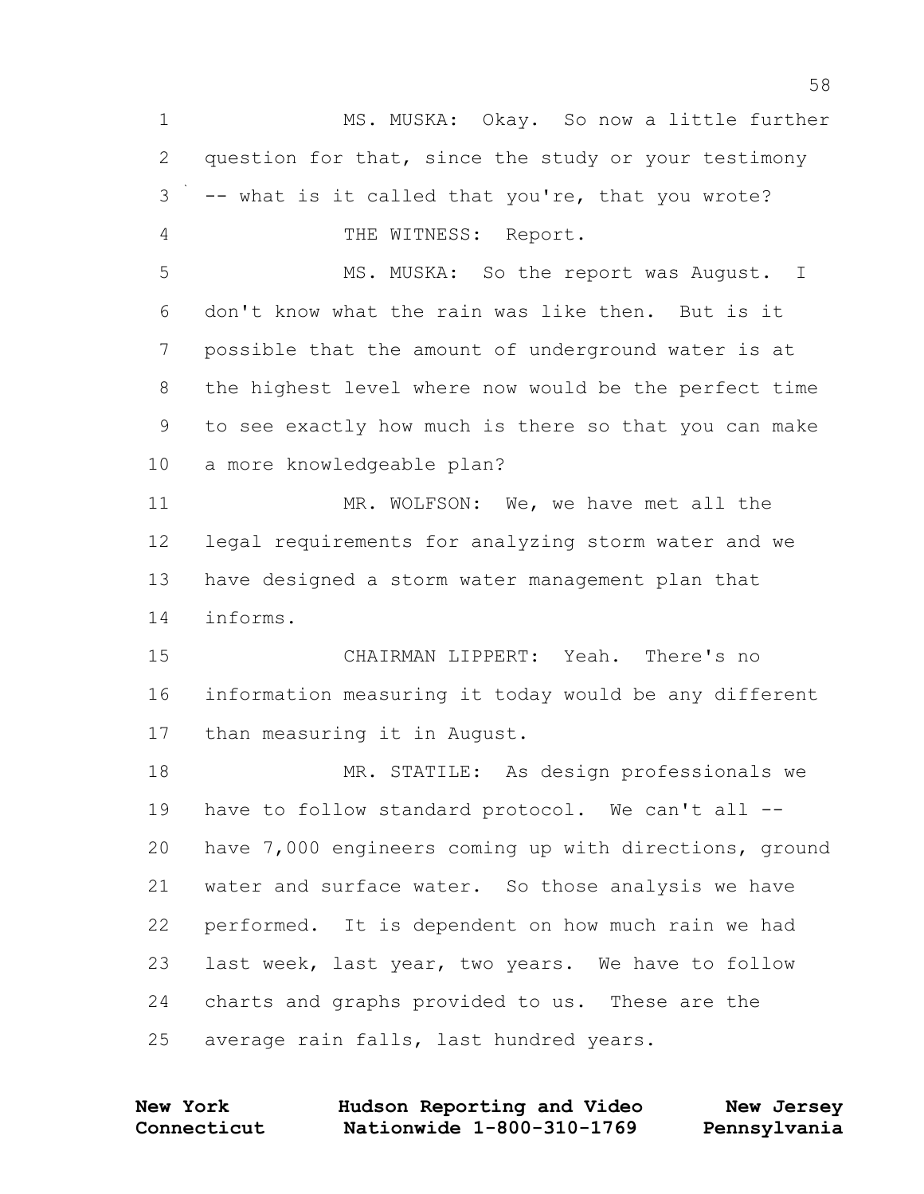MS. MUSKA: Okay. So now a little further question for that, since the study or your testimony -- what is it called that you're, that you wrote?

THE WITNESS: Report.

MS. MUSKA: So the report was August. I don't know what the rain was like then. But is it possible that the amount of underground water is at the highest level where now would be the perfect time to see exactly how much is there so that you can make a more knowledgeable plan?

MR. WOLFSON: We, we have met all the legal requirements for analyzing storm water and we have designed a storm water management plan that informs.

CHAIRMAN LIPPERT: Yeah. There's no information measuring it today would be any different than measuring it in August.

MR. STATILE: As design professionals we have to follow standard protocol. We can't all -- have 7,000 engineers coming up with directions, ground water and surface water. So those analysis we have performed. It is dependent on how much rain we had last week, last year, two years. We have to follow charts and graphs provided to us. These are the average rain falls, last hundred years.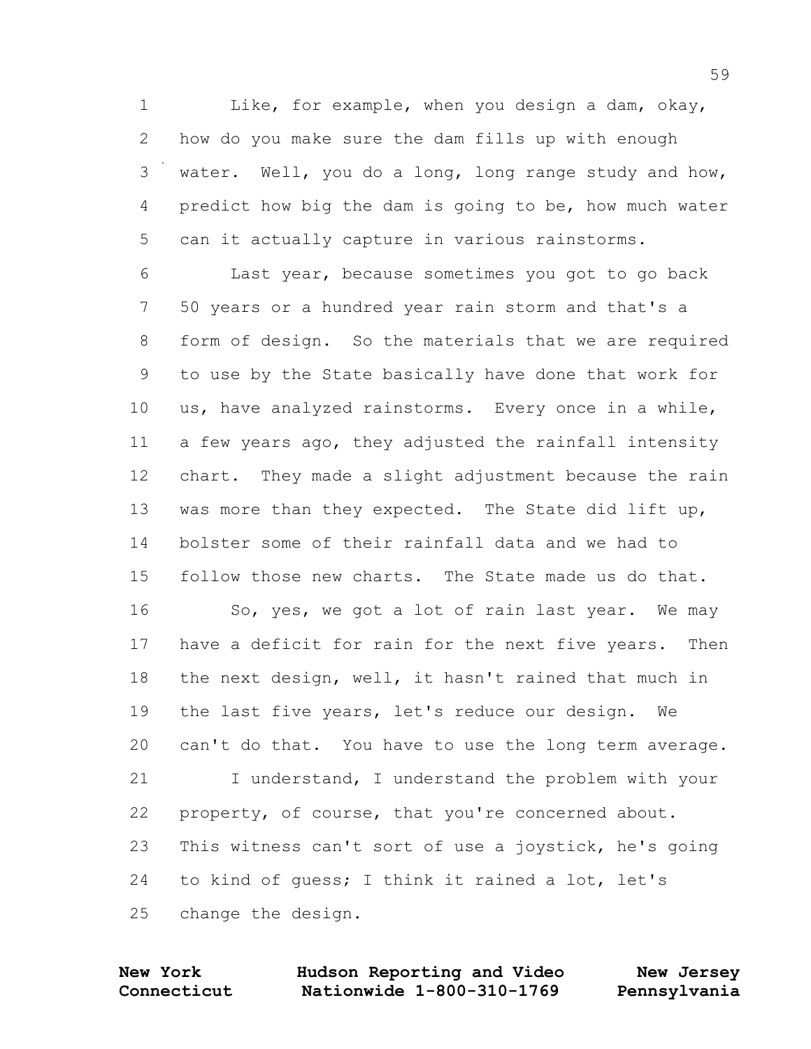Like, for example, when you design a dam, okay, how do you make sure the dam fills up with enough water. Well, you do a long, long range study and how, predict how big the dam is going to be, how much water can it actually capture in various rainstorms.

Last year, because sometimes you got to go back 50 years or a hundred year rain storm and that's a form of design. So the materials that we are required to use by the State basically have done that work for us, have analyzed rainstorms. Every once in a while, a few years ago, they adjusted the rainfall intensity chart. They made a slight adjustment because the rain was more than they expected. The State did lift up, bolster some of their rainfall data and we had to follow those new charts. The State made us do that.

So, yes, we got a lot of rain last year. We may have a deficit for rain for the next five years. Then the next design, well, it hasn't rained that much in the last five years, let's reduce our design. We can't do that. You have to use the long term average.

I understand, I understand the problem with your property, of course, that you're concerned about. This witness can't sort of use a joystick, he's going to kind of guess; I think it rained a lot, let's change the design.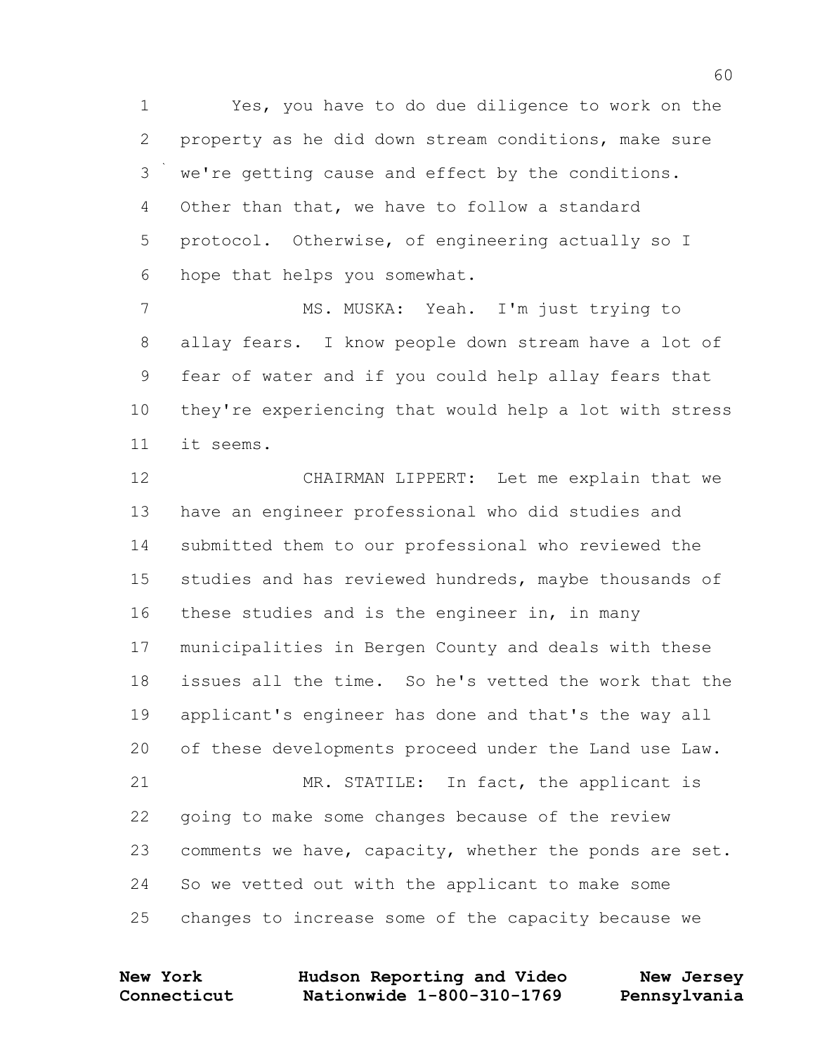Yes, you have to do due diligence to work on the property as he did down stream conditions, make sure we're getting cause and effect by the conditions. Other than that, we have to follow a standard protocol. Otherwise, of engineering actually so I hope that helps you somewhat.

MS. MUSKA: Yeah. I'm just trying to allay fears. I know people down stream have a lot of fear of water and if you could help allay fears that they're experiencing that would help a lot with stress it seems.

CHAIRMAN LIPPERT: Let me explain that we have an engineer professional who did studies and submitted them to our professional who reviewed the studies and has reviewed hundreds, maybe thousands of these studies and is the engineer in, in many municipalities in Bergen County and deals with these issues all the time. So he's vetted the work that the applicant's engineer has done and that's the way all of these developments proceed under the Land use Law.

MR. STATILE: In fact, the applicant is going to make some changes because of the review comments we have, capacity, whether the ponds are set. So we vetted out with the applicant to make some changes to increase some of the capacity because we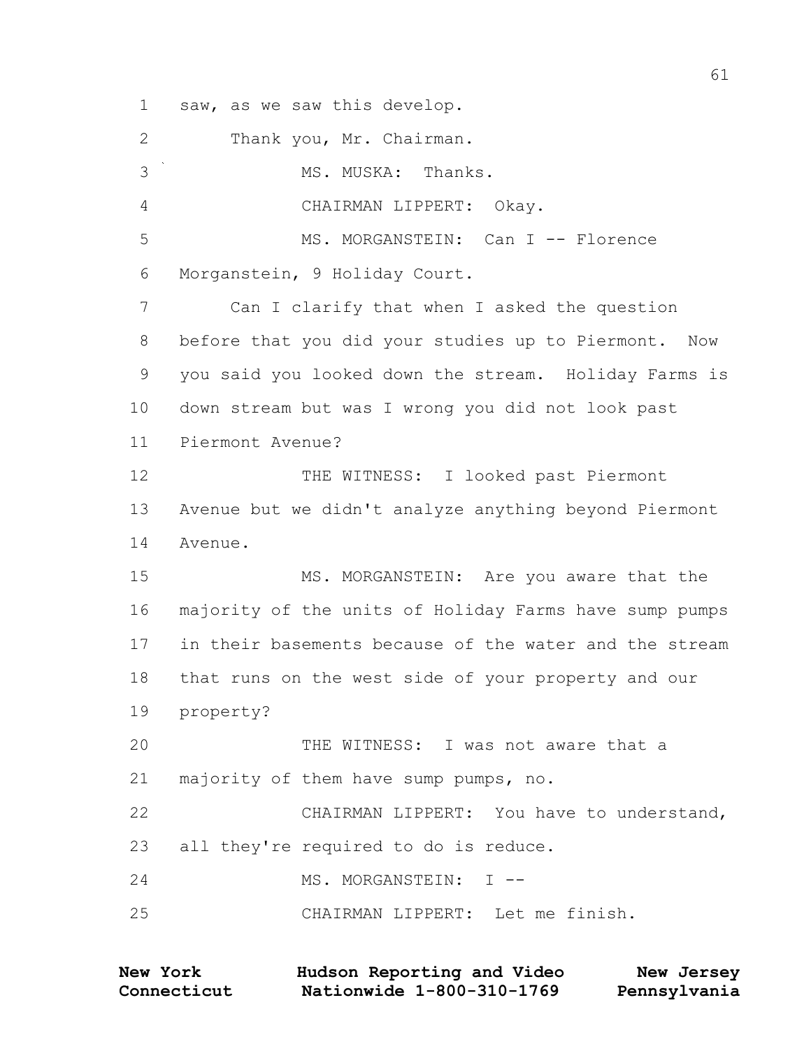saw, as we saw this develop.

Thank you, Mr. Chairman.

MS. MUSKA: Thanks.

CHAIRMAN LIPPERT: Okay.

MS. MORGANSTEIN: Can I -- Florence Morganstein, 9 Holiday Court.

Can I clarify that when I asked the question before that you did your studies up to Piermont. Now you said you looked down the stream. Holiday Farms is down stream but was I wrong you did not look past Piermont Avenue?

THE WITNESS: I looked past Piermont Avenue but we didn't analyze anything beyond Piermont Avenue.

MS. MORGANSTEIN: Are you aware that the majority of the units of Holiday Farms have sump pumps in their basements because of the water and the stream that runs on the west side of your property and our property?

THE WITNESS: I was not aware that a majority of them have sump pumps, no.

CHAIRMAN LIPPERT: You have to understand, all they're required to do is reduce.

MS. MORGANSTEIN: I --

CHAIRMAN LIPPERT: Let me finish.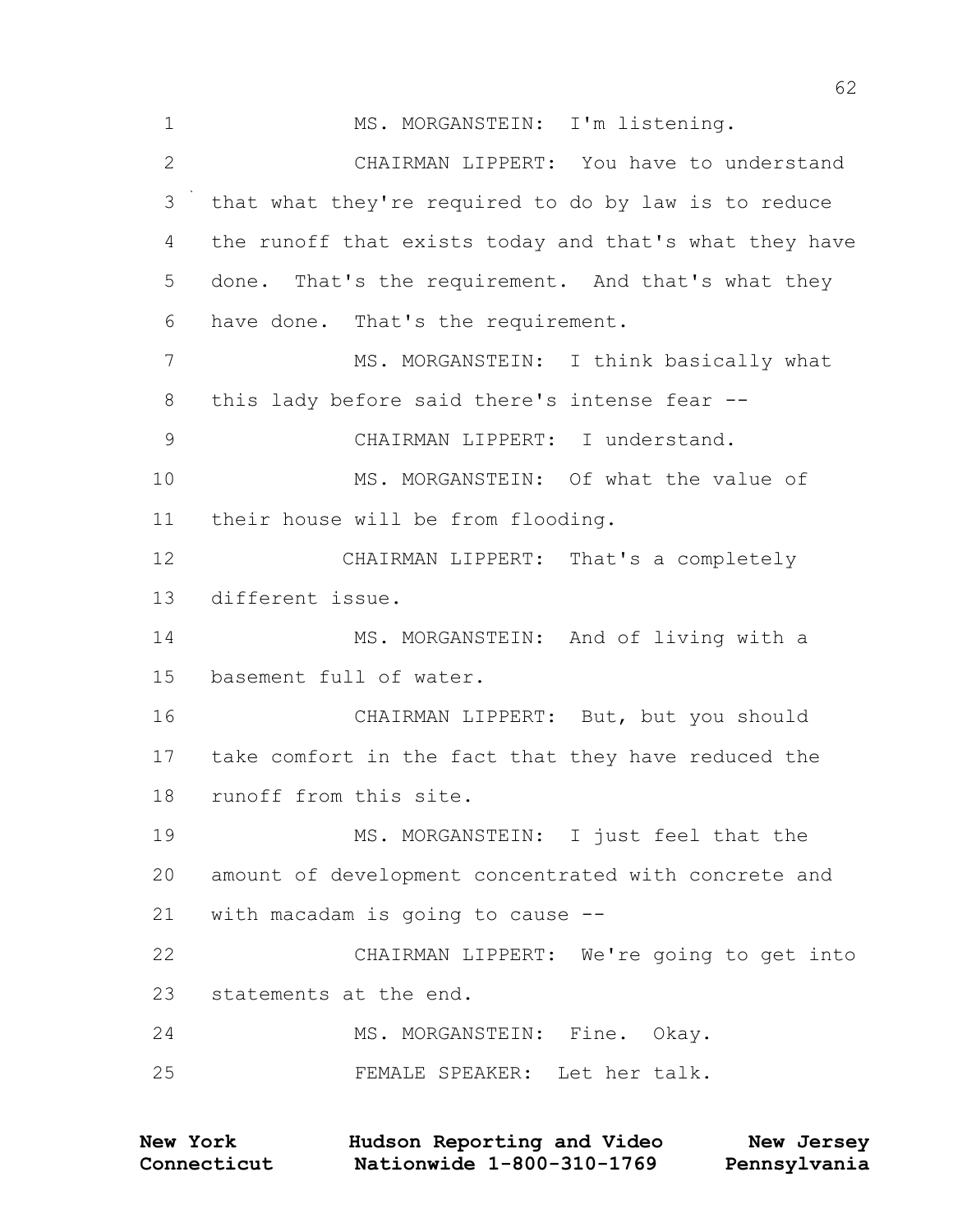MS. MORGANSTEIN: I'm listening.

CHAIRMAN LIPPERT: You have to understand that what they're required to do by law is to reduce the runoff that exists today and that's what they have done. That's the requirement. And that's what they have done. That's the requirement.

MS. MORGANSTEIN: I think basically what this lady before said there's intense fear --

CHAIRMAN LIPPERT: I understand.

MS. MORGANSTEIN: Of what the value of their house will be from flooding.

CHAIRMAN LIPPERT: That's a completely different issue.

MS. MORGANSTEIN: And of living with a basement full of water.

CHAIRMAN LIPPERT: But, but you should take comfort in the fact that they have reduced the runoff from this site.

MS. MORGANSTEIN: I just feel that the amount of development concentrated with concrete and with macadam is going to cause --

CHAIRMAN LIPPERT: We're going to get into statements at the end.

MS. MORGANSTEIN: Fine. Okay.

FEMALE SPEAKER: Let her talk.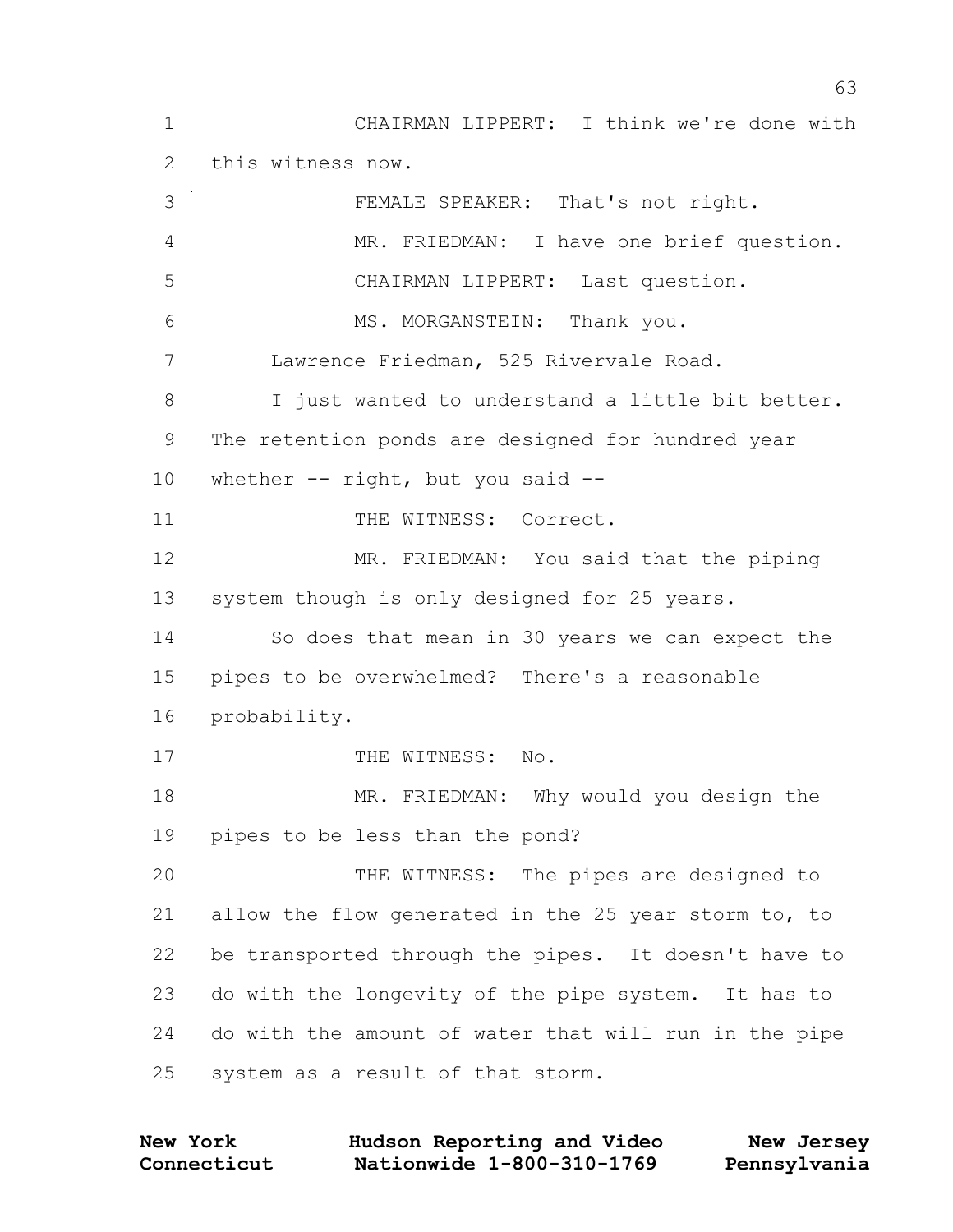CHAIRMAN LIPPERT: I think we're done with this witness now.

FEMALE SPEAKER: That's not right.

MR. FRIEDMAN: I have one brief question.

CHAIRMAN LIPPERT: Last question.

MS. MORGANSTEIN: Thank you.

Lawrence Friedman, 525 Rivervale Road.

I just wanted to understand a little bit better. The retention ponds are designed for hundred year whether -- right, but you said --

THE WITNESS: Correct.

MR. FRIEDMAN: You said that the piping system though is only designed for 25 years.

So does that mean in 30 years we can expect the pipes to be overwhelmed? There's a reasonable probability.

THE WITNESS: No.

MR. FRIEDMAN: Why would you design the pipes to be less than the pond?

THE WITNESS: The pipes are designed to allow the flow generated in the 25 year storm to, to be transported through the pipes. It doesn't have to do with the longevity of the pipe system. It has to do with the amount of water that will run in the pipe system as a result of that storm.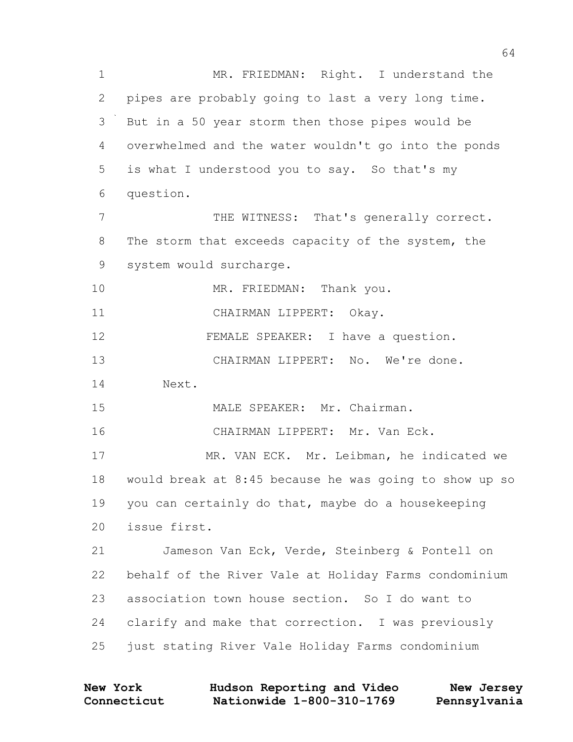MR. FRIEDMAN: Right. I understand the pipes are probably going to last a very long time. But in a 50 year storm then those pipes would be overwhelmed and the water wouldn't go into the ponds is what I understood you to say. So that's my question.

THE WITNESS: That's generally correct. The storm that exceeds capacity of the system, the system would surcharge.

MR. FRIEDMAN: Thank you.

CHAIRMAN LIPPERT: Okay.

FEMALE SPEAKER: I have a question.

CHAIRMAN LIPPERT: No. We're done. Next.

MALE SPEAKER: Mr. Chairman.

CHAIRMAN LIPPERT: Mr. Van Eck.

MR. VAN ECK. Mr. Leibman, he indicated we would break at 8:45 because he was going to show up so you can certainly do that, maybe do a housekeeping issue first.

Jameson Van Eck, Verde, Steinberg & Pontell on behalf of the River Vale at Holiday Farms condominium association town house section. So I do want to clarify and make that correction. I was previously just stating River Vale Holiday Farms condominium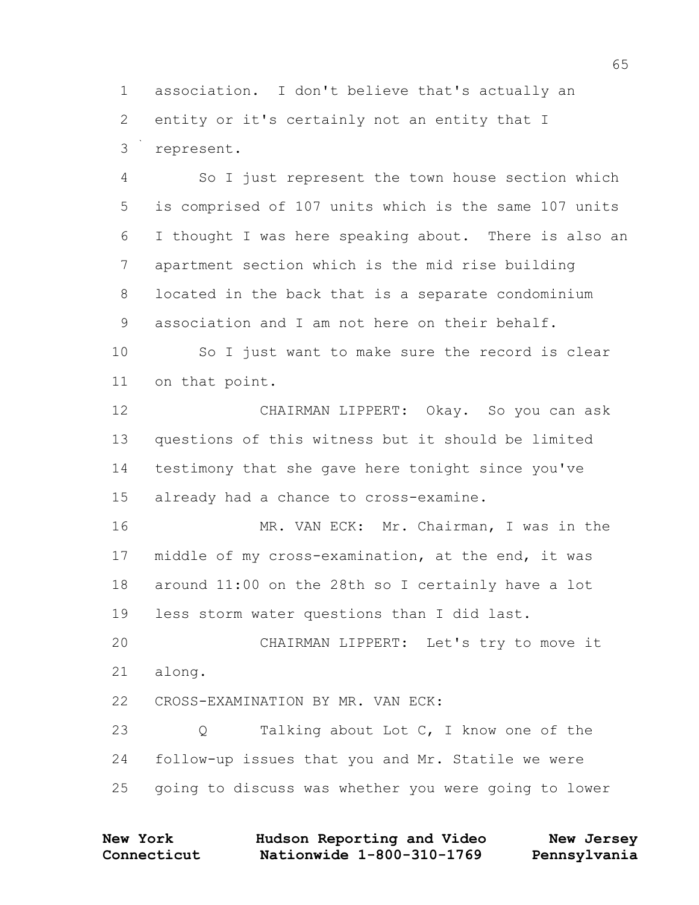association. I don't believe that's actually an entity or it's certainly not an entity that I represent.

So I just represent the town house section which is comprised of 107 units which is the same 107 units I thought I was here speaking about. There is also an apartment section which is the mid rise building located in the back that is a separate condominium association and I am not here on their behalf.

So I just want to make sure the record is clear on that point.

CHAIRMAN LIPPERT: Okay. So you can ask questions of this witness but it should be limited testimony that she gave here tonight since you've already had a chance to cross-examine.

MR. VAN ECK: Mr. Chairman, I was in the middle of my cross-examination, at the end, it was around 11:00 on the 28th so I certainly have a lot less storm water questions than I did last.

CHAIRMAN LIPPERT: Let's try to move it along.

CROSS-EXAMINATION BY MR. VAN ECK:

Q Talking about Lot C, I know one of the follow-up issues that you and Mr. Statile we were going to discuss was whether you were going to lower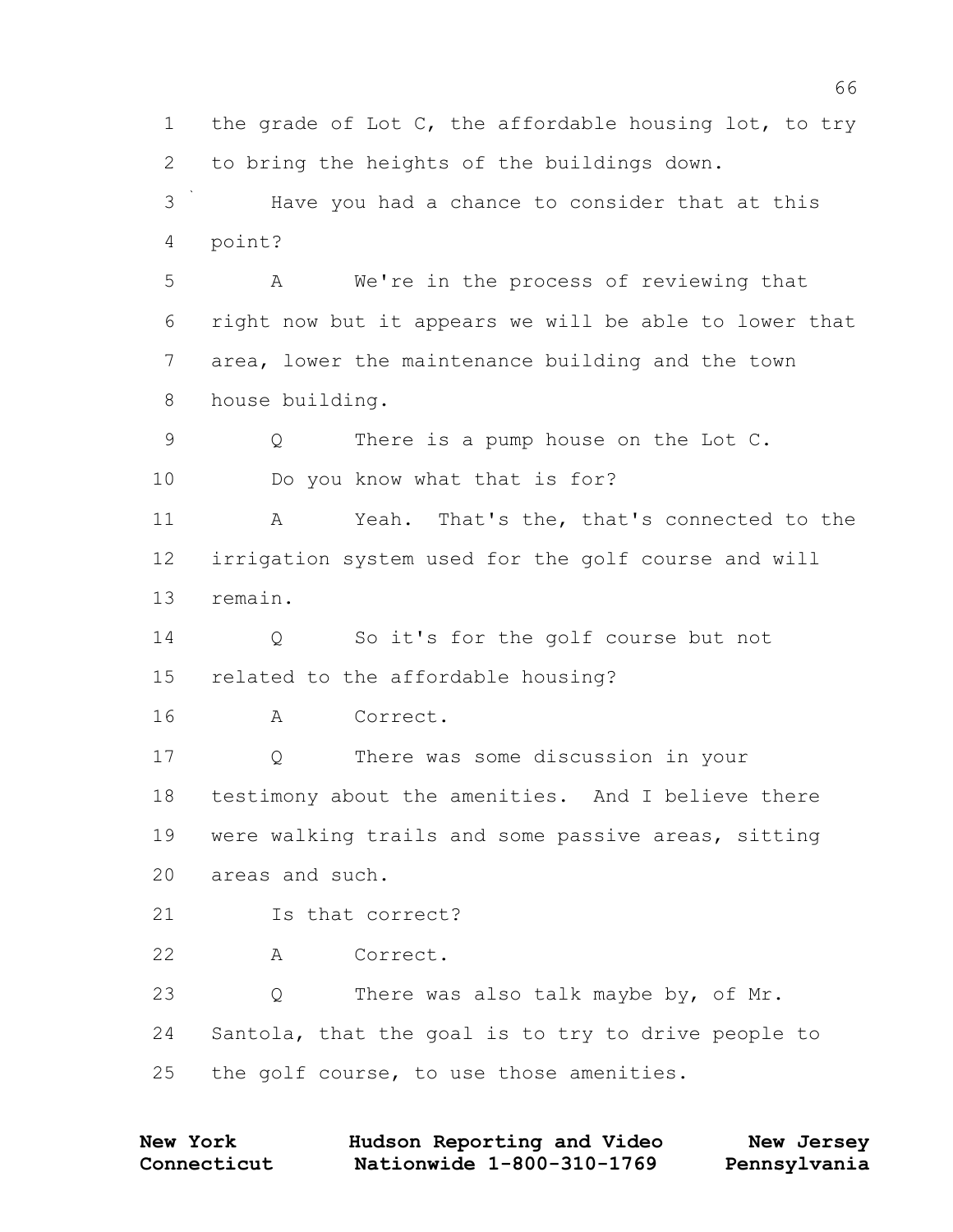1 the grade of Lot C, the affordable housing lot, to try
2 to bring the heights of the buildings down.
3 Have you had a chance to consider that at this
4 point?
5 A We're in the process of reviewing that
6 right now but it appears we will be able to lower that
7 area, lower the maintenance building and the town
8 house building.
9 Q There is a pump house on the Lot C.
10 Do you know what that is for?
11 A Yeah. That's the, that's connected to the
12 irrigation system used for the golf course and will
13 remain.
14 Q So it's for the golf course but not
15 related to the affordable housing?
16 A Correct.
17 Q There was some discussion in your
18 testimony about the amenities. And I believe there
19 were walking trails and some passive areas, sitting
20 areas and such.
21 Is that correct?
22 A Correct.
23 Q There was also talk maybe by, of Mr.
24 Santola, that the goal is to try to drive people to
25 the golf course, to use those amenities.

New York Hudson Reporting and Video New Jersey
Connecticut Nationwide 1-800-310-1769 Pennsylvania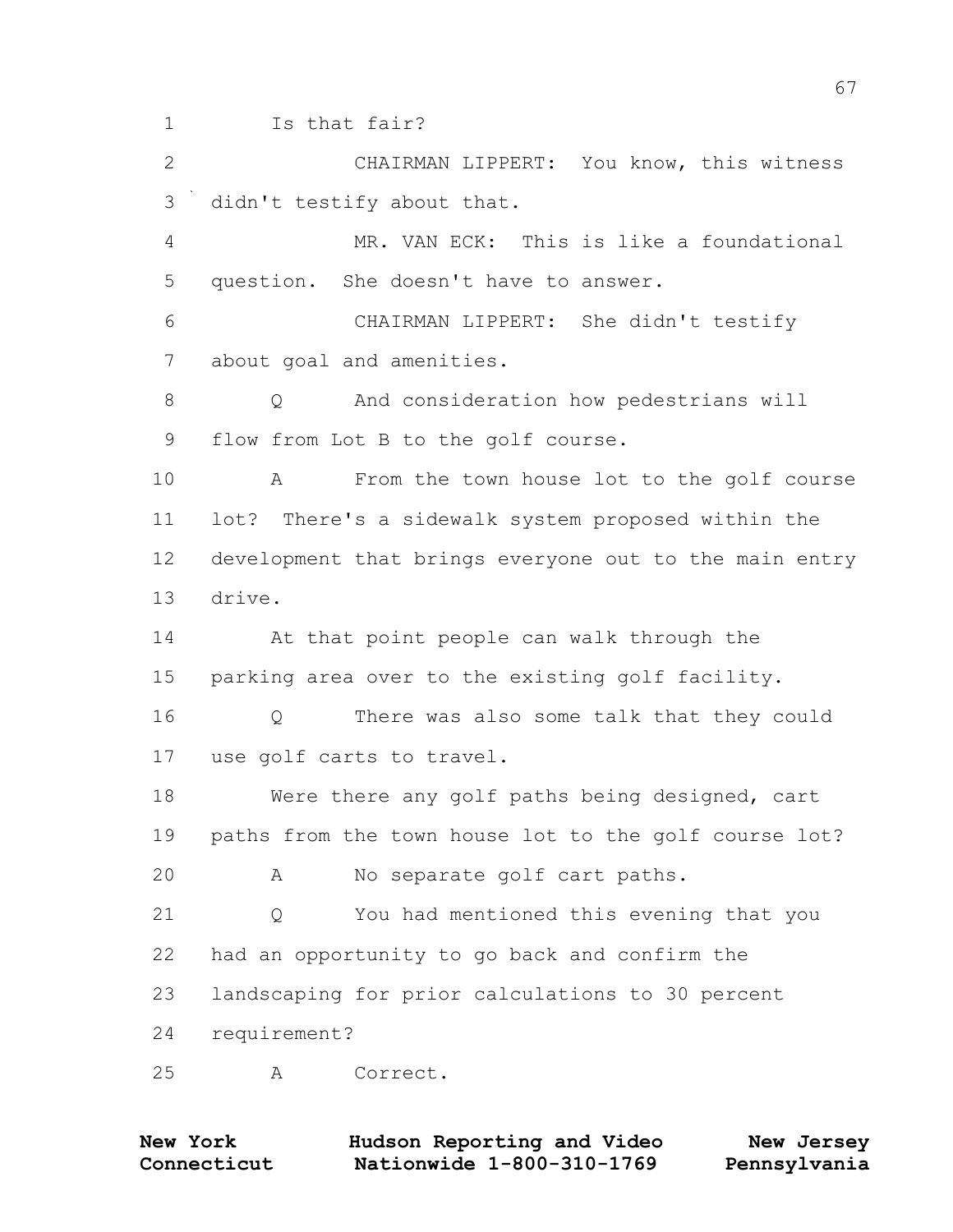1 Is that fair?

2 CHAIRMAN LIPPERT: You know, this witness

3 didn't testify about that.

4 MR. VAN ECK: This is like a foundational

5 question. She doesn't have to answer.

6 CHAIRMAN LIPPERT: She didn't testify

7 about goal and amenities.

8 Q And consideration how pedestrians will

9 flow from Lot B to the golf course.

10 A From the town house lot to the golf course

11 lot? There's a sidewalk system proposed within the

12 development that brings everyone out to the main entry

13 drive.

14 At that point people can walk through the

15 parking area over to the existing golf facility.

16 Q There was also some talk that they could

17 use golf carts to travel.

18 Were there any golf paths being designed, cart

19 paths from the town house lot to the golf course lot?

20 A No separate golf cart paths.

21 Q You had mentioned this evening that you

22 had an opportunity to go back and confirm the

23 landscaping for prior calculations to 30 percent

24 requirement?

25 A Correct.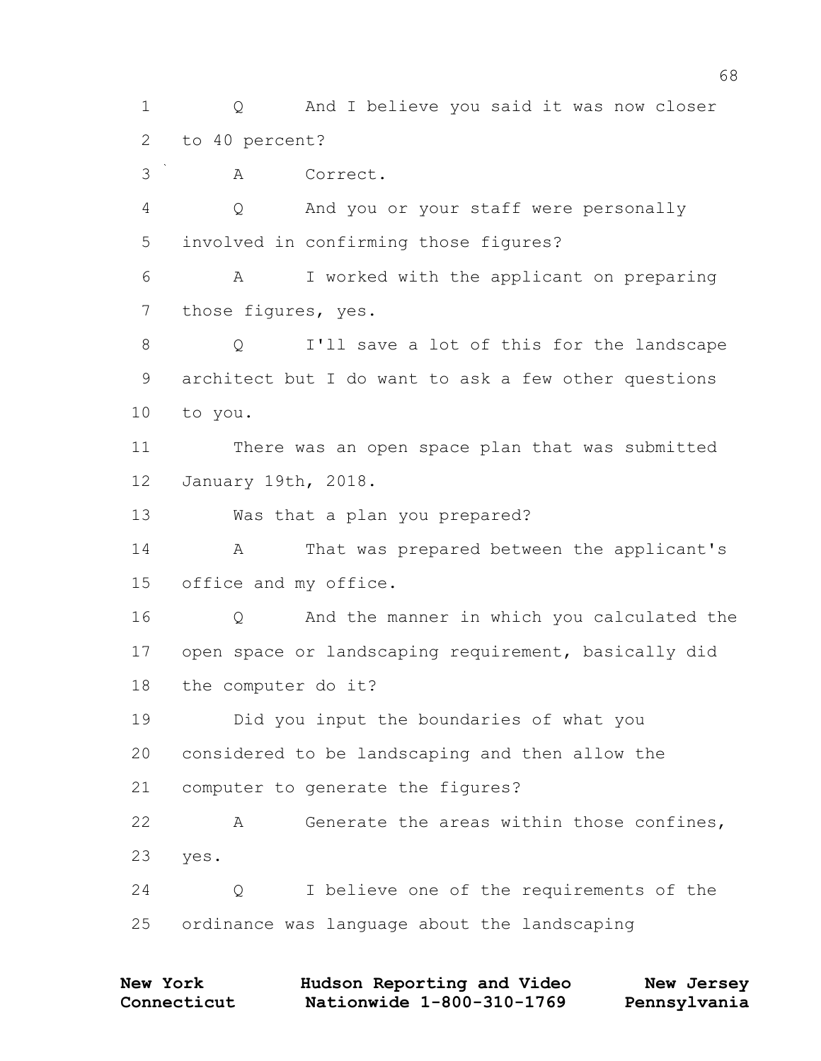1 Q And I believe you said it was now closer
2 to 40 percent?
3 A Correct.
4 Q And you or your staff were personally
5 involved in confirming those figures?
6 A I worked with the applicant on preparing
7 those figures, yes.
8 Q I'll save a lot of this for the landscape
9 architect but I do want to ask a few other questions
10 to you.
11 There was an open space plan that was submitted
12 January 19th, 2018.
13 Was that a plan you prepared?
14 A That was prepared between the applicant's
15 office and my office.
16 Q And the manner in which you calculated the
17 open space or landscaping requirement, basically did
18 the computer do it?
19 Did you input the boundaries of what you
20 considered to be landscaping and then allow the
21 computer to generate the figures?
22 A Generate the areas within those confines,
23 yes.
24 Q I believe one of the requirements of the
25 ordinance was language about the landscaping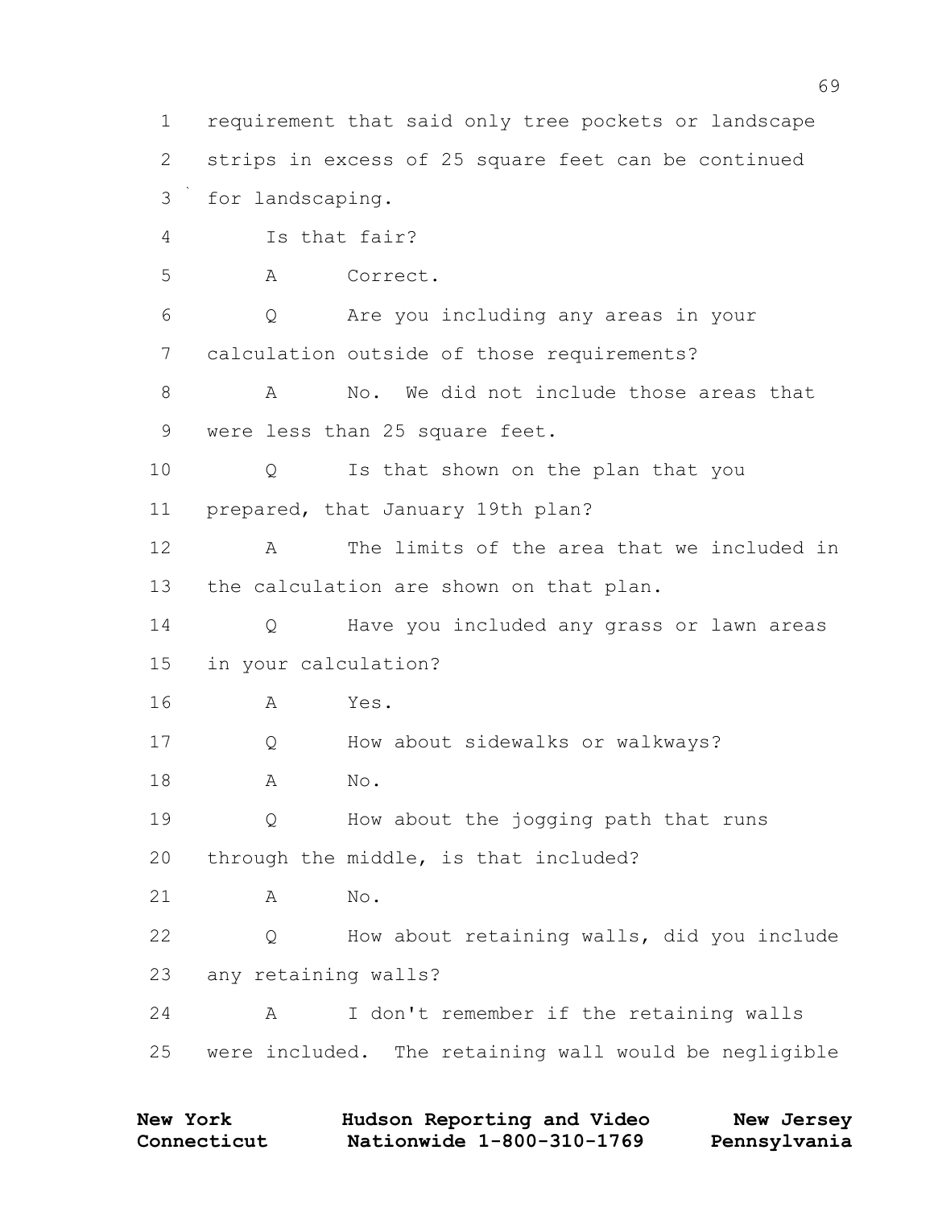1 requirement that said only tree pockets or landscape
2 strips in excess of 25 square feet can be continued
3 for landscaping.
4 Is that fair?
5 A Correct.
6 Q Are you including any areas in your
7 calculation outside of those requirements?
8 A No. We did not include those areas that
9 were less than 25 square feet.
10 Q Is that shown on the plan that you
11 prepared, that January 19th plan?
12 A The limits of the area that we included in
13 the calculation are shown on that plan.
14 Q Have you included any grass or lawn areas
15 in your calculation?
16 A Yes.
17 Q How about sidewalks or walkways?
18 A No.
19 Q How about the jogging path that runs
20 through the middle, is that included?
21 A No.
22 Q How about retaining walls, did you include
23 any retaining walls?
24 A I don't remember if the retaining walls
25 were included. The retaining wall would be negligible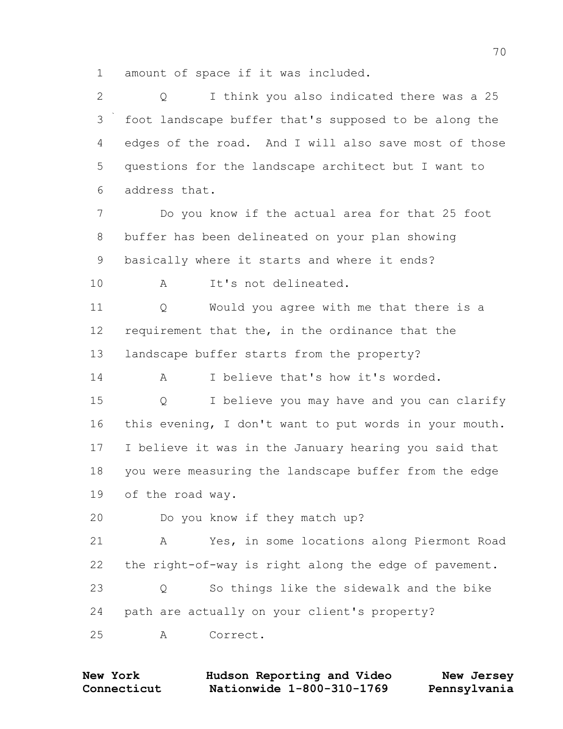amount of space if it was included.

Q I think you also indicated there was a 25 foot landscape buffer that's supposed to be along the edges of the road. And I will also save most of those questions for the landscape architect but I want to address that.

Do you know if the actual area for that 25 foot buffer has been delineated on your plan showing basically where it starts and where it ends?

A It's not delineated.

Q Would you agree with me that there is a requirement that the, in the ordinance that the landscape buffer starts from the property?

A I believe that's how it's worded.

Q I believe you may have and you can clarify this evening, I don't want to put words in your mouth. I believe it was in the January hearing you said that you were measuring the landscape buffer from the edge of the road way.

Do you know if they match up?

A Yes, in some locations along Piermont Road the right-of-way is right along the edge of pavement.

Q So things like the sidewalk and the bike path are actually on your client's property?

A Correct.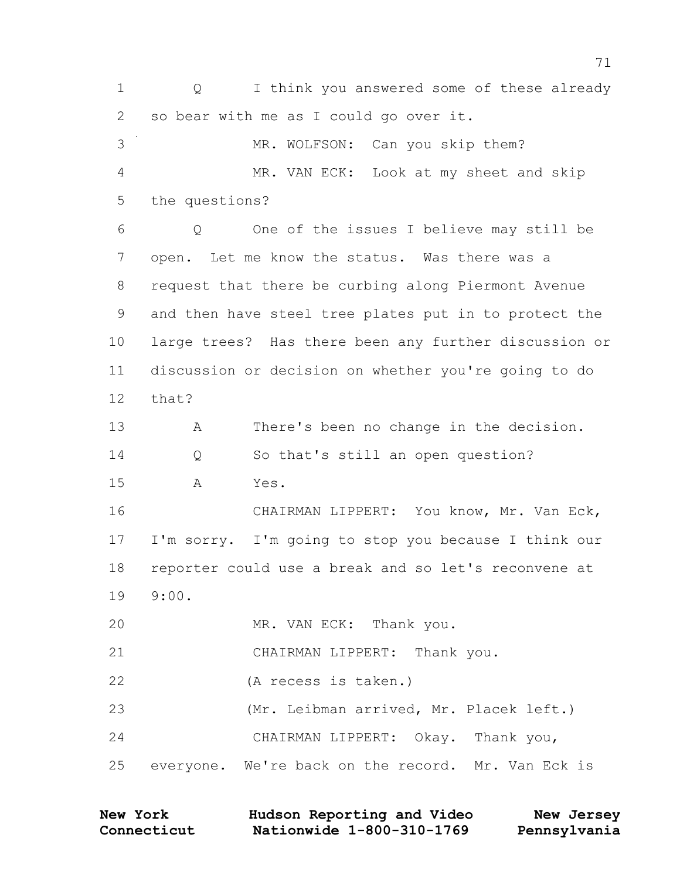1 Q I think you answered some of these already
2 so bear with me as I could go over it.
3 MR. WOLFSON: Can you skip them?
4 MR. VAN ECK: Look at my sheet and skip
5 the questions?
6 Q One of the issues I believe may still be
7 open. Let me know the status. Was there was a
8 request that there be curbing along Piermont Avenue
9 and then have steel tree plates put in to protect the
10 large trees? Has there been any further discussion or
11 discussion or decision on whether you're going to do
12 that?
13 A There's been no change in the decision.
14 Q So that's still an open question?
15 A Yes.
16 CHAIRMAN LIPPERT: You know, Mr. Van Eck,
17 I'm sorry. I'm going to stop you because I think our
18 reporter could use a break and so let's reconvene at
19 9:00.
20 MR. VAN ECK: Thank you.
21 CHAIRMAN LIPPERT: Thank you.
22 (A recess is taken.)
23 (Mr. Leibman arrived, Mr. Placek left.)
24 CHAIRMAN LIPPERT: Okay. Thank you,
25 everyone. We're back on the record. Mr. Van Eck is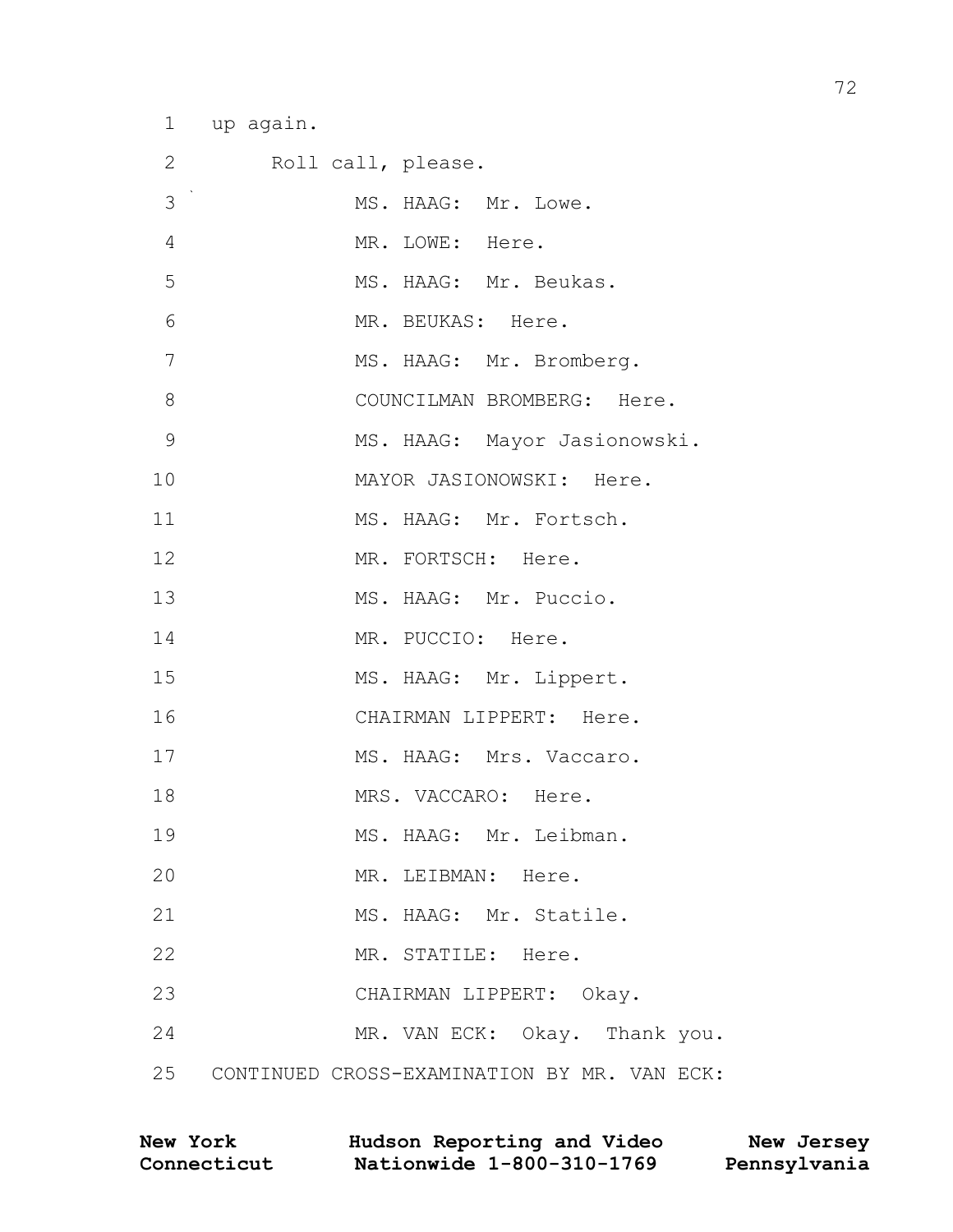1 up again.

2 Roll call, please.

3 MS. HAAG: Mr. Lowe.

4 MR. LOWE: Here.

5 MS. HAAG: Mr. Beukas.

6 MR. BEUKAS: Here.

7 MS. HAAG: Mr. Bromberg.

8 COUNCILMAN BROMBERG: Here.

9 MS. HAAG: Mayor Jasionowski.

10 MAYOR JASIONOWSKI: Here.

11 MS. HAAG: Mr. Fortsch.

12 MR. FORTSCH: Here.

13 MS. HAAG: Mr. Puccio.

14 MR. PUCCIO: Here.

15 MS. HAAG: Mr. Lippert.

16 CHAIRMAN LIPPERT: Here.

17 MS. HAAG: Mrs. Vaccaro.

18 MRS. VACCARO: Here.

19 MS. HAAG: Mr. Leibman.

20 MR. LEIBMAN: Here.

21 MS. HAAG: Mr. Statile.

22 MR. STATILE: Here.

23 CHAIRMAN LIPPERT: Okay.

24 MR. VAN ECK: Okay. Thank you.

25 CONTINUED CROSS-EXAMINATION BY MR. VAN ECK: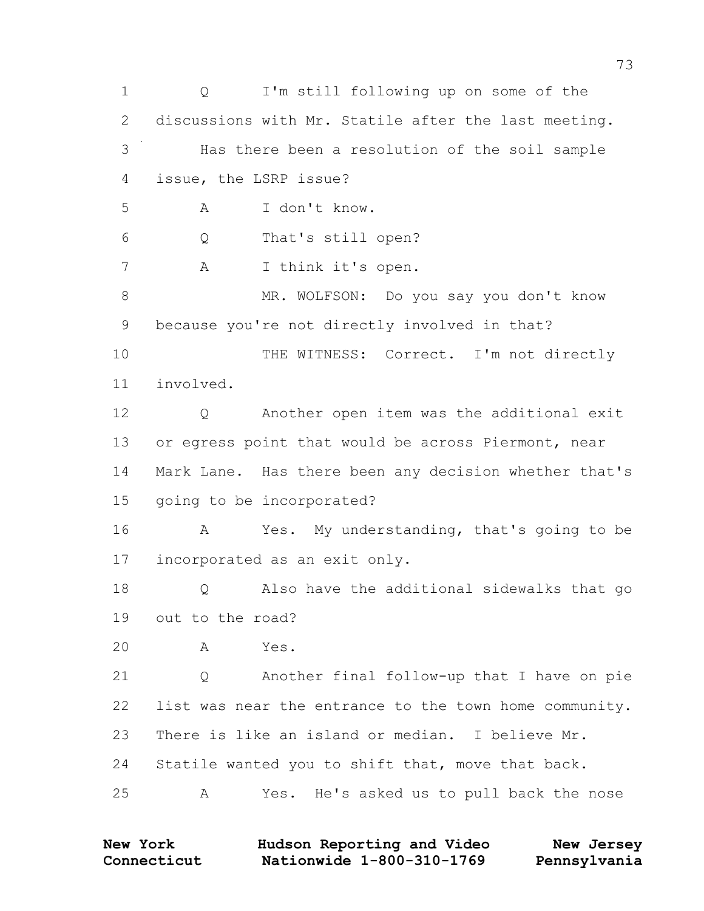1 Q I'm still following up on some of the
2 discussions with Mr. Statile after the last meeting.
3 Has there been a resolution of the soil sample
4 issue, the LSRP issue?
5 A I don't know.
6 Q That's still open?
7 A I think it's open.
8 MR. WOLFSON: Do you say you don't know
9 because you're not directly involved in that?
10 THE WITNESS: Correct. I'm not directly
11 involved.
12 Q Another open item was the additional exit
13 or egress point that would be across Piermont, near
14 Mark Lane. Has there been any decision whether that's
15 going to be incorporated?
16 A Yes. My understanding, that's going to be
17 incorporated as an exit only.
18 Q Also have the additional sidewalks that go
19 out to the road?
20 A Yes.
21 Q Another final follow-up that I have on pie
22 list was near the entrance to the town home community.
23 There is like an island or median. I believe Mr.
24 Statile wanted you to shift that, move that back.
25 A Yes. He's asked us to pull back the nose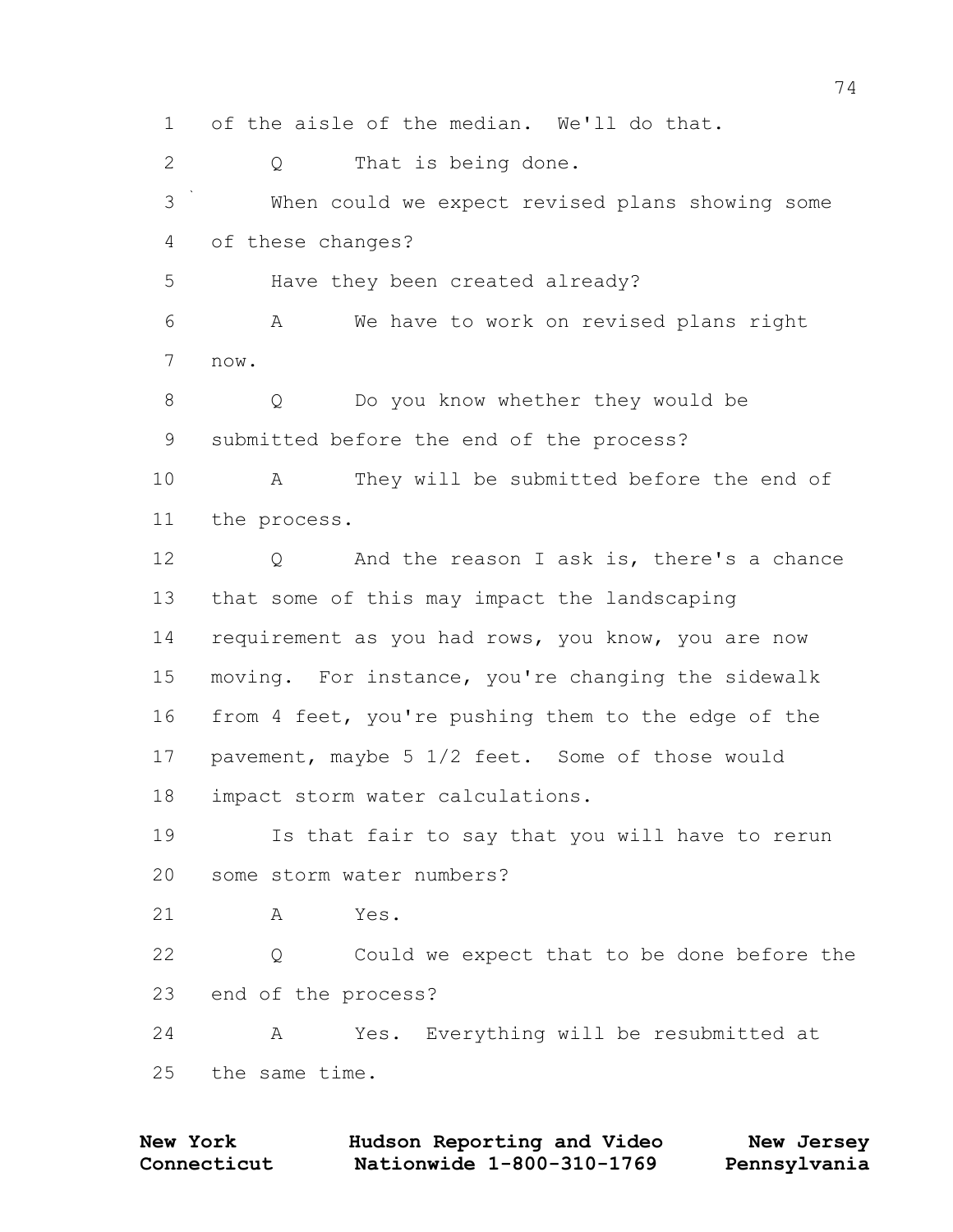1 of the aisle of the median. We'll do that.

2 Q That is being done.

3 When could we expect revised plans showing some

4 of these changes?

5 Have they been created already?

6 A We have to work on revised plans right

7 now.

8 Q Do you know whether they would be

9 submitted before the end of the process?

10 A They will be submitted before the end of

11 the process.

12 Q And the reason I ask is, there's a chance

13 that some of this may impact the landscaping

14 requirement as you had rows, you know, you are now

15 moving. For instance, you're changing the sidewalk

16 from 4 feet, you're pushing them to the edge of the

17 pavement, maybe 5 1/2 feet. Some of those would

18 impact storm water calculations.

19 Is that fair to say that you will have to rerun

20 some storm water numbers?

21 A Yes.

22 Q Could we expect that to be done before the

23 end of the process?

24 A Yes. Everything will be resubmitted at

25 the same time.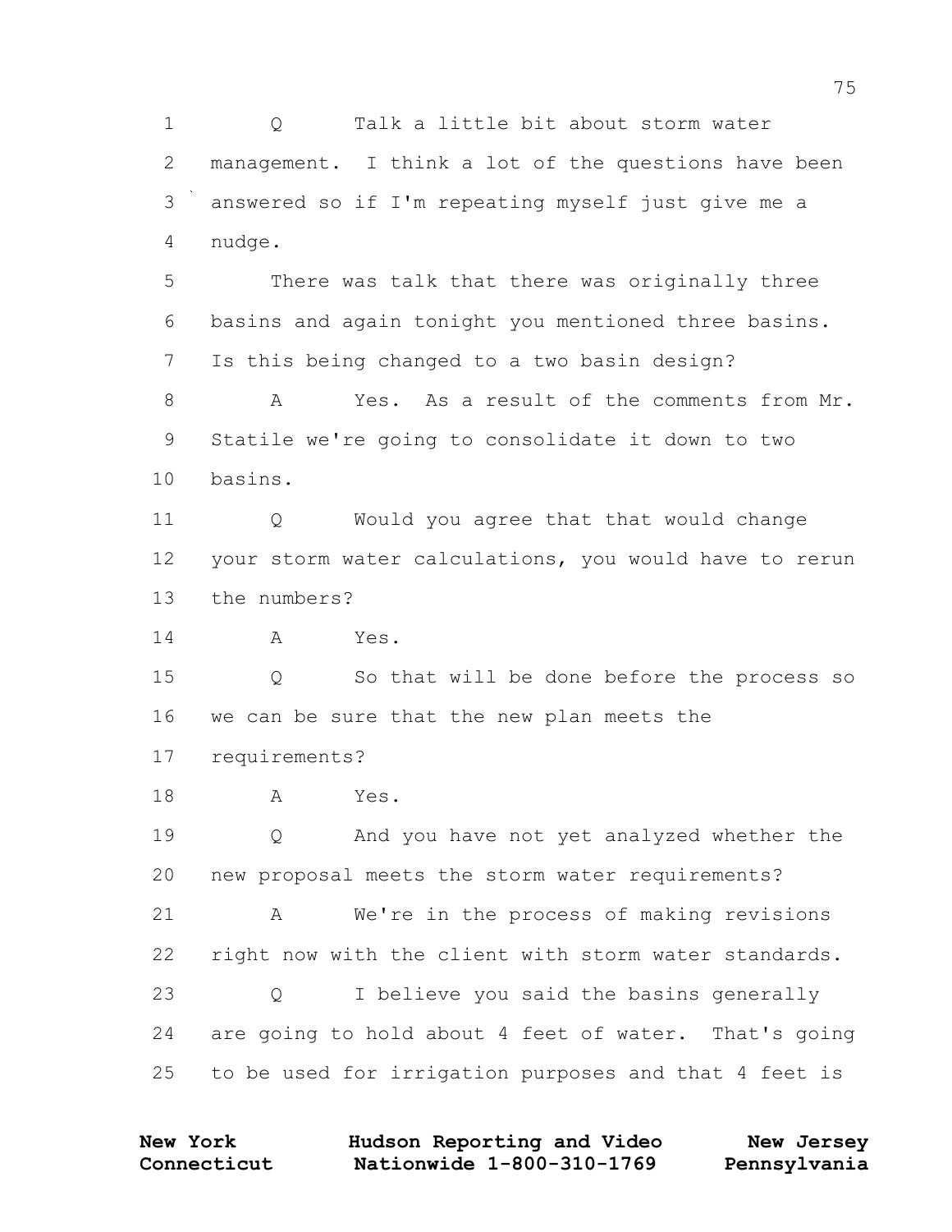Q Talk a little bit about storm water management. I think a lot of the questions have been answered so if I'm repeating myself just give me a nudge.

There was talk that there was originally three basins and again tonight you mentioned three basins. Is this being changed to a two basin design?

A Yes. As a result of the comments from Mr. Statile we're going to consolidate it down to two basins.

Q Would you agree that that would change your storm water calculations, you would have to rerun the numbers?

A Yes.

Q So that will be done before the process so we can be sure that the new plan meets the requirements?

A Yes.

Q And you have not yet analyzed whether the new proposal meets the storm water requirements?

A We're in the process of making revisions right now with the client with storm water standards.

Q I believe you said the basins generally are going to hold about 4 feet of water. That's going to be used for irrigation purposes and that 4 feet is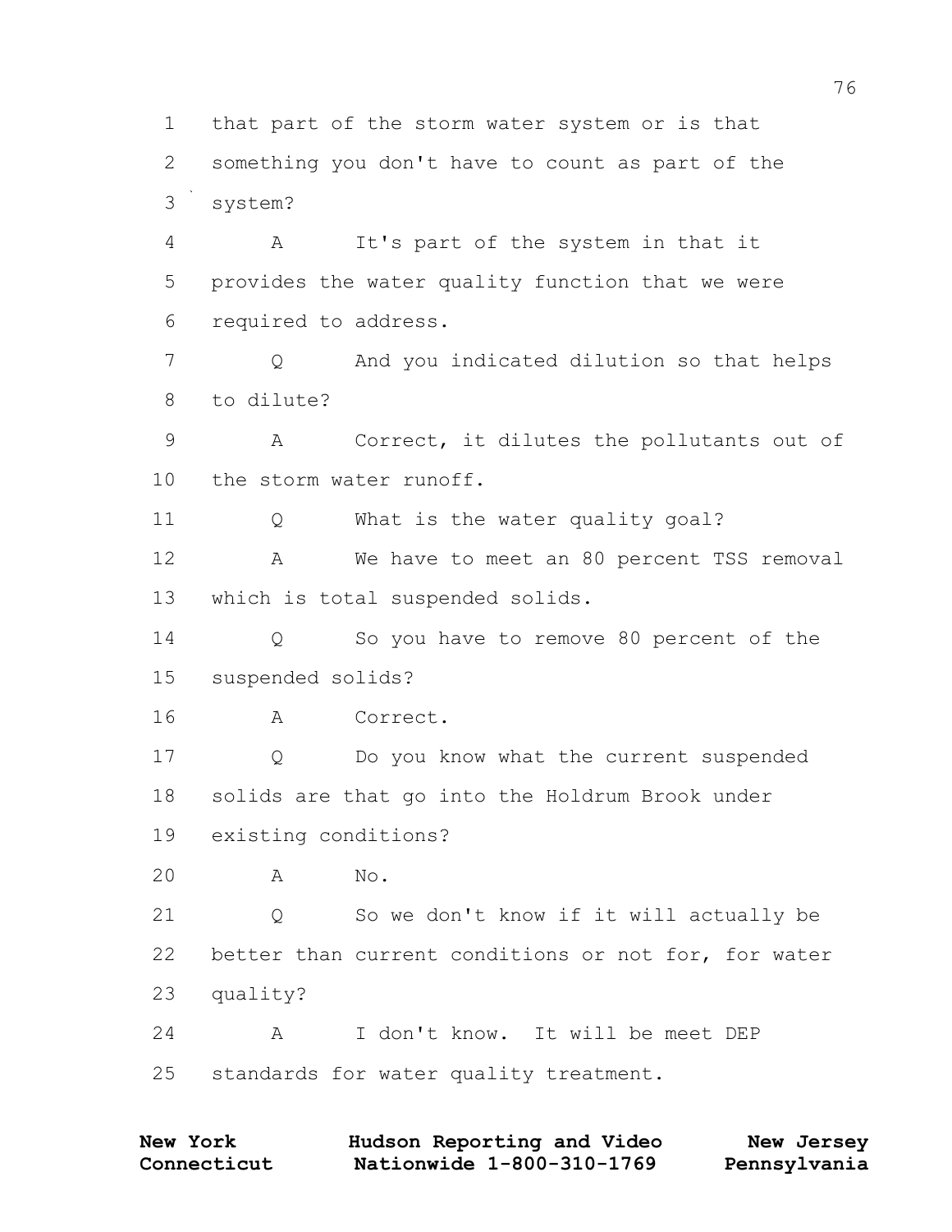1 that part of the storm water system or is that
2 something you don't have to count as part of the
3 system?

4 A It's part of the system in that it
5 provides the water quality function that we were
6 required to address.

7 Q And you indicated dilution so that helps
8 to dilute?

9 A Correct, it dilutes the pollutants out of
10 the storm water runoff.

11 Q What is the water quality goal?

12 A We have to meet an 80 percent TSS removal
13 which is total suspended solids.

14 Q So you have to remove 80 percent of the
15 suspended solids?

16 A Correct.

17 Q Do you know what the current suspended
18 solids are that go into the Holdrum Brook under
19 existing conditions?

20 A No.

21 Q So we don't know if it will actually be
22 better than current conditions or not for, for water
23 quality?

24 A I don't know. It will be meet DEP
25 standards for water quality treatment.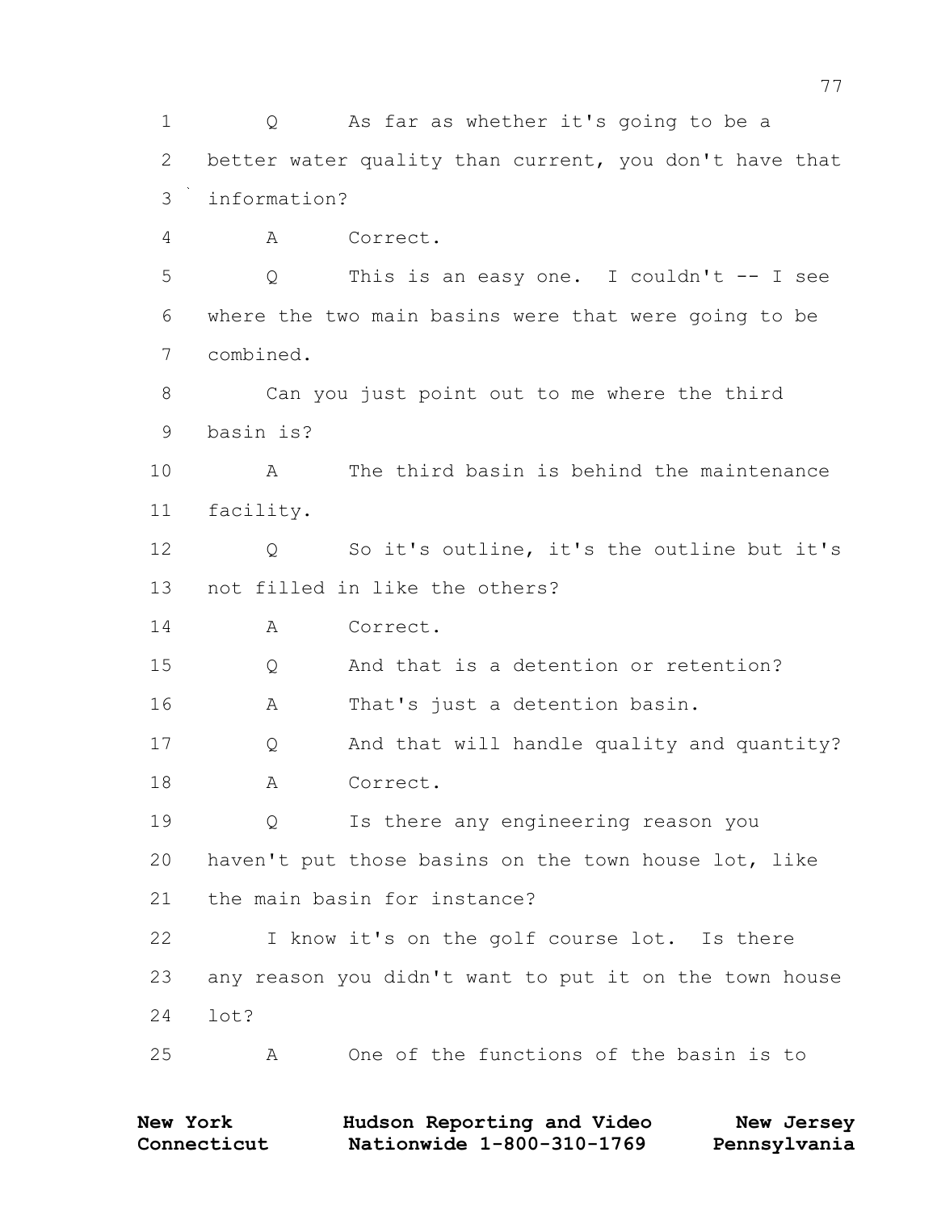1 Q As far as whether it's going to be a
2 better water quality than current, you don't have that
3 information?
4 A Correct.
5 Q This is an easy one. I couldn't -- I see
6 where the two main basins were that were going to be
7 combined.
8 Can you just point out to me where the third
9 basin is?
10 A The third basin is behind the maintenance
11 facility.
12 Q So it's outline, it's the outline but it's
13 not filled in like the others?
14 A Correct.
15 Q And that is a detention or retention?
16 A That's just a detention basin.
17 Q And that will handle quality and quantity?
18 A Correct.
19 Q Is there any engineering reason you
20 haven't put those basins on the town house lot, like
21 the main basin for instance?
22 I know it's on the golf course lot. Is there
23 any reason you didn't want to put it on the town house
24 lot?
25 A One of the functions of the basin is to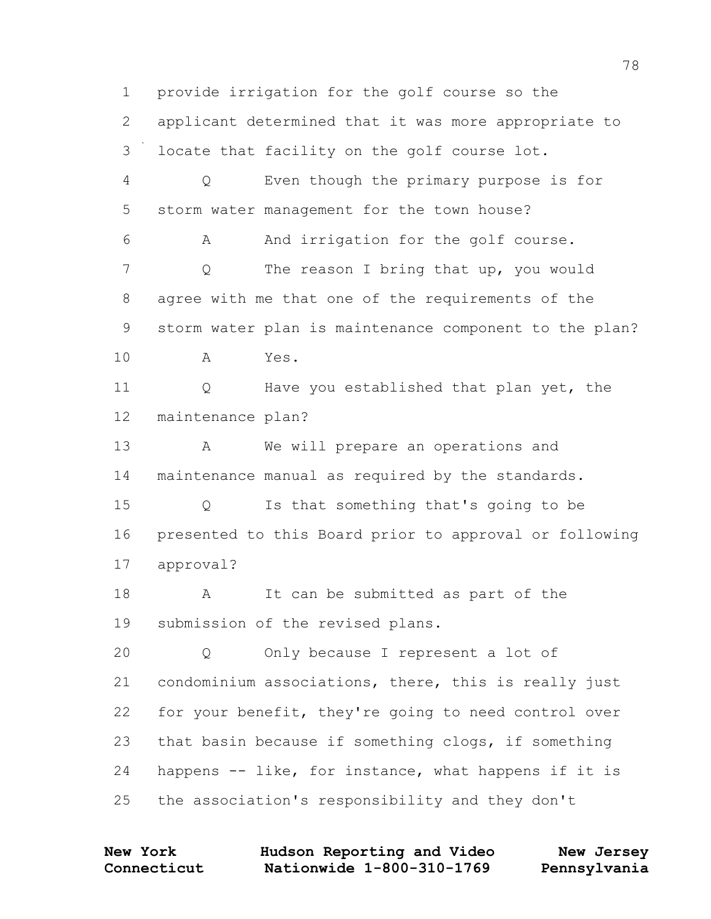1 provide irrigation for the golf course so the
2 applicant determined that it was more appropriate to
3 locate that facility on the golf course lot.
4 Q Even though the primary purpose is for
5 storm water management for the town house?
6 A And irrigation for the golf course.
7 Q The reason I bring that up, you would
8 agree with me that one of the requirements of the
9 storm water plan is maintenance component to the plan?
10 A Yes.
11 Q Have you established that plan yet, the
12 maintenance plan?
13 A We will prepare an operations and
14 maintenance manual as required by the standards.
15 Q Is that something that's going to be
16 presented to this Board prior to approval or following
17 approval?
18 A It can be submitted as part of the
19 submission of the revised plans.
20 Q Only because I represent a lot of
21 condominium associations, there, this is really just
22 for your benefit, they're going to need control over
23 that basin because if something clogs, if something
24 happens -- like, for instance, what happens if it is
25 the association's responsibility and they don't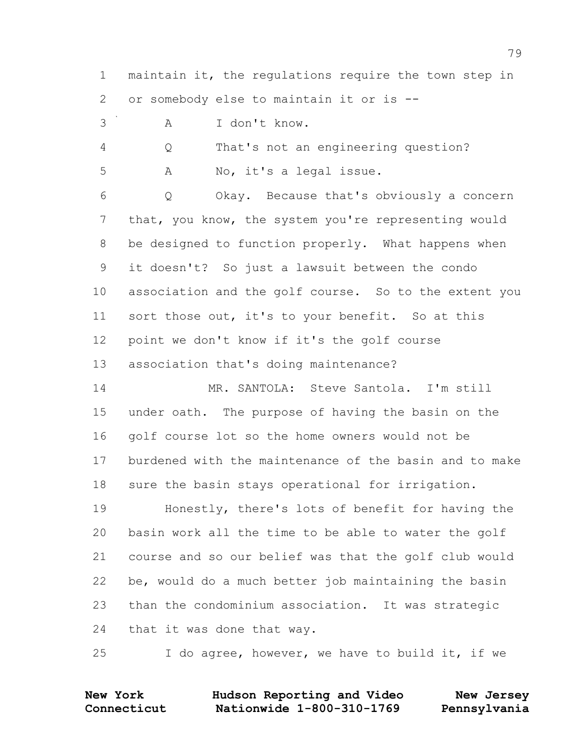maintain it, the regulations require the town step in or somebody else to maintain it or is --

A I don't know.

Q That's not an engineering question?

A No, it's a legal issue.

Q Okay. Because that's obviously a concern that, you know, the system you're representing would be designed to function properly. What happens when it doesn't? So just a lawsuit between the condo association and the golf course. So to the extent you sort those out, it's to your benefit. So at this point we don't know if it's the golf course association that's doing maintenance?

MR. SANTOLA: Steve Santola. I'm still under oath. The purpose of having the basin on the golf course lot so the home owners would not be burdened with the maintenance of the basin and to make sure the basin stays operational for irrigation.

Honestly, there's lots of benefit for having the basin work all the time to be able to water the golf course and so our belief was that the golf club would be, would do a much better job maintaining the basin than the condominium association. It was strategic that it was done that way.

I do agree, however, we have to build it, if we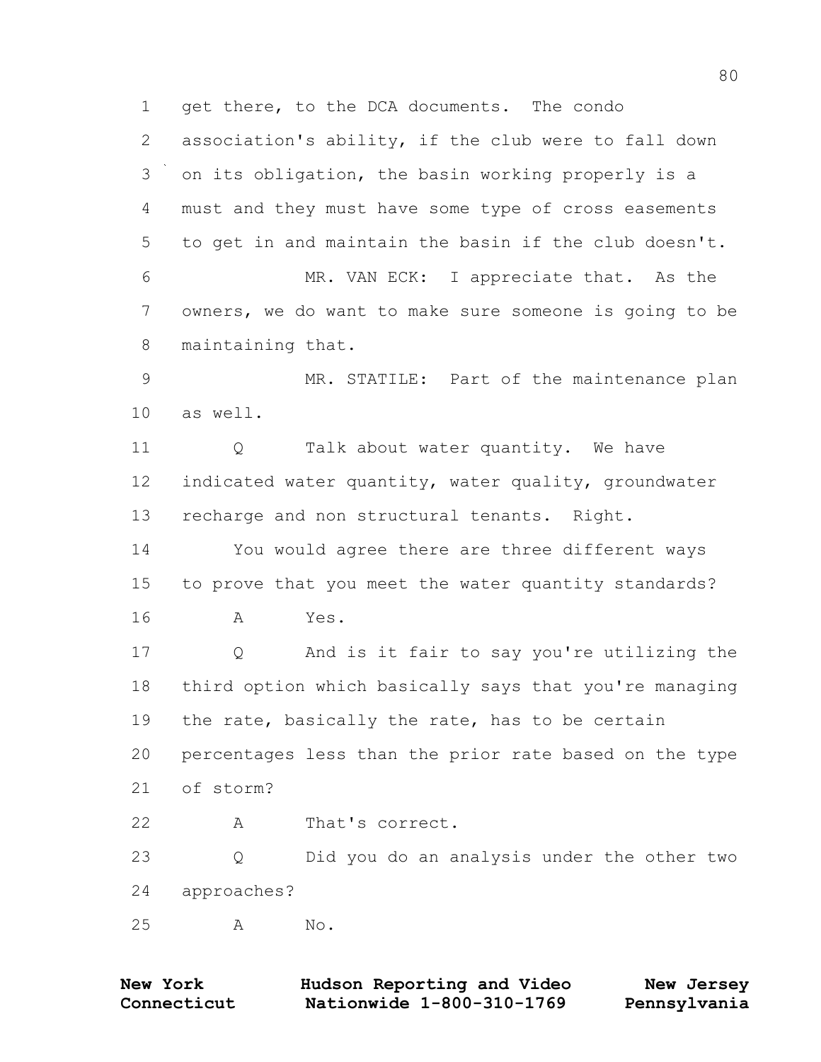1 get there, to the DCA documents. The condo
2 association's ability, if the club were to fall down
3 on its obligation, the basin working properly is a
4 must and they must have some type of cross easements
5 to get in and maintain the basin if the club doesn't.
6 MR. VAN ECK: I appreciate that. As the
7 owners, we do want to make sure someone is going to be
8 maintaining that.
9 MR. STATILE: Part of the maintenance plan
10 as well.
11 Q Talk about water quantity. We have
12 indicated water quantity, water quality, groundwater
13 recharge and non structural tenants. Right.
14 You would agree there are three different ways
15 to prove that you meet the water quantity standards?
16 A Yes.
17 Q And is it fair to say you're utilizing the
18 third option which basically says that you're managing
19 the rate, basically the rate, has to be certain
20 percentages less than the prior rate based on the type
21 of storm?
22 A That's correct.
23 Q Did you do an analysis under the other two
24 approaches?
25 A No.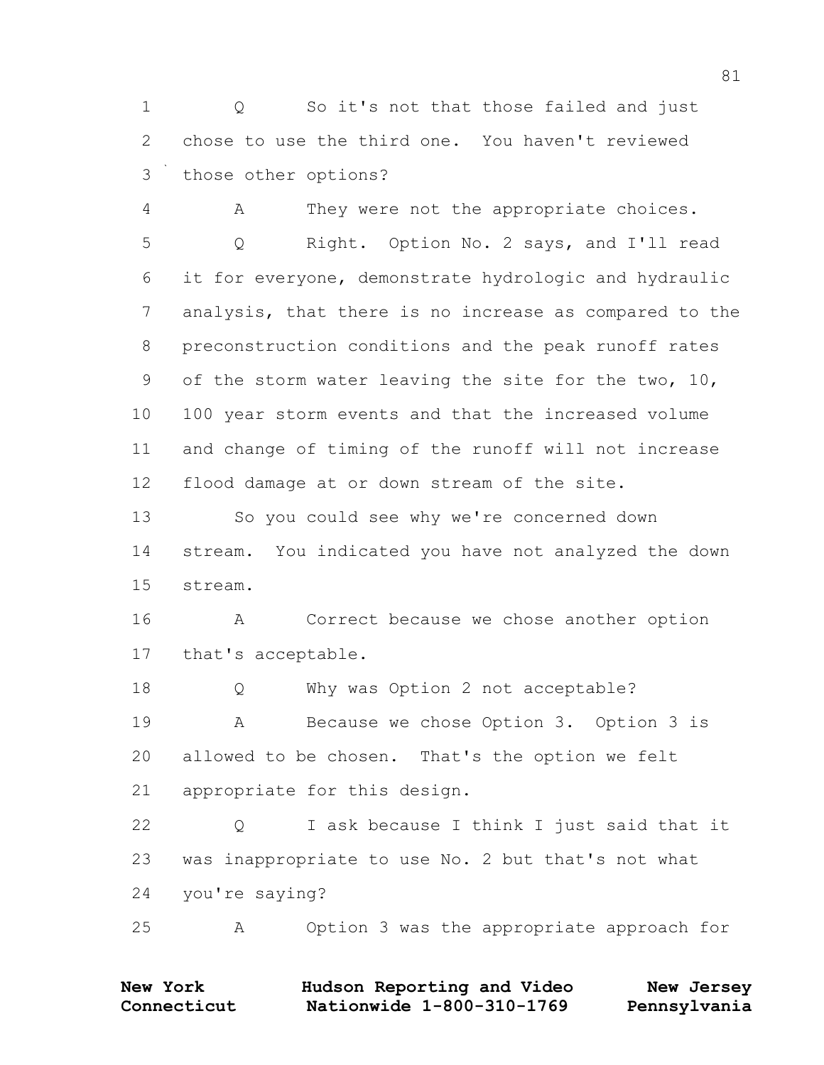Q So it's not that those failed and just chose to use the third one. You haven't reviewed those other options?

A They were not the appropriate choices.

Q Right. Option No. 2 says, and I'll read it for everyone, demonstrate hydrologic and hydraulic analysis, that there is no increase as compared to the preconstruction conditions and the peak runoff rates of the storm water leaving the site for the two, 10, 100 year storm events and that the increased volume and change of timing of the runoff will not increase flood damage at or down stream of the site.

So you could see why we're concerned down stream. You indicated you have not analyzed the down stream.

A Correct because we chose another option that's acceptable.

Q Why was Option 2 not acceptable?

A Because we chose Option 3. Option 3 is allowed to be chosen. That's the option we felt appropriate for this design.

Q I ask because I think I just said that it was inappropriate to use No. 2 but that's not what you're saying?

A Option 3 was the appropriate approach for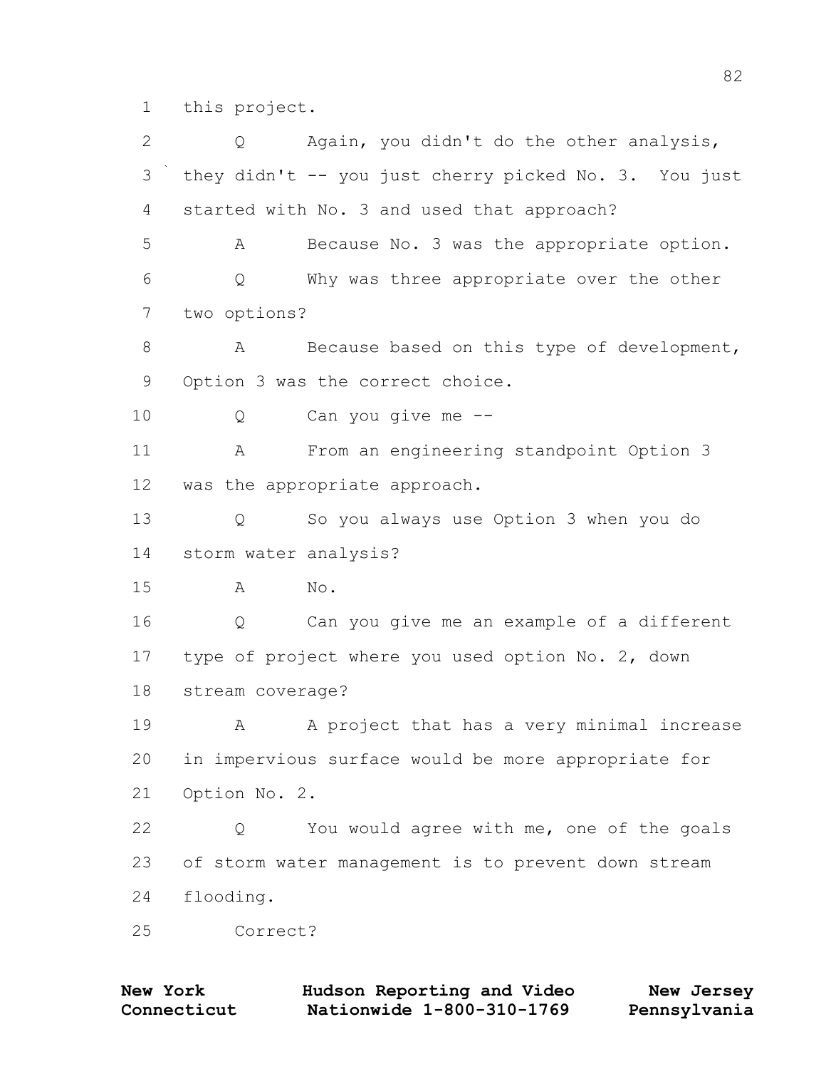1 this project.

2 Q Again, you didn't do the other analysis,

3 they didn't -- you just cherry picked No. 3. You just

4 started with No. 3 and used that approach?

5 A Because No. 3 was the appropriate option.

6 Q Why was three appropriate over the other

7 two options?

8 A Because based on this type of development,

9 Option 3 was the correct choice.

10 Q Can you give me --

11 A From an engineering standpoint Option 3

12 was the appropriate approach.

13 Q So you always use Option 3 when you do

14 storm water analysis?

15 A No.

16 Q Can you give me an example of a different

17 type of project where you used option No. 2, down

18 stream coverage?

19 A A project that has a very minimal increase

20 in impervious surface would be more appropriate for

21 Option No. 2.

22 Q You would agree with me, one of the goals

23 of storm water management is to prevent down stream

24 flooding.

25 Correct?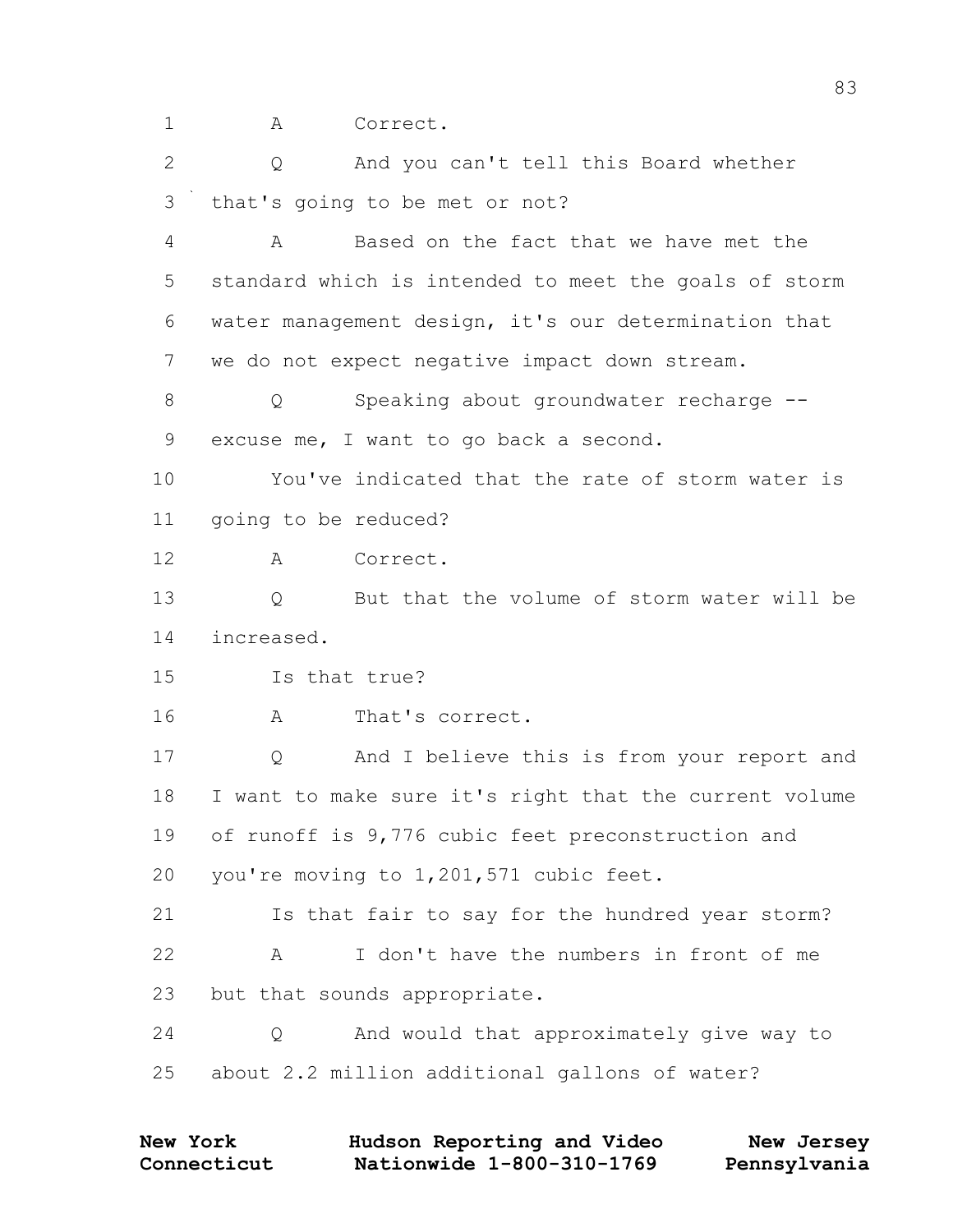1 A Correct.

2 Q And you can't tell this Board whether

3 that's going to be met or not?

4 A Based on the fact that we have met the

5 standard which is intended to meet the goals of storm

6 water management design, it's our determination that

7 we do not expect negative impact down stream.

8 Q Speaking about groundwater recharge --

9 excuse me, I want to go back a second.

10 You've indicated that the rate of storm water is

11 going to be reduced?

12 A Correct.

13 Q But that the volume of storm water will be

14 increased.

15 Is that true?

16 A That's correct.

17 Q And I believe this is from your report and

18 I want to make sure it's right that the current volume

19 of runoff is 9,776 cubic feet preconstruction and

20 you're moving to 1,201,571 cubic feet.

21 Is that fair to say for the hundred year storm?

22 A I don't have the numbers in front of me

23 but that sounds appropriate.

24 Q And would that approximately give way to

25 about 2.2 million additional gallons of water?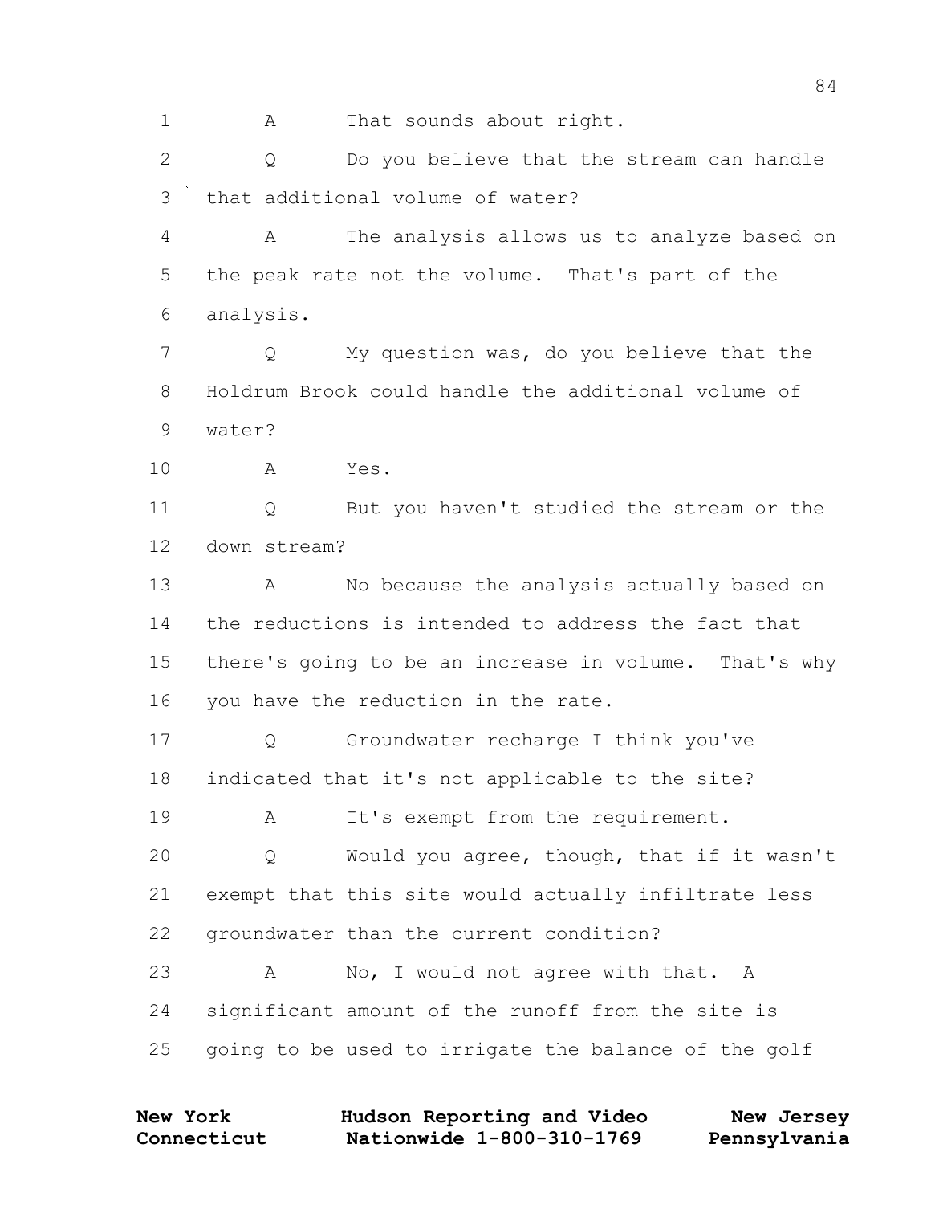1 A That sounds about right.

2 Q Do you believe that the stream can handle

3 that additional volume of water?

4 A The analysis allows us to analyze based on

5 the peak rate not the volume. That's part of the

6 analysis.

7 Q My question was, do you believe that the

8 Holdrum Brook could handle the additional volume of

9 water?

10 A Yes.

11 Q But you haven't studied the stream or the

12 down stream?

13 A No because the analysis actually based on

14 the reductions is intended to address the fact that

15 there's going to be an increase in volume. That's why

16 you have the reduction in the rate.

17 Q Groundwater recharge I think you've

18 indicated that it's not applicable to the site?

19 A It's exempt from the requirement.

20 Q Would you agree, though, that if it wasn't

21 exempt that this site would actually infiltrate less

22 groundwater than the current condition?

23 A No, I would not agree with that. A

24 significant amount of the runoff from the site is

25 going to be used to irrigate the balance of the golf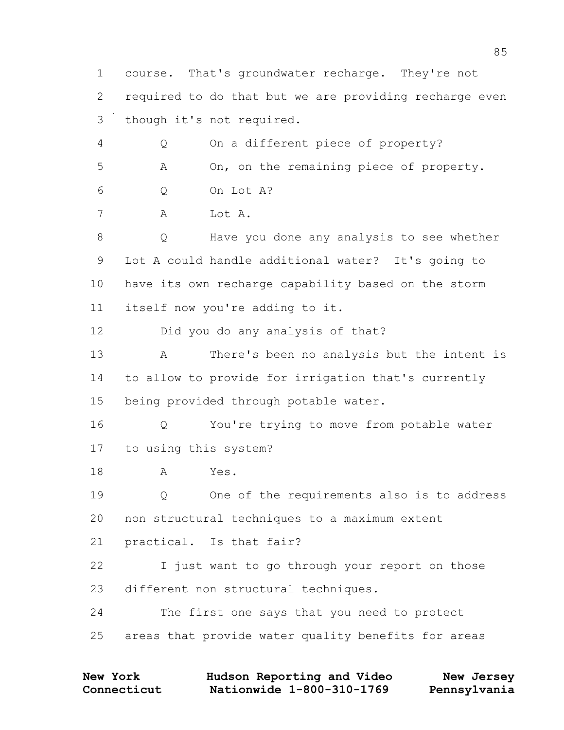1 course. That's groundwater recharge. They're not
2 required to do that but we are providing recharge even
3 though it's not required.
4 Q On a different piece of property?
5 A On, on the remaining piece of property.
6 Q On Lot A?
7 A Lot A.
8 Q Have you done any analysis to see whether
9 Lot A could handle additional water? It's going to
10 have its own recharge capability based on the storm
11 itself now you're adding to it.
12 Did you do any analysis of that?
13 A There's been no analysis but the intent is
14 to allow to provide for irrigation that's currently
15 being provided through potable water.
16 Q You're trying to move from potable water
17 to using this system?
18 A Yes.
19 Q One of the requirements also is to address
20 non structural techniques to a maximum extent
21 practical. Is that fair?
22 I just want to go through your report on those
23 different non structural techniques.
24 The first one says that you need to protect
25 areas that provide water quality benefits for areas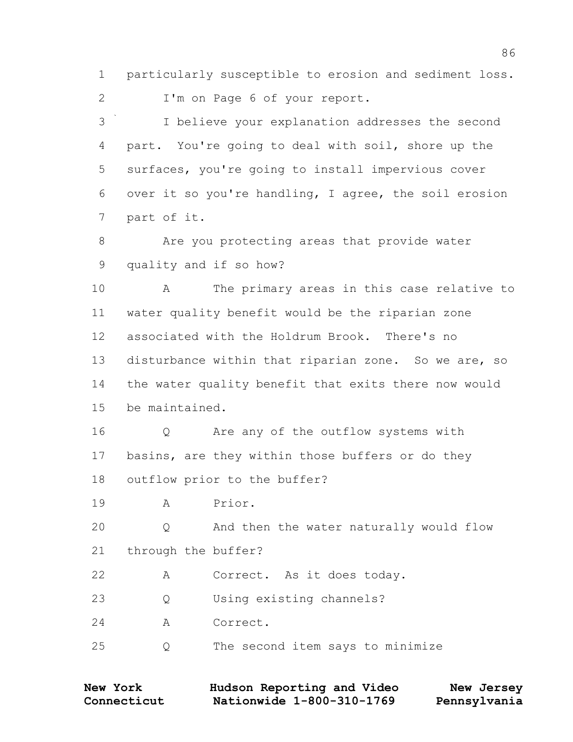particularly susceptible to erosion and sediment loss.

I'm on Page 6 of your report.

I believe your explanation addresses the second part. You're going to deal with soil, shore up the surfaces, you're going to install impervious cover over it so you're handling, I agree, the soil erosion part of it.

Are you protecting areas that provide water quality and if so how?

A The primary areas in this case relative to water quality benefit would be the riparian zone associated with the Holdrum Brook. There's no disturbance within that riparian zone. So we are, so the water quality benefit that exits there now would be maintained.

Q Are any of the outflow systems with basins, are they within those buffers or do they outflow prior to the buffer?

A Prior.

Q And then the water naturally would flow through the buffer?

A Correct. As it does today.

Q Using existing channels?

A Correct.

Q The second item says to minimize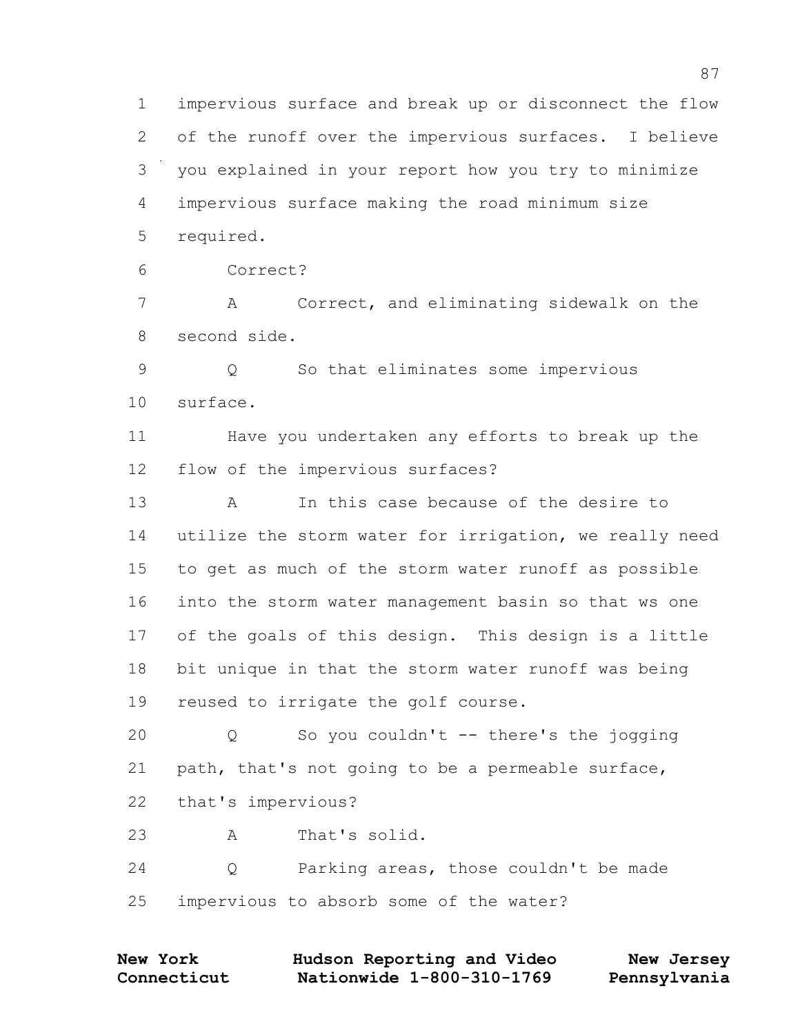1 impervious surface and break up or disconnect the flow
2 of the runoff over the impervious surfaces. I believe
3 you explained in your report how you try to minimize
4 impervious surface making the road minimum size
5 required.

6 Correct?

7 A Correct, and eliminating sidewalk on the
8 second side.

9 Q So that eliminates some impervious
10 surface.

11 Have you undertaken any efforts to break up the
12 flow of the impervious surfaces?

13 A In this case because of the desire to
14 utilize the storm water for irrigation, we really need
15 to get as much of the storm water runoff as possible
16 into the storm water management basin so that ws one
17 of the goals of this design. This design is a little
18 bit unique in that the storm water runoff was being
19 reused to irrigate the golf course.

20 Q So you couldn't -- there's the jogging
21 path, that's not going to be a permeable surface,
22 that's impervious?

23 A That's solid.

24 Q Parking areas, those couldn't be made
25 impervious to absorb some of the water?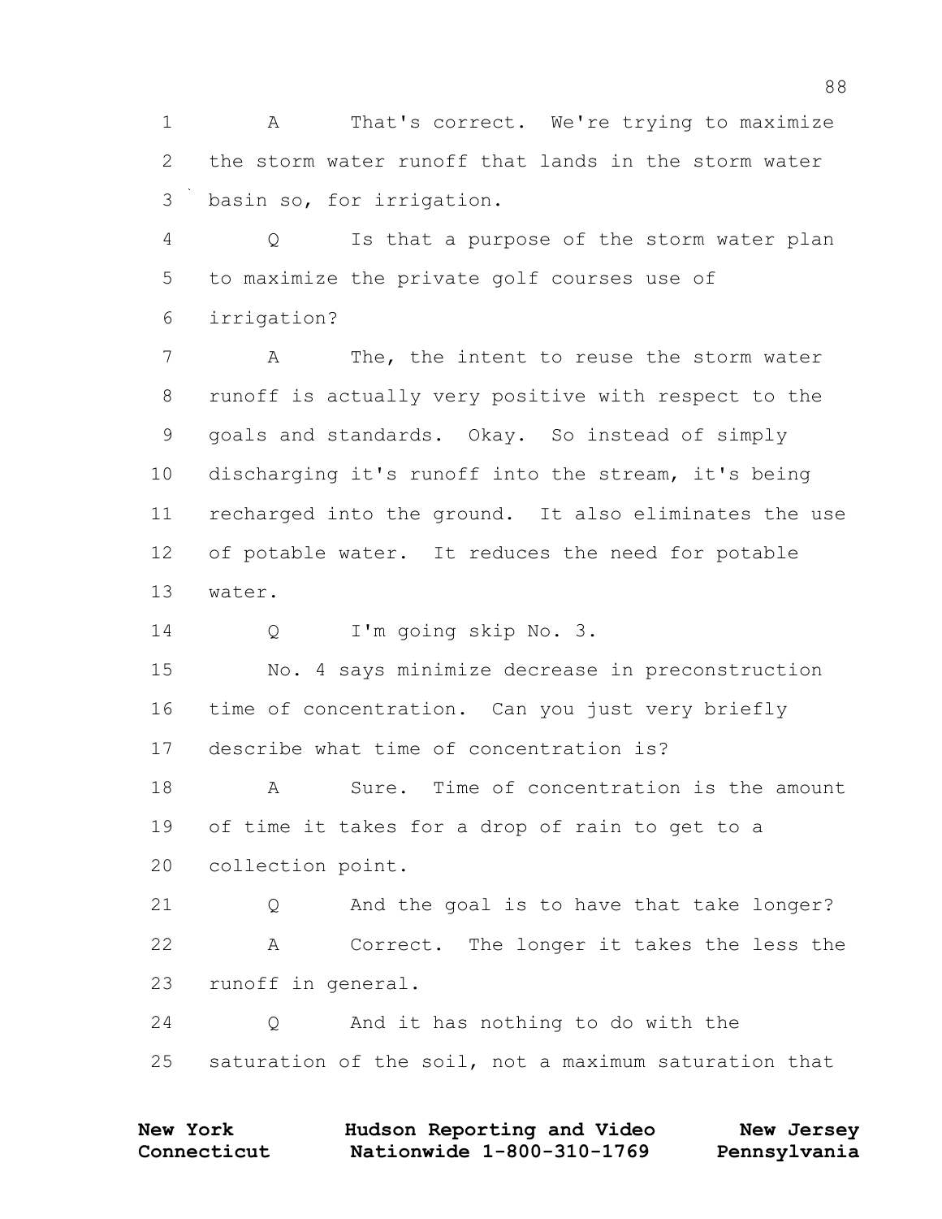1 A That's correct. We're trying to maximize
2 the storm water runoff that lands in the storm water
3 basin so, for irrigation.

4 Q Is that a purpose of the storm water plan
5 to maximize the private golf courses use of
6 irrigation?

7 A The, the intent to reuse the storm water
8 runoff is actually very positive with respect to the
9 goals and standards. Okay. So instead of simply
10 discharging it's runoff into the stream, it's being
11 recharged into the ground. It also eliminates the use
12 of potable water. It reduces the need for potable
13 water.

14 Q I'm going skip No. 3.

15 No. 4 says minimize decrease in preconstruction
16 time of concentration. Can you just very briefly
17 describe what time of concentration is?

18 A Sure. Time of concentration is the amount
19 of time it takes for a drop of rain to get to a
20 collection point.

21 Q And the goal is to have that take longer?

22 A Correct. The longer it takes the less the
23 runoff in general.

24 Q And it has nothing to do with the
25 saturation of the soil, not a maximum saturation that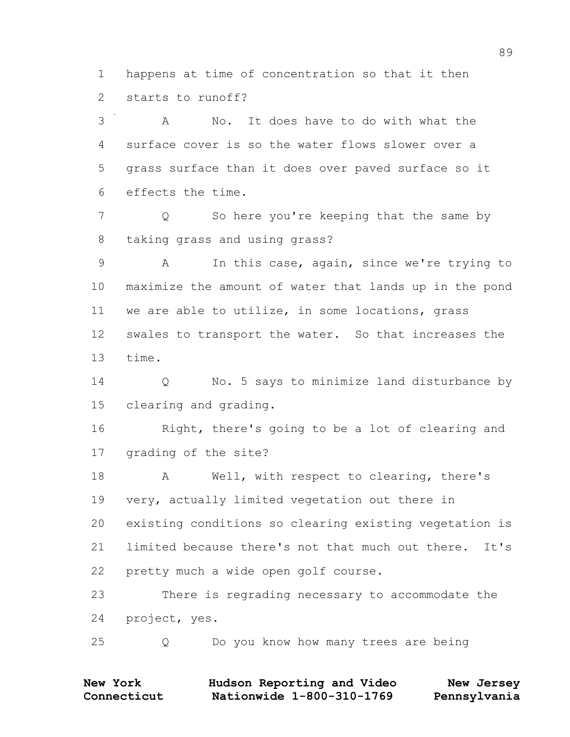1 happens at time of concentration so that it then
2 starts to runoff?

3 A No. It does have to do with what the
4 surface cover is so the water flows slower over a
5 grass surface than it does over paved surface so it
6 effects the time.

7 Q So here you're keeping that the same by
8 taking grass and using grass?

9 A In this case, again, since we're trying to
10 maximize the amount of water that lands up in the pond
11 we are able to utilize, in some locations, grass
12 swales to transport the water. So that increases the
13 time.

14 Q No. 5 says to minimize land disturbance by
15 clearing and grading.

16 Right, there's going to be a lot of clearing and
17 grading of the site?

18 A Well, with respect to clearing, there's
19 very, actually limited vegetation out there in
20 existing conditions so clearing existing vegetation is
21 limited because there's not that much out there. It's
22 pretty much a wide open golf course.

23 There is regrading necessary to accommodate the
24 project, yes.

25 Q Do you know how many trees are being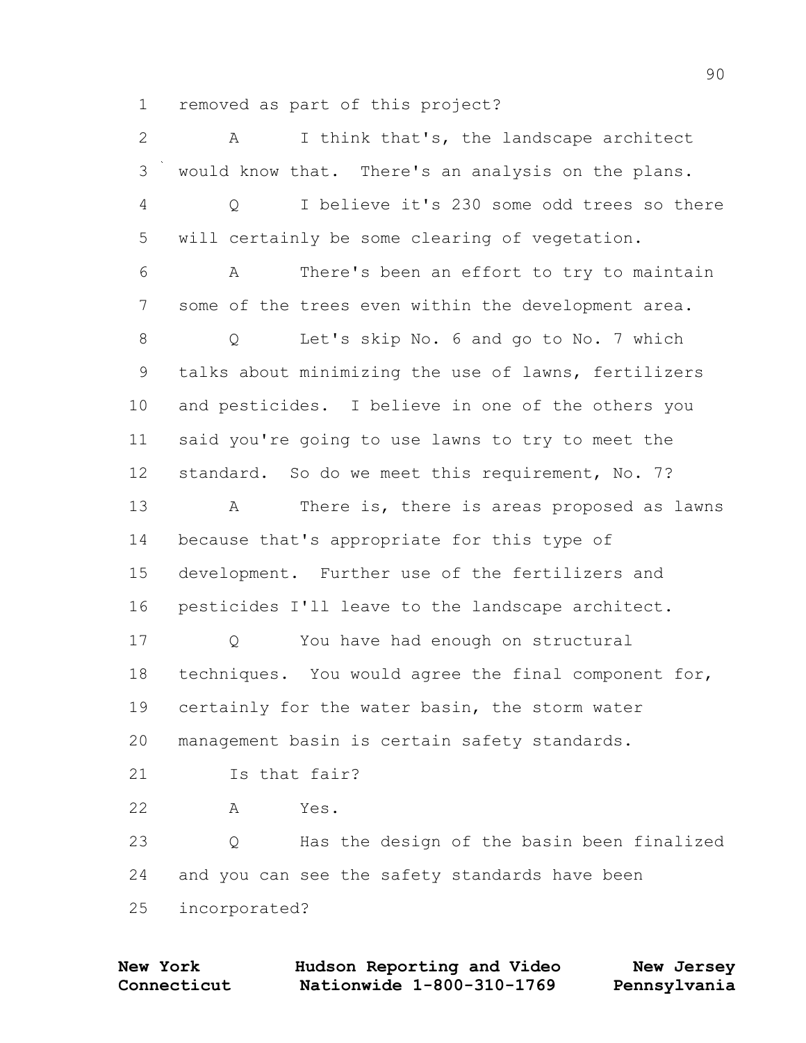1 removed as part of this project?

2 A I think that's, the landscape architect

3 would know that. There's an analysis on the plans.

4 Q I believe it's 230 some odd trees so there

5 will certainly be some clearing of vegetation.

6 A There's been an effort to try to maintain

7 some of the trees even within the development area.

8 Q Let's skip No. 6 and go to No. 7 which

9 talks about minimizing the use of lawns, fertilizers

10 and pesticides. I believe in one of the others you

11 said you're going to use lawns to try to meet the

12 standard. So do we meet this requirement, No. 7?

13 A There is, there is areas proposed as lawns

14 because that's appropriate for this type of

15 development. Further use of the fertilizers and

16 pesticides I'll leave to the landscape architect.

17 Q You have had enough on structural

18 techniques. You would agree the final component for,

19 certainly for the water basin, the storm water

20 management basin is certain safety standards.

21 Is that fair?

22 A Yes.

23 Q Has the design of the basin been finalized

24 and you can see the safety standards have been

25 incorporated?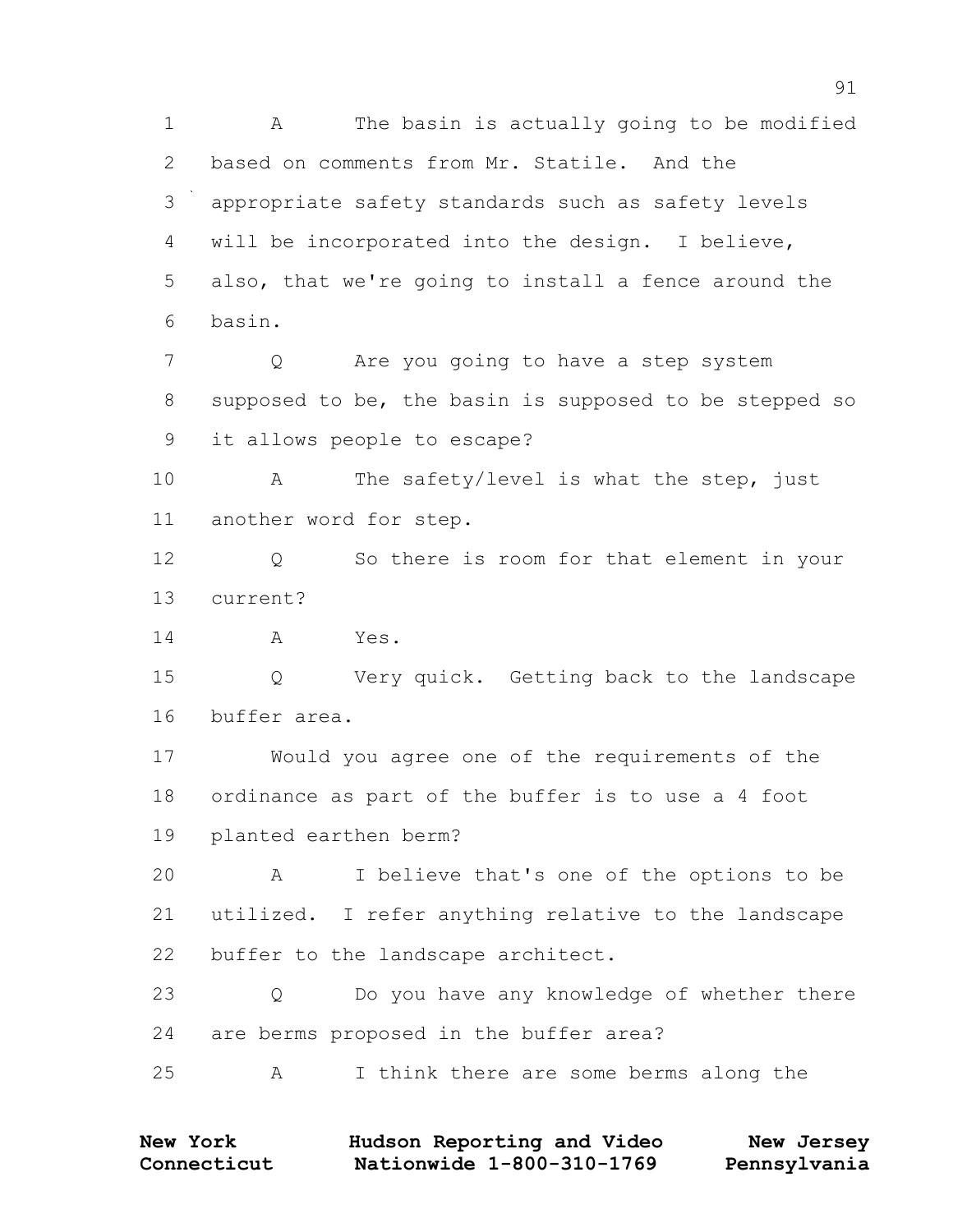1 A The basin is actually going to be modified
2 based on comments from Mr. Statile. And the
3 appropriate safety standards such as safety levels
4 will be incorporated into the design. I believe,
5 also, that we're going to install a fence around the
6 basin.
7 Q Are you going to have a step system
8 supposed to be, the basin is supposed to be stepped so
9 it allows people to escape?
10 A The safety/level is what the step, just
11 another word for step.
12 Q So there is room for that element in your
13 current?
14 A Yes.
15 Q Very quick. Getting back to the landscape
16 buffer area.
17 Would you agree one of the requirements of the
18 ordinance as part of the buffer is to use a 4 foot
19 planted earthen berm?
20 A I believe that's one of the options to be
21 utilized. I refer anything relative to the landscape
22 buffer to the landscape architect.
23 Q Do you have any knowledge of whether there
24 are berms proposed in the buffer area?
25 A I think there are some berms along the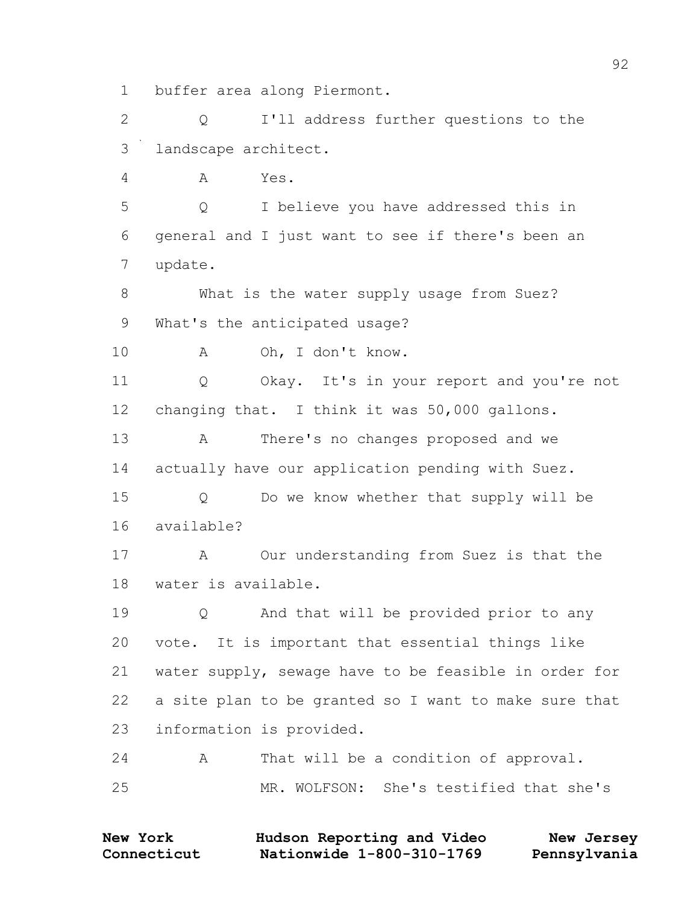1 buffer area along Piermont.

2 Q I'll address further questions to the

3 landscape architect.

4 A Yes.

5 Q I believe you have addressed this in

6 general and I just want to see if there's been an

7 update.

8 What is the water supply usage from Suez?

9 What's the anticipated usage?

10 A Oh, I don't know.

11 Q Okay. It's in your report and you're not

12 changing that. I think it was 50,000 gallons.

13 A There's no changes proposed and we

14 actually have our application pending with Suez.

15 Q Do we know whether that supply will be

16 available?

17 A Our understanding from Suez is that the

18 water is available.

19 Q And that will be provided prior to any

20 vote. It is important that essential things like

21 water supply, sewage have to be feasible in order for

22 a site plan to be granted so I want to make sure that

23 information is provided.

24 A That will be a condition of approval.

25 MR. WOLFSON: She's testified that she's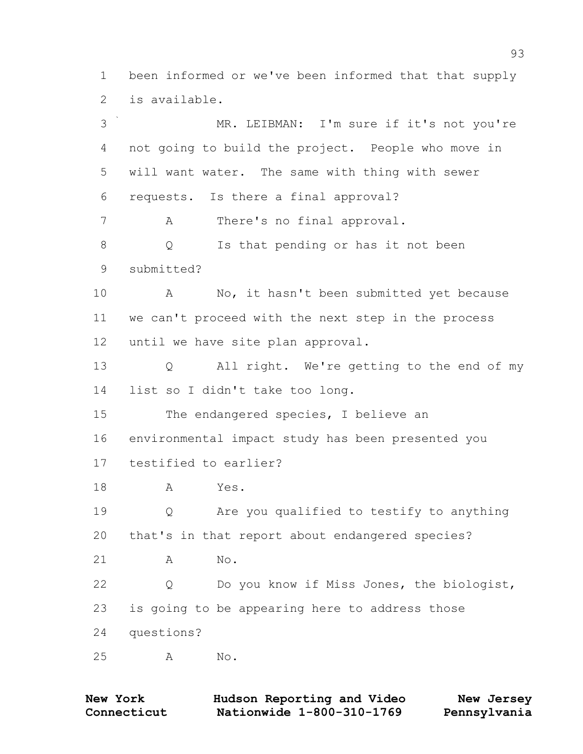1 been informed or we've been informed that that supply
2 is available.

3 MR. LEIBMAN: I'm sure if it's not you're
4 not going to build the project. People who move in
5 will want water. The same with thing with sewer
6 requests. Is there a final approval?

7 A There's no final approval.

8 Q Is that pending or has it not been
9 submitted?

10 A No, it hasn't been submitted yet because
11 we can't proceed with the next step in the process
12 until we have site plan approval.

13 Q All right. We're getting to the end of my
14 list so I didn't take too long.

15 The endangered species, I believe an
16 environmental impact study has been presented you
17 testified to earlier?

18 A Yes.

19 Q Are you qualified to testify to anything
20 that's in that report about endangered species?

21 A No.

22 Q Do you know if Miss Jones, the biologist,
23 is going to be appearing here to address those
24 questions?

25 A No.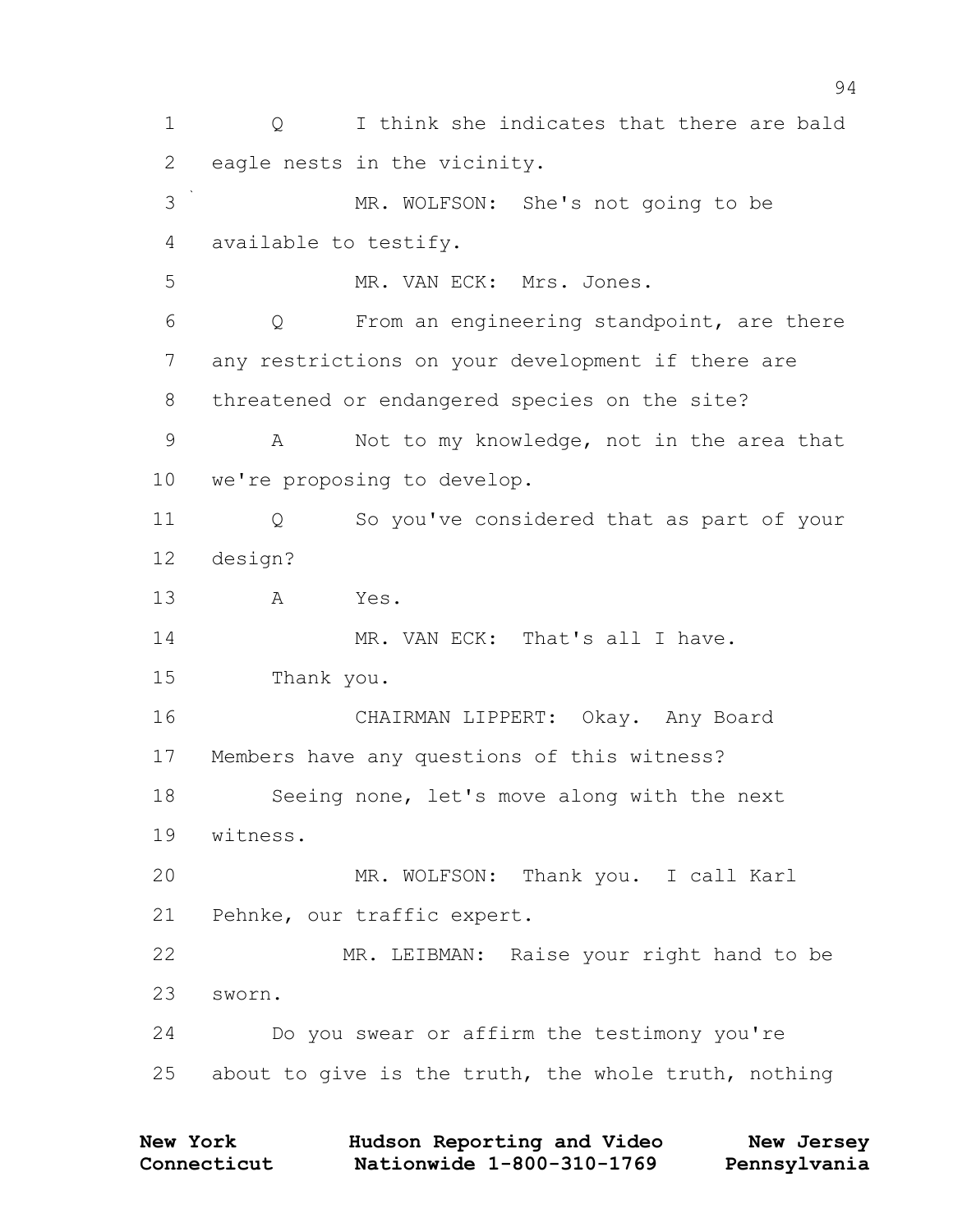1 Q I think she indicates that there are bald
2 eagle nests in the vicinity.
3 MR. WOLFSON: She's not going to be
4 available to testify.
5 MR. VAN ECK: Mrs. Jones.
6 Q From an engineering standpoint, are there
7 any restrictions on your development if there are
8 threatened or endangered species on the site?
9 A Not to my knowledge, not in the area that
10 we're proposing to develop.
11 Q So you've considered that as part of your
12 design?
13 A Yes.
14 MR. VAN ECK: That's all I have.
15 Thank you.
16 CHAIRMAN LIPPERT: Okay. Any Board
17 Members have any questions of this witness?
18 Seeing none, let's move along with the next
19 witness.
20 MR. WOLFSON: Thank you. I call Karl
21 Pehnke, our traffic expert.
22 MR. LEIBMAN: Raise your right hand to be
23 sworn.
24 Do you swear or affirm the testimony you're
25 about to give is the truth, the whole truth, nothing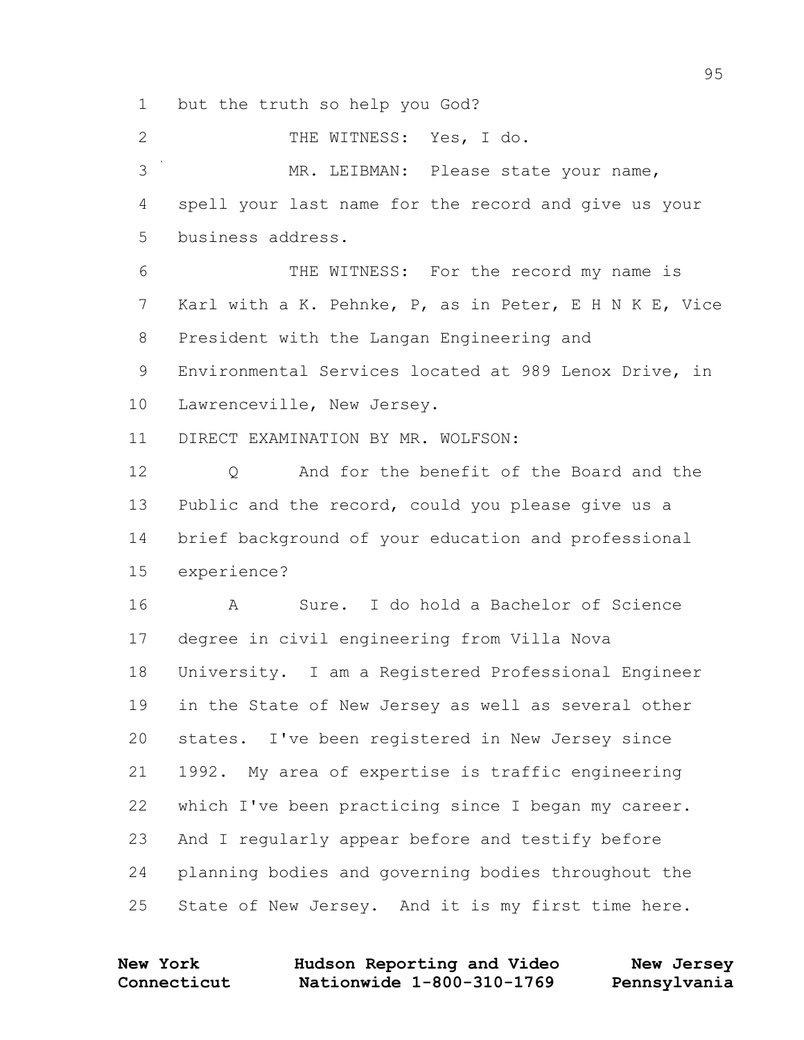1 but the truth so help you God?

2 THE WITNESS: Yes, I do.

3 MR. LEIBMAN: Please state your name,

4 spell your last name for the record and give us your

5 business address.

6 THE WITNESS: For the record my name is

7 Karl with a K. Pehnke, P, as in Peter, E H N K E, Vice

8 President with the Langan Engineering and

9 Environmental Services located at 989 Lenox Drive, in

10 Lawrenceville, New Jersey.

11 DIRECT EXAMINATION BY MR. WOLFSON:

12 Q And for the benefit of the Board and the

13 Public and the record, could you please give us a

14 brief background of your education and professional

15 experience?

16 A Sure. I do hold a Bachelor of Science

17 degree in civil engineering from Villa Nova

18 University. I am a Registered Professional Engineer

19 in the State of New Jersey as well as several other

20 states. I've been registered in New Jersey since

21 1992. My area of expertise is traffic engineering

22 which I've been practicing since I began my career.

23 And I regularly appear before and testify before

24 planning bodies and governing bodies throughout the

25 State of New Jersey. And it is my first time here.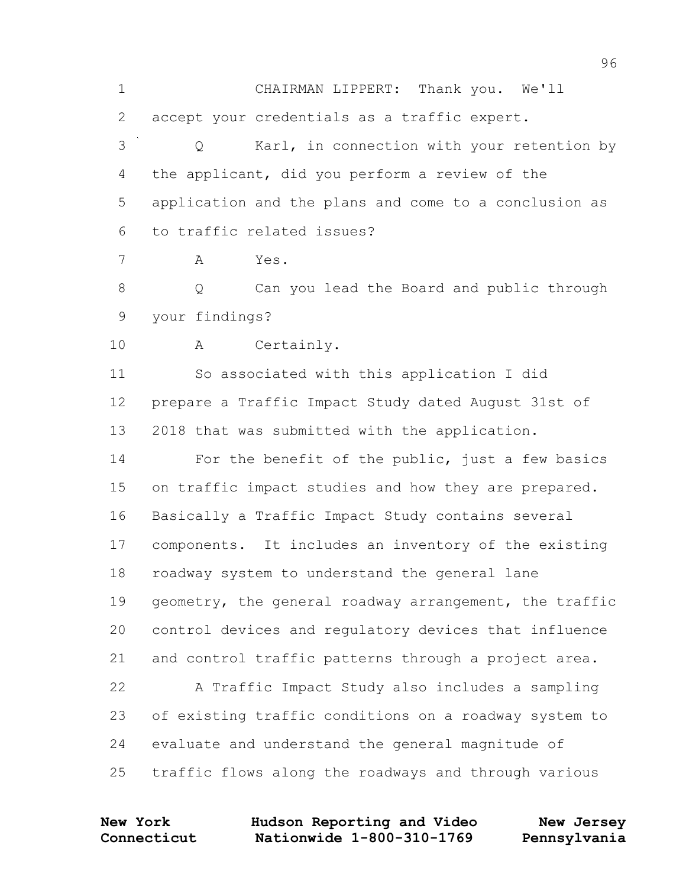CHAIRMAN LIPPERT: Thank you. We'll accept your credentials as a traffic expert.

Q Karl, in connection with your retention by the applicant, did you perform a review of the application and the plans and come to a conclusion as to traffic related issues?

A Yes.

Q Can you lead the Board and public through your findings?

A Certainly.

So associated with this application I did prepare a Traffic Impact Study dated August 31st of 2018 that was submitted with the application.

For the benefit of the public, just a few basics on traffic impact studies and how they are prepared. Basically a Traffic Impact Study contains several components. It includes an inventory of the existing roadway system to understand the general lane geometry, the general roadway arrangement, the traffic control devices and regulatory devices that influence and control traffic patterns through a project area.

A Traffic Impact Study also includes a sampling of existing traffic conditions on a roadway system to evaluate and understand the general magnitude of traffic flows along the roadways and through various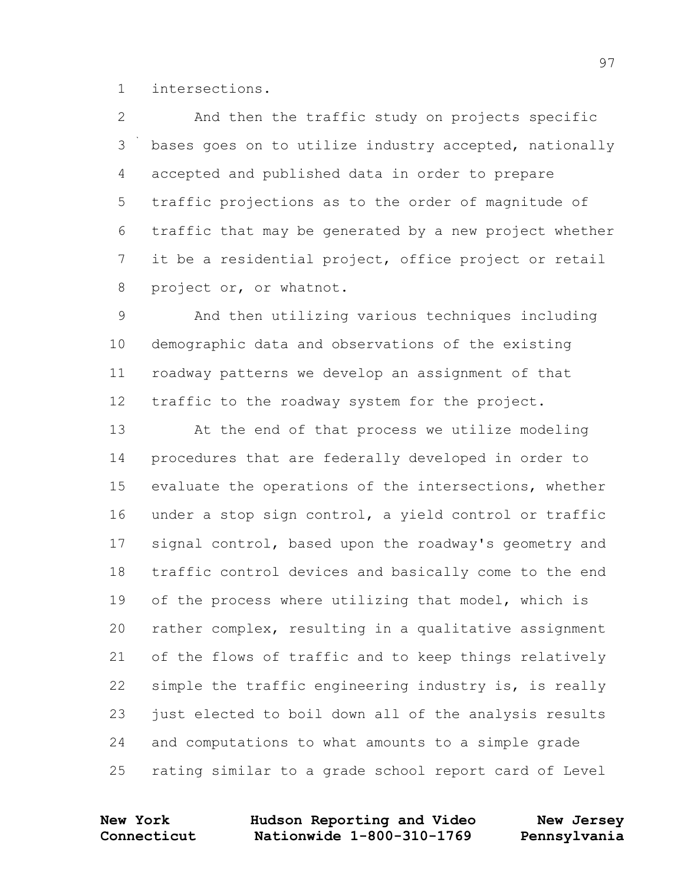intersections.

And then the traffic study on projects specific bases goes on to utilize industry accepted, nationally accepted and published data in order to prepare traffic projections as to the order of magnitude of traffic that may be generated by a new project whether it be a residential project, office project or retail project or, or whatnot.

And then utilizing various techniques including demographic data and observations of the existing roadway patterns we develop an assignment of that traffic to the roadway system for the project.

At the end of that process we utilize modeling procedures that are federally developed in order to evaluate the operations of the intersections, whether under a stop sign control, a yield control or traffic signal control, based upon the roadway's geometry and traffic control devices and basically come to the end of the process where utilizing that model, which is rather complex, resulting in a qualitative assignment of the flows of traffic and to keep things relatively simple the traffic engineering industry is, is really just elected to boil down all of the analysis results and computations to what amounts to a simple grade rating similar to a grade school report card of Level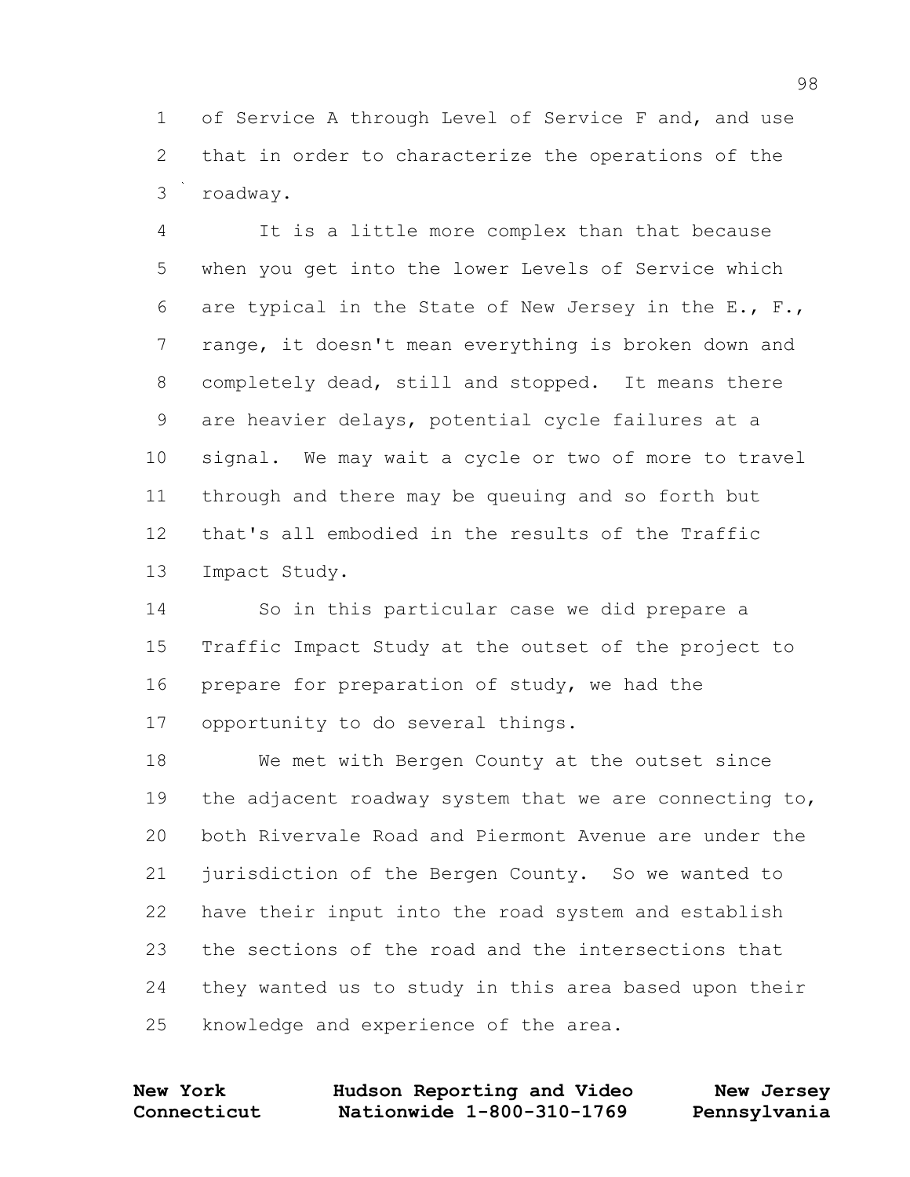of Service A through Level of Service F and, and use that in order to characterize the operations of the roadway.

It is a little more complex than that because when you get into the lower Levels of Service which are typical in the State of New Jersey in the E., F., range, it doesn't mean everything is broken down and completely dead, still and stopped. It means there are heavier delays, potential cycle failures at a signal. We may wait a cycle or two of more to travel through and there may be queuing and so forth but that's all embodied in the results of the Traffic Impact Study.

So in this particular case we did prepare a Traffic Impact Study at the outset of the project to prepare for preparation of study, we had the opportunity to do several things.

We met with Bergen County at the outset since the adjacent roadway system that we are connecting to, both Rivervale Road and Piermont Avenue are under the jurisdiction of the Bergen County. So we wanted to have their input into the road system and establish the sections of the road and the intersections that they wanted us to study in this area based upon their knowledge and experience of the area.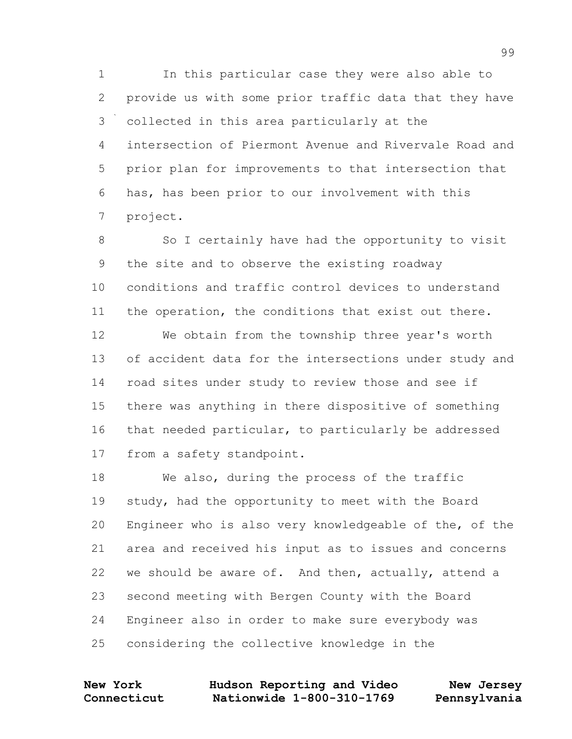1 In this particular case they were also able to
2 provide us with some prior traffic data that they have
3 collected in this area particularly at the
4 intersection of Piermont Avenue and Rivervale Road and
5 prior plan for improvements to that intersection that
6 has, has been prior to our involvement with this
7 project.

8 So I certainly have had the opportunity to visit
9 the site and to observe the existing roadway
10 conditions and traffic control devices to understand
11 the operation, the conditions that exist out there.

12 We obtain from the township three year's worth
13 of accident data for the intersections under study and
14 road sites under study to review those and see if
15 there was anything in there dispositive of something
16 that needed particular, to particularly be addressed
17 from a safety standpoint.

18 We also, during the process of the traffic
19 study, had the opportunity to meet with the Board
20 Engineer who is also very knowledgeable of the, of the
21 area and received his input as to issues and concerns
22 we should be aware of. And then, actually, attend a
23 second meeting with Bergen County with the Board
24 Engineer also in order to make sure everybody was
25 considering the collective knowledge in the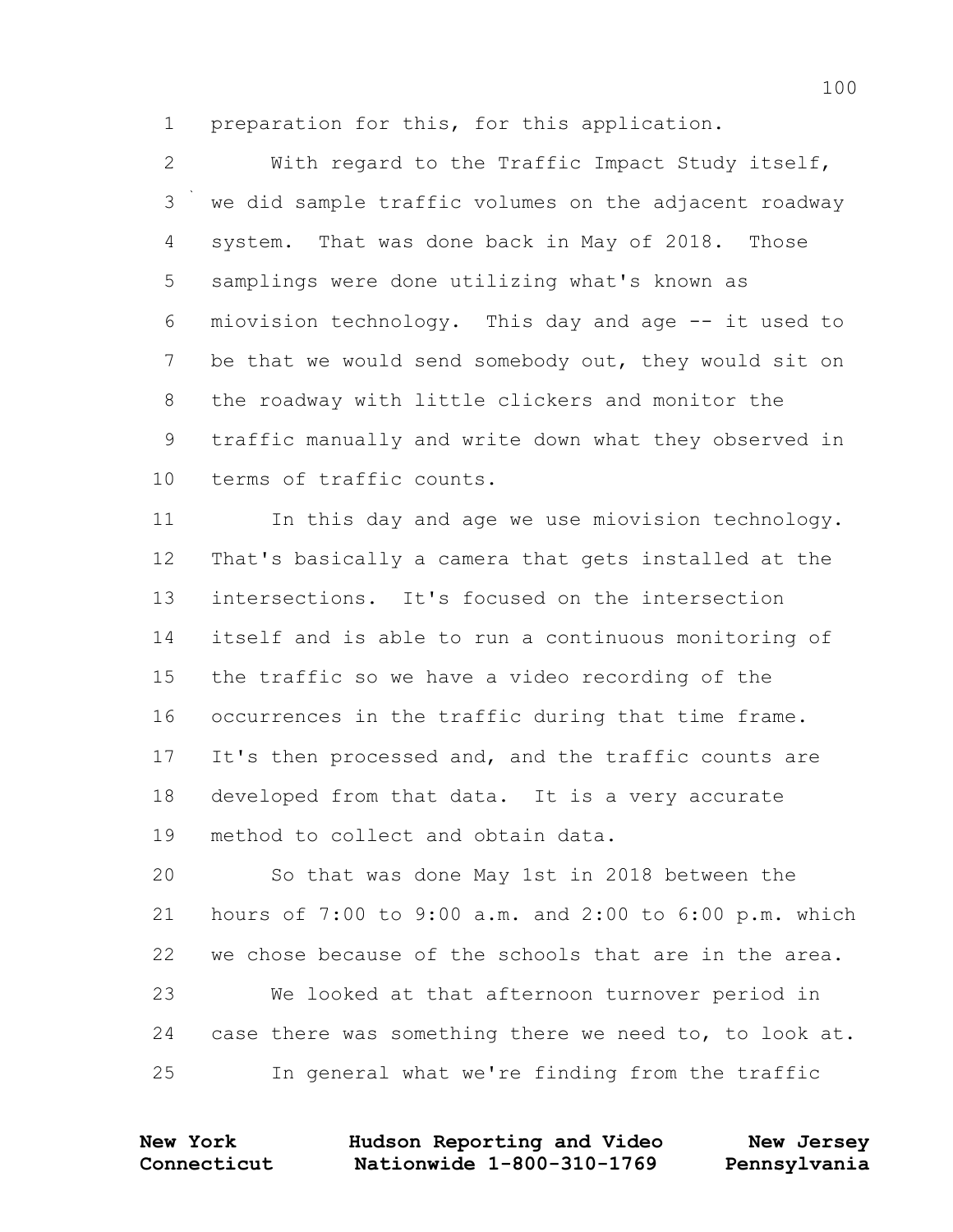preparation for this, for this application.

With regard to the Traffic Impact Study itself, we did sample traffic volumes on the adjacent roadway system. That was done back in May of 2018. Those samplings were done utilizing what's known as miovision technology. This day and age -- it used to be that we would send somebody out, they would sit on the roadway with little clickers and monitor the traffic manually and write down what they observed in terms of traffic counts.

In this day and age we use miovision technology. That's basically a camera that gets installed at the intersections. It's focused on the intersection itself and is able to run a continuous monitoring of the traffic so we have a video recording of the occurrences in the traffic during that time frame. It's then processed and, and the traffic counts are developed from that data. It is a very accurate method to collect and obtain data.

So that was done May 1st in 2018 between the hours of 7:00 to 9:00 a.m. and 2:00 to 6:00 p.m. which we chose because of the schools that are in the area.

We looked at that afternoon turnover period in case there was something there we need to, to look at.

In general what we're finding from the traffic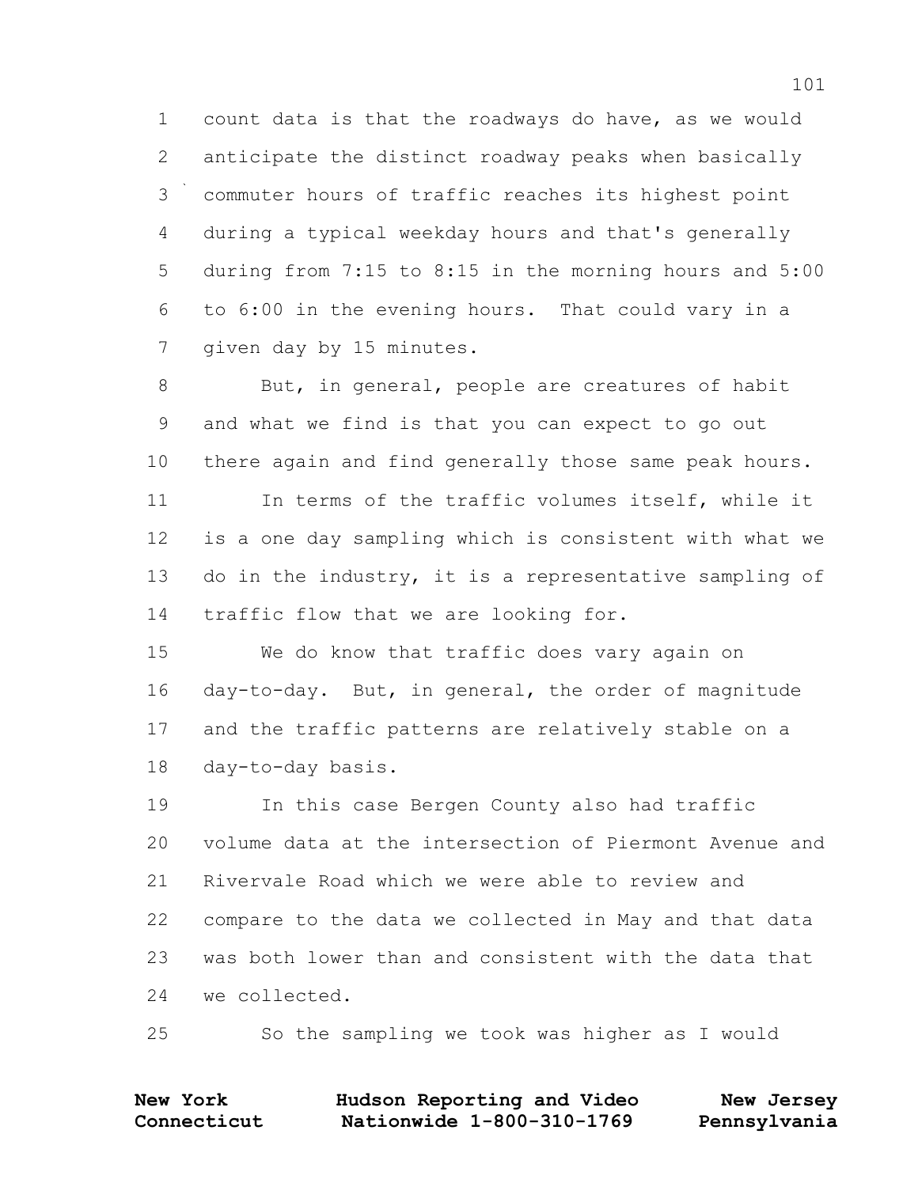count data is that the roadways do have, as we would anticipate the distinct roadway peaks when basically commuter hours of traffic reaches its highest point during a typical weekday hours and that's generally during from 7:15 to 8:15 in the morning hours and 5:00 to 6:00 in the evening hours. That could vary in a given day by 15 minutes.

But, in general, people are creatures of habit and what we find is that you can expect to go out there again and find generally those same peak hours.

In terms of the traffic volumes itself, while it is a one day sampling which is consistent with what we do in the industry, it is a representative sampling of traffic flow that we are looking for.

We do know that traffic does vary again on day-to-day. But, in general, the order of magnitude and the traffic patterns are relatively stable on a day-to-day basis.

In this case Bergen County also had traffic volume data at the intersection of Piermont Avenue and Rivervale Road which we were able to review and compare to the data we collected in May and that data was both lower than and consistent with the data that we collected.

So the sampling we took was higher as I would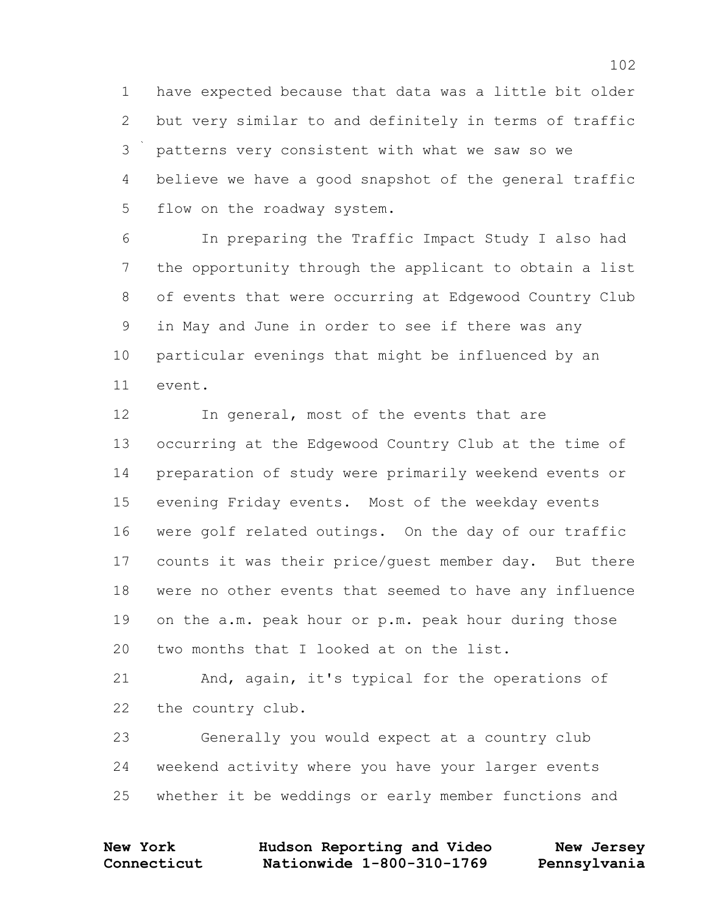have expected because that data was a little bit older but very similar to and definitely in terms of traffic patterns very consistent with what we saw so we believe we have a good snapshot of the general traffic flow on the roadway system.

In preparing the Traffic Impact Study I also had the opportunity through the applicant to obtain a list of events that were occurring at Edgewood Country Club in May and June in order to see if there was any particular evenings that might be influenced by an event.

In general, most of the events that are occurring at the Edgewood Country Club at the time of preparation of study were primarily weekend events or evening Friday events. Most of the weekday events were golf related outings. On the day of our traffic counts it was their price/guest member day. But there were no other events that seemed to have any influence on the a.m. peak hour or p.m. peak hour during those two months that I looked at on the list.

And, again, it's typical for the operations of the country club.

Generally you would expect at a country club weekend activity where you have your larger events whether it be weddings or early member functions and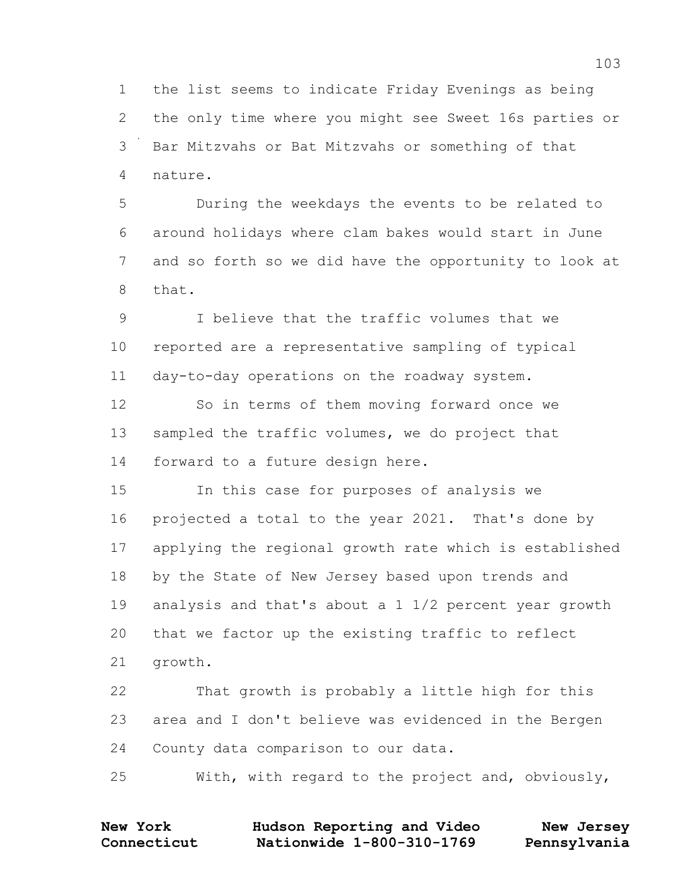the list seems to indicate Friday Evenings as being the only time where you might see Sweet 16s parties or Bar Mitzvahs or Bat Mitzvahs or something of that nature.

During the weekdays the events to be related to around holidays where clam bakes would start in June and so forth so we did have the opportunity to look at that.

I believe that the traffic volumes that we reported are a representative sampling of typical day-to-day operations on the roadway system.

So in terms of them moving forward once we sampled the traffic volumes, we do project that forward to a future design here.

In this case for purposes of analysis we projected a total to the year 2021. That's done by applying the regional growth rate which is established by the State of New Jersey based upon trends and analysis and that's about a 1 1/2 percent year growth that we factor up the existing traffic to reflect growth.

That growth is probably a little high for this area and I don't believe was evidenced in the Bergen County data comparison to our data.

With, with regard to the project and, obviously,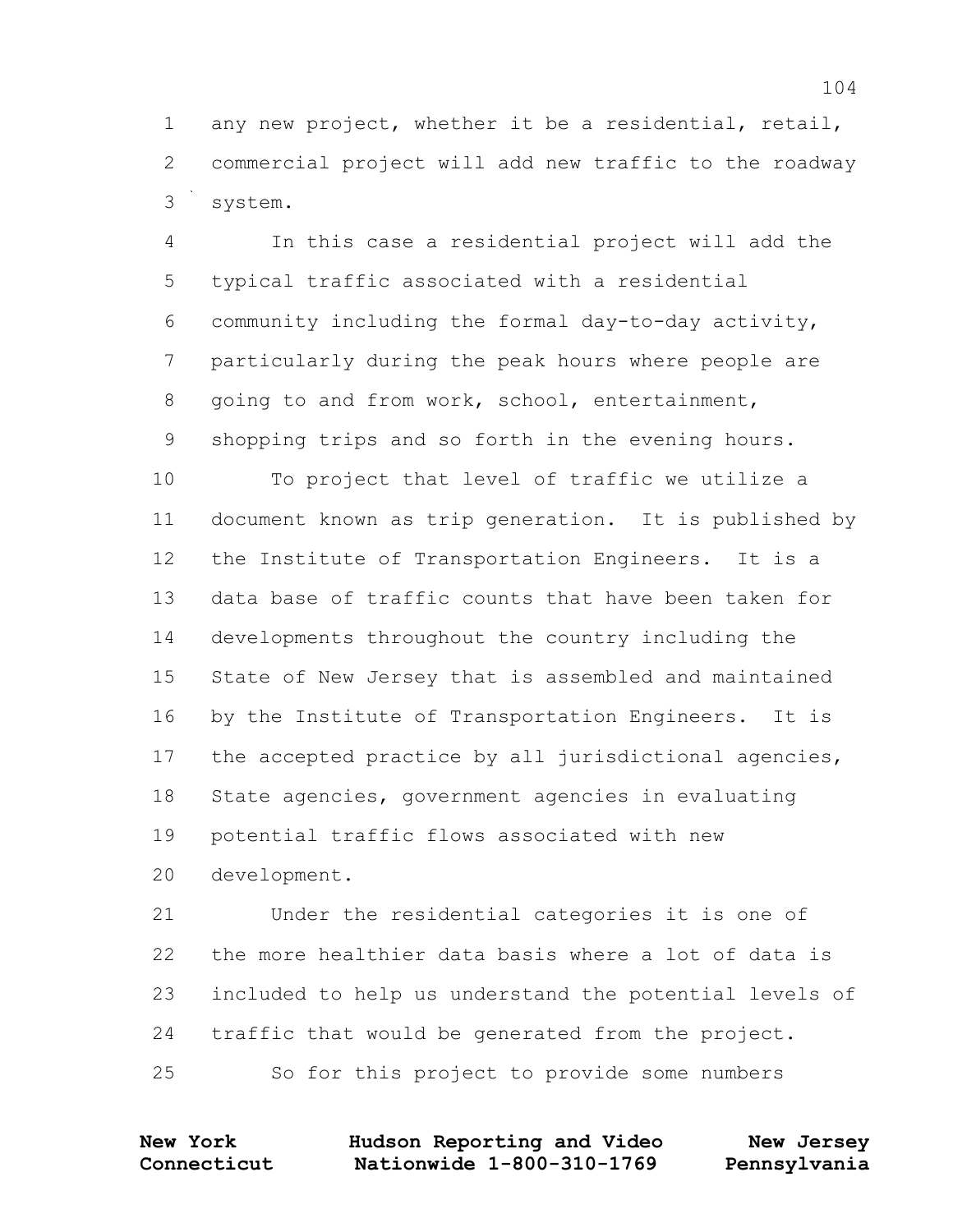any new project, whether it be a residential, retail, commercial project will add new traffic to the roadway system.

In this case a residential project will add the typical traffic associated with a residential community including the formal day-to-day activity, particularly during the peak hours where people are going to and from work, school, entertainment, shopping trips and so forth in the evening hours.

To project that level of traffic we utilize a document known as trip generation. It is published by the Institute of Transportation Engineers. It is a data base of traffic counts that have been taken for developments throughout the country including the State of New Jersey that is assembled and maintained by the Institute of Transportation Engineers. It is the accepted practice by all jurisdictional agencies, State agencies, government agencies in evaluating potential traffic flows associated with new development.

Under the residential categories it is one of the more healthier data basis where a lot of data is included to help us understand the potential levels of traffic that would be generated from the project.

So for this project to provide some numbers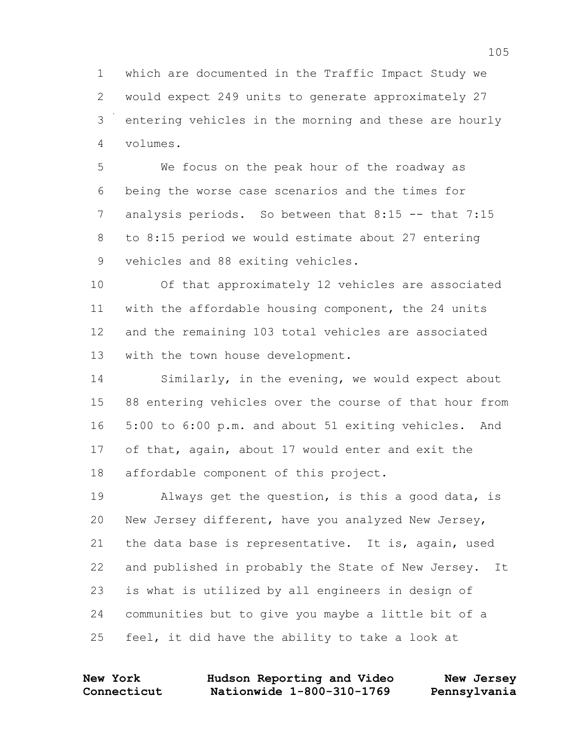1 which are documented in the Traffic Impact Study we
2 would expect 249 units to generate approximately 27
3 entering vehicles in the morning and these are hourly
4 volumes.

5 We focus on the peak hour of the roadway as
6 being the worse case scenarios and the times for
7 analysis periods. So between that 8:15 -- that 7:15
8 to 8:15 period we would estimate about 27 entering
9 vehicles and 88 exiting vehicles.

10 Of that approximately 12 vehicles are associated
11 with the affordable housing component, the 24 units
12 and the remaining 103 total vehicles are associated
13 with the town house development.

14 Similarly, in the evening, we would expect about
15 88 entering vehicles over the course of that hour from
16 5:00 to 6:00 p.m. and about 51 exiting vehicles. And
17 of that, again, about 17 would enter and exit the
18 affordable component of this project.

19 Always get the question, is this a good data, is
20 New Jersey different, have you analyzed New Jersey,
21 the data base is representative. It is, again, used
22 and published in probably the State of New Jersey. It
23 is what is utilized by all engineers in design of
24 communities but to give you maybe a little bit of a
25 feel, it did have the ability to take a look at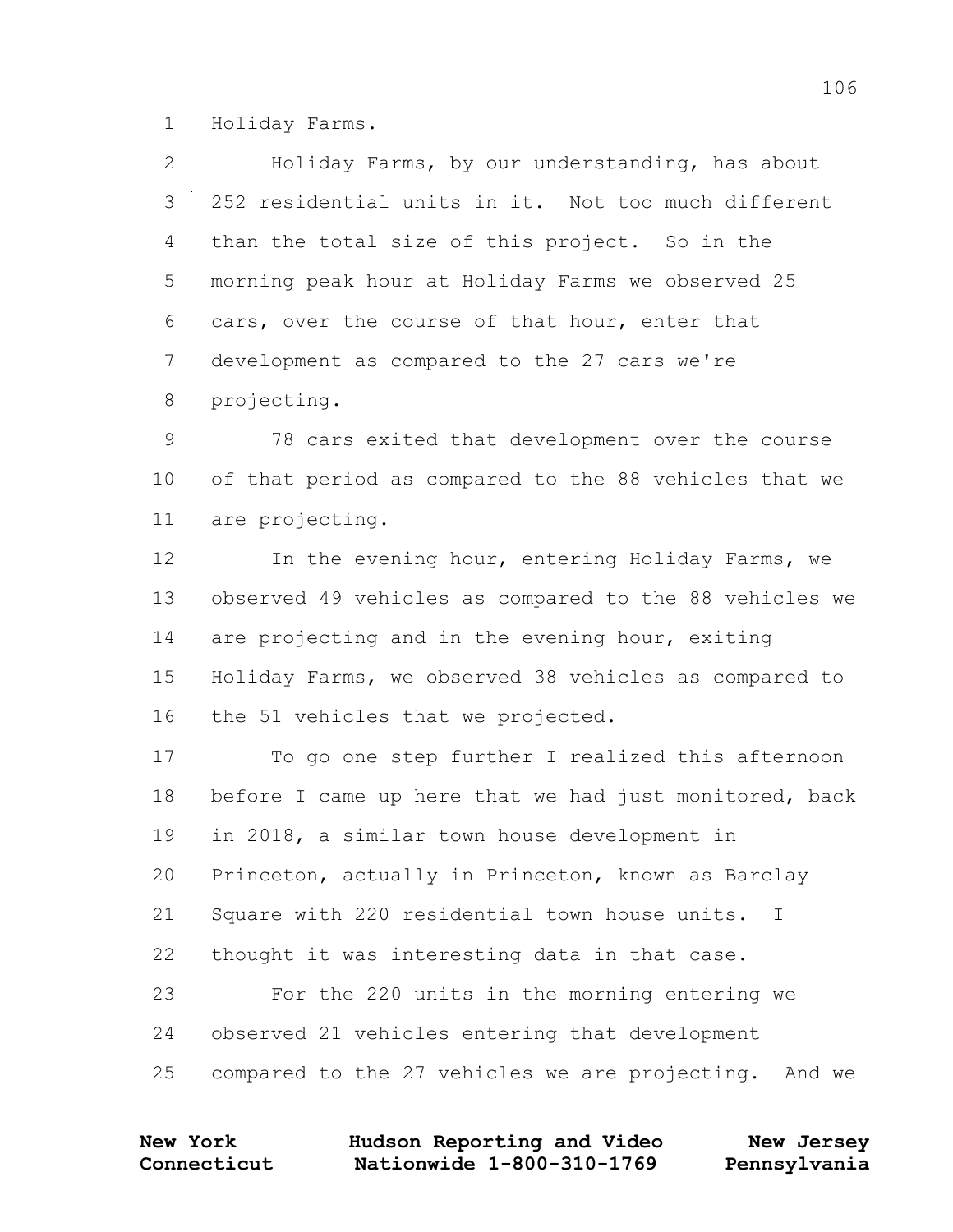Holiday Farms.

Holiday Farms, by our understanding, has about 252 residential units in it. Not too much different than the total size of this project. So in the morning peak hour at Holiday Farms we observed 25 cars, over the course of that hour, enter that development as compared to the 27 cars we're projecting.

78 cars exited that development over the course of that period as compared to the 88 vehicles that we are projecting.

In the evening hour, entering Holiday Farms, we observed 49 vehicles as compared to the 88 vehicles we are projecting and in the evening hour, exiting Holiday Farms, we observed 38 vehicles as compared to the 51 vehicles that we projected.

To go one step further I realized this afternoon before I came up here that we had just monitored, back in 2018, a similar town house development in Princeton, actually in Princeton, known as Barclay Square with 220 residential town house units. I thought it was interesting data in that case.

For the 220 units in the morning entering we observed 21 vehicles entering that development compared to the 27 vehicles we are projecting. And we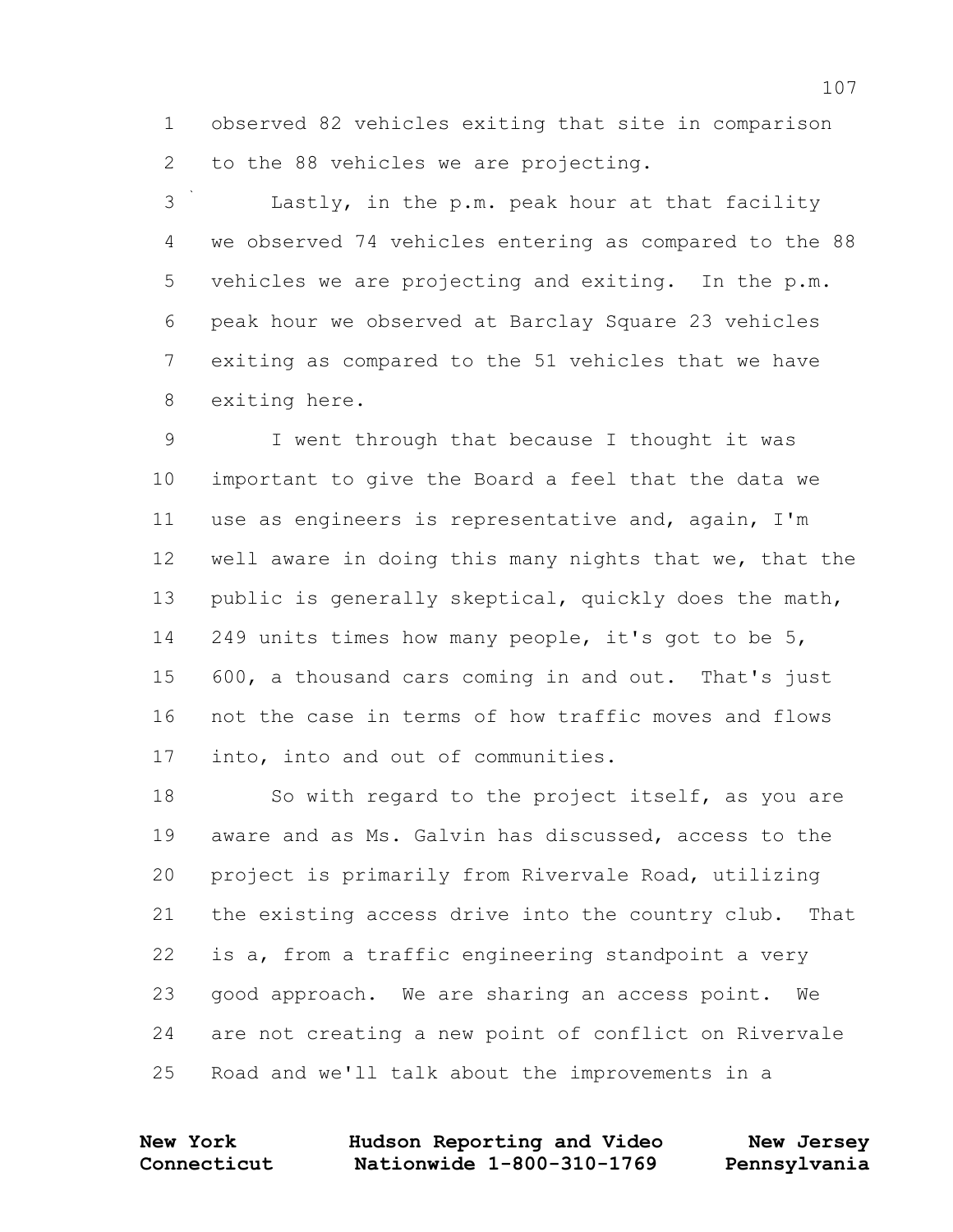1 observed 82 vehicles exiting that site in comparison
2 to the 88 vehicles we are projecting.

3 Lastly, in the p.m. peak hour at that facility
4 we observed 74 vehicles entering as compared to the 88
5 vehicles we are projecting and exiting. In the p.m.
6 peak hour we observed at Barclay Square 23 vehicles
7 exiting as compared to the 51 vehicles that we have
8 exiting here.

9 I went through that because I thought it was
10 important to give the Board a feel that the data we
11 use as engineers is representative and, again, I'm
12 well aware in doing this many nights that we, that the
13 public is generally skeptical, quickly does the math,
14 249 units times how many people, it's got to be 5,
15 600, a thousand cars coming in and out. That's just
16 not the case in terms of how traffic moves and flows
17 into, into and out of communities.

18 So with regard to the project itself, as you are
19 aware and as Ms. Galvin has discussed, access to the
20 project is primarily from Rivervale Road, utilizing
21 the existing access drive into the country club. That
22 is a, from a traffic engineering standpoint a very
23 good approach. We are sharing an access point. We
24 are not creating a new point of conflict on Rivervale
25 Road and we'll talk about the improvements in a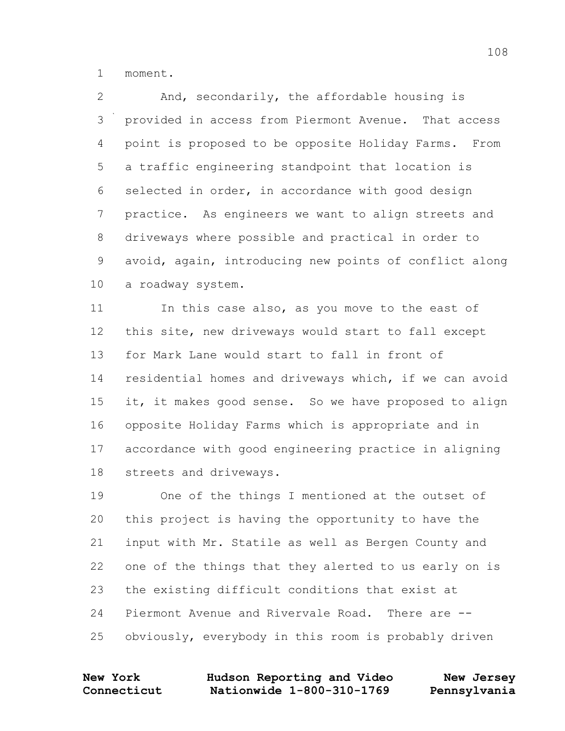moment.

And, secondarily, the affordable housing is provided in access from Piermont Avenue. That access point is proposed to be opposite Holiday Farms. From a traffic engineering standpoint that location is selected in order, in accordance with good design practice. As engineers we want to align streets and driveways where possible and practical in order to avoid, again, introducing new points of conflict along a roadway system.

In this case also, as you move to the east of this site, new driveways would start to fall except for Mark Lane would start to fall in front of residential homes and driveways which, if we can avoid it, it makes good sense. So we have proposed to align opposite Holiday Farms which is appropriate and in accordance with good engineering practice in aligning streets and driveways.

One of the things I mentioned at the outset of this project is having the opportunity to have the input with Mr. Statile as well as Bergen County and one of the things that they alerted to us early on is the existing difficult conditions that exist at Piermont Avenue and Rivervale Road. There are -- obviously, everybody in this room is probably driven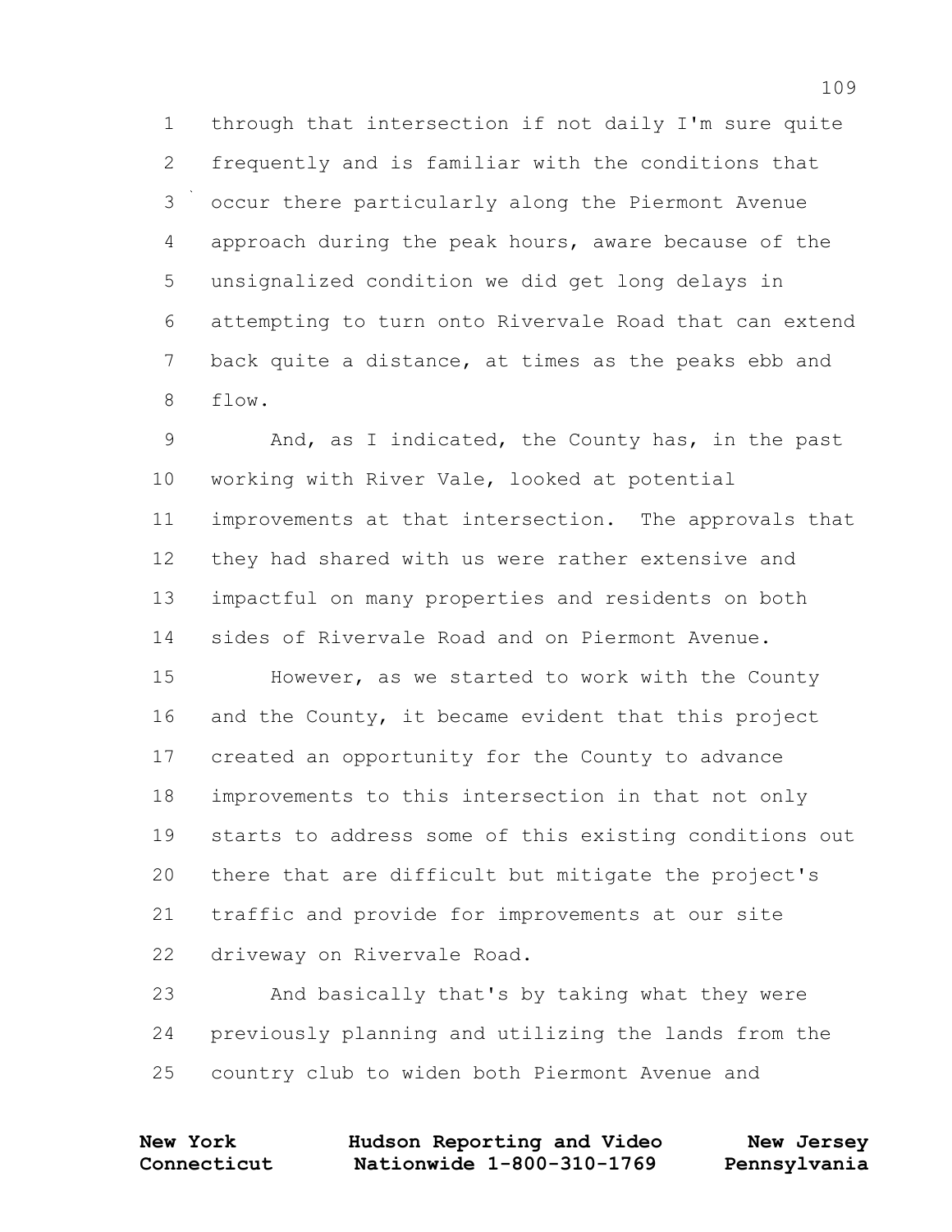through that intersection if not daily I'm sure quite frequently and is familiar with the conditions that occur there particularly along the Piermont Avenue approach during the peak hours, aware because of the unsignalized condition we did get long delays in attempting to turn onto Rivervale Road that can extend back quite a distance, at times as the peaks ebb and flow.

And, as I indicated, the County has, in the past working with River Vale, looked at potential improvements at that intersection. The approvals that they had shared with us were rather extensive and impactful on many properties and residents on both sides of Rivervale Road and on Piermont Avenue.

However, as we started to work with the County and the County, it became evident that this project created an opportunity for the County to advance improvements to this intersection in that not only starts to address some of this existing conditions out there that are difficult but mitigate the project's traffic and provide for improvements at our site driveway on Rivervale Road.

And basically that's by taking what they were previously planning and utilizing the lands from the country club to widen both Piermont Avenue and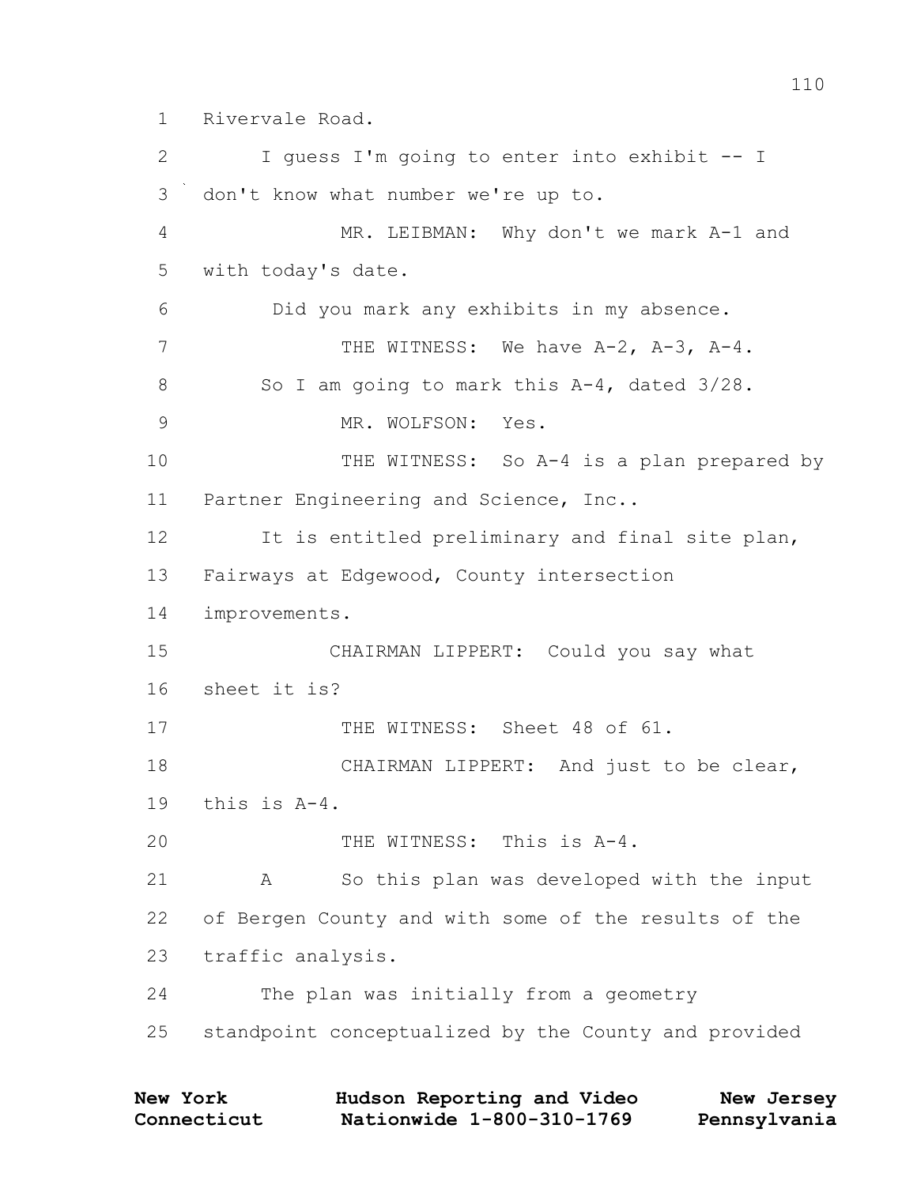1 Rivervale Road.

2 I guess I'm going to enter into exhibit -- I

3 don't know what number we're up to.

4 MR. LEIBMAN: Why don't we mark A-1 and

5 with today's date.

6 Did you mark any exhibits in my absence.

7 THE WITNESS: We have A-2, A-3, A-4.

8 So I am going to mark this A-4, dated 3/28.

9 MR. WOLFSON: Yes.

10 THE WITNESS: So A-4 is a plan prepared by

11 Partner Engineering and Science, Inc..

12 It is entitled preliminary and final site plan,

13 Fairways at Edgewood, County intersection

14 improvements.

15 CHAIRMAN LIPPERT: Could you say what

16 sheet it is?

17 THE WITNESS: Sheet 48 of 61.

18 CHAIRMAN LIPPERT: And just to be clear,

19 this is A-4.

20 THE WITNESS: This is A-4.

21 A So this plan was developed with the input

22 of Bergen County and with some of the results of the

23 traffic analysis.

24 The plan was initially from a geometry

25 standpoint conceptualized by the County and provided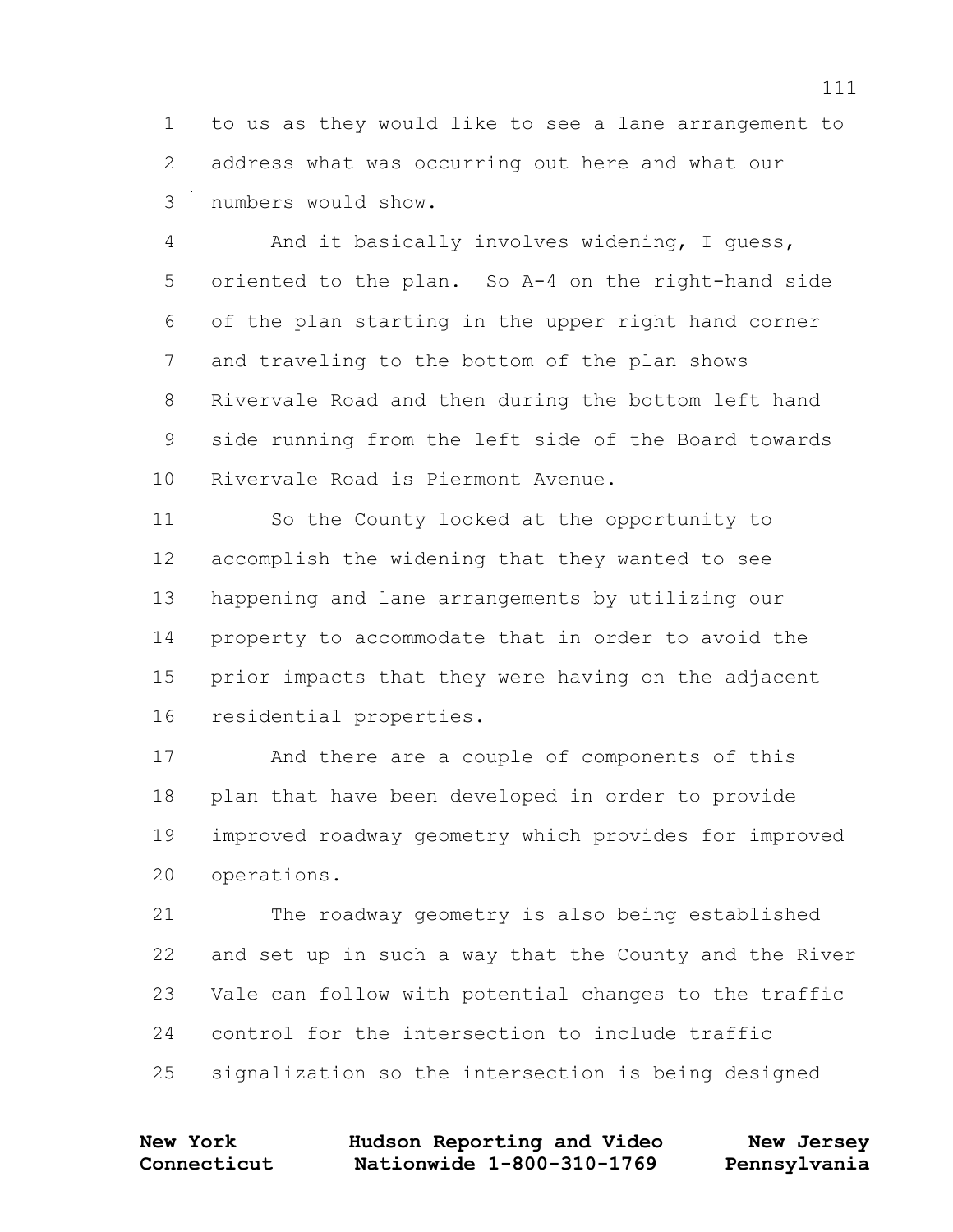to us as they would like to see a lane arrangement to address what was occurring out here and what our numbers would show.

And it basically involves widening, I guess, oriented to the plan. So A-4 on the right-hand side of the plan starting in the upper right hand corner and traveling to the bottom of the plan shows Rivervale Road and then during the bottom left hand side running from the left side of the Board towards Rivervale Road is Piermont Avenue.

So the County looked at the opportunity to accomplish the widening that they wanted to see happening and lane arrangements by utilizing our property to accommodate that in order to avoid the prior impacts that they were having on the adjacent residential properties.

And there are a couple of components of this plan that have been developed in order to provide improved roadway geometry which provides for improved operations.

The roadway geometry is also being established and set up in such a way that the County and the River Vale can follow with potential changes to the traffic control for the intersection to include traffic signalization so the intersection is being designed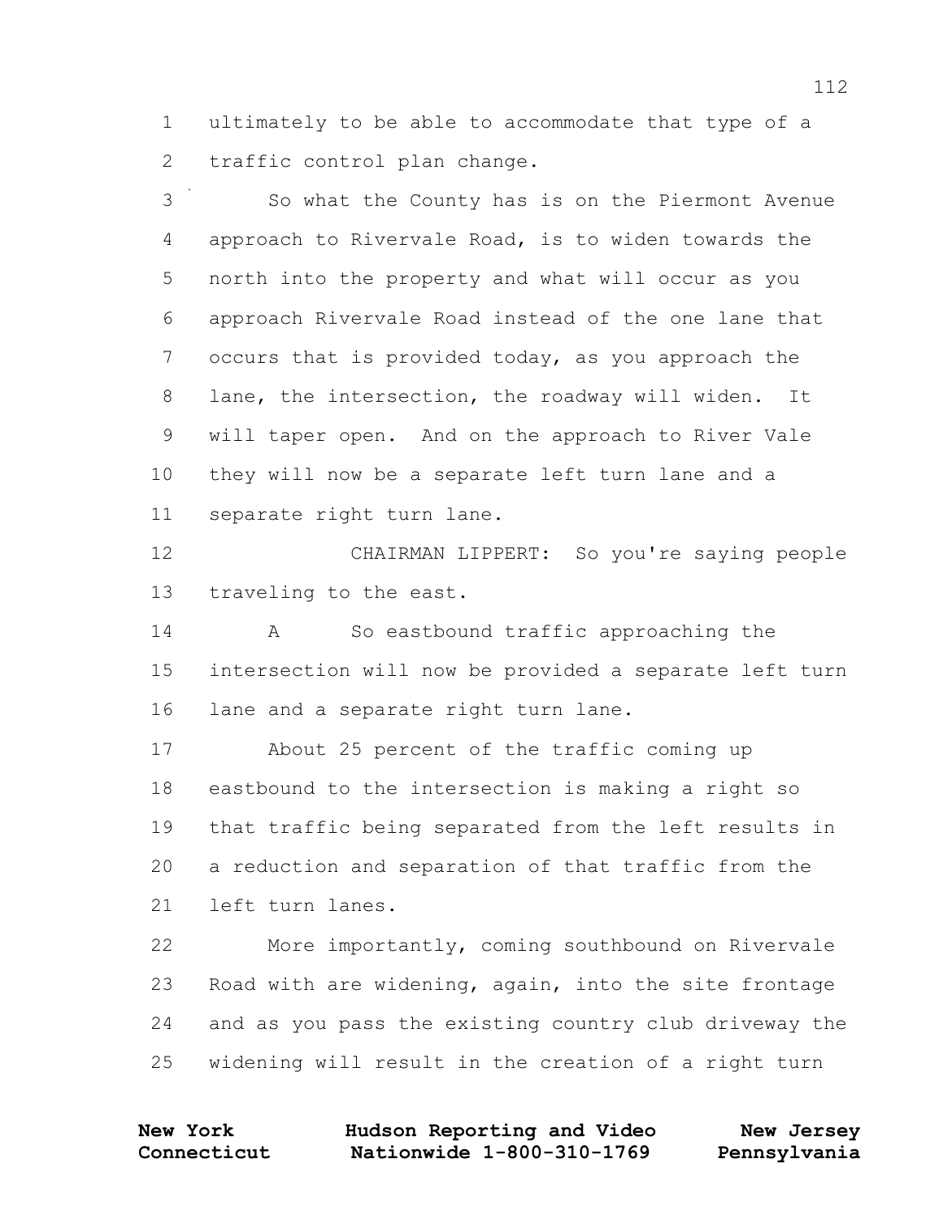1 ultimately to be able to accommodate that type of a
2 traffic control plan change.

3 So what the County has is on the Piermont Avenue
4 approach to Rivervale Road, is to widen towards the
5 north into the property and what will occur as you
6 approach Rivervale Road instead of the one lane that
7 occurs that is provided today, as you approach the
8 lane, the intersection, the roadway will widen. It
9 will taper open. And on the approach to River Vale
10 they will now be a separate left turn lane and a
11 separate right turn lane.

12 CHAIRMAN LIPPERT: So you're saying people
13 traveling to the east.

14 A So eastbound traffic approaching the
15 intersection will now be provided a separate left turn
16 lane and a separate right turn lane.

17 About 25 percent of the traffic coming up
18 eastbound to the intersection is making a right so
19 that traffic being separated from the left results in
20 a reduction and separation of that traffic from the
21 left turn lanes.

22 More importantly, coming southbound on Rivervale
23 Road with are widening, again, into the site frontage
24 and as you pass the existing country club driveway the
25 widening will result in the creation of a right turn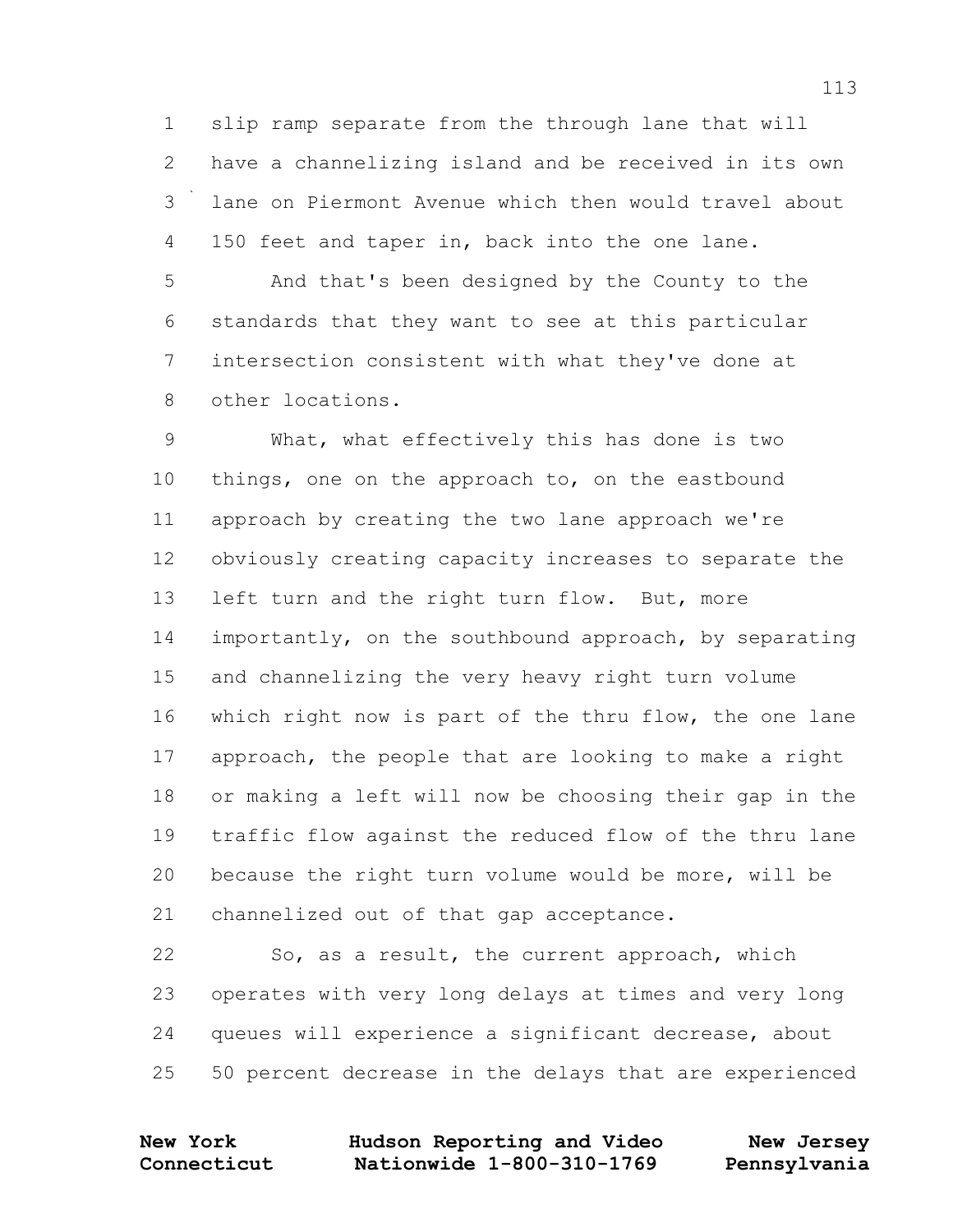slip ramp separate from the through lane that will have a channelizing island and be received in its own lane on Piermont Avenue which then would travel about 150 feet and taper in, back into the one lane.

And that's been designed by the County to the standards that they want to see at this particular intersection consistent with what they've done at other locations.

What, what effectively this has done is two things, one on the approach to, on the eastbound approach by creating the two lane approach we're obviously creating capacity increases to separate the left turn and the right turn flow. But, more importantly, on the southbound approach, by separating and channelizing the very heavy right turn volume which right now is part of the thru flow, the one lane approach, the people that are looking to make a right or making a left will now be choosing their gap in the traffic flow against the reduced flow of the thru lane because the right turn volume would be more, will be channelized out of that gap acceptance.

So, as a result, the current approach, which operates with very long delays at times and very long queues will experience a significant decrease, about 50 percent decrease in the delays that are experienced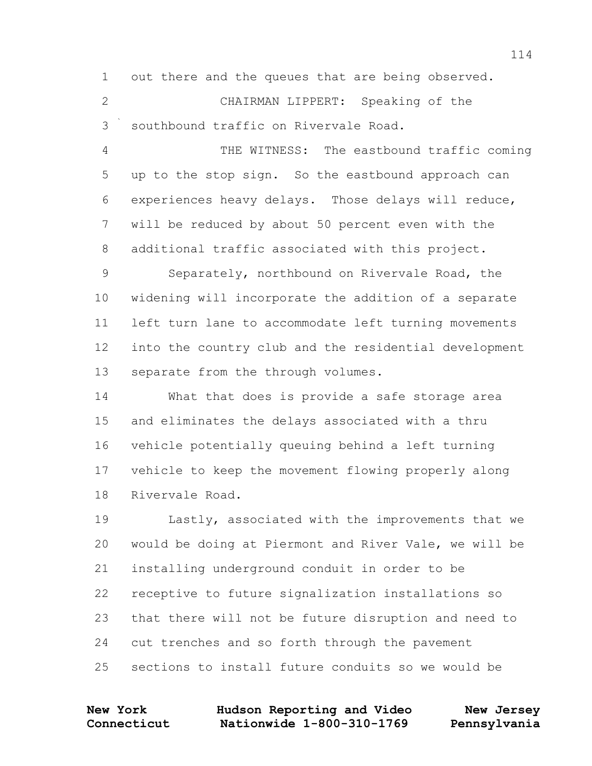out there and the queues that are being observed.

CHAIRMAN LIPPERT: Speaking of the southbound traffic on Rivervale Road.

THE WITNESS: The eastbound traffic coming up to the stop sign. So the eastbound approach can experiences heavy delays. Those delays will reduce, will be reduced by about 50 percent even with the additional traffic associated with this project.

Separately, northbound on Rivervale Road, the widening will incorporate the addition of a separate left turn lane to accommodate left turning movements into the country club and the residential development separate from the through volumes.

What that does is provide a safe storage area and eliminates the delays associated with a thru vehicle potentially queuing behind a left turning vehicle to keep the movement flowing properly along Rivervale Road.

Lastly, associated with the improvements that we would be doing at Piermont and River Vale, we will be installing underground conduit in order to be receptive to future signalization installations so that there will not be future disruption and need to cut trenches and so forth through the pavement sections to install future conduits so we would be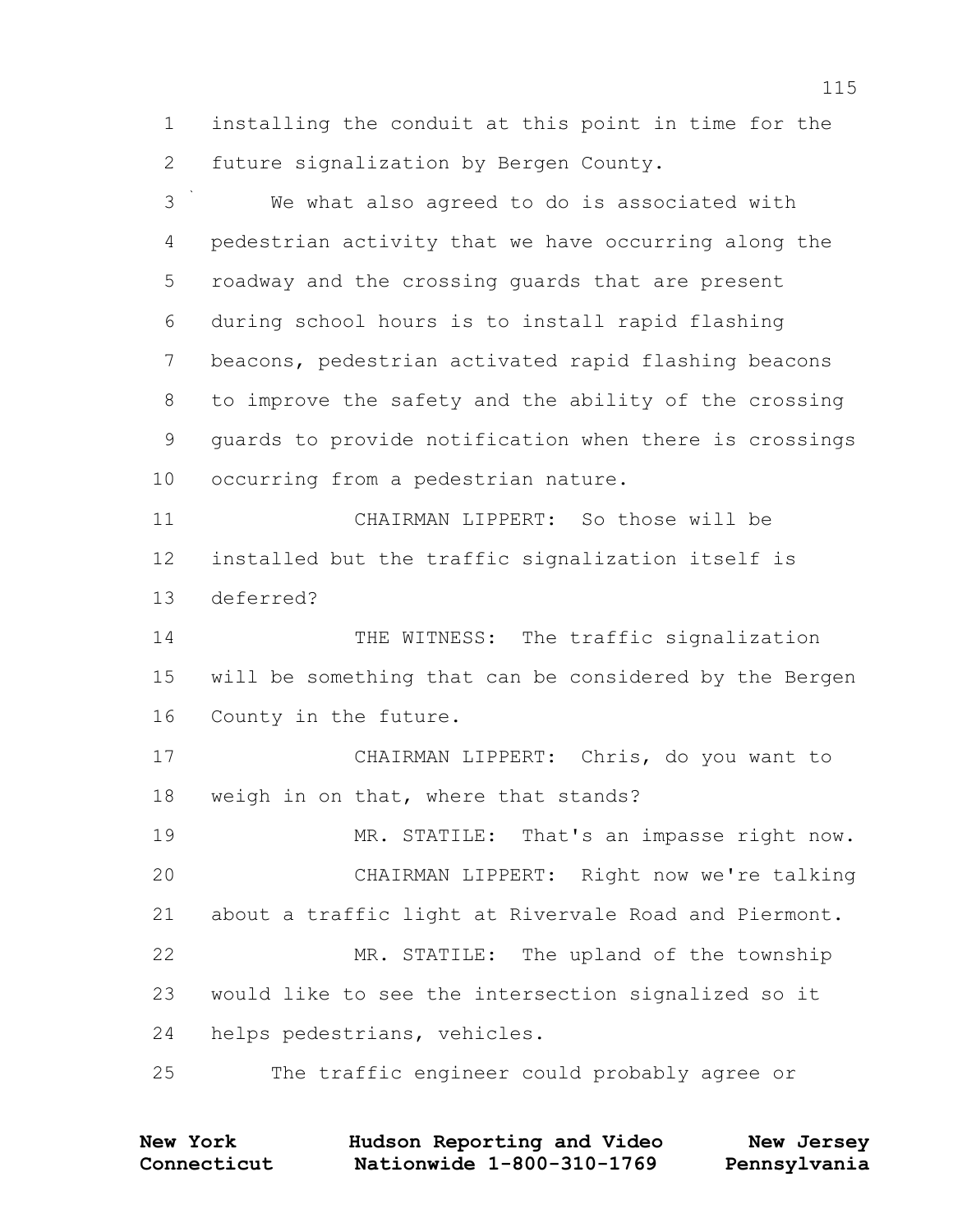installing the conduit at this point in time for the future signalization by Bergen County.

We what also agreed to do is associated with pedestrian activity that we have occurring along the roadway and the crossing guards that are present during school hours is to install rapid flashing beacons, pedestrian activated rapid flashing beacons to improve the safety and the ability of the crossing guards to provide notification when there is crossings occurring from a pedestrian nature.

CHAIRMAN LIPPERT: So those will be installed but the traffic signalization itself is deferred?

THE WITNESS: The traffic signalization will be something that can be considered by the Bergen County in the future.

CHAIRMAN LIPPERT: Chris, do you want to weigh in on that, where that stands?

MR. STATILE: That's an impasse right now.

CHAIRMAN LIPPERT: Right now we're talking about a traffic light at Rivervale Road and Piermont.

MR. STATILE: The upland of the township would like to see the intersection signalized so it helps pedestrians, vehicles.

The traffic engineer could probably agree or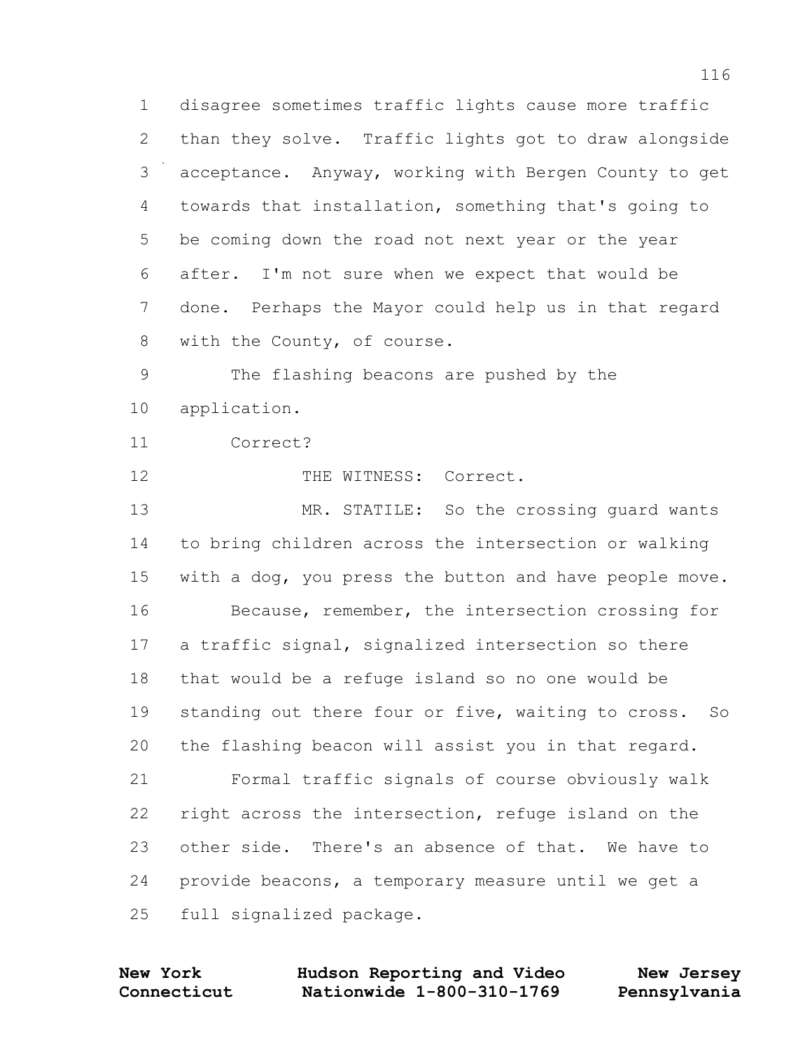1 disagree sometimes traffic lights cause more traffic
2 than they solve. Traffic lights got to draw alongside
3 acceptance. Anyway, working with Bergen County to get
4 towards that installation, something that's going to
5 be coming down the road not next year or the year
6 after. I'm not sure when we expect that would be
7 done. Perhaps the Mayor could help us in that regard
8 with the County, of course.
9 The flashing beacons are pushed by the
10 application.
11 Correct?
12 THE WITNESS: Correct.
13 MR. STATILE: So the crossing guard wants
14 to bring children across the intersection or walking
15 with a dog, you press the button and have people move.
16 Because, remember, the intersection crossing for
17 a traffic signal, signalized intersection so there
18 that would be a refuge island so no one would be
19 standing out there four or five, waiting to cross. So
20 the flashing beacon will assist you in that regard.
21 Formal traffic signals of course obviously walk
22 right across the intersection, refuge island on the
23 other side. There's an absence of that. We have to
24 provide beacons, a temporary measure until we get a
25 full signalized package.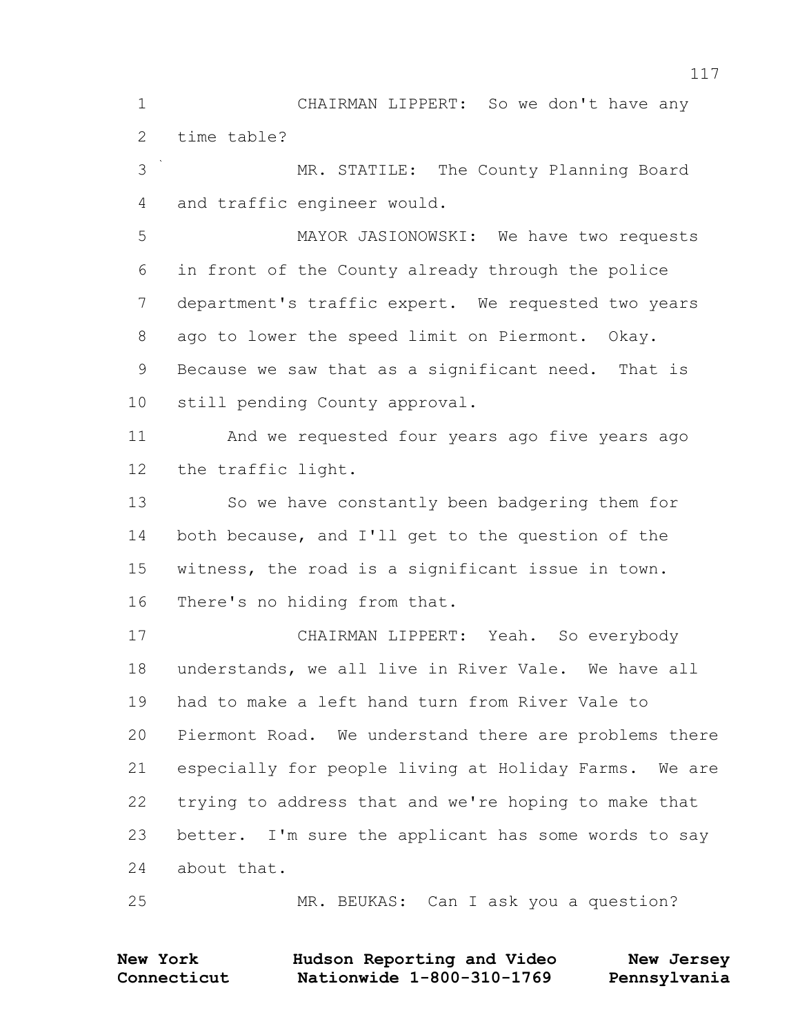CHAIRMAN LIPPERT: So we don't have any time table?

MR. STATILE: The County Planning Board and traffic engineer would.

MAYOR JASIONOWSKI: We have two requests in front of the County already through the police department's traffic expert. We requested two years ago to lower the speed limit on Piermont. Okay. Because we saw that as a significant need. That is still pending County approval.

And we requested four years ago five years ago the traffic light.

So we have constantly been badgering them for both because, and I'll get to the question of the witness, the road is a significant issue in town. There's no hiding from that.

CHAIRMAN LIPPERT: Yeah. So everybody understands, we all live in River Vale. We have all had to make a left hand turn from River Vale to Piermont Road. We understand there are problems there especially for people living at Holiday Farms. We are trying to address that and we're hoping to make that better. I'm sure the applicant has some words to say about that.

MR. BEUKAS: Can I ask you a question?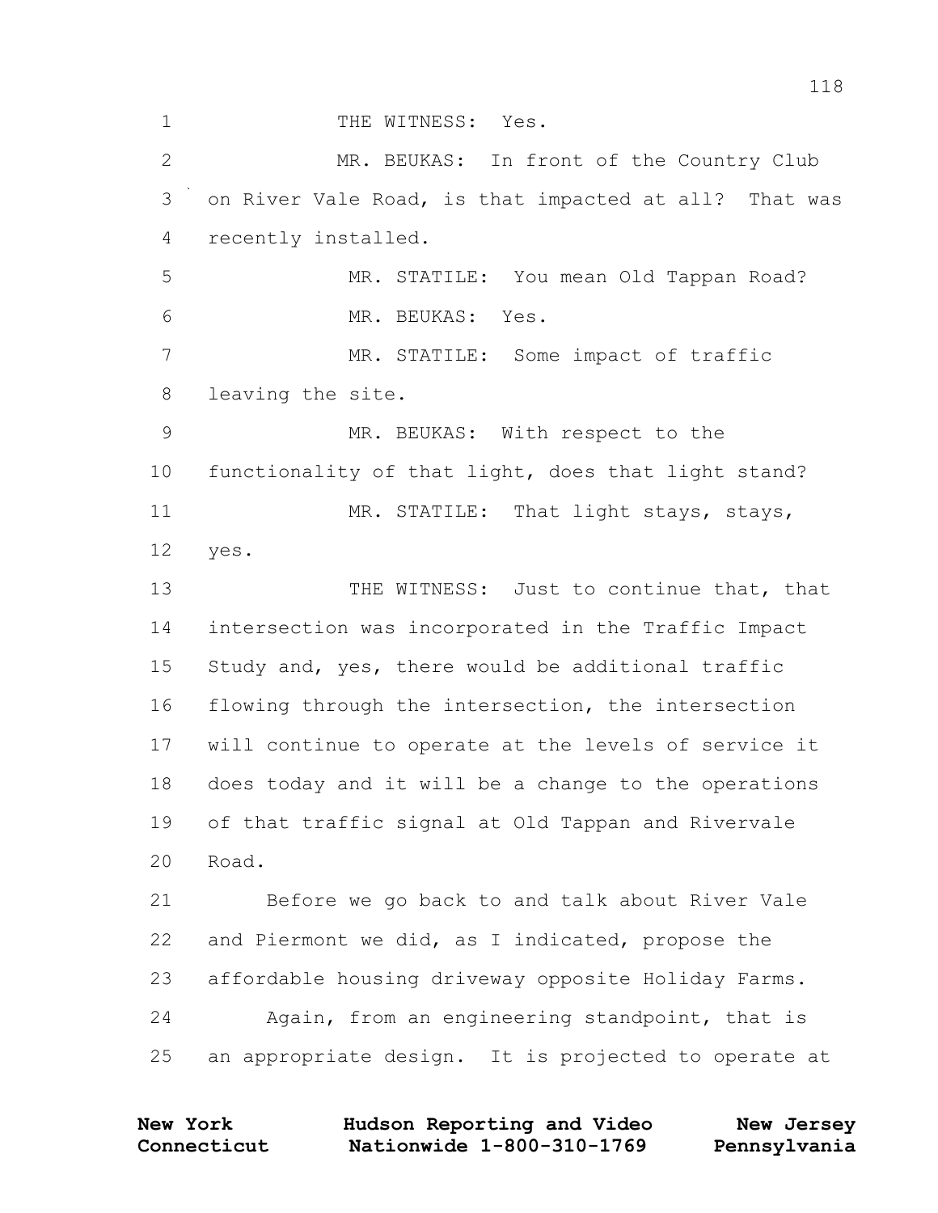THE WITNESS: Yes.

MR. BEUKAS: In front of the Country Club on River Vale Road, is that impacted at all? That was recently installed.

MR. STATILE: You mean Old Tappan Road?

MR. BEUKAS: Yes.

MR. STATILE: Some impact of traffic leaving the site.

MR. BEUKAS: With respect to the functionality of that light, does that light stand?

MR. STATILE: That light stays, stays, yes.

THE WITNESS: Just to continue that, that intersection was incorporated in the Traffic Impact Study and, yes, there would be additional traffic flowing through the intersection, the intersection will continue to operate at the levels of service it does today and it will be a change to the operations of that traffic signal at Old Tappan and Rivervale Road.

Before we go back to and talk about River Vale and Piermont we did, as I indicated, propose the affordable housing driveway opposite Holiday Farms.

Again, from an engineering standpoint, that is an appropriate design. It is projected to operate at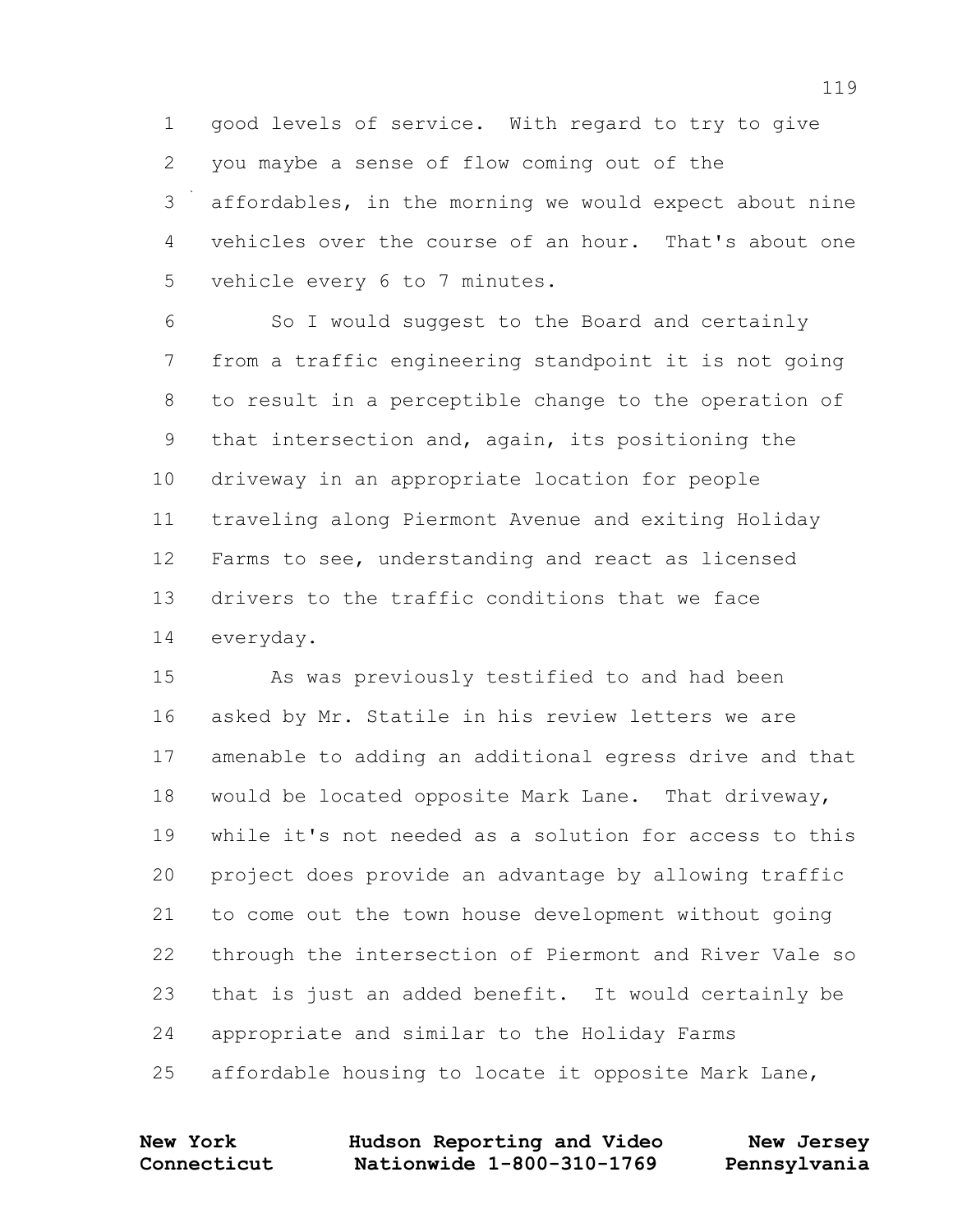good levels of service. With regard to try to give you maybe a sense of flow coming out of the affordables, in the morning we would expect about nine vehicles over the course of an hour. That's about one vehicle every 6 to 7 minutes.

So I would suggest to the Board and certainly from a traffic engineering standpoint it is not going to result in a perceptible change to the operation of that intersection and, again, its positioning the driveway in an appropriate location for people traveling along Piermont Avenue and exiting Holiday Farms to see, understanding and react as licensed drivers to the traffic conditions that we face everyday.

As was previously testified to and had been asked by Mr. Statile in his review letters we are amenable to adding an additional egress drive and that would be located opposite Mark Lane. That driveway, while it's not needed as a solution for access to this project does provide an advantage by allowing traffic to come out the town house development without going through the intersection of Piermont and River Vale so that is just an added benefit. It would certainly be appropriate and similar to the Holiday Farms affordable housing to locate it opposite Mark Lane,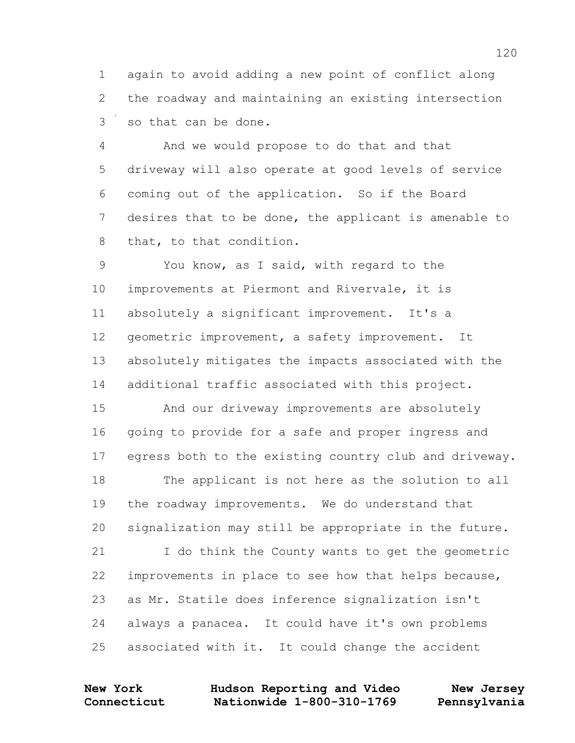1 again to avoid adding a new point of conflict along
2 the roadway and maintaining an existing intersection
3 so that can be done.

4 And we would propose to do that and that
5 driveway will also operate at good levels of service
6 coming out of the application. So if the Board
7 desires that to be done, the applicant is amenable to
8 that, to that condition.

9 You know, as I said, with regard to the
10 improvements at Piermont and Rivervale, it is
11 absolutely a significant improvement. It's a
12 geometric improvement, a safety improvement. It
13 absolutely mitigates the impacts associated with the
14 additional traffic associated with this project.

15 And our driveway improvements are absolutely
16 going to provide for a safe and proper ingress and
17 egress both to the existing country club and driveway.

18 The applicant is not here as the solution to all
19 the roadway improvements. We do understand that
20 signalization may still be appropriate in the future.

21 I do think the County wants to get the geometric
22 improvements in place to see how that helps because,
23 as Mr. Statile does inference signalization isn't
24 always a panacea. It could have it's own problems
25 associated with it. It could change the accident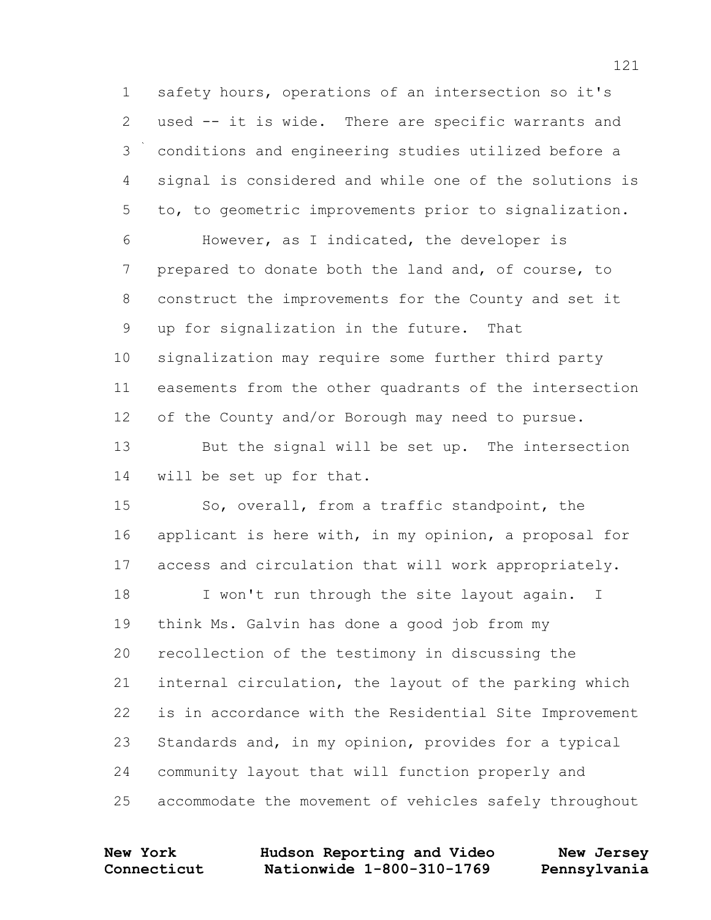1 safety hours, operations of an intersection so it's
2 used -- it is wide. There are specific warrants and
3 conditions and engineering studies utilized before a
4 signal is considered and while one of the solutions is
5 to, to geometric improvements prior to signalization.
6 However, as I indicated, the developer is
7 prepared to donate both the land and, of course, to
8 construct the improvements for the County and set it
9 up for signalization in the future. That
10 signalization may require some further third party
11 easements from the other quadrants of the intersection
12 of the County and/or Borough may need to pursue.
13 But the signal will be set up. The intersection
14 will be set up for that.
15 So, overall, from a traffic standpoint, the
16 applicant is here with, in my opinion, a proposal for
17 access and circulation that will work appropriately.
18 I won't run through the site layout again. I
19 think Ms. Galvin has done a good job from my
20 recollection of the testimony in discussing the
21 internal circulation, the layout of the parking which
22 is in accordance with the Residential Site Improvement
23 Standards and, in my opinion, provides for a typical
24 community layout that will function properly and
25 accommodate the movement of vehicles safely throughout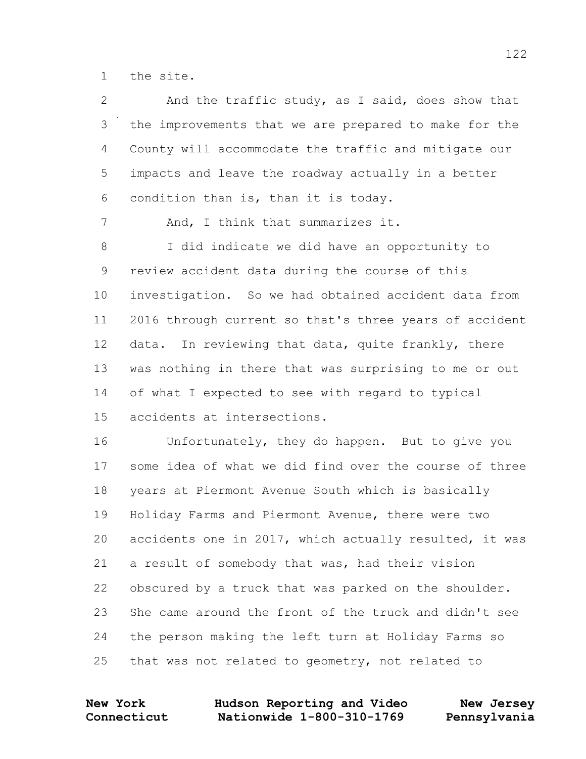the site.

And the traffic study, as I said, does show that the improvements that we are prepared to make for the County will accommodate the traffic and mitigate our impacts and leave the roadway actually in a better condition than is, than it is today.

And, I think that summarizes it.

I did indicate we did have an opportunity to review accident data during the course of this investigation. So we had obtained accident data from 2016 through current so that's three years of accident data. In reviewing that data, quite frankly, there was nothing in there that was surprising to me or out of what I expected to see with regard to typical accidents at intersections.

Unfortunately, they do happen. But to give you some idea of what we did find over the course of three years at Piermont Avenue South which is basically Holiday Farms and Piermont Avenue, there were two accidents one in 2017, which actually resulted, it was a result of somebody that was, had their vision obscured by a truck that was parked on the shoulder. She came around the front of the truck and didn't see the person making the left turn at Holiday Farms so that was not related to geometry, not related to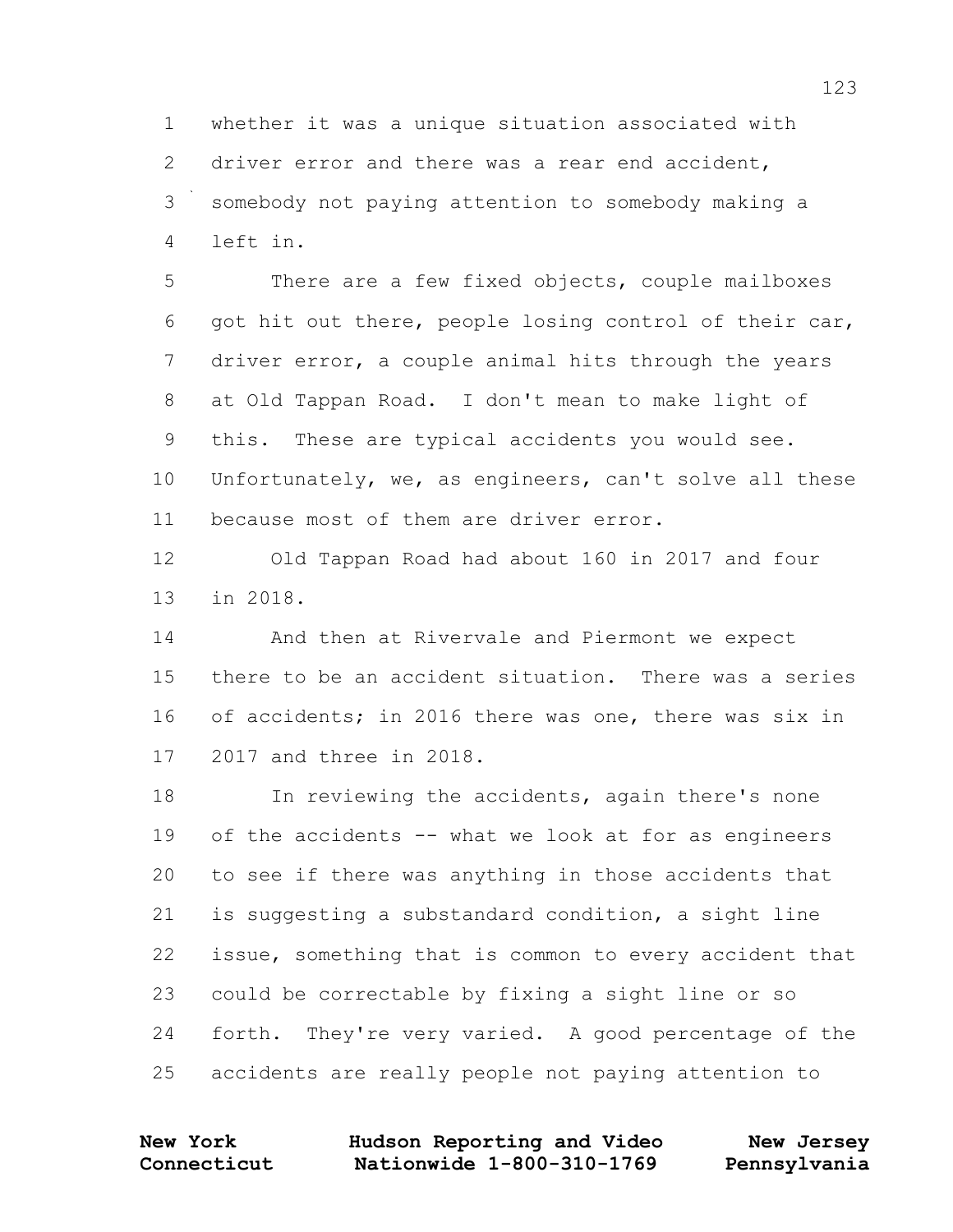whether it was a unique situation associated with driver error and there was a rear end accident, somebody not paying attention to somebody making a left in.

There are a few fixed objects, couple mailboxes got hit out there, people losing control of their car, driver error, a couple animal hits through the years at Old Tappan Road. I don't mean to make light of this. These are typical accidents you would see. Unfortunately, we, as engineers, can't solve all these because most of them are driver error.

Old Tappan Road had about 160 in 2017 and four in 2018.

And then at Rivervale and Piermont we expect there to be an accident situation. There was a series of accidents; in 2016 there was one, there was six in 2017 and three in 2018.

In reviewing the accidents, again there's none of the accidents -- what we look at for as engineers to see if there was anything in those accidents that is suggesting a substandard condition, a sight line issue, something that is common to every accident that could be correctable by fixing a sight line or so forth. They're very varied. A good percentage of the accidents are really people not paying attention to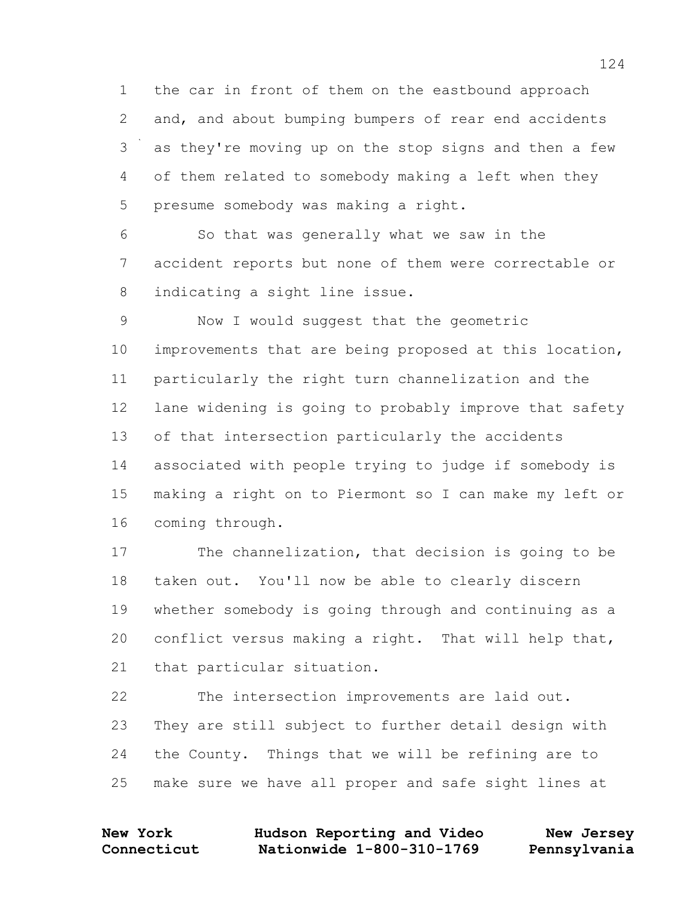the car in front of them on the eastbound approach and, and about bumping bumpers of rear end accidents as they're moving up on the stop signs and then a few of them related to somebody making a left when they presume somebody was making a right.

So that was generally what we saw in the accident reports but none of them were correctable or indicating a sight line issue.

Now I would suggest that the geometric improvements that are being proposed at this location, particularly the right turn channelization and the lane widening is going to probably improve that safety of that intersection particularly the accidents associated with people trying to judge if somebody is making a right on to Piermont so I can make my left or coming through.

The channelization, that decision is going to be taken out. You'll now be able to clearly discern whether somebody is going through and continuing as a conflict versus making a right. That will help that, that particular situation.

The intersection improvements are laid out. They are still subject to further detail design with the County. Things that we will be refining are to make sure we have all proper and safe sight lines at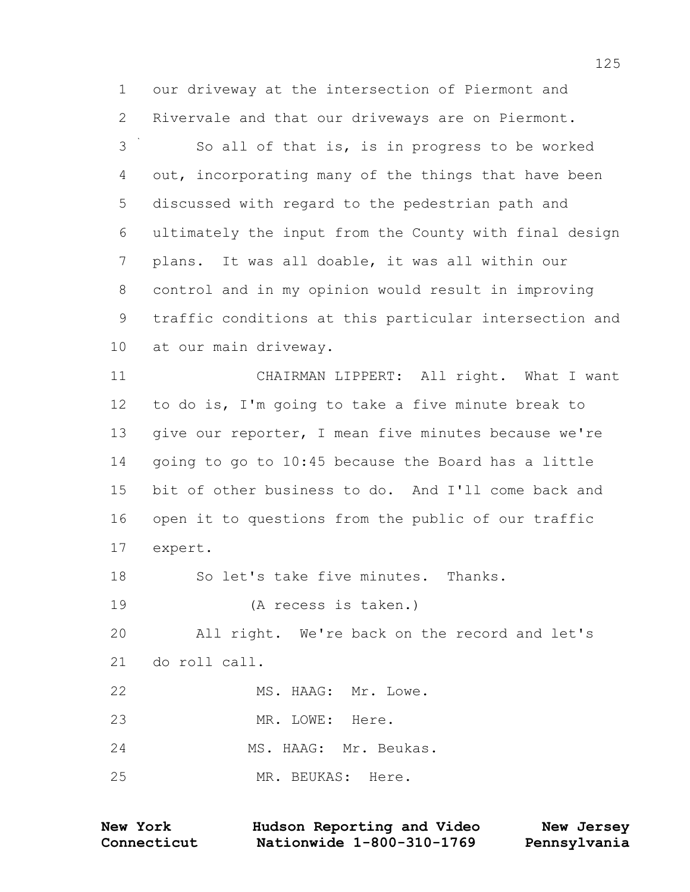our driveway at the intersection of Piermont and Rivervale and that our driveways are on Piermont.

So all of that is, is in progress to be worked out, incorporating many of the things that have been discussed with regard to the pedestrian path and ultimately the input from the County with final design plans. It was all doable, it was all within our control and in my opinion would result in improving traffic conditions at this particular intersection and at our main driveway.

CHAIRMAN LIPPERT: All right. What I want to do is, I'm going to take a five minute break to give our reporter, I mean five minutes because we're going to go to 10:45 because the Board has a little bit of other business to do. And I'll come back and open it to questions from the public of our traffic expert.

So let's take five minutes. Thanks.

(A recess is taken.)

All right. We're back on the record and let's do roll call.

MS. HAAG: Mr. Lowe.

MR. LOWE: Here.

MS. HAAG: Mr. Beukas.

MR. BEUKAS: Here.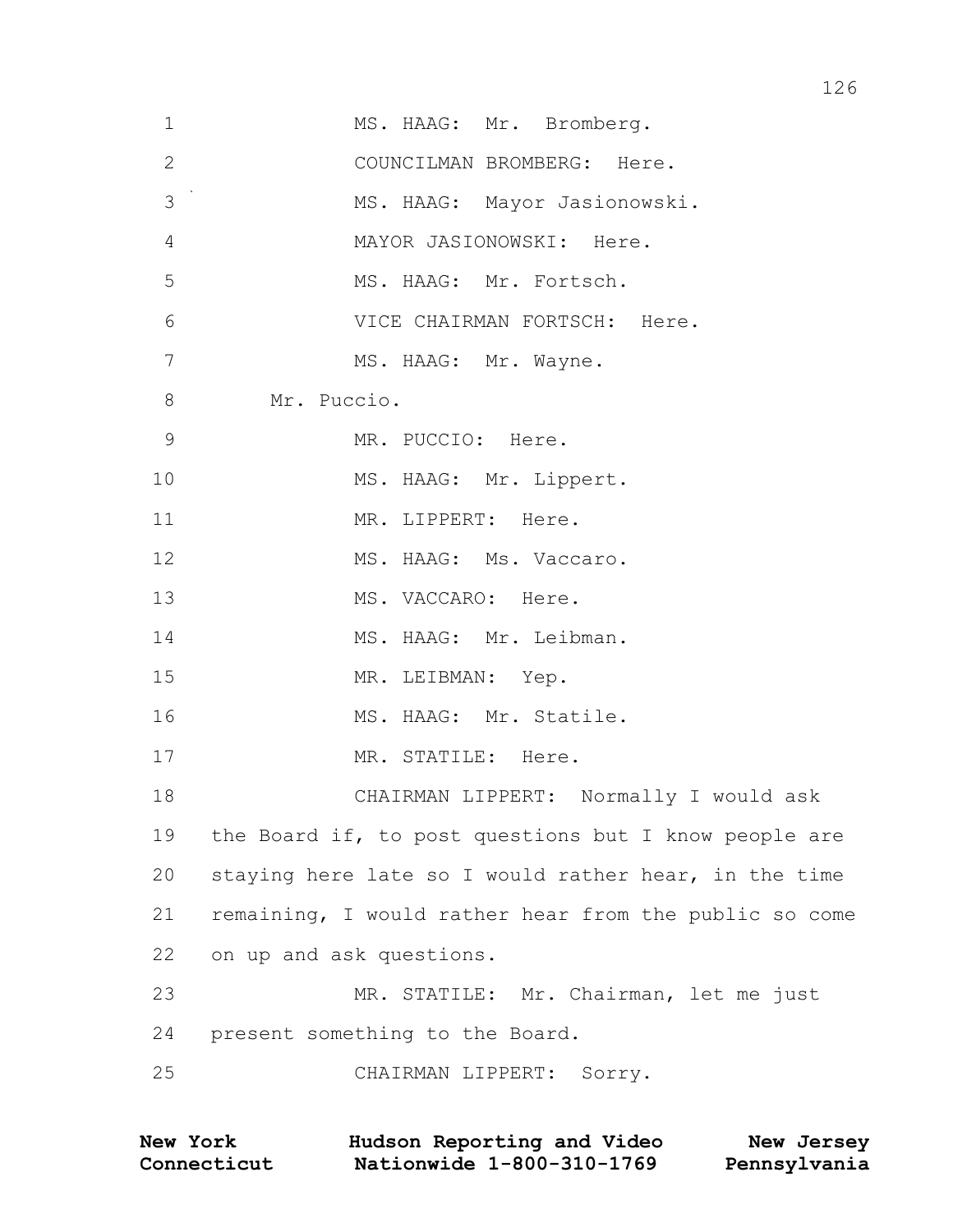1 MS. HAAG: Mr. Bromberg.

2 COUNCILMAN BROMBERG: Here.

3 MS. HAAG: Mayor Jasionowski.

4 MAYOR JASIONOWSKI: Here.

5 MS. HAAG: Mr. Fortsch.

6 VICE CHAIRMAN FORTSCH: Here.

7 MS. HAAG: Mr. Wayne.

8 Mr. Puccio.

9 MR. PUCCIO: Here.

10 MS. HAAG: Mr. Lippert.

11 MR. LIPPERT: Here.

12 MS. HAAG: Ms. Vaccaro.

13 MS. VACCARO: Here.

14 MS. HAAG: Mr. Leibman.

15 MR. LEIBMAN: Yep.

16 MS. HAAG: Mr. Statile.

17 MR. STATILE: Here.

18 CHAIRMAN LIPPERT: Normally I would ask

19 the Board if, to post questions but I know people are

20 staying here late so I would rather hear, in the time

21 remaining, I would rather hear from the public so come

22 on up and ask questions.

23 MR. STATILE: Mr. Chairman, let me just

24 present something to the Board.

25 CHAIRMAN LIPPERT: Sorry.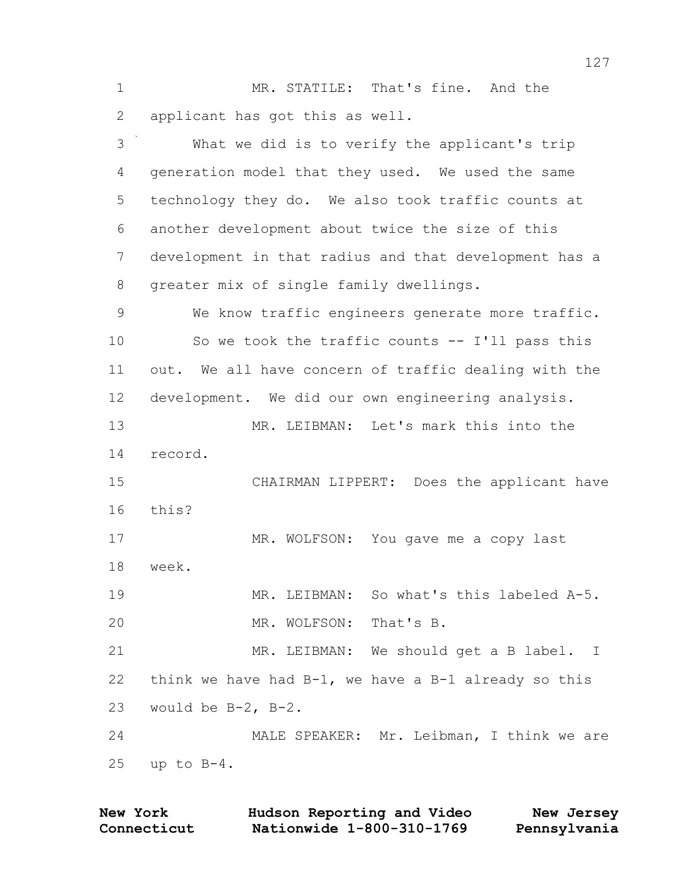MR. STATILE: That's fine. And the applicant has got this as well.

What we did is to verify the applicant's trip generation model that they used. We used the same technology they do. We also took traffic counts at another development about twice the size of this development in that radius and that development has a greater mix of single family dwellings.

We know traffic engineers generate more traffic.

So we took the traffic counts -- I'll pass this out. We all have concern of traffic dealing with the development. We did our own engineering analysis.

MR. LEIBMAN: Let's mark this into the record.

CHAIRMAN LIPPERT: Does the applicant have this?

MR. WOLFSON: You gave me a copy last week.

MR. LEIBMAN: So what's this labeled A-5.

MR. WOLFSON: That's B.

MR. LEIBMAN: We should get a B label. I think we have had B-1, we have a B-1 already so this would be B-2, B-2.

MALE SPEAKER: Mr. Leibman, I think we are up to B-4.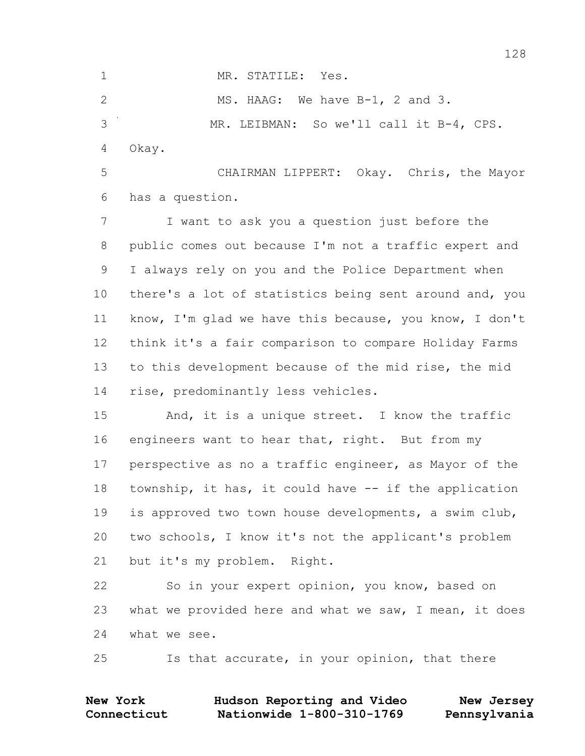MR. STATILE: Yes.

MS. HAAG: We have B-1, 2 and 3.

MR. LEIBMAN: So we'll call it B-4, CPS. Okay.

CHAIRMAN LIPPERT: Okay. Chris, the Mayor has a question.

I want to ask you a question just before the public comes out because I'm not a traffic expert and I always rely on you and the Police Department when there's a lot of statistics being sent around and, you know, I'm glad we have this because, you know, I don't think it's a fair comparison to compare Holiday Farms to this development because of the mid rise, the mid rise, predominantly less vehicles.

And, it is a unique street. I know the traffic engineers want to hear that, right. But from my perspective as no a traffic engineer, as Mayor of the township, it has, it could have -- if the application is approved two town house developments, a swim club, two schools, I know it's not the applicant's problem but it's my problem. Right.

So in your expert opinion, you know, based on what we provided here and what we saw, I mean, it does what we see.

Is that accurate, in your opinion, that there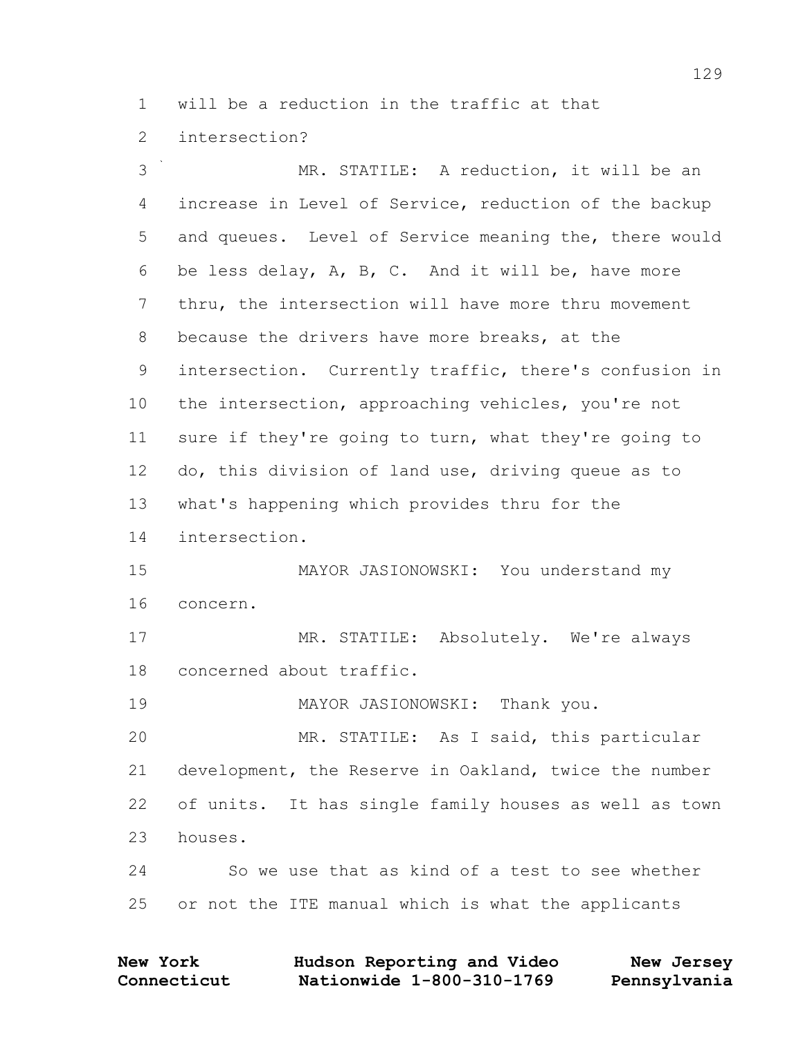will be a reduction in the traffic at that intersection?

MR. STATILE: A reduction, it will be an increase in Level of Service, reduction of the backup and queues. Level of Service meaning the, there would be less delay, A, B, C. And it will be, have more thru, the intersection will have more thru movement because the drivers have more breaks, at the intersection. Currently traffic, there's confusion in the intersection, approaching vehicles, you're not sure if they're going to turn, what they're going to do, this division of land use, driving queue as to what's happening which provides thru for the intersection.

MAYOR JASIONOWSKI: You understand my concern.

MR. STATILE: Absolutely. We're always concerned about traffic.

MAYOR JASIONOWSKI: Thank you.

MR. STATILE: As I said, this particular development, the Reserve in Oakland, twice the number of units. It has single family houses as well as town houses.

So we use that as kind of a test to see whether or not the ITE manual which is what the applicants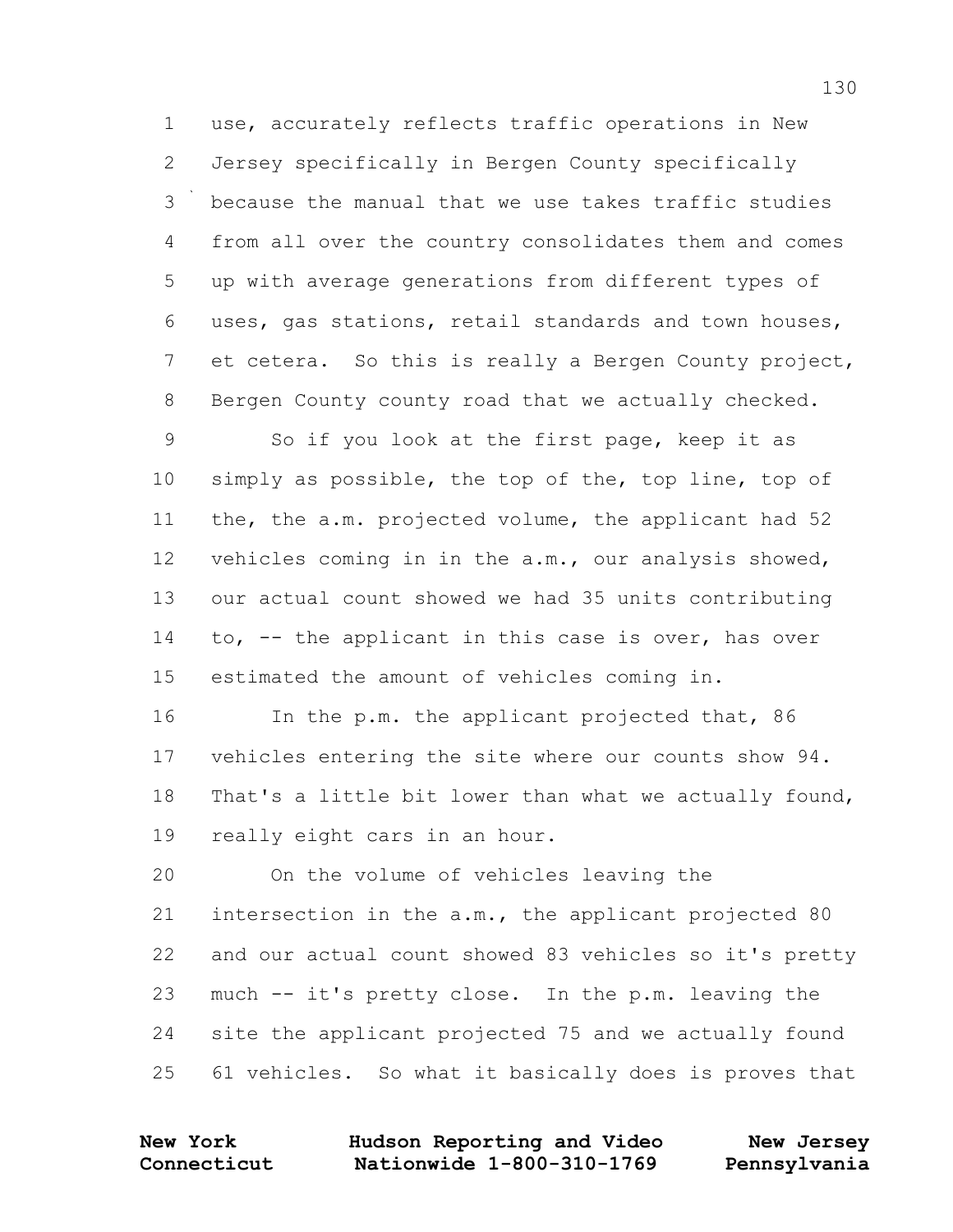1 use, accurately reflects traffic operations in New
2 Jersey specifically in Bergen County specifically
3 because the manual that we use takes traffic studies
4 from all over the country consolidates them and comes
5 up with average generations from different types of
6 uses, gas stations, retail standards and town houses,
7 et cetera. So this is really a Bergen County project,
8 Bergen County county road that we actually checked.
9 So if you look at the first page, keep it as
10 simply as possible, the top of the, top line, top of
11 the, the a.m. projected volume, the applicant had 52
12 vehicles coming in in the a.m., our analysis showed,
13 our actual count showed we had 35 units contributing
14 to, -- the applicant in this case is over, has over
15 estimated the amount of vehicles coming in.
16 In the p.m. the applicant projected that, 86
17 vehicles entering the site where our counts show 94.
18 That's a little bit lower than what we actually found,
19 really eight cars in an hour.
20 On the volume of vehicles leaving the
21 intersection in the a.m., the applicant projected 80
22 and our actual count showed 83 vehicles so it's pretty
23 much -- it's pretty close. In the p.m. leaving the
24 site the applicant projected 75 and we actually found
25 61 vehicles. So what it basically does is proves that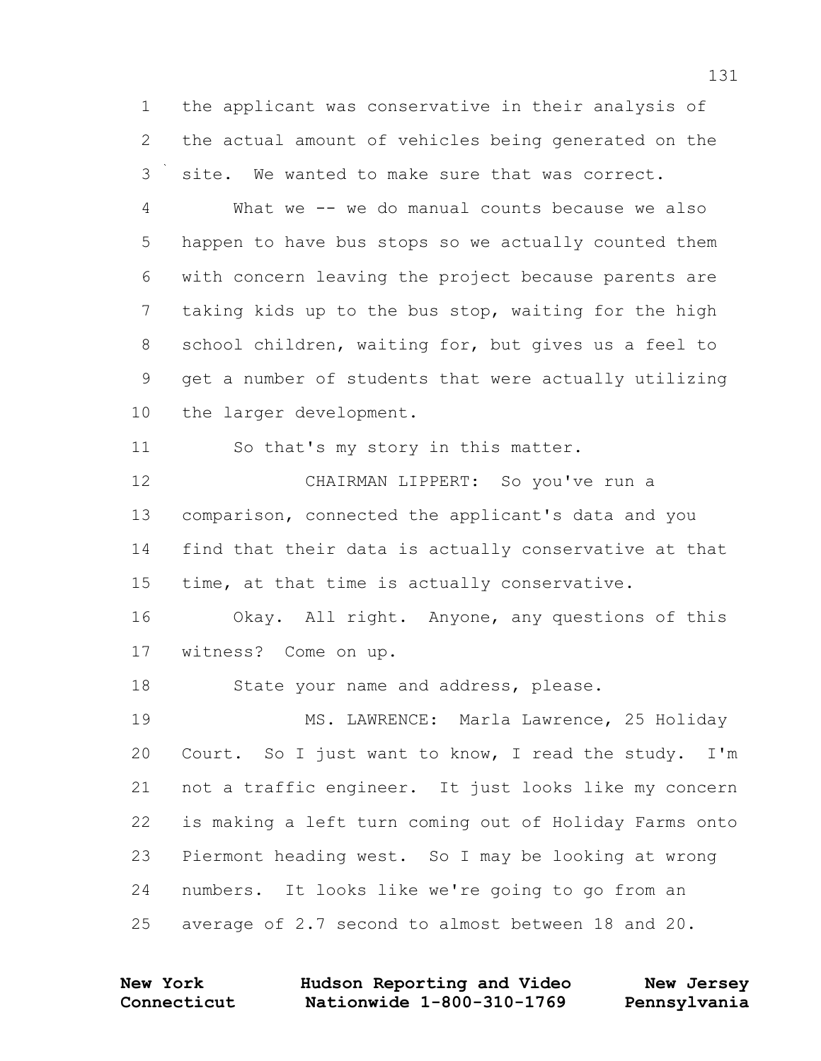1 the applicant was conservative in their analysis of
2 the actual amount of vehicles being generated on the
3 site. We wanted to make sure that was correct.
4 What we -- we do manual counts because we also
5 happen to have bus stops so we actually counted them
6 with concern leaving the project because parents are
7 taking kids up to the bus stop, waiting for the high
8 school children, waiting for, but gives us a feel to
9 get a number of students that were actually utilizing
10 the larger development.
11 So that's my story in this matter.
12 CHAIRMAN LIPPERT: So you've run a
13 comparison, connected the applicant's data and you
14 find that their data is actually conservative at that
15 time, at that time is actually conservative.
16 Okay. All right. Anyone, any questions of this
17 witness? Come on up.
18 State your name and address, please.
19 MS. LAWRENCE: Marla Lawrence, 25 Holiday
20 Court. So I just want to know, I read the study. I'm
21 not a traffic engineer. It just looks like my concern
22 is making a left turn coming out of Holiday Farms onto
23 Piermont heading west. So I may be looking at wrong
24 numbers. It looks like we're going to go from an
25 average of 2.7 second to almost between 18 and 20.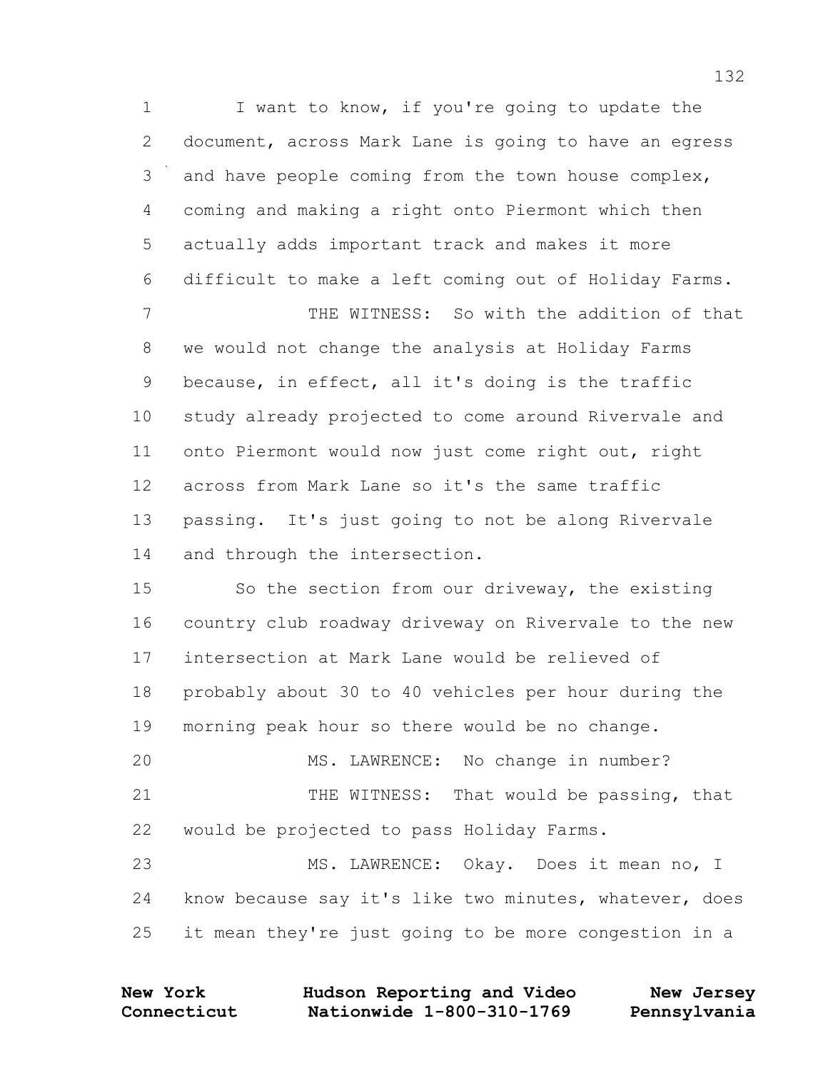1 I want to know, if you're going to update the
2 document, across Mark Lane is going to have an egress
3 and have people coming from the town house complex,
4 coming and making a right onto Piermont which then
5 actually adds important track and makes it more
6 difficult to make a left coming out of Holiday Farms.

7 THE WITNESS: So with the addition of that
8 we would not change the analysis at Holiday Farms
9 because, in effect, all it's doing is the traffic
10 study already projected to come around Rivervale and
11 onto Piermont would now just come right out, right
12 across from Mark Lane so it's the same traffic
13 passing. It's just going to not be along Rivervale
14 and through the intersection.

15 So the section from our driveway, the existing
16 country club roadway driveway on Rivervale to the new
17 intersection at Mark Lane would be relieved of
18 probably about 30 to 40 vehicles per hour during the
19 morning peak hour so there would be no change.

20 MS. LAWRENCE: No change in number?

21 THE WITNESS: That would be passing, that
22 would be projected to pass Holiday Farms.

23 MS. LAWRENCE: Okay. Does it mean no, I
24 know because say it's like two minutes, whatever, does
25 it mean they're just going to be more congestion in a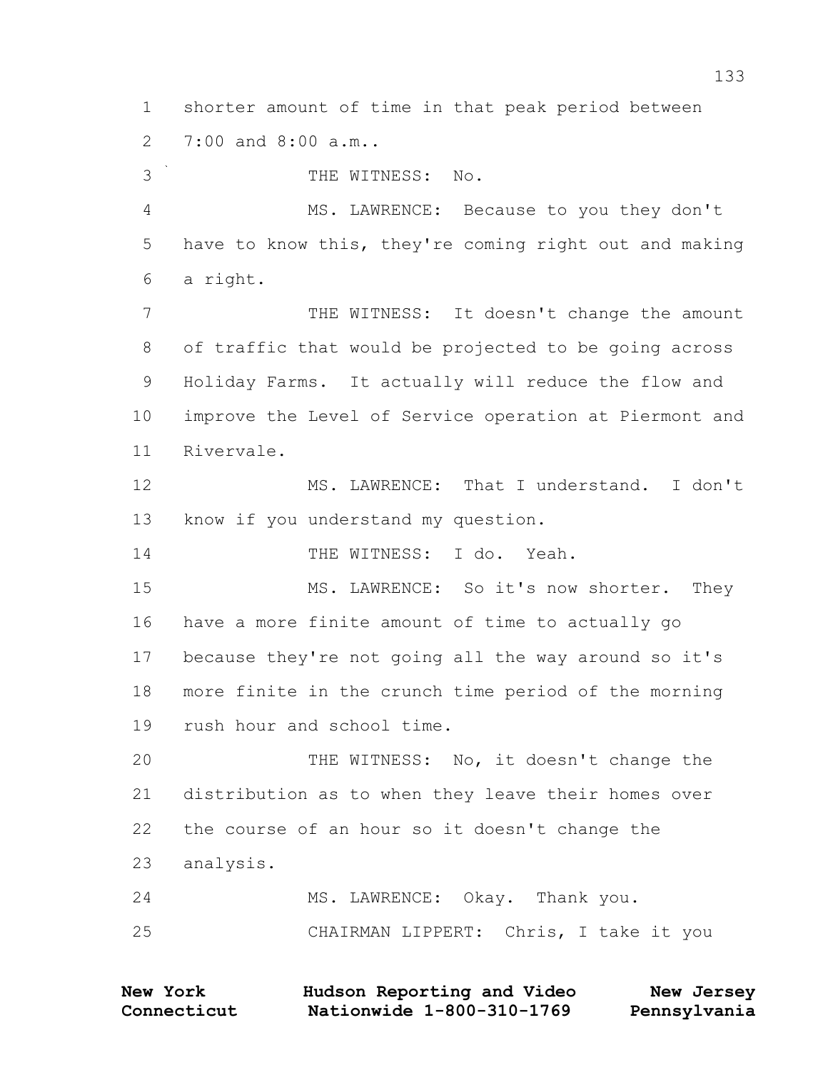shorter amount of time in that peak period between 7:00 and 8:00 a.m..

THE WITNESS: No.

MS. LAWRENCE: Because to you they don't have to know this, they're coming right out and making a right.

THE WITNESS: It doesn't change the amount of traffic that would be projected to be going across Holiday Farms. It actually will reduce the flow and improve the Level of Service operation at Piermont and Rivervale.

MS. LAWRENCE: That I understand. I don't know if you understand my question.

THE WITNESS: I do. Yeah.

MS. LAWRENCE: So it's now shorter. They have a more finite amount of time to actually go because they're not going all the way around so it's more finite in the crunch time period of the morning rush hour and school time.

THE WITNESS: No, it doesn't change the distribution as to when they leave their homes over the course of an hour so it doesn't change the analysis.

MS. LAWRENCE: Okay. Thank you.

CHAIRMAN LIPPERT: Chris, I take it you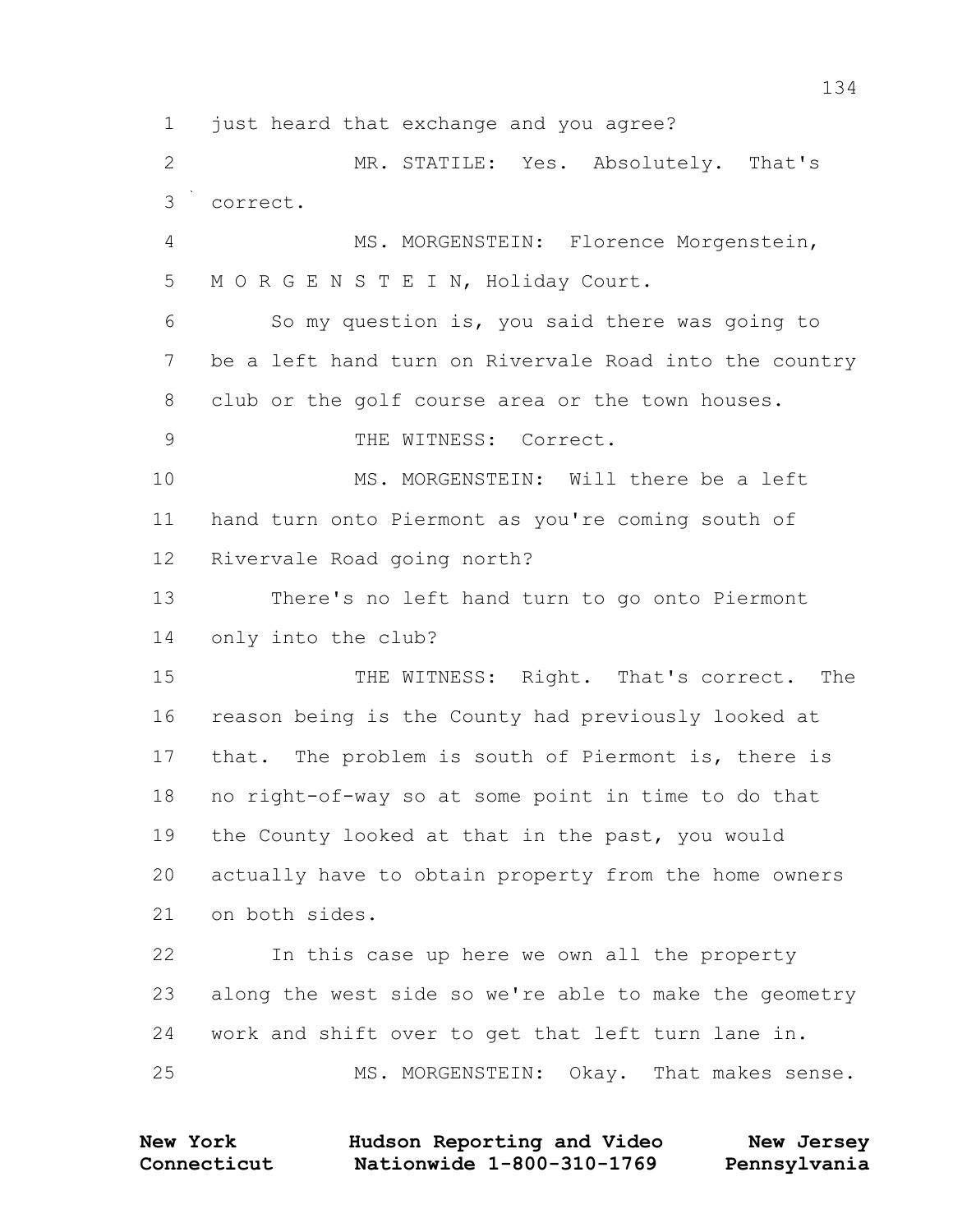1 just heard that exchange and you agree?

2 MR. STATILE: Yes. Absolutely. That's

3 correct.

4 MS. MORGENSTEIN: Florence Morgenstein,

5 M O R G E N S T E I N, Holiday Court.

6 So my question is, you said there was going to

7 be a left hand turn on Rivervale Road into the country

8 club or the golf course area or the town houses.

9 THE WITNESS: Correct.

10 MS. MORGENSTEIN: Will there be a left

11 hand turn onto Piermont as you're coming south of

12 Rivervale Road going north?

13 There's no left hand turn to go onto Piermont

14 only into the club?

15 THE WITNESS: Right. That's correct. The

16 reason being is the County had previously looked at

17 that. The problem is south of Piermont is, there is

18 no right-of-way so at some point in time to do that

19 the County looked at that in the past, you would

20 actually have to obtain property from the home owners

21 on both sides.

22 In this case up here we own all the property

23 along the west side so we're able to make the geometry

24 work and shift over to get that left turn lane in.

25 MS. MORGENSTEIN: Okay. That makes sense.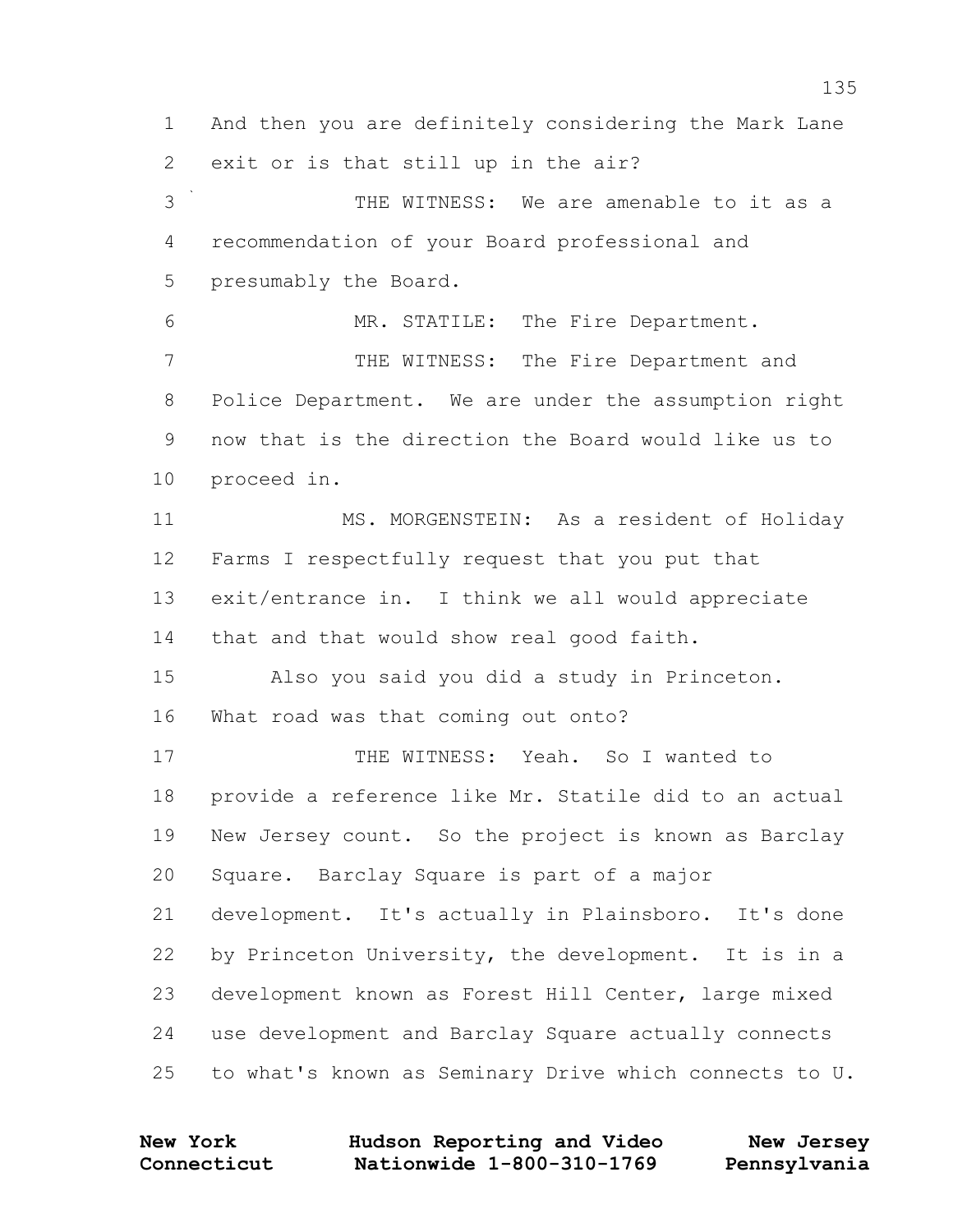1 And then you are definitely considering the Mark Lane
2 exit or is that still up in the air?
3 THE WITNESS: We are amenable to it as a
4 recommendation of your Board professional and
5 presumably the Board.
6 MR. STATILE: The Fire Department.
7 THE WITNESS: The Fire Department and
8 Police Department. We are under the assumption right
9 now that is the direction the Board would like us to
10 proceed in.
11 MS. MORGENSTEIN: As a resident of Holiday
12 Farms I respectfully request that you put that
13 exit/entrance in. I think we all would appreciate
14 that and that would show real good faith.
15 Also you said you did a study in Princeton.
16 What road was that coming out onto?
17 THE WITNESS: Yeah. So I wanted to
18 provide a reference like Mr. Statile did to an actual
19 New Jersey count. So the project is known as Barclay
20 Square. Barclay Square is part of a major
21 development. It's actually in Plainsboro. It's done
22 by Princeton University, the development. It is in a
23 development known as Forest Hill Center, large mixed
24 use development and Barclay Square actually connects
25 to what's known as Seminary Drive which connects to U.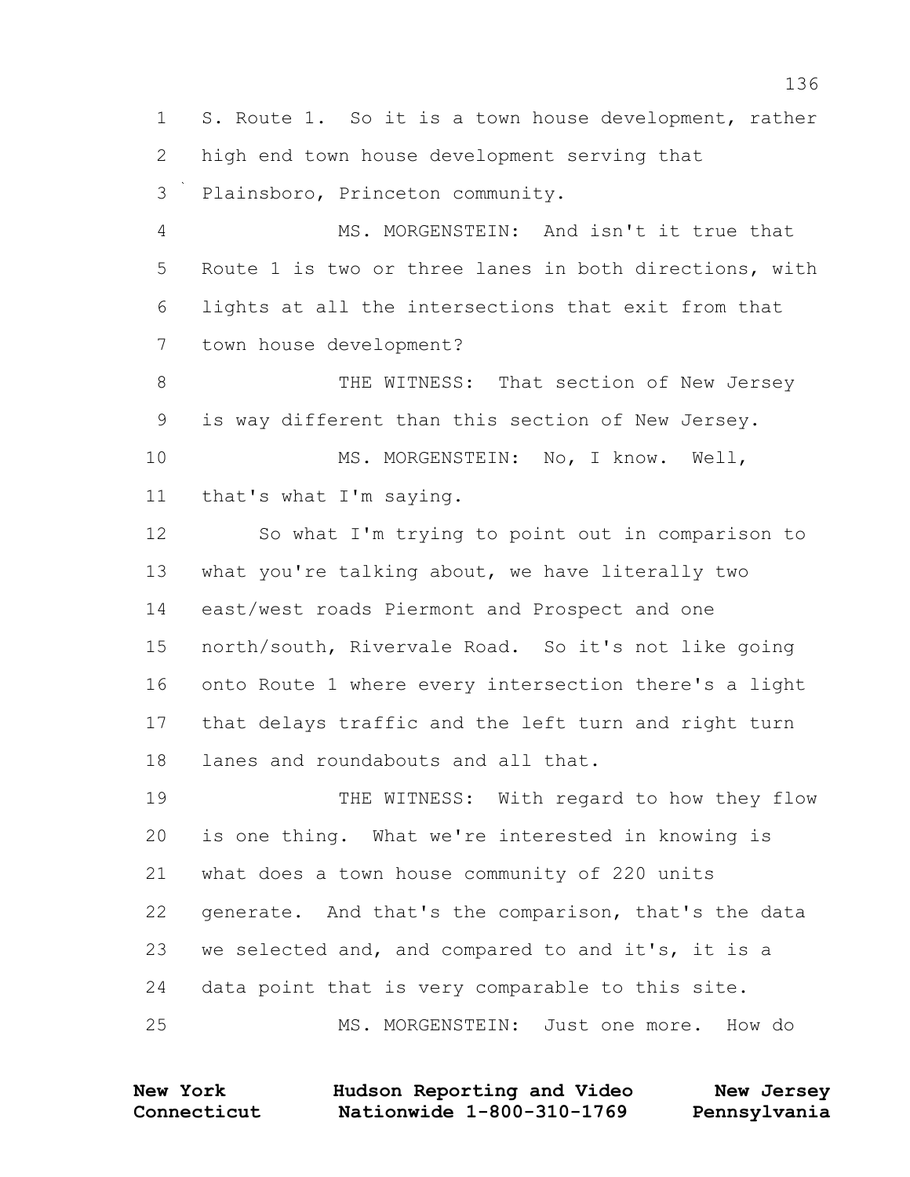S. Route 1. So it is a town house development, rather high end town house development serving that Plainsboro, Princeton community.

MS. MORGENSTEIN: And isn't it true that Route 1 is two or three lanes in both directions, with lights at all the intersections that exit from that town house development?

THE WITNESS: That section of New Jersey is way different than this section of New Jersey.

MS. MORGENSTEIN: No, I know. Well, that's what I'm saying.

So what I'm trying to point out in comparison to what you're talking about, we have literally two east/west roads Piermont and Prospect and one north/south, Rivervale Road. So it's not like going onto Route 1 where every intersection there's a light that delays traffic and the left turn and right turn lanes and roundabouts and all that.

THE WITNESS: With regard to how they flow is one thing. What we're interested in knowing is what does a town house community of 220 units generate. And that's the comparison, that's the data we selected and, and compared to and it's, it is a data point that is very comparable to this site.

MS. MORGENSTEIN: Just one more. How do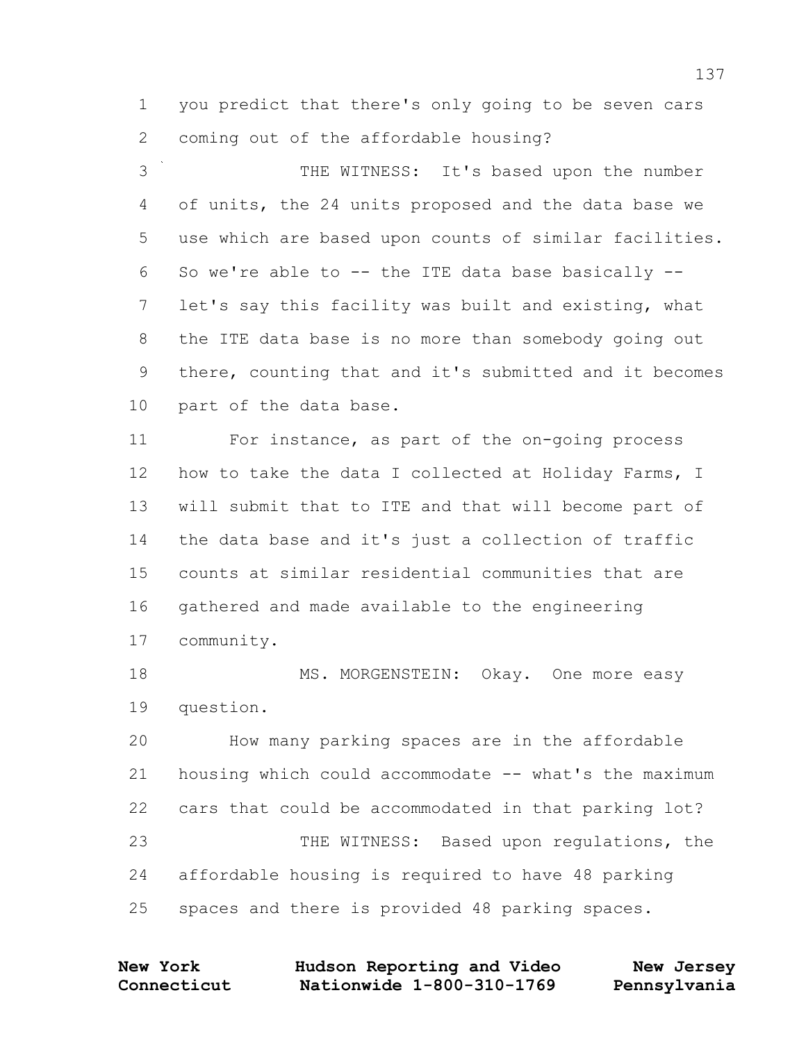you predict that there's only going to be seven cars coming out of the affordable housing?

THE WITNESS: It's based upon the number of units, the 24 units proposed and the data base we use which are based upon counts of similar facilities. So we're able to -- the ITE data base basically -- let's say this facility was built and existing, what the ITE data base is no more than somebody going out there, counting that and it's submitted and it becomes part of the data base.

For instance, as part of the on-going process how to take the data I collected at Holiday Farms, I will submit that to ITE and that will become part of the data base and it's just a collection of traffic counts at similar residential communities that are gathered and made available to the engineering community.

MS. MORGENSTEIN: Okay. One more easy question.

How many parking spaces are in the affordable housing which could accommodate -- what's the maximum cars that could be accommodated in that parking lot?

THE WITNESS: Based upon regulations, the affordable housing is required to have 48 parking spaces and there is provided 48 parking spaces.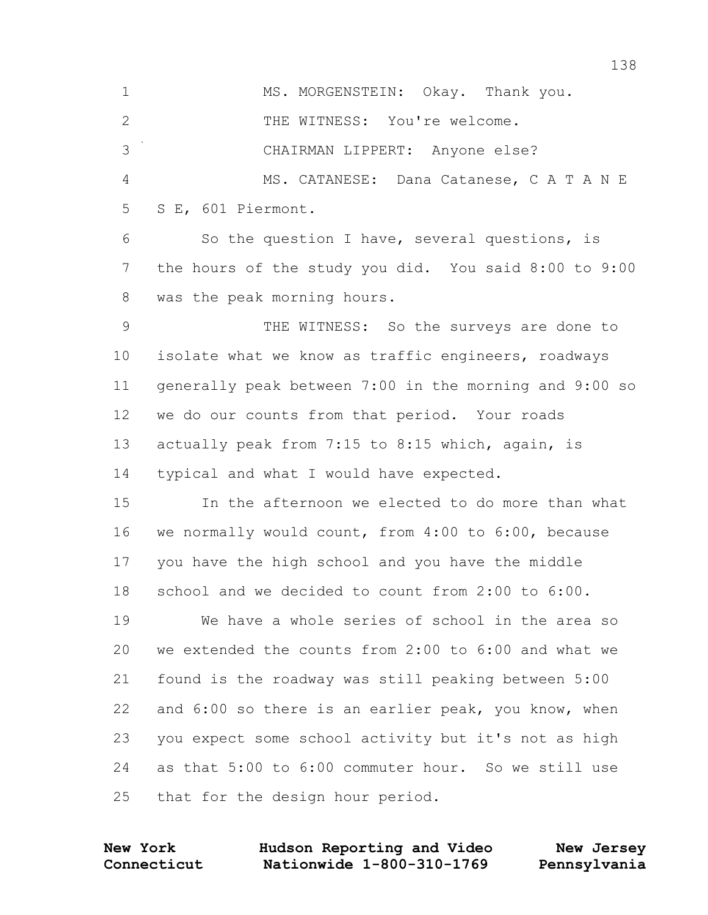MS. MORGENSTEIN: Okay. Thank you.

THE WITNESS: You're welcome.

CHAIRMAN LIPPERT: Anyone else?

MS. CATANESE: Dana Catanese, C A T A N E S E, 601 Piermont.

So the question I have, several questions, is the hours of the study you did. You said 8:00 to 9:00 was the peak morning hours.

THE WITNESS: So the surveys are done to isolate what we know as traffic engineers, roadways generally peak between 7:00 in the morning and 9:00 so we do our counts from that period. Your roads actually peak from 7:15 to 8:15 which, again, is typical and what I would have expected.

In the afternoon we elected to do more than what we normally would count, from 4:00 to 6:00, because you have the high school and you have the middle school and we decided to count from 2:00 to 6:00.

We have a whole series of school in the area so we extended the counts from 2:00 to 6:00 and what we found is the roadway was still peaking between 5:00 and 6:00 so there is an earlier peak, you know, when you expect some school activity but it's not as high as that 5:00 to 6:00 commuter hour. So we still use that for the design hour period.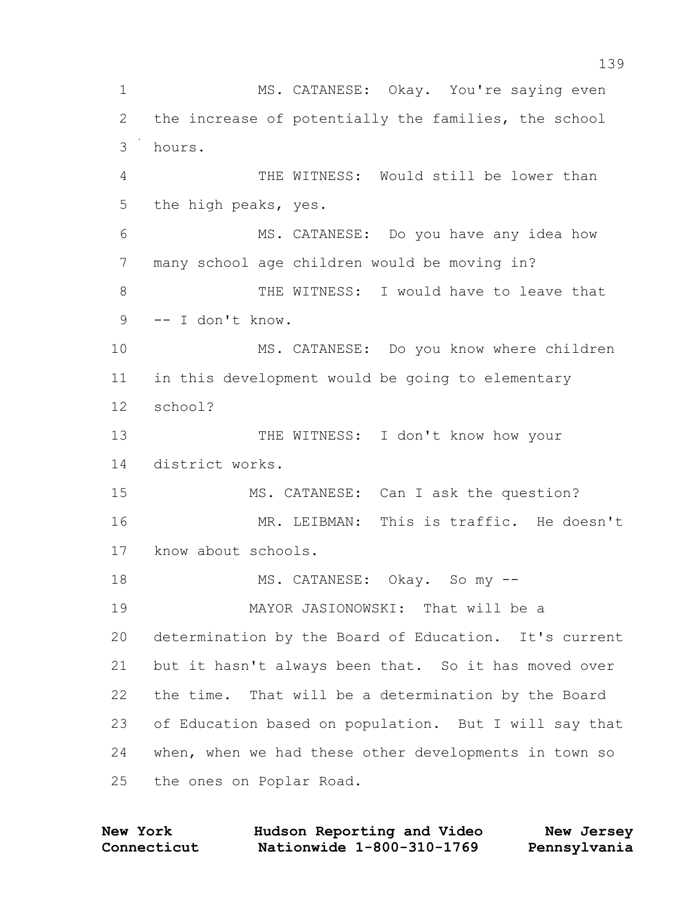MS. CATANESE: Okay. You're saying even the increase of potentially the families, the school hours.

THE WITNESS: Would still be lower than the high peaks, yes.

MS. CATANESE: Do you have any idea how many school age children would be moving in?

THE WITNESS: I would have to leave that -- I don't know.

MS. CATANESE: Do you know where children in this development would be going to elementary school?

THE WITNESS: I don't know how your district works.

MS. CATANESE: Can I ask the question?

MR. LEIBMAN: This is traffic. He doesn't know about schools.

MS. CATANESE: Okay. So my --

MAYOR JASIONOWSKI: That will be a determination by the Board of Education. It's current but it hasn't always been that. So it has moved over the time. That will be a determination by the Board of Education based on population. But I will say that when, when we had these other developments in town so the ones on Poplar Road.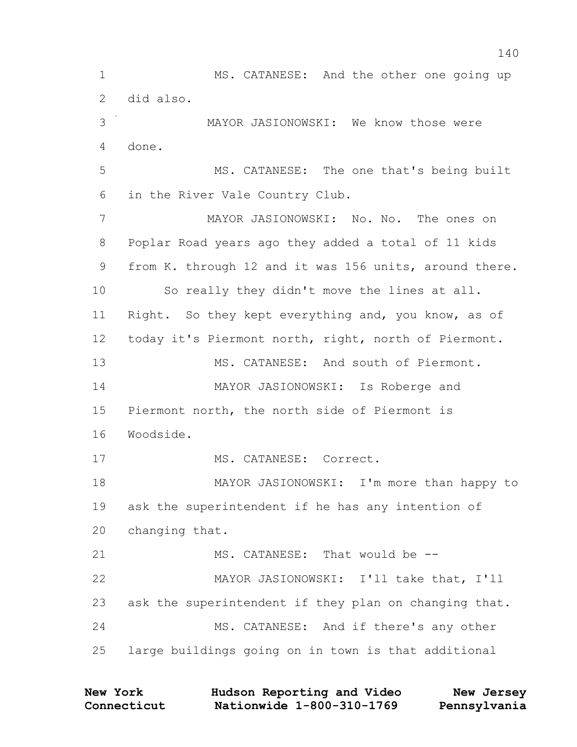1 MS. CATANESE: And the other one going up
2 did also.
3 MAYOR JASIONOWSKI: We know those were
4 done.
5 MS. CATANESE: The one that's being built
6 in the River Vale Country Club.
7 MAYOR JASIONOWSKI: No. No. The ones on
8 Poplar Road years ago they added a total of 11 kids
9 from K. through 12 and it was 156 units, around there.
10 So really they didn't move the lines at all.
11 Right. So they kept everything and, you know, as of
12 today it's Piermont north, right, north of Piermont.
13 MS. CATANESE: And south of Piermont.
14 MAYOR JASIONOWSKI: Is Roberge and
15 Piermont north, the north side of Piermont is
16 Woodside.
17 MS. CATANESE: Correct.
18 MAYOR JASIONOWSKI: I'm more than happy to
19 ask the superintendent if he has any intention of
20 changing that.
21 MS. CATANESE: That would be --
22 MAYOR JASIONOWSKI: I'll take that, I'll
23 ask the superintendent if they plan on changing that.
24 MS. CATANESE: And if there's any other
25 large buildings going on in town is that additional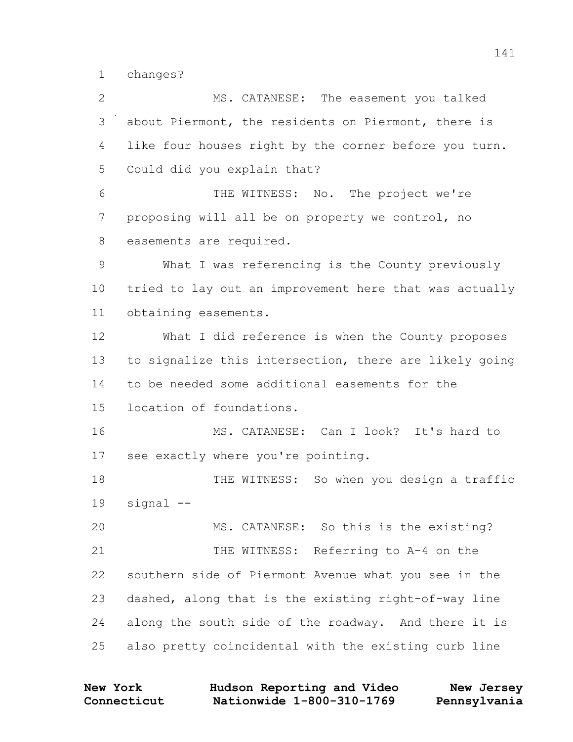1 changes?

2 MS. CATANESE: The easement you talked

3 about Piermont, the residents on Piermont, there is

4 like four houses right by the corner before you turn.

5 Could did you explain that?

6 THE WITNESS: No. The project we're

7 proposing will all be on property we control, no

8 easements are required.

9 What I was referencing is the County previously

10 tried to lay out an improvement here that was actually

11 obtaining easements.

12 What I did reference is when the County proposes

13 to signalize this intersection, there are likely going

14 to be needed some additional easements for the

15 location of foundations.

16 MS. CATANESE: Can I look? It's hard to

17 see exactly where you're pointing.

18 THE WITNESS: So when you design a traffic

19 signal --

20 MS. CATANESE: So this is the existing?

21 THE WITNESS: Referring to A-4 on the

22 southern side of Piermont Avenue what you see in the

23 dashed, along that is the existing right-of-way line

24 along the south side of the roadway. And there it is

25 also pretty coincidental with the existing curb line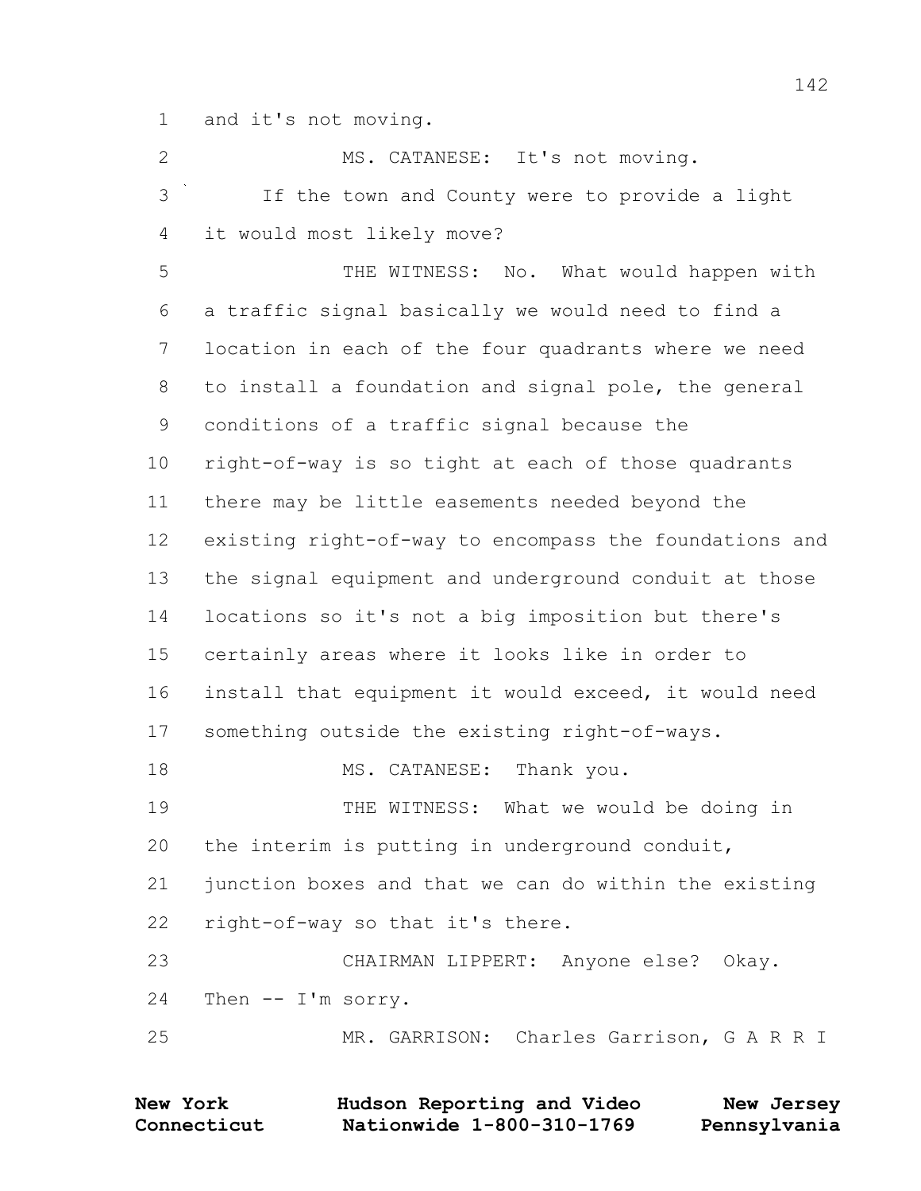1 and it's not moving.

2 MS. CATANESE: It's not moving.

3 If the town and County were to provide a light

4 it would most likely move?

5 THE WITNESS: No. What would happen with

6 a traffic signal basically we would need to find a

7 location in each of the four quadrants where we need

8 to install a foundation and signal pole, the general

9 conditions of a traffic signal because the

10 right-of-way is so tight at each of those quadrants

11 there may be little easements needed beyond the

12 existing right-of-way to encompass the foundations and

13 the signal equipment and underground conduit at those

14 locations so it's not a big imposition but there's

15 certainly areas where it looks like in order to

16 install that equipment it would exceed, it would need

17 something outside the existing right-of-ways.

18 MS. CATANESE: Thank you.

19 THE WITNESS: What we would be doing in

20 the interim is putting in underground conduit,

21 junction boxes and that we can do within the existing

22 right-of-way so that it's there.

23 CHAIRMAN LIPPERT: Anyone else? Okay.

24 Then -- I'm sorry.

25 MR. GARRISON: Charles Garrison, G A R R I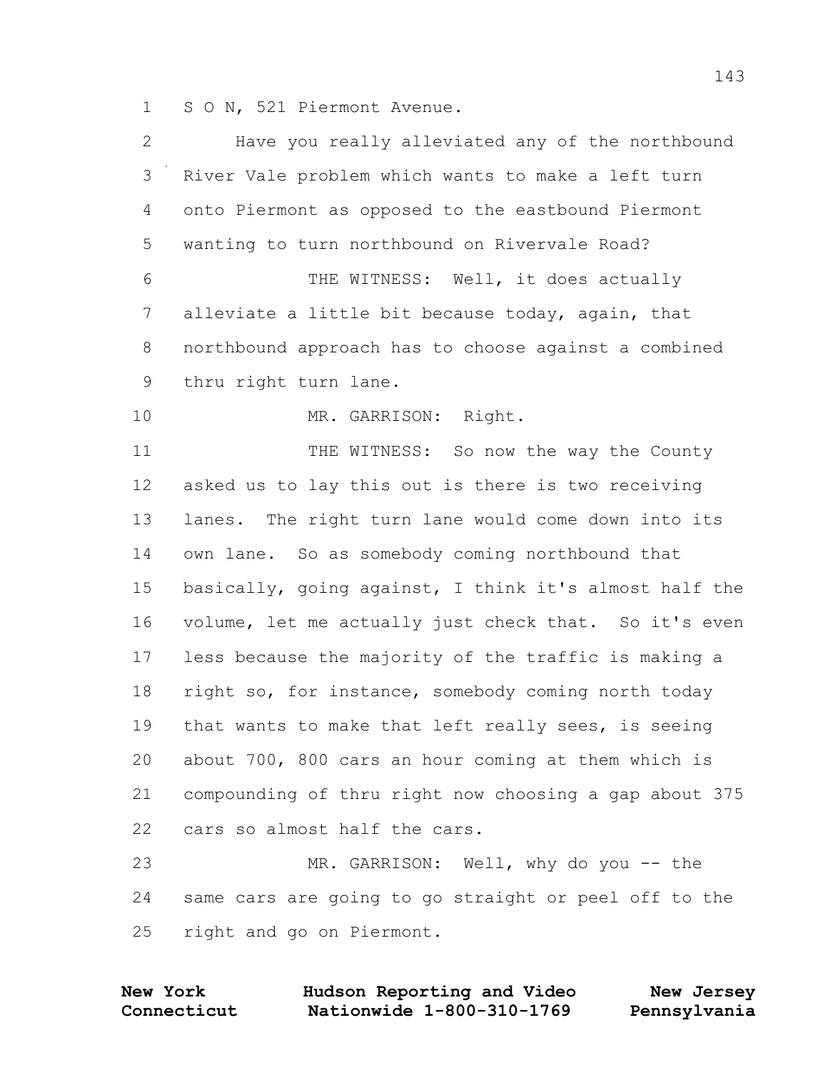1 S O N, 521 Piermont Avenue.

2 Have you really alleviated any of the northbound

3 River Vale problem which wants to make a left turn

4 onto Piermont as opposed to the eastbound Piermont

5 wanting to turn northbound on Rivervale Road?

6 THE WITNESS: Well, it does actually

7 alleviate a little bit because today, again, that

8 northbound approach has to choose against a combined

9 thru right turn lane.

10 MR. GARRISON: Right.

11 THE WITNESS: So now the way the County

12 asked us to lay this out is there is two receiving

13 lanes. The right turn lane would come down into its

14 own lane. So as somebody coming northbound that

15 basically, going against, I think it's almost half the

16 volume, let me actually just check that. So it's even

17 less because the majority of the traffic is making a

18 right so, for instance, somebody coming north today

19 that wants to make that left really sees, is seeing

20 about 700, 800 cars an hour coming at them which is

21 compounding of thru right now choosing a gap about 375

22 cars so almost half the cars.

23 MR. GARRISON: Well, why do you -- the

24 same cars are going to go straight or peel off to the

25 right and go on Piermont.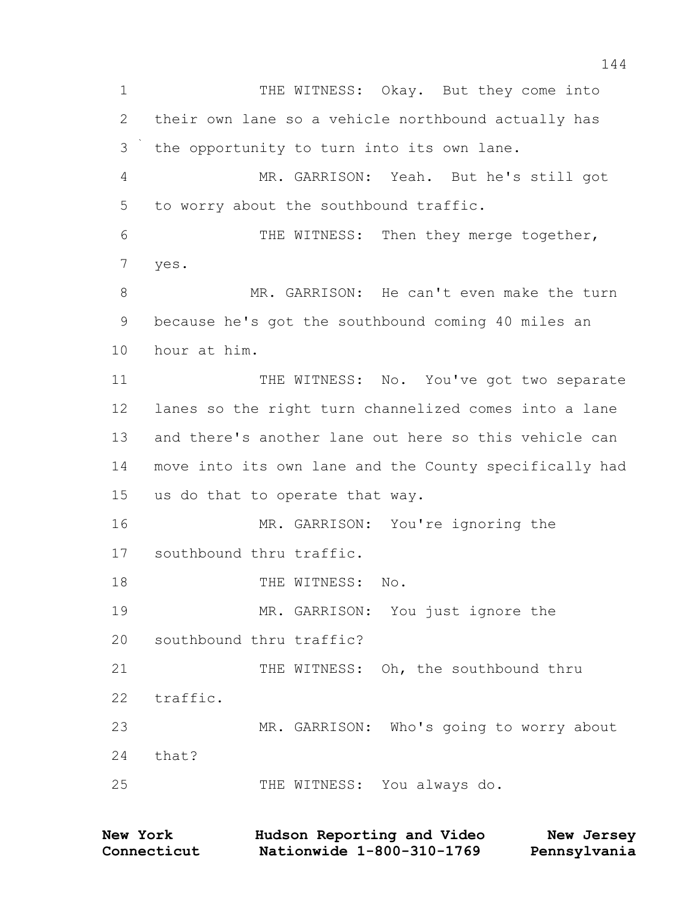1 THE WITNESS: Okay. But they come into
2 their own lane so a vehicle northbound actually has
3 the opportunity to turn into its own lane.
4 MR. GARRISON: Yeah. But he's still got
5 to worry about the southbound traffic.
6 THE WITNESS: Then they merge together,
7 yes.
8 MR. GARRISON: He can't even make the turn
9 because he's got the southbound coming 40 miles an
10 hour at him.
11 THE WITNESS: No. You've got two separate
12 lanes so the right turn channelized comes into a lane
13 and there's another lane out here so this vehicle can
14 move into its own lane and the County specifically had
15 us do that to operate that way.
16 MR. GARRISON: You're ignoring the
17 southbound thru traffic.
18 THE WITNESS: No.
19 MR. GARRISON: You just ignore the
20 southbound thru traffic?
21 THE WITNESS: Oh, the southbound thru
22 traffic.
23 MR. GARRISON: Who's going to worry about
24 that?
25 THE WITNESS: You always do.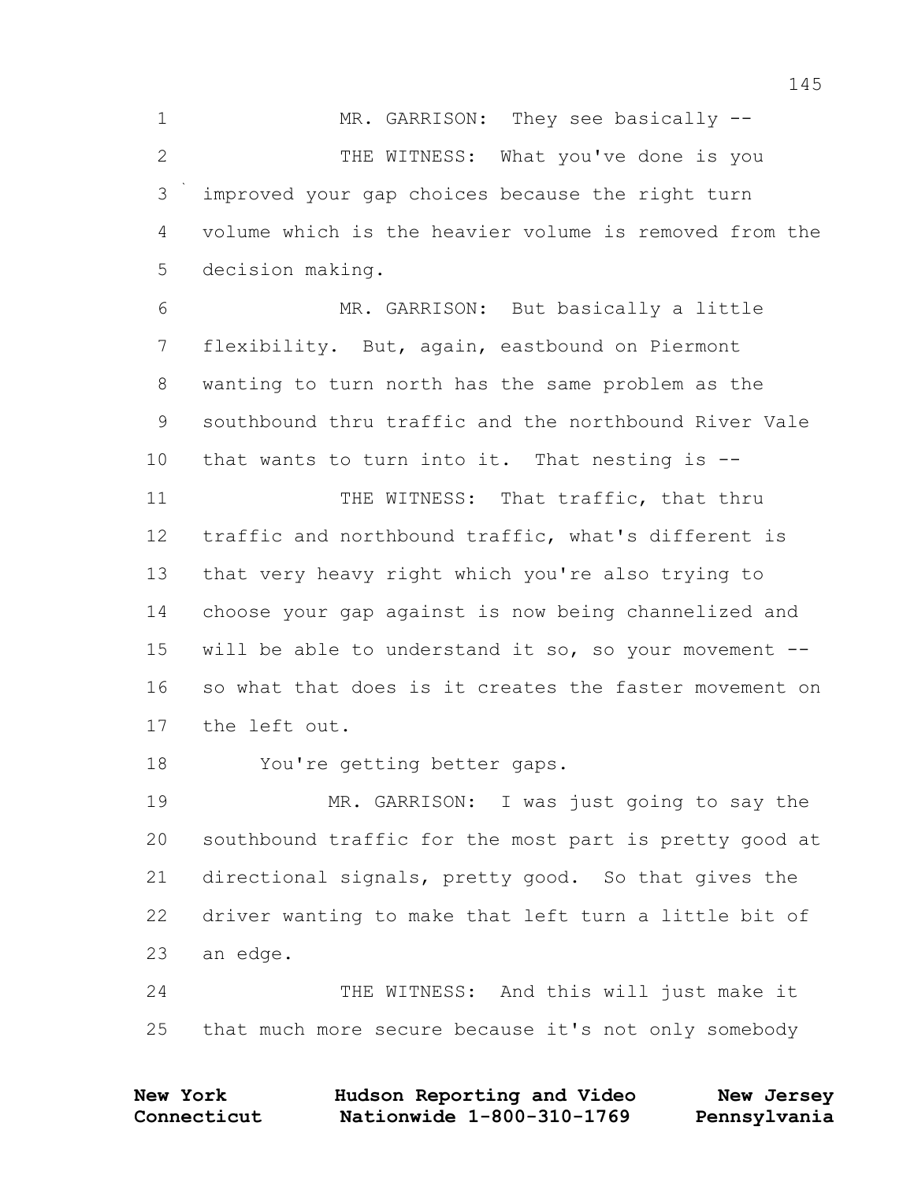MR. GARRISON: They see basically --

THE WITNESS: What you've done is you improved your gap choices because the right turn volume which is the heavier volume is removed from the decision making.

MR. GARRISON: But basically a little flexibility. But, again, eastbound on Piermont wanting to turn north has the same problem as the southbound thru traffic and the northbound River Vale that wants to turn into it. That nesting is --

THE WITNESS: That traffic, that thru traffic and northbound traffic, what's different is that very heavy right which you're also trying to choose your gap against is now being channelized and will be able to understand it so, so your movement -- so what that does is it creates the faster movement on the left out.

You're getting better gaps.

MR. GARRISON: I was just going to say the southbound traffic for the most part is pretty good at directional signals, pretty good. So that gives the driver wanting to make that left turn a little bit of an edge.

THE WITNESS: And this will just make it that much more secure because it's not only somebody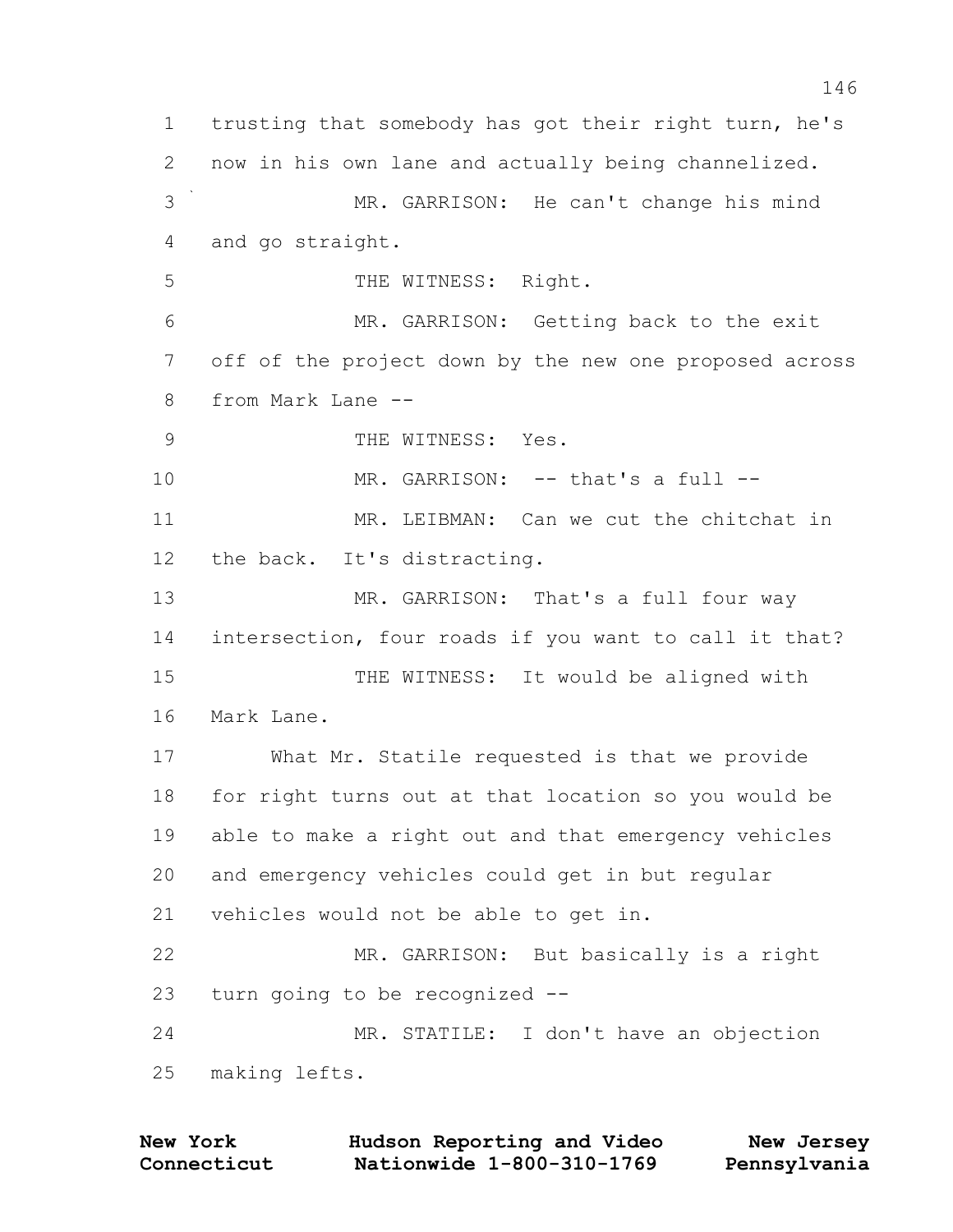trusting that somebody has got their right turn, he's now in his own lane and actually being channelized.

MR. GARRISON: He can't change his mind and go straight.

THE WITNESS: Right.

MR. GARRISON: Getting back to the exit off of the project down by the new one proposed across from Mark Lane --

THE WITNESS: Yes.

MR. GARRISON: -- that's a full --

MR. LEIBMAN: Can we cut the chitchat in the back. It's distracting.

MR. GARRISON: That's a full four way intersection, four roads if you want to call it that?

THE WITNESS: It would be aligned with Mark Lane.

What Mr. Statile requested is that we provide for right turns out at that location so you would be able to make a right out and that emergency vehicles and emergency vehicles could get in but regular vehicles would not be able to get in.

MR. GARRISON: But basically is a right turn going to be recognized --

MR. STATILE: I don't have an objection making lefts.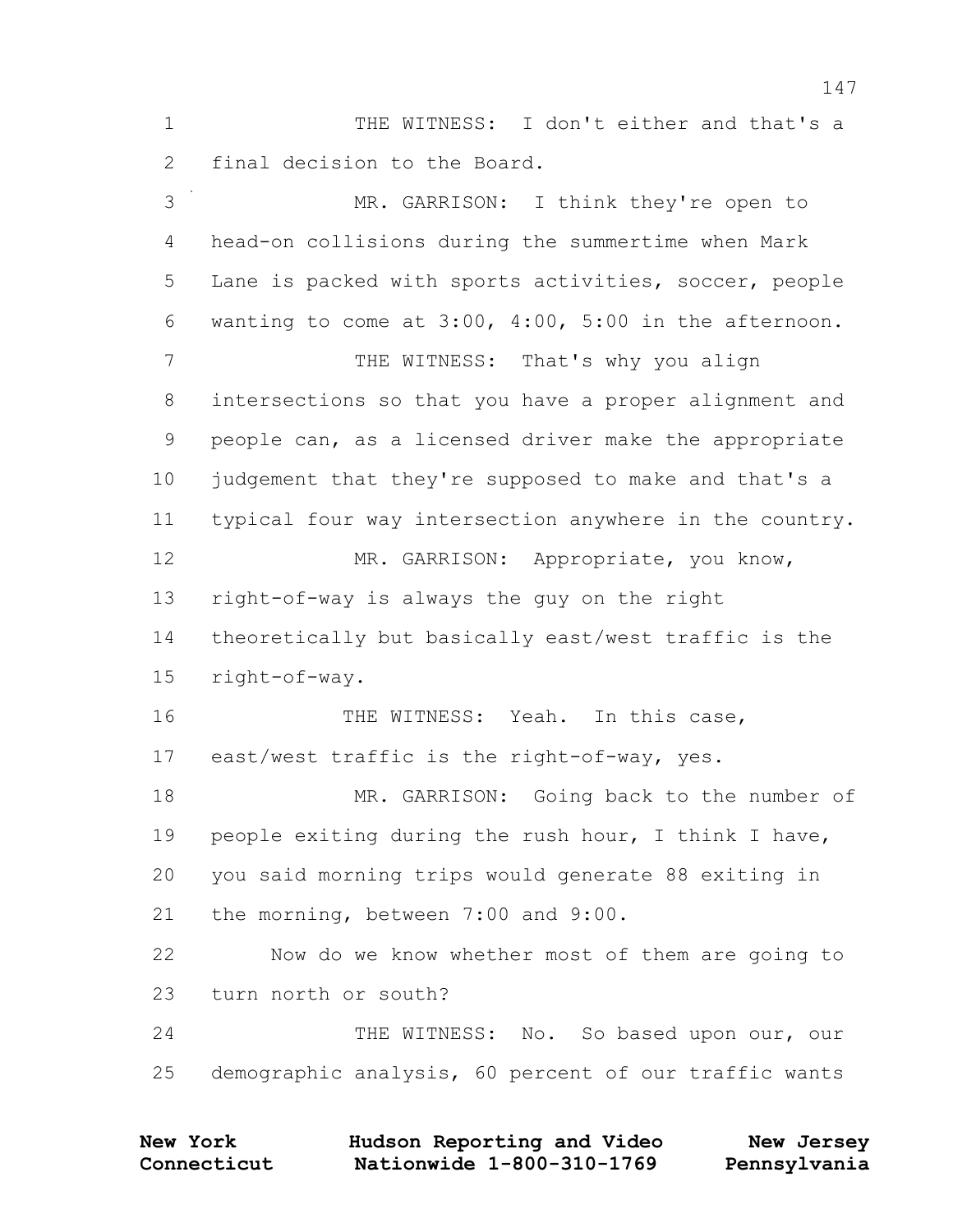THE WITNESS: I don't either and that's a final decision to the Board.

MR. GARRISON: I think they're open to head-on collisions during the summertime when Mark Lane is packed with sports activities, soccer, people wanting to come at 3:00, 4:00, 5:00 in the afternoon.

THE WITNESS: That's why you align intersections so that you have a proper alignment and people can, as a licensed driver make the appropriate judgement that they're supposed to make and that's a typical four way intersection anywhere in the country.

MR. GARRISON: Appropriate, you know, right-of-way is always the guy on the right theoretically but basically east/west traffic is the right-of-way.

THE WITNESS: Yeah. In this case, east/west traffic is the right-of-way, yes.

MR. GARRISON: Going back to the number of people exiting during the rush hour, I think I have, you said morning trips would generate 88 exiting in the morning, between 7:00 and 9:00.

Now do we know whether most of them are going to turn north or south?

THE WITNESS: No. So based upon our, our demographic analysis, 60 percent of our traffic wants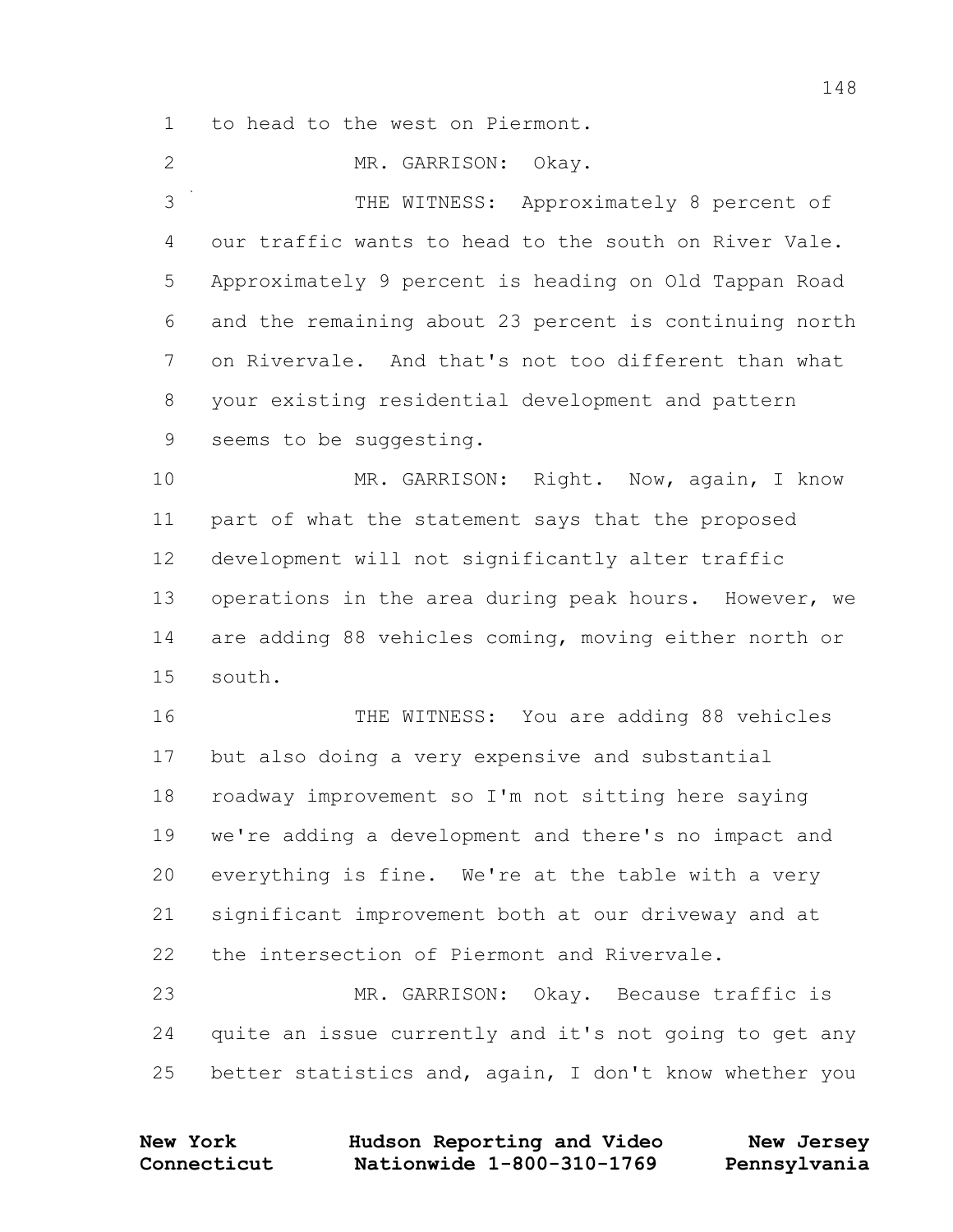1 to head to the west on Piermont.

2 MR. GARRISON: Okay.

3 THE WITNESS: Approximately 8 percent of
4 our traffic wants to head to the south on River Vale.
5 Approximately 9 percent is heading on Old Tappan Road
6 and the remaining about 23 percent is continuing north
7 on Rivervale. And that's not too different than what
8 your existing residential development and pattern
9 seems to be suggesting.

10 MR. GARRISON: Right. Now, again, I know
11 part of what the statement says that the proposed
12 development will not significantly alter traffic
13 operations in the area during peak hours. However, we
14 are adding 88 vehicles coming, moving either north or
15 south.

16 THE WITNESS: You are adding 88 vehicles
17 but also doing a very expensive and substantial
18 roadway improvement so I'm not sitting here saying
19 we're adding a development and there's no impact and
20 everything is fine. We're at the table with a very
21 significant improvement both at our driveway and at
22 the intersection of Piermont and Rivervale.

23 MR. GARRISON: Okay. Because traffic is
24 quite an issue currently and it's not going to get any
25 better statistics and, again, I don't know whether you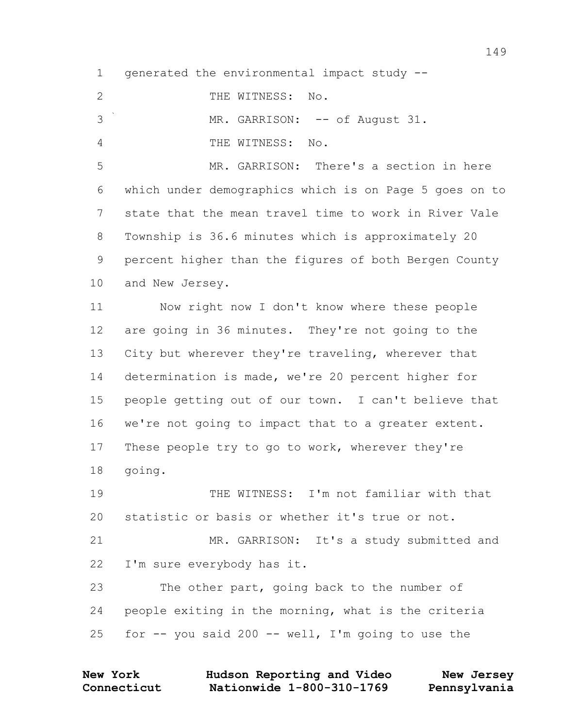generated the environmental impact study --

THE WITNESS: No.

MR. GARRISON: -- of August 31.

THE WITNESS: No.

MR. GARRISON: There's a section in here which under demographics which is on Page 5 goes on to state that the mean travel time to work in River Vale Township is 36.6 minutes which is approximately 20 percent higher than the figures of both Bergen County and New Jersey.

Now right now I don't know where these people are going in 36 minutes. They're not going to the City but wherever they're traveling, wherever that determination is made, we're 20 percent higher for people getting out of our town. I can't believe that we're not going to impact that to a greater extent. These people try to go to work, wherever they're going.

THE WITNESS: I'm not familiar with that statistic or basis or whether it's true or not.

MR. GARRISON: It's a study submitted and I'm sure everybody has it.

The other part, going back to the number of people exiting in the morning, what is the criteria for -- you said 200 -- well, I'm going to use the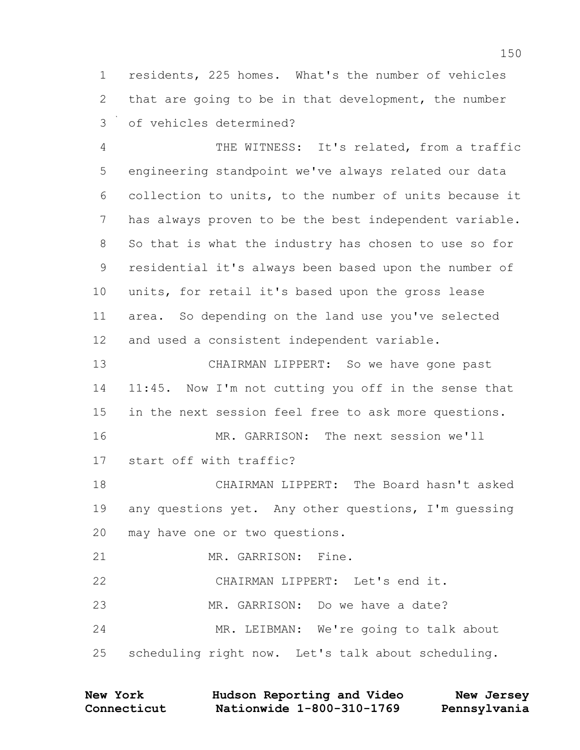residents, 225 homes. What's the number of vehicles that are going to be in that development, the number of vehicles determined?

THE WITNESS: It's related, from a traffic engineering standpoint we've always related our data collection to units, to the number of units because it has always proven to be the best independent variable. So that is what the industry has chosen to use so for residential it's always been based upon the number of units, for retail it's based upon the gross lease area. So depending on the land use you've selected and used a consistent independent variable.

CHAIRMAN LIPPERT: So we have gone past 11:45. Now I'm not cutting you off in the sense that in the next session feel free to ask more questions.

MR. GARRISON: The next session we'll start off with traffic?

CHAIRMAN LIPPERT: The Board hasn't asked any questions yet. Any other questions, I'm guessing may have one or two questions.

MR. GARRISON: Fine.

CHAIRMAN LIPPERT: Let's end it.

MR. GARRISON: Do we have a date?

MR. LEIBMAN: We're going to talk about scheduling right now. Let's talk about scheduling.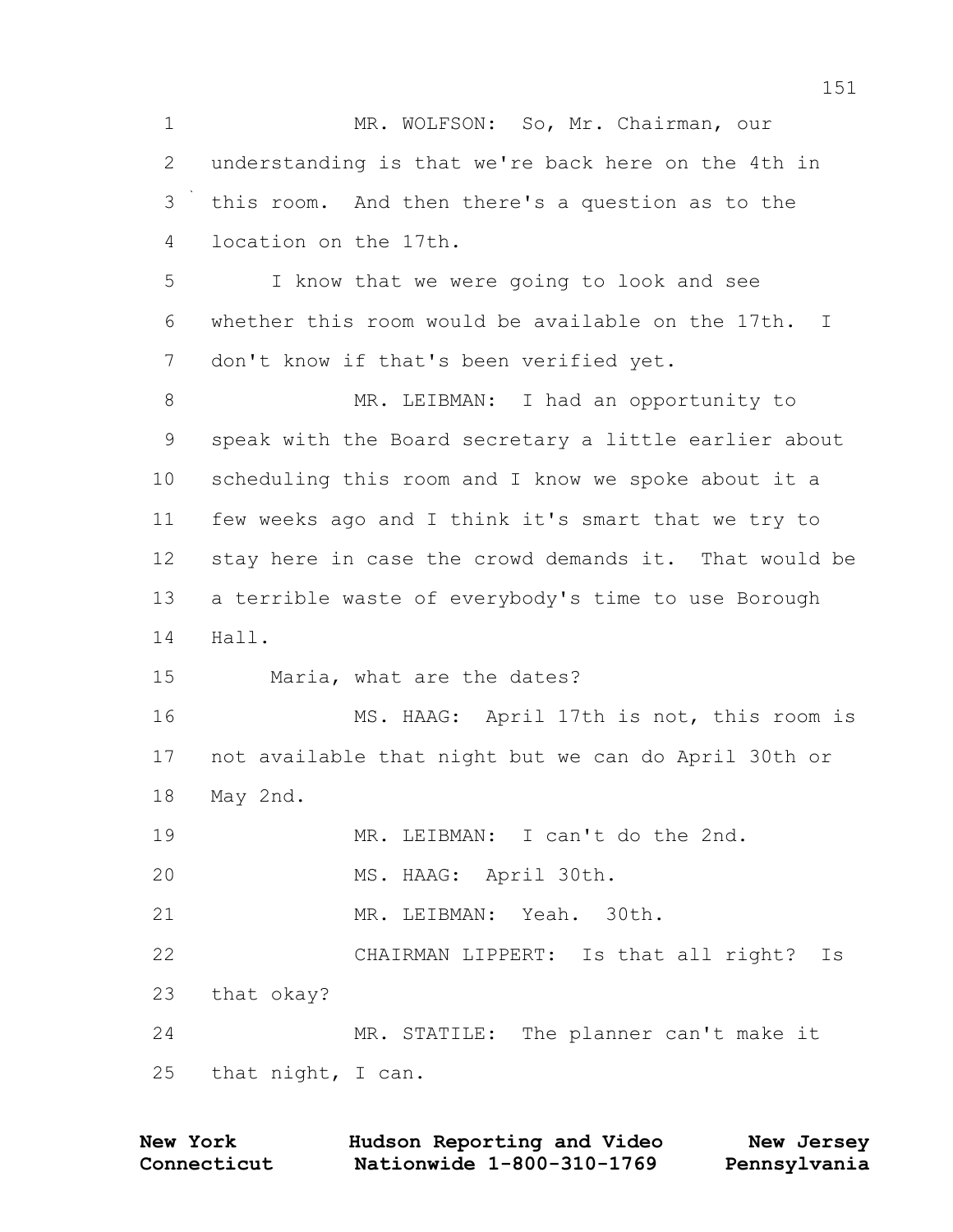MR. WOLFSON: So, Mr. Chairman, our understanding is that we're back here on the 4th in this room. And then there's a question as to the location on the 17th.

I know that we were going to look and see whether this room would be available on the 17th. I don't know if that's been verified yet.

MR. LEIBMAN: I had an opportunity to speak with the Board secretary a little earlier about scheduling this room and I know we spoke about it a few weeks ago and I think it's smart that we try to stay here in case the crowd demands it. That would be a terrible waste of everybody's time to use Borough Hall.

Maria, what are the dates?

MS. HAAG: April 17th is not, this room is not available that night but we can do April 30th or May 2nd.

MR. LEIBMAN: I can't do the 2nd.

MS. HAAG: April 30th.

MR. LEIBMAN: Yeah. 30th.

CHAIRMAN LIPPERT: Is that all right? Is that okay?

MR. STATILE: The planner can't make it that night, I can.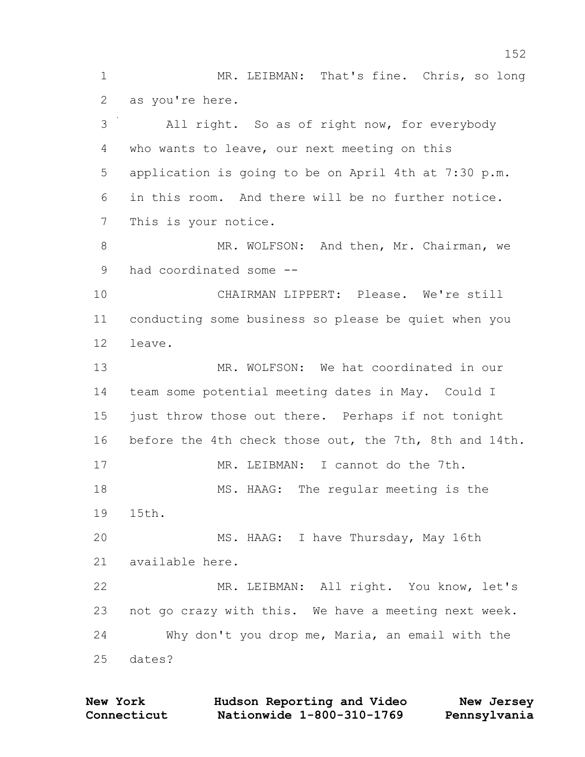1 MR. LEIBMAN: That's fine. Chris, so long
2 as you're here.

3 All right. So as of right now, for everybody
4 who wants to leave, our next meeting on this
5 application is going to be on April 4th at 7:30 p.m.
6 in this room. And there will be no further notice.
7 This is your notice.

8 MR. WOLFSON: And then, Mr. Chairman, we
9 had coordinated some --

10 CHAIRMAN LIPPERT: Please. We're still
11 conducting some business so please be quiet when you
12 leave.

13 MR. WOLFSON: We hat coordinated in our
14 team some potential meeting dates in May. Could I
15 just throw those out there. Perhaps if not tonight
16 before the 4th check those out, the 7th, 8th and 14th.

17 MR. LEIBMAN: I cannot do the 7th.

18 MS. HAAG: The regular meeting is the
19 15th.

20 MS. HAAG: I have Thursday, May 16th
21 available here.

22 MR. LEIBMAN: All right. You know, let's
23 not go crazy with this. We have a meeting next week.
24 Why don't you drop me, Maria, an email with the
25 dates?

New York Hudson Reporting and Video New Jersey
Connecticut Nationwide 1-800-310-1769 Pennsylvania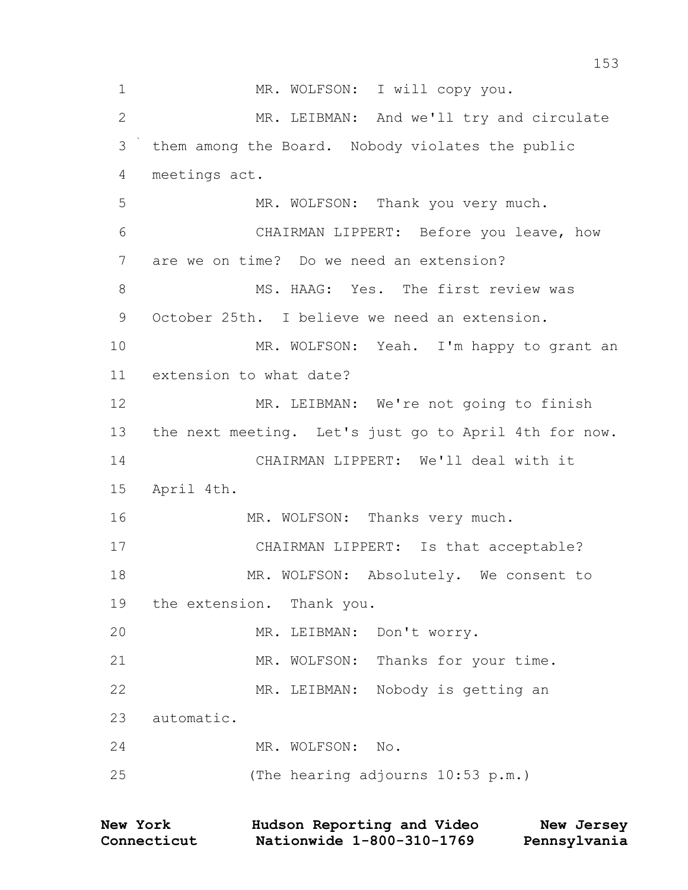1 MR. WOLFSON: I will copy you.

2 MR. LEIBMAN: And we'll try and circulate

3 them among the Board. Nobody violates the public

4 meetings act.

5 MR. WOLFSON: Thank you very much.

6 CHAIRMAN LIPPERT: Before you leave, how

7 are we on time? Do we need an extension?

8 MS. HAAG: Yes. The first review was

9 October 25th. I believe we need an extension.

10 MR. WOLFSON: Yeah. I'm happy to grant an

11 extension to what date?

12 MR. LEIBMAN: We're not going to finish

13 the next meeting. Let's just go to April 4th for now.

14 CHAIRMAN LIPPERT: We'll deal with it

15 April 4th.

16 MR. WOLFSON: Thanks very much.

17 CHAIRMAN LIPPERT: Is that acceptable?

18 MR. WOLFSON: Absolutely. We consent to

19 the extension. Thank you.

20 MR. LEIBMAN: Don't worry.

21 MR. WOLFSON: Thanks for your time.

22 MR. LEIBMAN: Nobody is getting an

23 automatic.

24 MR. WOLFSON: No.

25 (The hearing adjourns 10:53 p.m.)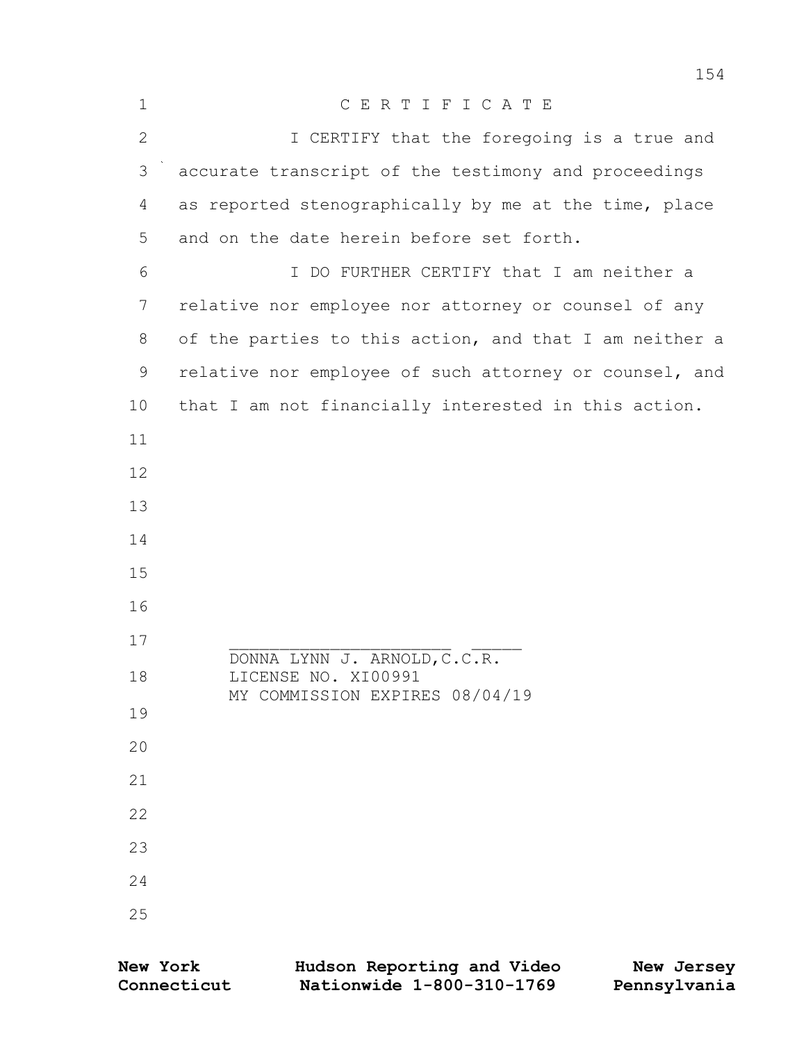# C E R T I F I C A T E

I CERTIFY that the foregoing is a true and accurate transcript of the testimony and proceedings as reported stenographically by me at the time, place and on the date herein before set forth.

I DO FURTHER CERTIFY that I am neither a relative nor employee nor attorney or counsel of any of the parties to this action, and that I am neither a relative nor employee of such attorney or counsel, and that I am not financially interested in this action.

______________________ _____
DONNA LYNN J. ARNOLD,C.C.R.
LICENSE NO. XI00991
MY COMMISSION EXPIRES 08/04/19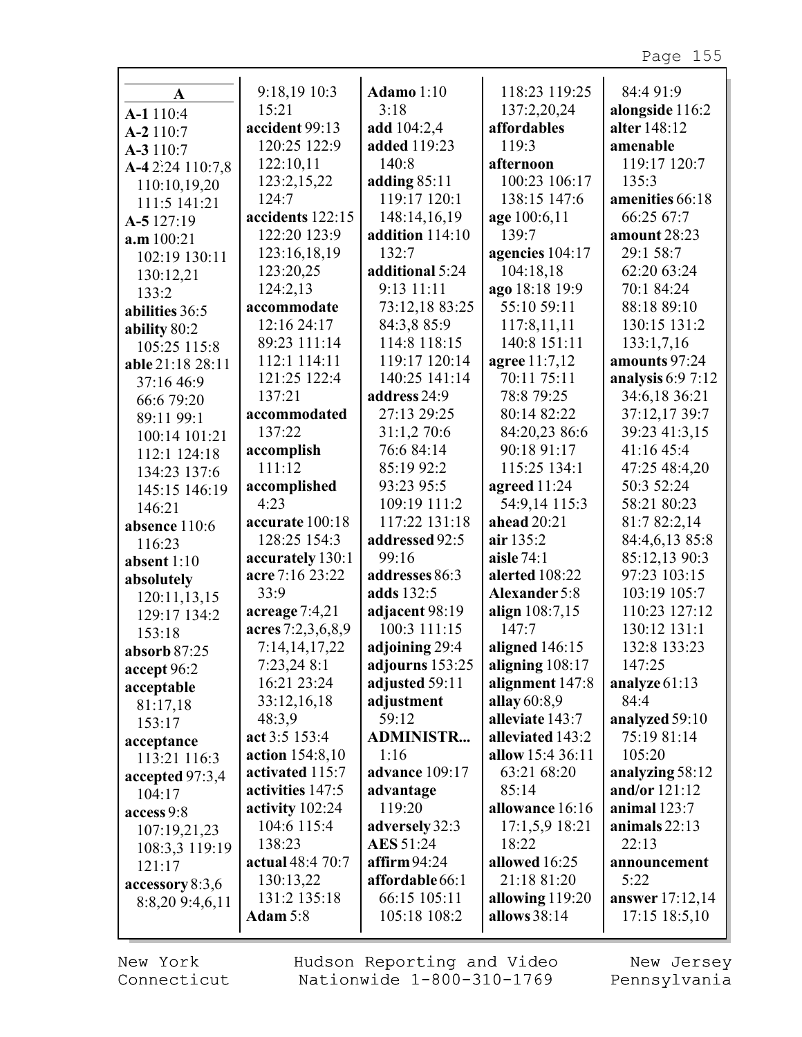**A**

**A-1** 110:4
**A-2** 110:7
**A-3** 110:7
**A-4** 2:24 110:7,8 110:10,19,20 111:5 141:21
**A-5** 127:19
**a.m** 100:21 102:19 130:11 130:12,21 133:2
**abilities** 36:5
**ability** 80:2 105:25 115:8
**able** 21:18 28:11 37:16 46:9 66:6 79:20 89:11 99:1 100:14 101:21 112:1 124:18 134:23 137:6 145:15 146:19 146:21
**absence** 110:6 116:23
**absent** 1:10
**absolutely** 120:11,13,15 129:17 134:2 153:18
**absorb** 87:25
**accept** 96:2
**acceptable** 81:17,18 153:17
**acceptance** 113:21 116:3
**accepted** 97:3,4 104:17
**access** 9:8 107:19,21,23 108:3,3 119:19 121:17
**accessory** 8:3,6 8:8,20 9:4,6,11 9:18,19 10:3 15:21
**accident** 99:13 120:25 122:9 122:10,11 123:2,15,22 124:7
**accidents** 122:15 122:20 123:9 123:16,18,19 123:20,25 124:2,13
**accommodate** 12:16 24:17 89:23 111:14 112:1 114:11 121:25 122:4 137:21
**accommodated** 137:22
**accomplish** 111:12
**accomplished** 4:23
**accurate** 100:18 128:25 154:3
**accurately** 130:1
**acre** 7:16 23:22 33:9
**acreage** 7:4,21
**acres** 7:2,3,6,8,9 7:14,14,17,22 7:23,24 8:1 16:21 23:24 33:12,16,18 48:3,9
**act** 3:5 153:4
**action** 154:8,10
**activated** 115:7
**activities** 147:5
**activity** 102:24 104:6 115:4 138:23
**actual** 48:4 70:7 130:13,22 131:2 135:18
**Adam** 5:8
**Adamo** 1:10 3:18
**add** 104:2,4
**added** 119:23 140:8
**adding** 85:11 119:17 120:1 148:14,16,19
**addition** 114:10 132:7
**additional** 5:24 9:13 11:11 73:12,18 83:25 84:3,8 85:9 114:8 118:15 119:17 120:14 140:25 141:14
**address** 24:9 27:13 29:25 31:1,2 70:6 76:6 84:14 85:19 92:2 93:23 95:5 109:19 111:2 117:22 131:18
**addressed** 92:5 99:16
**addresses** 86:3
**adds** 132:5
**adjacent** 98:19 100:3 111:15
**adjoining** 29:4
**adjourns** 153:25
**adjusted** 59:11
**adjustment** 59:12
**ADMINISTR...** 1:16
**advance** 109:17
**advantage** 119:20
**adversely** 32:3
**AES** 51:24
**affirm** 94:24
**affordable** 66:1 66:15 105:11 105:18 108:2 118:23 119:25 137:2,20,24
**affordables** 119:3
**afternoon** 100:23 106:17 138:15 147:6
**age** 100:6,11 139:7
**agencies** 104:17 104:18,18
**ago** 18:18 19:9 55:10 59:11 117:8,11,11 140:8 151:11
**agree** 11:7,12 70:11 75:11 78:8 79:25 80:14 82:22 84:20,23 86:6 90:18 91:17 115:25 134:1
**agreed** 11:24 54:9,14 115:3
**ahead** 20:21
**air** 135:2
**aisle** 74:1
**alerted** 108:22
**Alexander** 5:8
**align** 108:7,15 147:7
**aligned** 146:15
**aligning** 108:17
**alignment** 147:8
**allay** 60:8,9
**alleviate** 143:7
**alleviated** 143:2
**allow** 15:4 36:11 63:21 68:20 85:14
**allowance** 16:16 17:1,5,9 18:21 18:22
**allowed** 16:25 21:18 81:20
**allowing** 119:20
**allows** 38:14 84:4 91:9
**alongside** 116:2
**alter** 148:12
**amenable** 119:17 120:7 135:3
**amenities** 66:18 66:25 67:7
**amount** 28:23 29:1 58:7 62:20 63:24 70:1 84:24 88:18 89:10 130:15 131:2 133:1,7,16
**amounts** 97:24
**analysis** 6:9 7:12 34:6,18 36:21 37:12,17 39:7 39:23 41:3,15 41:16 45:4 47:25 48:4,20 50:3 52:24 58:21 80:23 81:7 82:2,14 84:4,6,13 85:8 85:12,13 90:3 97:23 103:15 103:19 105:7 110:23 127:12 130:12 131:1 132:8 133:23 147:25
**analyze** 61:13 84:4
**analyzed** 59:10 75:19 81:14 105:20
**analyzing** 58:12
**and/or** 121:12
**animal** 123:7
**animals** 22:13 22:13
**announcement** 5:22
**answer** 17:12,14 17:15 18:5,10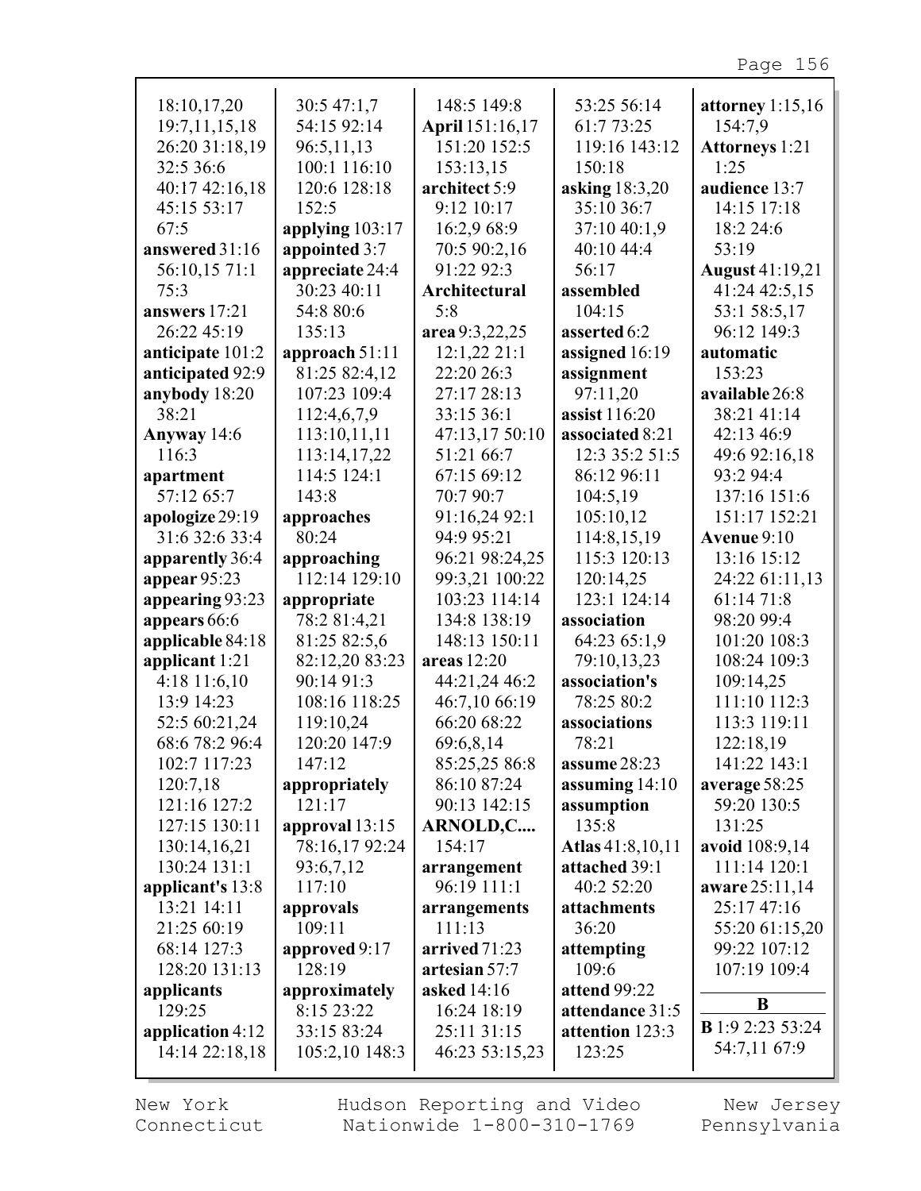18:10,17,20
19:7,11,15,18
26:20 31:18,19
32:5 36:6
40:17 42:16,18
45:15 53:17
67:5

**answered** 31:16
56:10,15 71:1
75:3

**answers** 17:21
26:22 45:19

**anticipate** 101:2

**anticipated** 92:9

**anybody** 18:20
38:21

**Anyway** 14:6
116:3

**apartment**
57:12 65:7

**apologize** 29:19
31:6 32:6 33:4

**apparently** 36:4

**appear** 95:23

**appearing** 93:23

**appears** 66:6

**applicable** 84:18

**applicant** 1:21
4:18 11:6,10
13:9 14:23
52:5 60:21,24
68:6 78:2 96:4
102:7 117:23
120:7,18
121:16 127:2
127:15 130:11
130:14,16,21
130:24 131:1

**applicant's** 13:8
13:21 14:11
21:25 60:19
68:14 127:3
128:20 131:13

**applicants**
129:25

**application** 4:12
14:14 22:18,18
30:5 47:1,7
54:15 92:14
96:5,11,13
100:1 116:10
120:6 128:18
152:5

**applying** 103:17

**appointed** 3:7

**appreciate** 24:4
30:23 40:11
54:8 80:6
135:13

**approach** 51:11
81:25 82:4,12
107:23 109:4
112:4,6,7,9
113:10,11,11
113:14,17,22
114:5 124:1
143:8

**approaches**
80:24

**approaching**
112:14 129:10

**appropriate**
78:2 81:4,21
81:25 82:5,6
82:12,20 83:23
90:14 91:3
108:16 118:25
119:10,24
120:20 147:9
147:12

**appropriately**
121:17

**approval** 13:15
78:16,17 92:24
93:6,7,12
117:10

**approvals**
109:11

**approved** 9:17
128:19

**approximately**
8:15 23:22
33:15 83:24
105:2,10 148:3
148:5 149:8

**April** 151:16,17
151:20 152:5
153:13,15

**architect** 5:9
9:12 10:17
16:2,9 68:9
70:5 90:2,16
91:22 92:3

**Architectural**
5:8

**area** 9:3,22,25
12:1,22 21:1
22:20 26:3
27:17 28:13
33:15 36:1
47:13,17 50:10
51:21 66:7
67:15 69:12
70:7 90:7
91:16,24 92:1
94:9 95:21
96:21 98:24,25
99:3,21 100:22
103:23 114:14
134:8 138:19
148:13 150:11

**areas** 12:20
44:21,24 46:2
46:7,10 66:19
66:20 68:22
69:6,8,14
85:25,25 86:8
86:10 87:24
90:13 142:15

**ARNOLD,C....**
154:17

**arrangement**
96:19 111:1

**arrangements**
111:13

**arrived** 71:23

**artesian** 57:7

**asked** 14:16
16:24 18:19
25:11 31:15
46:23 53:15,23
53:25 56:14
61:7 73:25
119:16 143:12
150:18

**asking** 18:3,20
35:10 36:7
37:10 40:1,9
40:10 44:4
56:17

**assembled**
104:15

**asserted** 6:2

**assigned** 16:19

**assignment**
97:11,20

**assist** 116:20

**associated** 8:21
12:3 35:2 51:5
86:12 96:11
104:5,19
105:10,12
114:8,15,19
115:3 120:13
120:14,25
123:1 124:14

**association**
64:23 65:1,9
79:10,13,23

**association's**
78:25 80:2

**associations**
78:21

**assume** 28:23

**assuming** 14:10

**assumption**
135:8

**Atlas** 41:8,10,11

**attached** 39:1
40:2 52:20

**attachments**
36:20

**attempting**
109:6

**attend** 99:22

**attendance** 31:5

**attention** 123:3
123:25

**attorney** 1:15,16
154:7,9

**Attorneys** 1:21
1:25

**audience** 13:7
14:15 17:18
18:2 24:6
53:19

**August** 41:19,21
41:24 42:5,15
53:1 58:5,17
96:12 149:3

**automatic**
153:23

**available** 26:8
38:21 41:14
42:13 46:9
49:6 92:16,18
93:2 94:4
137:16 151:6
151:17 152:21

**Avenue** 9:10
13:16 15:12
24:22 61:11,13
61:14 71:8
98:20 99:4
101:20 108:3
108:24 109:3
109:14,25
111:10 112:3
113:3 119:11
122:18,19
141:22 143:1

**average** 58:25
59:20 130:5
131:25

**avoid** 108:9,14
111:14 120:1

**aware** 25:11,14
25:17 47:16
55:20 61:15,20
99:22 107:12
107:19 109:4

## B

**B** 1:9 2:23 53:24
54:7,11 67:9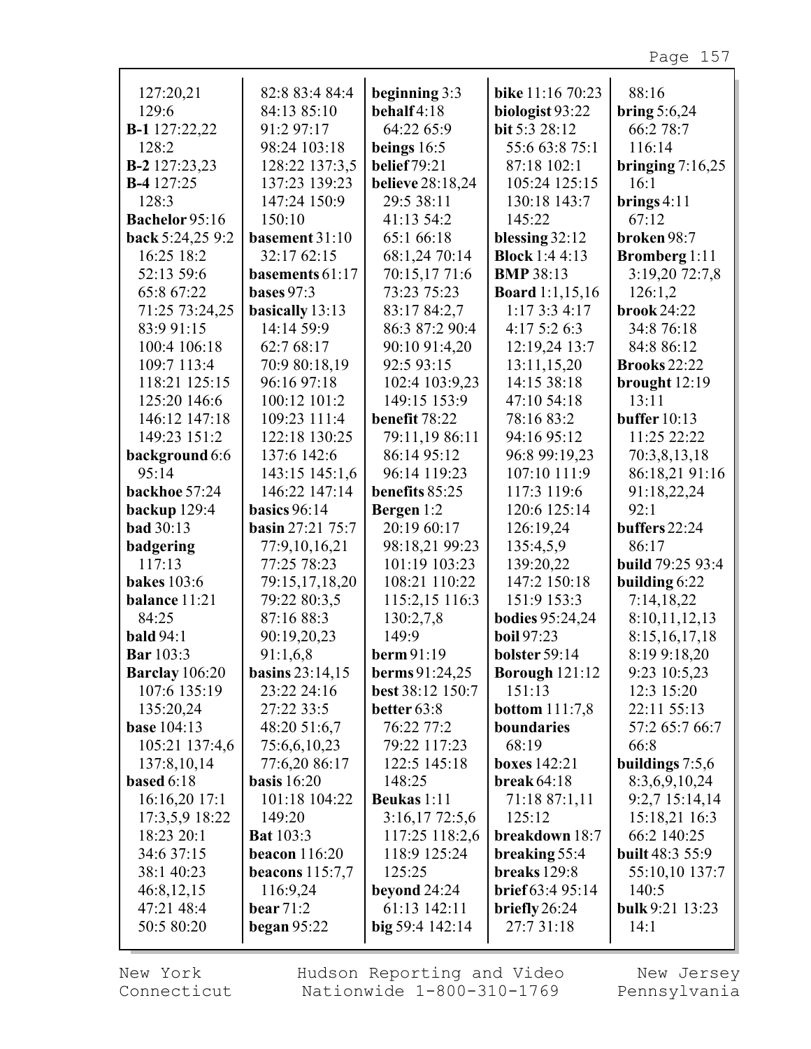127:20,21
129:6
**B-1** 127:22,22
128:2
**B-2** 127:23,23
**B-4** 127:25
128:3
**Bachelor** 95:16
**back** 5:24,25 9:2
16:25 18:2
52:13 59:6
65:8 67:22
71:25 73:24,25
83:9 91:15
100:4 106:18
109:7 113:4
118:21 125:15
125:20 146:6
146:12 147:18
149:23 151:2
**background** 6:6
95:14
**backhoe** 57:24
**backup** 129:4
**bad** 30:13
**badgering**
117:13
**bakes** 103:6
**balance** 11:21
84:25
**bald** 94:1
**Bar** 103:3
**Barclay** 106:20
107:6 135:19
135:20,24
**base** 104:13
105:21 137:4,6
137:8,10,14
**based** 6:18
16:16,20 17:1
17:3,5,9 18:22
18:23 20:1
34:6 37:15
38:1 40:23
46:8,12,15
47:21 48:4
50:5 80:20

82:8 83:4 84:4
84:13 85:10
91:2 97:17
98:24 103:18
128:22 137:3,5
137:23 139:23
147:24 150:9
150:10
**basement** 31:10
32:17 62:15
**basements** 61:17
**bases** 97:3
**basically** 13:13
14:14 59:9
62:7 68:17
70:9 80:18,19
96:16 97:18
100:12 101:2
109:23 111:4
122:18 130:25
137:6 142:6
143:15 145:1,6
146:22 147:14
**basics** 96:14
**basin** 27:21 75:7
77:9,10,16,21
77:25 78:23
79:15,17,18,20
79:22 80:3,5
87:16 88:3
90:19,20,23
91:1,6,8
**basins** 23:14,15
23:22 24:16
27:22 33:5
48:20 51:6,7
75:6,6,10,23
77:6,20 86:17
**basis** 16:20
101:18 104:22
149:20
**Bat** 103:3
**beacon** 116:20
**beacons** 115:7,7
116:9,24
**bear** 71:2
**began** 95:22

**beginning** 3:3
**behalf** 4:18
64:22 65:9
**beings** 16:5
**belief** 79:21
**believe** 28:18,24
29:5 38:11
41:13 54:2
65:1 66:18
68:1,24 70:14
70:15,17 71:6
73:23 75:23
83:17 84:2,7
86:3 87:2 90:4
90:10 91:4,20
92:5 93:15
102:4 103:9,23
149:15 153:9
**benefit** 78:22
79:11,19 86:11
86:14 95:12
96:14 119:23
**benefits** 85:25
**Bergen** 1:2
20:19 60:17
98:18,21 99:23
101:19 103:23
108:21 110:22
115:2,15 116:3
130:2,7,8
149:9
**berm** 91:19
**berms** 91:24,25
**best** 38:12 150:7
**better** 63:8
76:22 77:2
79:22 117:23
122:5 145:18
148:25
**Beukas** 1:11
3:16,17 72:5,6
117:25 118:2,6
118:9 125:24
125:25
**beyond** 24:24
61:13 142:11
**big** 59:4 142:14

**bike** 11:16 70:23
**biologist** 93:22
**bit** 5:3 28:12
55:6 63:8 75:1
87:18 102:1
105:24 125:15
130:18 143:7
145:22
**blessing** 32:12
**Block** 1:4 4:13
**BMP** 38:13
**Board** 1:1,15,16
1:17 3:3 4:17
4:17 5:2 6:3
12:19,24 13:7
13:11,15,20
14:15 38:18
47:10 54:18
78:16 83:2
94:16 95:12
96:8 99:19,23
107:10 111:9
117:3 119:6
120:6 125:14
126:19,24
135:4,5,9
139:20,22
147:2 150:18
151:9 153:3
**bodies** 95:24,24
**boil** 97:23
**bolster** 59:14
**Borough** 121:12
151:13
**bottom** 111:7,8
**boundaries**
68:19
**boxes** 142:21
**break** 64:18
71:18 87:1,11
125:12
**breakdown** 18:7
**breaking** 55:4
**breaks** 129:8
**brief** 63:4 95:14
**briefly** 26:24
27:7 31:18

88:16
**bring** 5:6,24
66:2 78:7
116:14
**bringing** 7:16,25
16:1
**brings** 4:11
67:12
**broken** 98:7
**Bromberg** 1:11
3:19,20 72:7,8
126:1,2
**brook** 24:22
34:8 76:18
84:8 86:12
**Brooks** 22:22
**brought** 12:19
13:11
**buffer** 10:13
11:25 22:22
70:3,8,13,18
86:18,21 91:16
91:18,22,24
92:1
**buffers** 22:24
86:17
**build** 79:25 93:4
**building** 6:22
7:14,18,22
8:10,11,12,13
8:15,16,17,18
8:19 9:18,20
9:23 10:5,23
12:3 15:20
22:11 55:13
57:2 65:7 66:7
66:8
**buildings** 7:5,6
8:3,6,9,10,24
9:2,7 15:14,14
15:18,21 16:3
66:2 140:25
**built** 48:3 55:9
55:10,10 137:7
140:5
**bulk** 9:21 13:23
14:1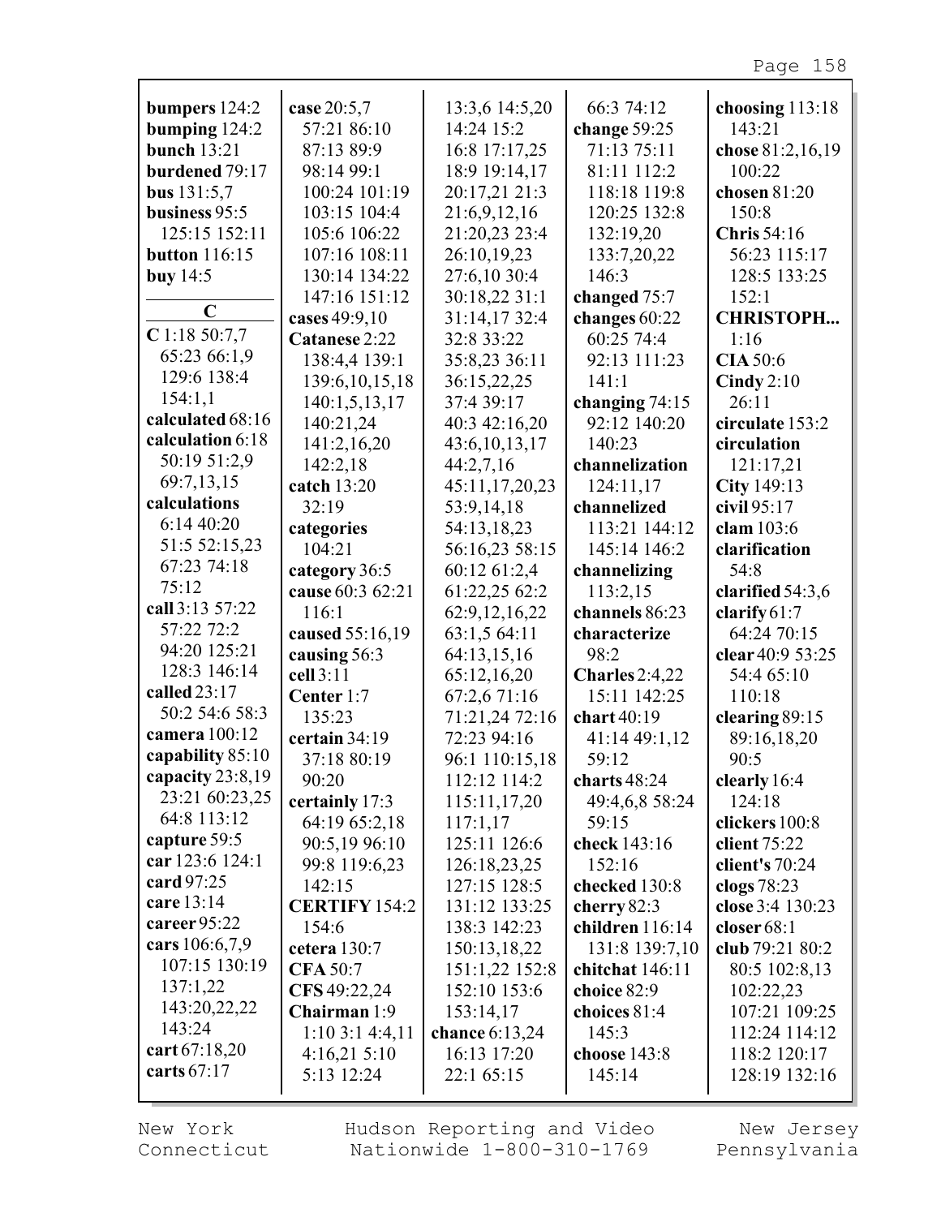**bumpers** 124:2
**bumping** 124:2
**bunch** 13:21
**burdened** 79:17
**bus** 131:5,7
**business** 95:5 125:15 152:11
**button** 116:15
**buy** 14:5

**C**

**C** 1:18 50:7,7 65:23 66:1,9 129:6 138:4 154:1,1
**calculated** 68:16
**calculation** 6:18 50:19 51:2,9 69:7,13,15
**calculations** 6:14 40:20 51:5 52:15,23 67:23 74:18 75:12
**call** 3:13 57:22 57:22 72:2 94:20 125:21 128:3 146:14
**called** 23:17 50:2 54:6 58:3
**camera** 100:12
**capability** 85:10
**capacity** 23:8,19 23:21 60:23,25 64:8 113:12
**capture** 59:5
**car** 123:6 124:1
**card** 97:25
**care** 13:14
**career** 95:22
**cars** 106:6,7,9 107:15 130:19 137:1,22 143:20,22,22 143:24
**cart** 67:18,20
**carts** 67:17
**case** 20:5,7 57:21 86:10 87:13 89:9 98:14 99:1 100:24 101:19 103:15 104:4 105:6 106:22 107:16 108:11 130:14 134:22 147:16 151:12
**cases** 49:9,10
**Catanese** 2:22 138:4,4 139:1 139:6,10,15,18 140:1,5,13,17 140:21,24 141:2,16,20 142:2,18
**catch** 13:20 32:19
**categories** 104:21
**category** 36:5
**cause** 60:3 62:21 116:1
**caused** 55:16,19
**causing** 56:3
**cell** 3:11
**Center** 1:7 135:23
**certain** 34:19 37:18 80:19 90:20
**certainly** 17:3 64:19 65:2,18 90:5,19 96:10 99:8 119:6,23 142:15
**CERTIFY** 154:2 154:6
**cetera** 130:7
**CFA** 50:7
**CFS** 49:22,24
**Chairman** 1:9 1:10 3:1 4:4,11 4:16,21 5:10 5:13 12:24 13:3,6 14:5,20 14:24 15:2 16:8 17:17,25 18:9 19:14,17 20:17,21 21:3 21:6,9,12,16 21:20,23 23:4 26:10,19,23 27:6,10 30:4 30:18,22 31:1 31:14,17 32:4 32:8 33:22 35:8,23 36:11 36:15,22,25 37:4 39:17 40:3 42:16,20 43:6,10,13,17 44:2,7,16 45:11,17,20,23 53:9,14,18 54:13,18,23 56:16,23 58:15 60:12 61:2,4 61:22,25 62:2 62:9,12,16,22 63:1,5 64:11 64:13,15,16 65:12,16,20 67:2,6 71:16 71:21,24 72:16 72:23 94:16 96:1 110:15,18 112:12 114:2 115:11,17,20 117:1,17 125:11 126:6 126:18,23,25 127:15 128:5 131:12 133:25 138:3 142:23 150:13,18,22 151:1,22 152:8 152:10 153:6 153:14,17
**chance** 6:13,24 16:13 17:20 22:1 65:15 66:3 74:12
**change** 59:25 71:13 75:11 81:11 112:2 118:18 119:8 120:25 132:8 132:19,20 133:7,20,22 146:3
**changed** 75:7
**changes** 60:22 60:25 74:4 92:13 111:23 141:1
**changing** 74:15 92:12 140:20 140:23
**channelization** 124:11,17
**channelized** 113:21 144:12 145:14 146:2
**channelizing** 113:2,15
**channels** 86:23
**characterize** 98:2
**Charles** 2:4,22 15:11 142:25
**chart** 40:19 41:14 49:1,12 59:12
**charts** 48:24 49:4,6,8 58:24 59:15
**check** 143:16 152:16
**checked** 130:8
**cherry** 82:3
**children** 116:14 131:8 139:7,10
**chitchat** 146:11
**choice** 82:9
**choices** 81:4 145:3
**choose** 143:8 145:14
**choosing** 113:18 143:21
**chose** 81:2,16,19 100:22
**chosen** 81:20 150:8
**Chris** 54:16 56:23 115:17 128:5 133:25 152:1
**CHRISTOPH...** 1:16
**CIA** 50:6
**Cindy** 2:10 26:11
**circulate** 153:2
**circulation** 121:17,21
**City** 149:13
**civil** 95:17
**clam** 103:6
**clarification** 54:8
**clarified** 54:3,6
**clarify** 61:7 64:24 70:15
**clear** 40:9 53:25 54:4 65:10 110:18
**clearing** 89:15 89:16,18,20 90:5
**clearly** 16:4 124:18
**clickers** 100:8
**client** 75:22
**client's** 70:24
**clogs** 78:23
**close** 3:4 130:23
**closer** 68:1
**club** 79:21 80:2 80:5 102:8,13 102:22,23 107:21 109:25 112:24 114:12 118:2 120:17 128:19 132:16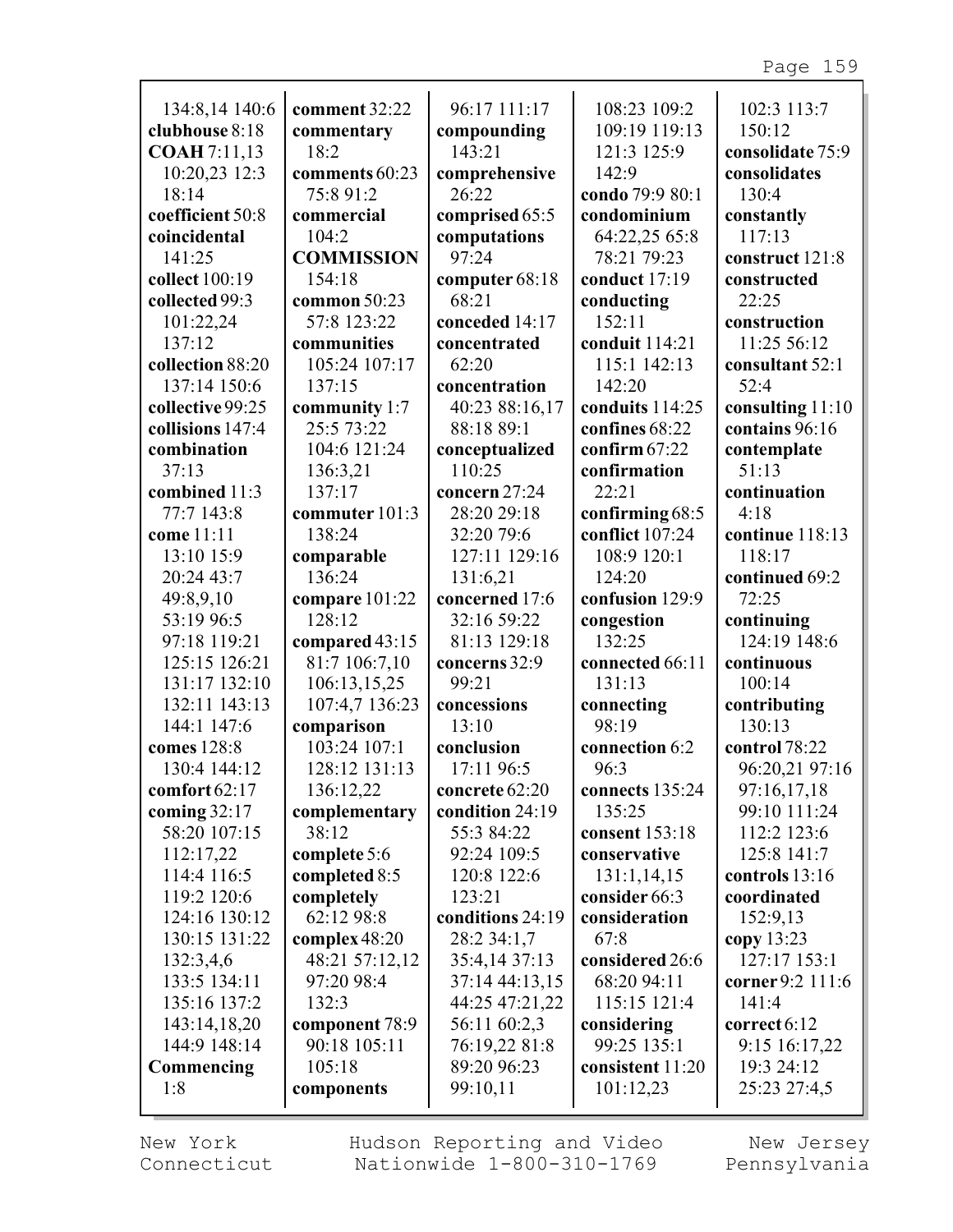134:8,14 140:6
**clubhouse** 8:18
**COAH** 7:11,13
10:20,23 12:3
18:14
**coefficient** 50:8
**coincidental**
141:25
**collect** 100:19
**collected** 99:3
101:22,24
137:12
**collection** 88:20
137:14 150:6
**collective** 99:25
**collisions** 147:4
**combination**
37:13
**combined** 11:3
77:7 143:8
**come** 11:11
13:10 15:9
20:24 43:7
49:8,9,10
53:19 96:5
97:18 119:21
125:15 126:21
131:17 132:10
132:11 143:13
144:1 147:6
**comes** 128:8
130:4 144:12
**comfort** 62:17
**coming** 32:17
58:20 107:15
112:17,22
114:4 116:5
119:2 120:6
124:16 130:12
130:15 131:22
132:3,4,6
133:5 134:11
135:16 137:2
143:14,18,20
144:9 148:14
**Commencing**
1:8

**comment** 32:22
**commentary**
18:2
**comments** 60:23
75:8 91:2
**commercial**
104:2
**COMMISSION**
154:18
**common** 50:23
57:8 123:22
**communities**
105:24 107:17
137:15
**community** 1:7
25:5 73:22
104:6 121:24
136:3,21
137:17
**commuter** 101:3
138:24
**comparable**
136:24
**compare** 101:22
128:12
**compared** 43:15
81:7 106:7,10
106:13,15,25
107:4,7 136:23
**comparison**
103:24 107:1
128:12 131:13
136:12,22
**complementary**
38:12
**complete** 5:6
**completed** 8:5
**completely**
62:12 98:8
**complex** 48:20
48:21 57:12,12
97:20 98:4
132:3
**component** 78:9
90:18 105:11
105:18
**components**

96:17 111:17
**compounding**
143:21
**comprehensive**
26:22
**comprised** 65:5
**computations**
97:24
**computer** 68:18
68:21
**conceded** 14:17
**concentrated**
62:20
**concentration**
40:23 88:16,17
88:18 89:1
**conceptualized**
110:25
**concern** 27:24
28:20 29:18
32:20 79:6
127:11 129:16
131:6,21
**concerned** 17:6
32:16 59:22
81:13 129:18
**concerns** 32:9
99:21
**concessions**
13:10
**conclusion**
17:11 96:5
**concrete** 62:20
**condition** 24:19
55:3 84:22
92:24 109:5
120:8 122:6
123:21
**conditions** 24:19
28:2 34:1,7
35:4,14 37:13
37:14 44:13,15
44:25 47:21,22
56:11 60:2,3
76:19,22 81:8
89:20 96:23
99:10,11

108:23 109:2
109:19 119:13
121:3 125:9
142:9
**condo** 79:9 80:1
**condominium**
64:22,25 65:8
78:21 79:23
**conduct** 17:19
**conducting**
152:11
**conduit** 114:21
115:1 142:13
142:20
**conduits** 114:25
**confines** 68:22
**confirm** 67:22
**confirmation**
22:21
**confirming** 68:5
**conflict** 107:24
108:9 120:1
124:20
**confusion** 129:9
**congestion**
132:25
**connected** 66:11
131:13
**connecting**
98:19
**connection** 6:2
96:3
**connects** 135:24
135:25
**consent** 153:18
**conservative**
131:1,14,15
**consider** 66:3
**consideration**
67:8
**considered** 26:6
68:20 94:11
115:15 121:4
**considering**
99:25 135:1
**consistent** 11:20
101:12,23

102:3 113:7
150:12
**consolidate** 75:9
**consolidates**
130:4
**constantly**
117:13
**construct** 121:8
**constructed**
22:25
**construction**
11:25 56:12
**consultant** 52:1
52:4
**consulting** 11:10
**contains** 96:16
**contemplate**
51:13
**continuation**
4:18
**continue** 118:13
118:17
**continued** 69:2
72:25
**continuing**
124:19 148:6
**continuous**
100:14
**contributing**
130:13
**control** 78:22
96:20,21 97:16
97:16,17,18
99:10 111:24
112:2 123:6
125:8 141:7
**controls** 13:16
**coordinated**
152:9,13
**copy** 13:23
127:17 153:1
**corner** 9:2 111:6
141:4
**correct** 6:12
9:15 16:17,22
19:3 24:12
25:23 27:4,5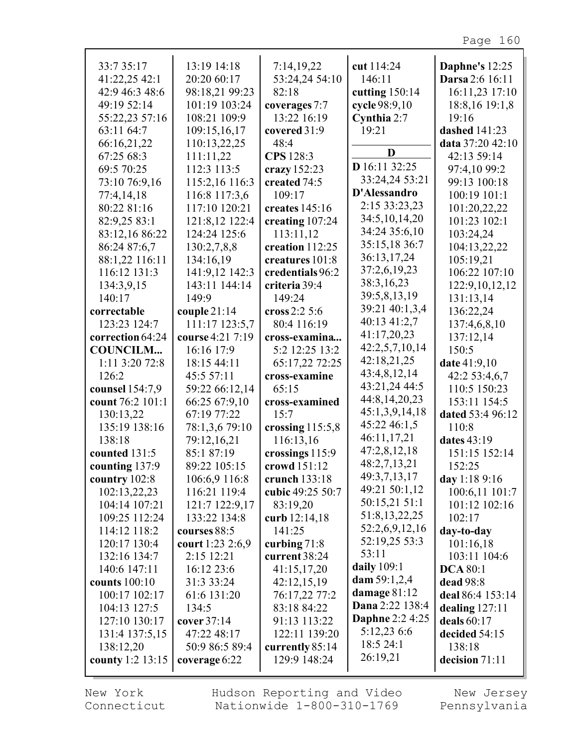33:7 35:17
41:22,25 42:1
42:9 46:3 48:6
49:19 52:14
55:22,23 57:16
63:11 64:7
66:16,21,22
67:25 68:3
69:5 70:25
73:10 76:9,16
77:4,14,18
80:22 81:16
82:9,25 83:1
83:12,16 86:22
86:24 87:6,7
88:1,22 116:11
116:12 131:3
134:3,9,15
140:17

**correctable** 123:23 124:7

**correction** 64:24

**COUNCILM...** 1:11 3:20 72:8 126:2

**counsel** 154:7,9

**count** 76:2 101:1 130:13,22 135:19 138:16 138:18

**counted** 131:5

**counting** 137:9

**country** 102:8 102:13,22,23 104:14 107:21 109:25 112:24 114:12 118:2 120:17 130:4 132:16 134:7 140:6 147:11

**counts** 100:10 100:17 102:17 104:13 127:5 127:10 130:17 131:4 137:5,15 138:12,20

**county** 1:2 13:15
13:19 14:18
20:20 60:17
98:18,21 99:23
101:19 103:24
108:21 109:9
109:15,16,17
110:13,22,25
111:11,22
112:3 113:5
115:2,16 116:3
116:8 117:3,6
117:10 120:21
121:8,12 122:4
124:24 125:6
130:2,7,8,8
134:16,19
141:9,12 142:3
143:11 144:14
149:9

**couple** 21:14 111:17 123:5,7

**course** 4:21 7:19 16:16 17:9 18:15 44:11 45:5 57:11 59:22 66:12,14 66:25 67:9,10 67:19 77:22 78:1,3,6 79:10 79:12,16,21 85:1 87:19 89:22 105:15 106:6,9 116:8 116:21 119:4 121:7 122:9,17 133:22 134:8

**courses** 88:5

**court** 1:23 2:6,9 2:15 12:21 16:12 23:6 31:3 33:24 61:6 131:20 134:5

**cover** 37:14 47:22 48:17 50:9 86:5 89:4

**coverage** 6:22
7:14,19,22
53:24,24 54:10
82:18

**coverages** 7:7 13:22 16:19

**covered** 31:9 48:4

**CPS** 128:3

**crazy** 152:23

**created** 74:5 109:17

**creates** 145:16

**creating** 107:24 113:11,12

**creation** 112:25

**creatures** 101:8

**credentials** 96:2

**criteria** 39:4 149:24

**cross** 2:2 5:6 80:4 116:19

**cross-examina...** 5:2 12:25 13:2 65:17,22 72:25

**cross-examine** 65:15

**cross-examined** 15:7

**crossing** 115:5,8 116:13,16

**crossings** 115:9

**crowd** 151:12

**crunch** 133:18

**cubic** 49:25 50:7 83:19,20

**curb** 12:14,18 141:25

**curbing** 71:8

**current** 38:24 41:15,17,20 42:12,15,19 76:17,22 77:2 83:18 84:22 91:13 113:22 122:11 139:20

**currently** 85:14 129:9 148:24

**cut** 114:24 146:11

**cutting** 150:14

**cycle** 98:9,10

**Cynthia** 2:7 19:21

## D

**D** 16:11 32:25 33:24,24 53:21

**D'Alessandro** 2:15 33:23,23 34:5,10,14,20 34:24 35:6,10 35:15,18 36:7 36:13,17,24 37:2,6,19,23 38:3,16,23 39:5,8,13,19 39:21 40:1,3,4 40:13 41:2,7 41:17,20,23 42:2,5,7,10,14 42:18,21,25 43:4,8,12,14 43:21,24 44:5 44:8,14,20,23 45:1,3,9,14,18 45:22 46:1,5 46:11,17,21 47:2,8,12,18 48:2,7,13,21 49:3,7,13,17 49:21 50:1,12 50:15,21 51:1 51:8,13,22,25 52:2,6,9,12,16 52:19,25 53:3 53:11

**daily** 109:1

**dam** 59:1,2,4

**damage** 81:12

**Dana** 2:22 138:4

**Daphne** 2:2 4:25 5:12,23 6:6 18:5 24:1 26:19,21

**Daphne's** 12:25

**Darsa** 2:6 16:11 16:11,23 17:10 18:8,16 19:1,8 19:16

**dashed** 141:23

**data** 37:20 42:10 42:13 59:14 97:4,10 99:2 99:13 100:18 100:19 101:1 101:20,22,22 101:23 102:1 103:24,24 104:13,22,22 105:19,21 106:22 107:10 122:9,10,12,12 131:13,14 136:22,24 137:4,6,8,10 137:12,14 150:5

**date** 41:9,10 42:2 53:4,6,7 110:5 150:23 153:11 154:5

**dated** 53:4 96:12 110:8

**dates** 43:19 151:15 152:14 152:25

**day** 1:18 9:16 100:6,11 101:7 101:12 102:16 102:17

**day-to-day** 101:16,18 103:11 104:6

**DCA** 80:1

**dead** 98:8

**deal** 86:4 153:14

**dealing** 127:11

**deals** 60:17

**decided** 54:15 138:18

**decision** 71:11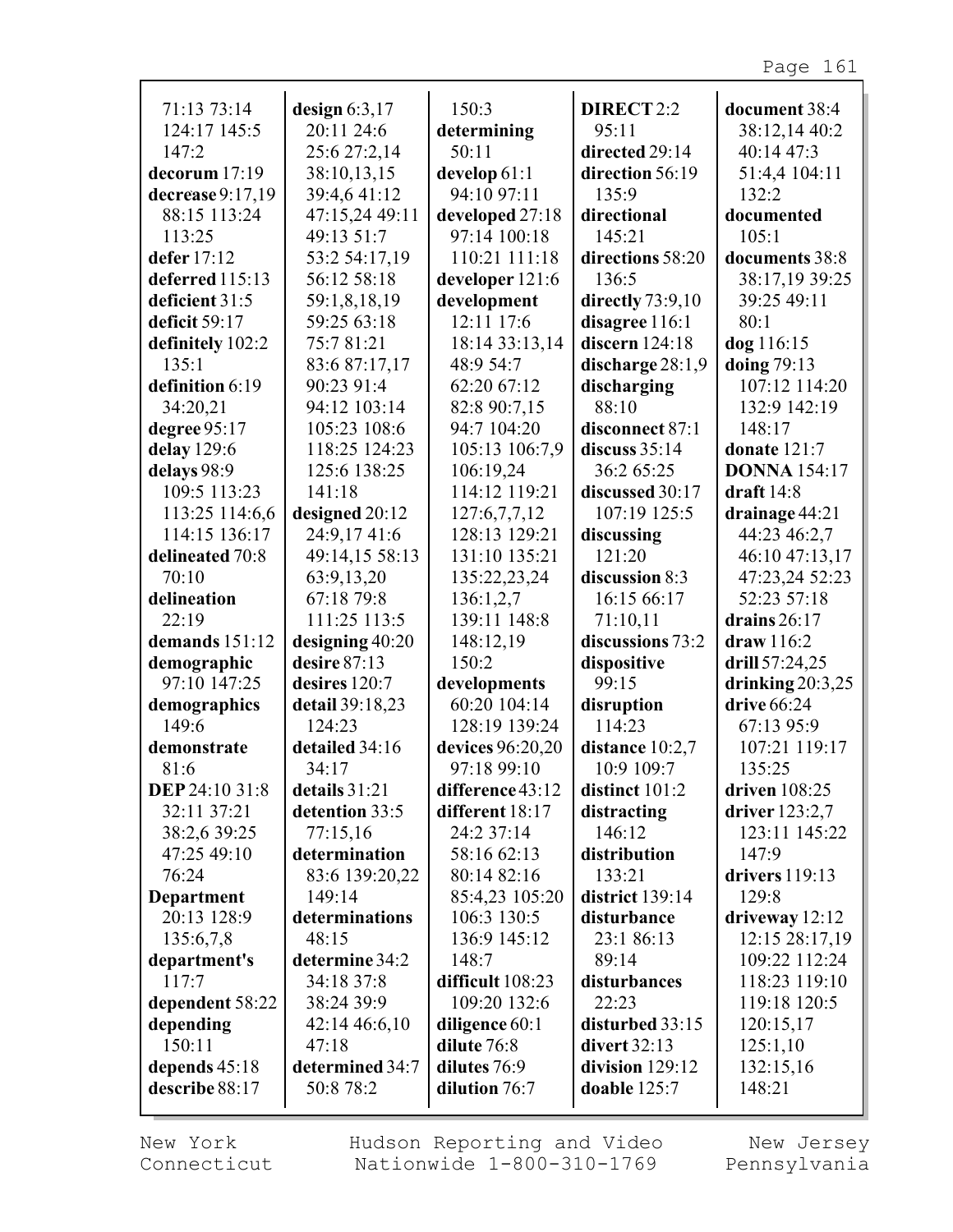71:13 73:14
124:17 145:5
147:2
**decorum** 17:19
**decrease** 9:17,19
88:15 113:24
113:25
**defer** 17:12
**deferred** 115:13
**deficient** 31:5
**deficit** 59:17
**definitely** 102:2
135:1
**definition** 6:19
34:20,21
**degree** 95:17
**delay** 129:6
**delays** 98:9
109:5 113:23
113:25 114:6,6
114:15 136:17
**delineated** 70:8
70:10
**delineation**
22:19
**demands** 151:12
**demographic**
97:10 147:25
**demographics**
149:6
**demonstrate**
81:6
**DEP** 24:10 31:8
32:11 37:21
38:2,6 39:25
47:25 49:10
76:24
**Department**
20:13 128:9
135:6,7,8
**department's**
117:7
**dependent** 58:22
**depending**
150:11
**depends** 45:18
**describe** 88:17

**design** 6:3,17
20:11 24:6
25:6 27:2,14
38:10,13,15
39:4,6 41:12
47:15,24 49:11
49:13 51:7
53:2 54:17,19
56:12 58:18
59:1,8,18,19
59:25 63:18
75:7 81:21
83:6 87:17,17
90:23 91:4
94:12 103:14
105:23 108:6
118:25 124:23
125:6 138:25
141:18
**designed** 20:12
24:9,17 41:6
49:14,15 58:13
63:9,13,20
67:18 79:8
111:25 113:5
**designing** 40:20
**desire** 87:13
**desires** 120:7
**detail** 39:18,23
124:23
**detailed** 34:16
34:17
**details** 31:21
**detention** 33:5
77:15,16
**determination**
83:6 139:20,22
149:14
**determinations**
48:15
**determine** 34:2
34:18 37:8
38:24 39:9
42:14 46:6,10
47:18
**determined** 34:7
50:8 78:2

150:3
**determining**
50:11
**develop** 61:1
94:10 97:11
**developed** 27:18
97:14 100:18
110:21 111:18
**developer** 121:6
**development**
12:11 17:6
18:14 33:13,14
48:9 54:7
62:20 67:12
82:8 90:7,15
94:7 104:20
105:13 106:7,9
106:19,24
114:12 119:21
127:6,7,7,12
128:13 129:21
131:10 135:21
135:22,23,24
136:1,2,7
139:11 148:8
148:12,19
150:2
**developments**
60:20 104:14
128:19 139:24
**devices** 96:20,20
97:18 99:10
**difference** 43:12
**different** 18:17
24:2 37:14
58:16 62:13
80:14 82:16
85:4,23 105:20
106:3 130:5
136:9 145:12
148:7
**difficult** 108:23
109:20 132:6
**diligence** 60:1
**dilute** 76:8
**dilutes** 76:9
**dilution** 76:7

**DIRECT** 2:2
95:11
**directed** 29:14
**direction** 56:19
135:9
**directional**
145:21
**directions** 58:20
136:5
**directly** 73:9,10
**disagree** 116:1
**discern** 124:18
**discharge** 28:1,9
**discharging**
88:10
**disconnect** 87:1
**discuss** 35:14
36:2 65:25
**discussed** 30:17
107:19 125:5
**discussing**
121:20
**discussion** 8:3
16:15 66:17
71:10,11
**discussions** 73:2
**dispositive**
99:15
**disruption**
114:23
**distance** 10:2,7
10:9 109:7
**distinct** 101:2
**distracting**
146:12
**distribution**
133:21
**district** 139:14
**disturbance**
23:1 86:13
89:14
**disturbances**
22:23
**disturbed** 33:15
**divert** 32:13
**division** 129:12
**doable** 125:7

**document** 38:4
38:12,14 40:2
40:14 47:3
51:4,4 104:11
132:2
**documented**
105:1
**documents** 38:8
38:17,19 39:25
39:25 49:11
80:1
**dog** 116:15
**doing** 79:13
107:12 114:20
132:9 142:19
148:17
**donate** 121:7
**DONNA** 154:17
**draft** 14:8
**drainage** 44:21
44:23 46:2,7
46:10 47:13,17
47:23,24 52:23
52:23 57:18
**drains** 26:17
**draw** 116:2
**drill** 57:24,25
**drinking** 20:3,25
**drive** 66:24
67:13 95:9
107:21 119:17
135:25
**driven** 108:25
**driver** 123:2,7
123:11 145:22
147:9
**drivers** 119:13
129:8
**driveway** 12:12
12:15 28:17,19
109:22 112:24
118:23 119:10
119:18 120:5
120:15,17
125:1,10
132:15,16
148:21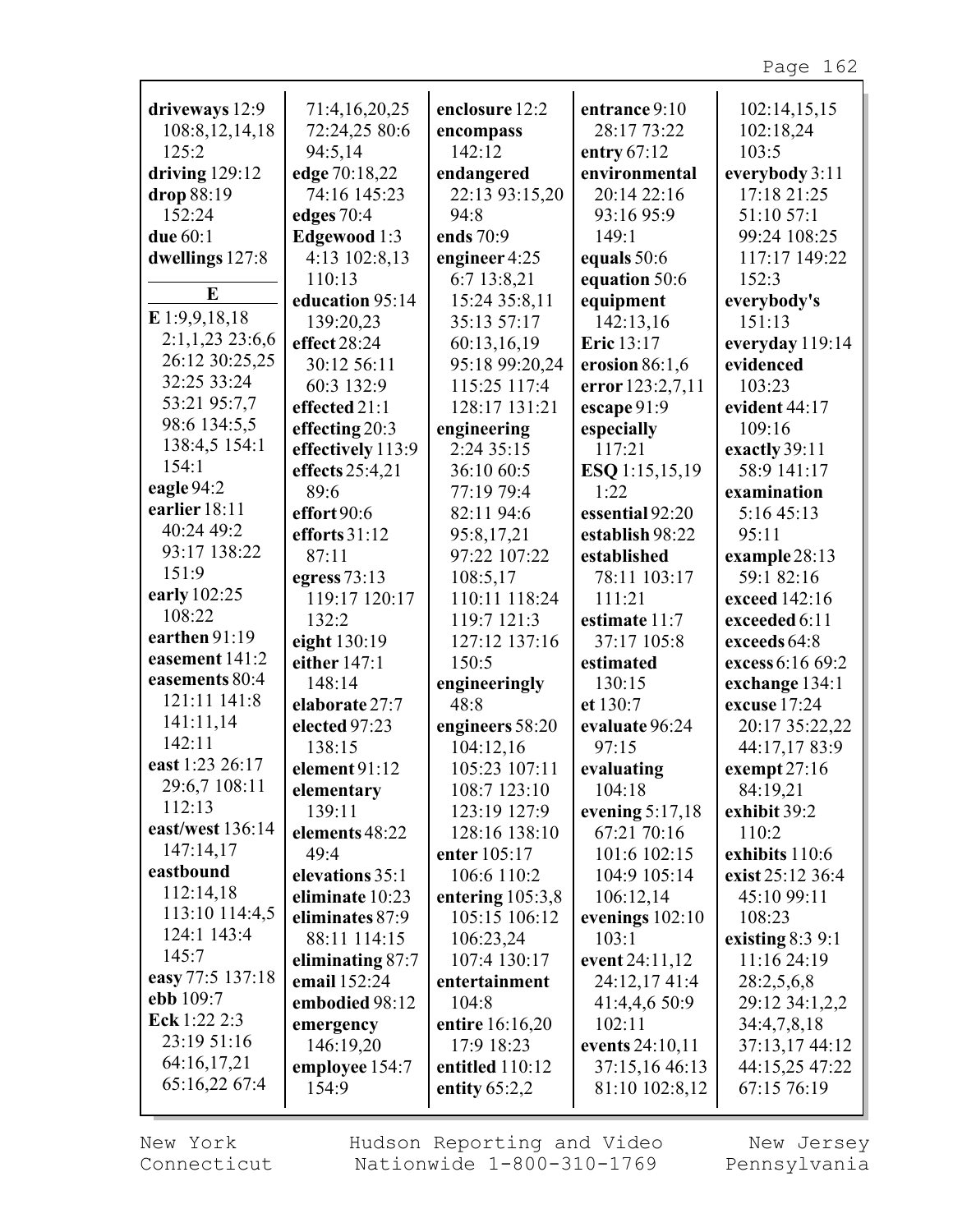**driveways** 12:9 108:8,12,14,18 125:2
**driving** 129:12
**drop** 88:19 152:24
**due** 60:1
**dwellings** 127:8

## E

**E** 1:9,9,18,18 2:1,1,23 23:6,6 26:12 30:25,25 32:25 33:24 53:21 95:7,7 98:6 134:5,5 138:4,5 154:1 154:1
**eagle** 94:2
**earlier** 18:11 40:24 49:2 93:17 138:22 151:9
**early** 102:25 108:22
**earthen** 91:19
**easement** 141:2
**easements** 80:4 121:11 141:8 141:11,14 142:11
**east** 1:23 26:17 29:6,7 108:11 112:13
**east/west** 136:14 147:14,17
**eastbound** 112:14,18 113:10 114:4,5 124:1 143:4 145:7
**easy** 77:5 137:18
**ebb** 109:7
**Eck** 1:22 2:3 23:19 51:16 64:16,17,21 65:16,22 67:4 71:4,16,20,25 72:24,25 80:6 94:5,14
**edge** 70:18,22 74:16 145:23
**edges** 70:4
**Edgewood** 1:3 4:13 102:8,13 110:13
**education** 95:14 139:20,23
**effect** 28:24 30:12 56:11 60:3 132:9
**effected** 21:1
**effecting** 20:3
**effectively** 113:9
**effects** 25:4,21 89:6
**effort** 90:6
**efforts** 31:12 87:11
**egress** 73:13 119:17 120:17 132:2
**eight** 130:19
**either** 147:1 148:14
**elaborate** 27:7
**elected** 97:23 138:15
**element** 91:12
**elementary** 139:11
**elements** 48:22 49:4
**elevations** 35:1
**eliminate** 10:23
**eliminates** 87:9 88:11 114:15
**eliminating** 87:7
**email** 152:24
**embodied** 98:12
**emergency** 146:19,20
**employee** 154:7 154:9
**enclosure** 12:2
**encompass** 142:12
**endangered** 22:13 93:15,20 94:8
**ends** 70:9
**engineer** 4:25 6:7 13:8,21 15:24 35:8,11 35:13 57:17 60:13,16,19 95:18 99:20,24 115:25 117:4 128:17 131:21
**engineering** 2:24 35:15 36:10 60:5 77:19 79:4 82:11 94:6 95:8,17,21 97:22 107:22 108:5,17 110:11 118:24 119:7 121:3 127:12 137:16 150:5
**engineeringly** 48:8
**engineers** 58:20 104:12,16 105:23 107:11 108:7 123:10 123:19 127:9 128:16 138:10
**enter** 105:17 106:6 110:2
**entering** 105:3,8 105:15 106:12 106:23,24 107:4 130:17
**entertainment** 104:8
**entire** 16:16,20 17:9 18:23
**entitled** 110:12
**entity** 65:2,2
**entrance** 9:10 28:17 73:22
**entry** 67:12
**environmental** 20:14 22:16 93:16 95:9 149:1
**equals** 50:6
**equation** 50:6
**equipment** 142:13,16
**Eric** 13:17
**erosion** 86:1,6
**error** 123:2,7,11
**escape** 91:9
**especially** 117:21
**ESQ** 1:15,15,19 1:22
**essential** 92:20
**establish** 98:22
**established** 78:11 103:17 111:21
**estimate** 11:7 37:17 105:8
**estimated** 130:15
**et** 130:7
**evaluate** 96:24 97:15
**evaluating** 104:18
**evening** 5:17,18 67:21 70:16 101:6 102:15 104:9 105:14 106:12,14
**evenings** 102:10 103:1
**event** 24:11,12 24:12,17 41:4 41:4,4,6 50:9 102:11
**events** 24:10,11 37:15,16 46:13 81:10 102:8,12 102:14,15,15 102:18,24 103:5
**everybody** 3:11 17:18 21:25 51:10 57:1 99:24 108:25 117:17 149:22 152:3
**everybody's** 151:13
**everyday** 119:14
**evidenced** 103:23
**evident** 44:17 109:16
**exactly** 39:11 58:9 141:17
**examination** 5:16 45:13 95:11
**example** 28:13 59:1 82:16
**exceed** 142:16
**exceeded** 6:11
**exceeds** 64:8
**excess** 6:16 69:2
**exchange** 134:1
**excuse** 17:24 20:17 35:22,22 44:17,17 83:9
**exempt** 27:16 84:19,21
**exhibit** 39:2 110:2
**exhibits** 110:6
**exist** 25:12 36:4 45:10 99:11 108:23
**existing** 8:3 9:1 11:16 24:19 28:2,5,6,8 29:12 34:1,2,2 34:4,7,8,18 37:13,17 44:12 44:15,25 47:22 67:15 76:19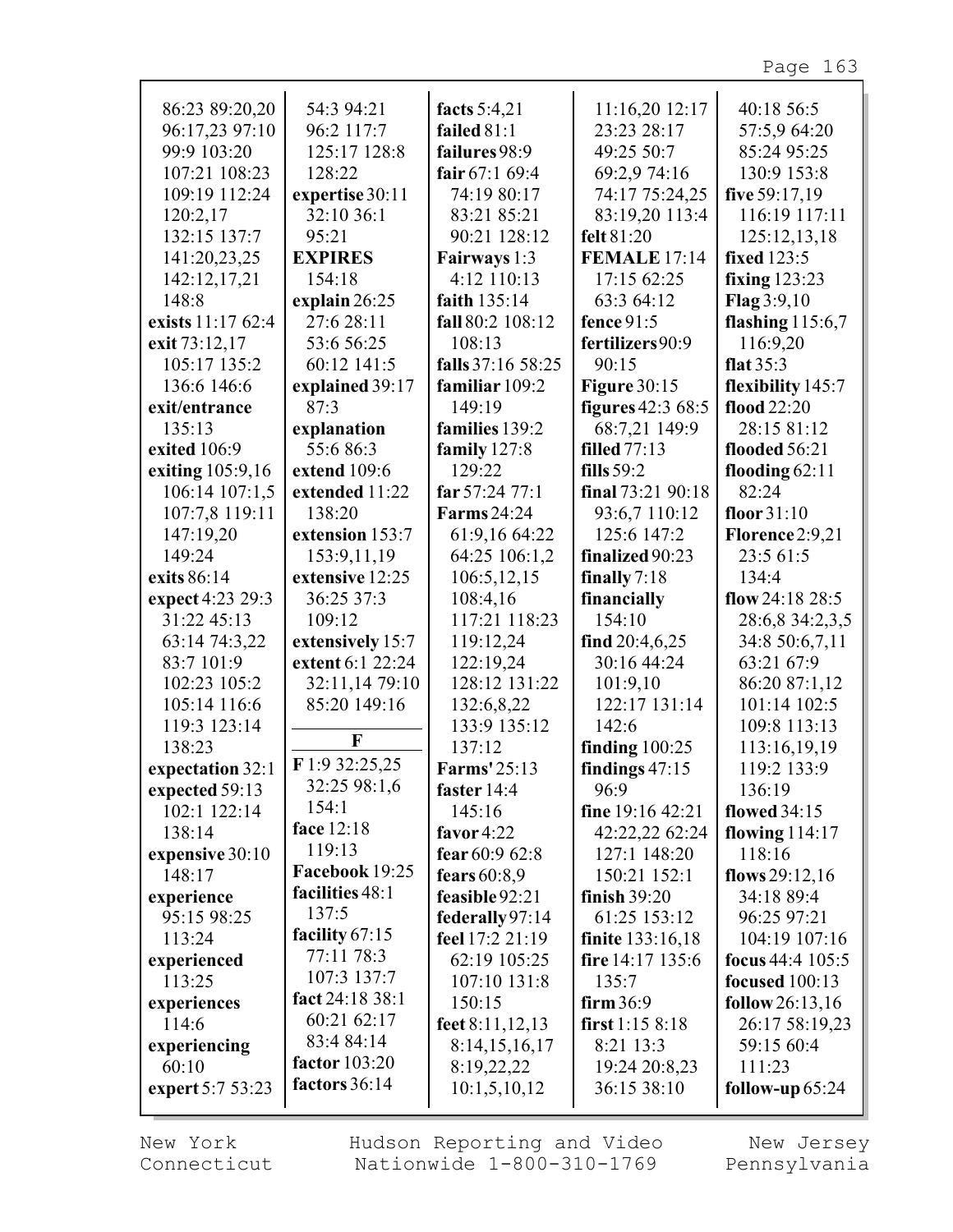86:23 89:20,20
96:17,23 97:10
99:9 103:20
107:21 108:23
109:19 112:24
120:2,17
132:15 137:7
141:20,23,25
142:12,17,21
148:8

**exists** 11:17 62:4

**exit** 73:12,17
105:17 135:2
136:6 146:6

**exit/entrance**
135:13

**exited** 106:9

**exiting** 105:9,16
106:14 107:1,5
107:7,8 119:11
147:19,20
149:24

**exits** 86:14

**expect** 4:23 29:3
31:22 45:13
63:14 74:3,22
83:7 101:9
102:23 105:2
105:14 116:6
119:3 123:14
138:23

**expectation** 32:1

**expected** 59:13
102:1 122:14
138:14

**expensive** 30:10
148:17

**experience**
95:15 98:25
113:24

**experienced**
113:25

**experiences**
114:6

**experiencing**
60:10

**expert** 5:7 53:23
54:3 94:21
96:2 117:7
125:17 128:8
128:22

**expertise** 30:11
32:10 36:1
95:21

**EXPIRES**
154:18

**explain** 26:25
27:6 28:11
53:6 56:25
60:12 141:5

**explained** 39:17
87:3

**explanation**
55:6 86:3

**extend** 109:6

**extended** 11:22
138:20

**extension** 153:7
153:9,11,19

**extensive** 12:25
36:25 37:3
109:12

**extensively** 15:7

**extent** 6:1 22:24
32:11,14 79:10
85:20 149:16

## F

**F** 1:9 32:25,25
32:25 98:1,6
154:1

**face** 12:18
119:13

**Facebook** 19:25

**facilities** 48:1
137:5

**facility** 67:15
77:11 78:3
107:3 137:7

**fact** 24:18 38:1
60:21 62:17
83:4 84:14

**factor** 103:20

**factors** 36:14

**facts** 5:4,21

**failed** 81:1

**failures** 98:9

**fair** 67:1 69:4
74:19 80:17
83:21 85:21
90:21 128:12

**Fairways** 1:3
4:12 110:13

**faith** 135:14

**fall** 80:2 108:12
108:13

**falls** 37:16 58:25

**familiar** 109:2
149:19

**families** 139:2

**family** 127:8
129:22

**far** 57:24 77:1

**Farms** 24:24
61:9,16 64:22
64:25 106:1,2
106:5,12,15
108:4,16
117:21 118:23
119:12,24
122:19,24
128:12 131:22
132:6,8,22
133:9 135:12
137:12

**Farms'** 25:13

**faster** 14:4
145:16

**favor** 4:22

**fear** 60:9 62:8

**fears** 60:8,9

**feasible** 92:21

**federally** 97:14

**feel** 17:2 21:19
62:19 105:25
107:10 131:8
150:15

**feet** 8:11,12,13
8:14,15,16,17
8:19,22,22
10:1,5,10,12
11:16,20 12:17
23:23 28:17
49:25 50:7
69:2,9 74:16
74:17 75:24,25
83:19,20 113:4

**felt** 81:20

**FEMALE** 17:14
17:15 62:25
63:3 64:12

**fence** 91:5

**fertilizers** 90:9
90:15

**Figure** 30:15

**figures** 42:3 68:5
68:7,21 149:9

**filled** 77:13

**fills** 59:2

**final** 73:21 90:18
93:6,7 110:12
125:6 147:2

**finalized** 90:23

**finally** 7:18

**financially**
154:10

**find** 20:4,6,25
30:16 44:24
101:9,10
122:17 131:14
142:6

**finding** 100:25

**findings** 47:15
96:9

**fine** 19:16 42:21
42:22,22 62:24
127:1 148:20
150:21 152:1

**finish** 39:20
61:25 153:12

**finite** 133:16,18

**fire** 14:17 135:6
135:7

**firm** 36:9

**first** 1:15 8:18
8:21 13:3
19:24 20:8,23
36:15 38:10
40:18 56:5
57:5,9 64:20
85:24 95:25
130:9 153:8

**five** 59:17,19
116:19 117:11
125:12,13,18

**fixed** 123:5

**fixing** 123:23

**Flag** 3:9,10

**flashing** 115:6,7
116:9,20

**flat** 35:3

**flexibility** 145:7

**flood** 22:20
28:15 81:12

**flooded** 56:21

**flooding** 62:11
82:24

**floor** 31:10

**Florence** 2:9,21
23:5 61:5
134:4

**flow** 24:18 28:5
28:6,8 34:2,3,5
34:8 50:6,7,11
63:21 67:9
86:20 87:1,12
101:14 102:5
109:8 113:13
113:16,19,19
119:2 133:9
136:19

**flowed** 34:15

**flowing** 114:17
118:16

**flows** 29:12,16
34:18 89:4
96:25 97:21
104:19 107:16

**focus** 44:4 105:5

**focused** 100:13

**follow** 26:13,16
26:17 58:19,23
59:15 60:4
111:23

**follow-up** 65:24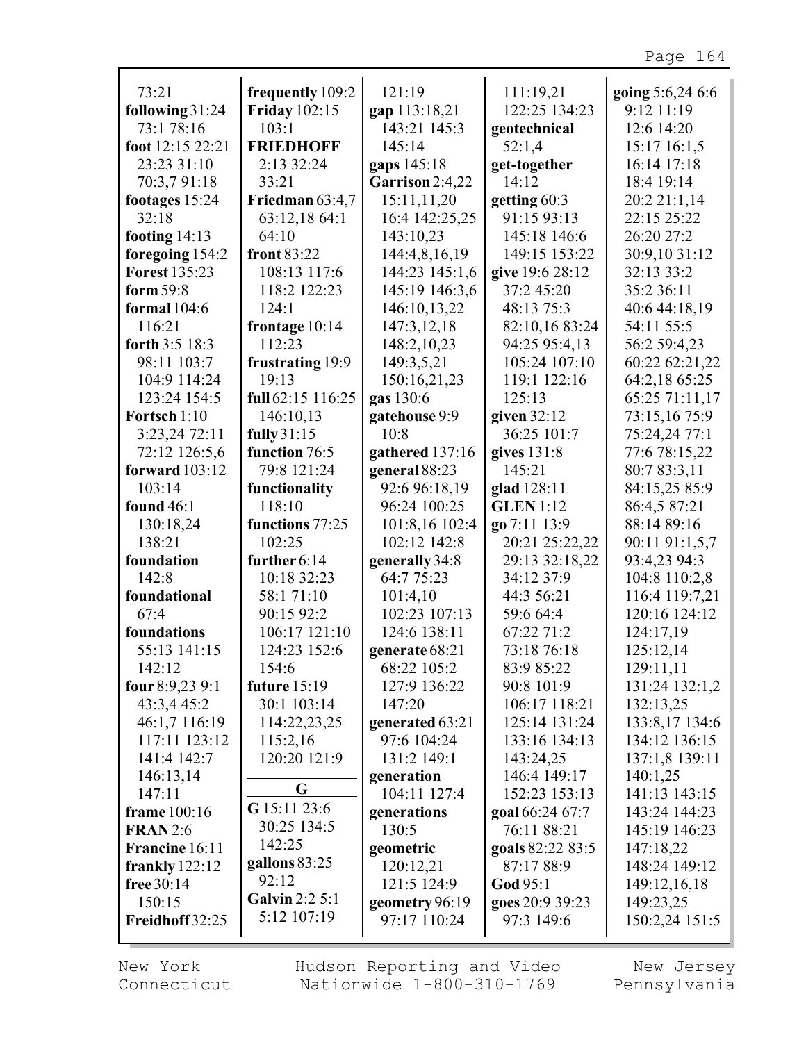73:21
**following** 31:24 73:1 78:16
**foot** 12:15 22:21 23:23 31:10 70:3,7 91:18
**footages** 15:24 32:18
**footing** 14:13
**foregoing** 154:2
**Forest** 135:23
**form** 59:8
**formal** 104:6 116:21
**forth** 3:5 18:3 98:11 103:7 104:9 114:24 123:24 154:5
**Fortsch** 1:10 3:23,24 72:11 72:12 126:5,6
**forward** 103:12 103:14
**found** 46:1 130:18,24 138:21
**foundation** 142:8
**foundational** 67:4
**foundations** 55:13 141:15 142:12
**four** 8:9,23 9:1 43:3,4 45:2 46:1,7 116:19 117:11 123:12 141:4 142:7 146:13,14 147:11
**frame** 100:16
**FRAN** 2:6
**Francine** 16:11
**frankly** 122:12
**free** 30:14 150:15
**Freidhoff** 32:25
**frequently** 109:2
**Friday** 102:15 103:1
**FRIEDHOFF** 2:13 32:24 33:21
**Friedman** 63:4,7 63:12,18 64:1 64:10
**front** 83:22 108:13 117:6 118:2 122:23 124:1
**frontage** 10:14 112:23
**frustrating** 19:9 19:13
**full** 62:15 116:25 146:10,13
**fully** 31:15
**function** 76:5 79:8 121:24
**functionality** 118:10
**functions** 77:25 102:25
**further** 6:14 10:18 32:23 58:1 71:10 90:15 92:2 106:17 121:10 124:23 152:6 154:6
**future** 15:19 30:1 103:14 114:22,23,25 115:2,16 120:20 121:9

**G**

**G** 15:11 23:6 30:25 134:5 142:25
**gallons** 83:25 92:12
**Galvin** 2:2 5:1 5:12 107:19
121:19
**gap** 113:18,21 143:21 145:3 145:14
**gaps** 145:18
**Garrison** 2:4,22 15:11,11,20 16:4 142:25,25 143:10,23 144:4,8,16,19 144:23 145:1,6 145:19 146:3,6 146:10,13,22 147:3,12,18 148:2,10,23 149:3,5,21 150:16,21,23
**gas** 130:6
**gatehouse** 9:9 10:8
**gathered** 137:16
**general** 88:23 92:6 96:18,19 96:24 100:25 101:8,16 102:4 102:12 142:8
**generally** 34:8 64:7 75:23 101:4,10 102:23 107:13 124:6 138:11
**generate** 68:21 68:22 105:2 127:9 136:22 147:20
**generated** 63:21 97:6 104:24 131:2 149:1
**generation** 104:11 127:4
**generations** 130:5
**geometric** 120:12,21 121:5 124:9
**geometry** 96:19 97:17 110:24
111:19,21 122:25 134:23
**geotechnical** 52:1,4
**get-together** 14:12
**getting** 60:3 91:15 93:13 145:18 146:6 149:15 153:22
**give** 19:6 28:12 37:2 45:20 48:13 75:3 82:10,16 83:24 94:25 95:4,13 105:24 107:10 119:1 122:16 125:13
**given** 32:12 36:25 101:7
**gives** 131:8 145:21
**glad** 128:11
**GLEN** 1:12
**go** 7:11 13:9 20:21 25:22,22 29:13 32:18,22 34:12 37:9 44:3 56:21 59:6 64:4 67:22 71:2 73:18 76:18 83:9 85:22 90:8 101:9 106:17 118:21 125:14 131:24 133:16 134:13 143:24,25 146:4 149:17 152:23 153:13
**goal** 66:24 67:7 76:11 88:21
**goals** 82:22 83:5 87:17 88:9
**God** 95:1
**goes** 20:9 39:23 97:3 149:6
**going** 5:6,24 6:6 9:12 11:19 12:6 14:20 15:17 16:1,5 16:14 17:18 18:4 19:14 20:2 21:1,14 22:15 25:22 26:20 27:2 30:9,10 31:12 32:13 33:2 35:2 36:11 40:6 44:18,19 54:11 55:5 56:2 59:4,23 60:22 62:21,22 64:2,18 65:25 65:25 71:11,17 73:15,16 75:9 75:24,24 77:1 77:6 78:15,22 80:7 83:3,11 84:15,25 85:9 86:4,5 87:21 88:14 89:16 90:11 91:1,5,7 93:4,23 94:3 104:8 110:2,8 116:4 119:7,21 120:16 124:12 124:17,19 125:12,14 129:11,11 131:24 132:1,2 132:13,25 133:8,17 134:6 134:12 136:15 137:1,8 139:11 140:1,25 141:13 143:15 143:24 144:23 145:19 146:23 147:18,22 148:24 149:12 149:12,16,18 149:23,25 150:2,24 151:5

New York Connecticut | Hudson Reporting and Video Nationwide 1-800-310-1769 | New Jersey Pennsylvania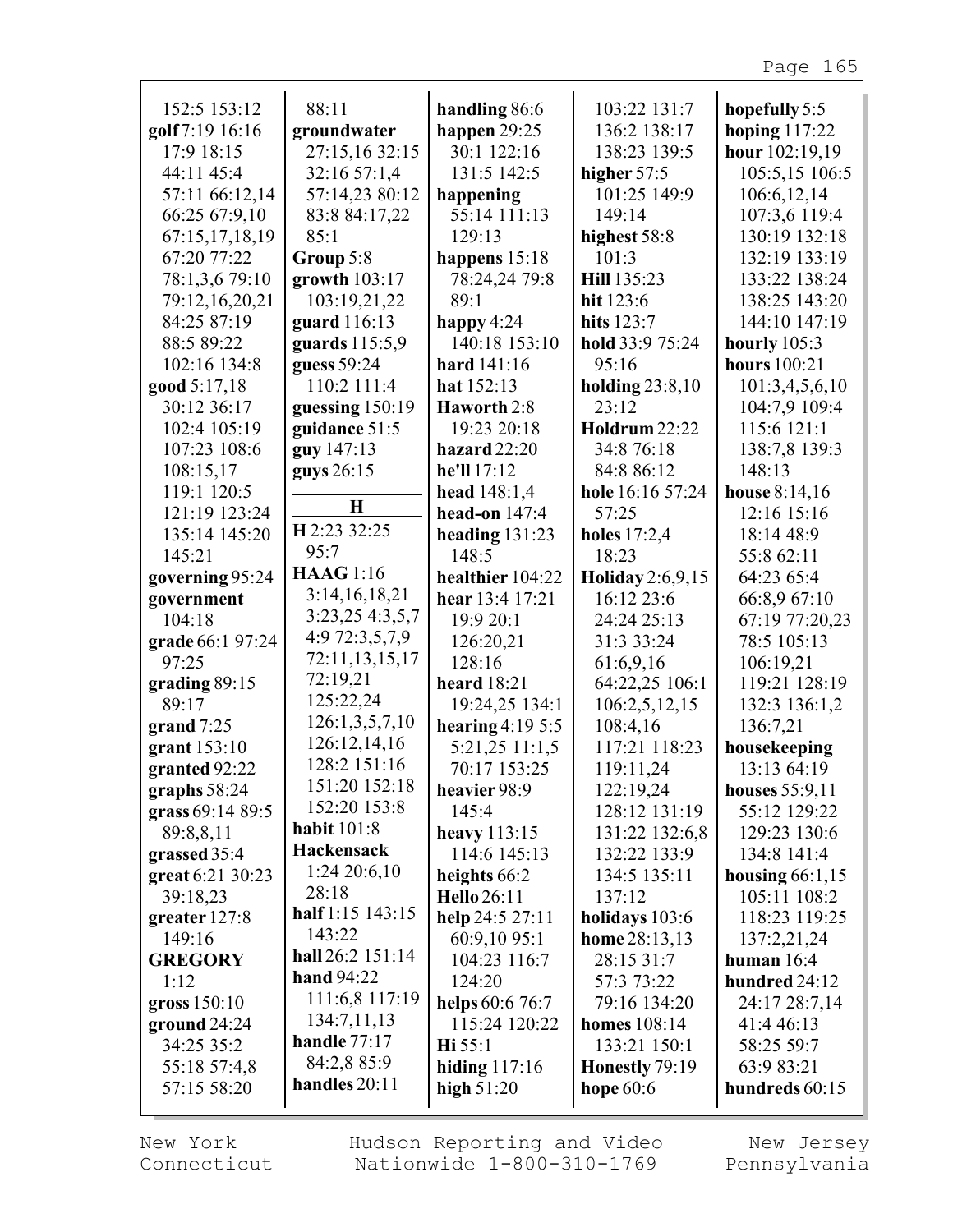152:5 153:12
**golf** 7:19 16:16 17:9 18:15 44:11 45:4 57:11 66:12,14 66:25 67:9,10 67:15,17,18,19 67:20 77:22 78:1,3,6 79:10 79:12,16,20,21 84:25 87:19 88:5 89:22 102:16 134:8
**good** 5:17,18 30:12 36:17 102:4 105:19 107:23 108:6 108:15,17 119:1 120:5 121:19 123:24 135:14 145:20 145:21
**governing** 95:24
**government** 104:18
**grade** 66:1 97:24 97:25
**grading** 89:15 89:17
**grand** 7:25
**grant** 153:10
**granted** 92:22
**graphs** 58:24
**grass** 69:14 89:5 89:8,8,11
**grassed** 35:4
**great** 6:21 30:23 39:18,23
**greater** 127:8 149:16
**GREGORY** 1:12
**gross** 150:10
**ground** 24:24 34:25 35:2 55:18 57:4,8 57:15 58:20 88:11
**groundwater** 27:15,16 32:15 32:16 57:1,4 57:14,23 80:12 83:8 84:17,22 85:1
**Group** 5:8
**growth** 103:17 103:19,21,22
**guard** 116:13
**guards** 115:5,9
**guess** 59:24 110:2 111:4
**guessing** 150:19
**guidance** 51:5
**guy** 147:13
**guys** 26:15

## H

**H** 2:23 32:25 95:7
**HAAG** 1:16 3:14,16,18,21 3:23,25 4:3,5,7 4:9 72:3,5,7,9 72:11,13,15,17 72:19,21 125:22,24 126:1,3,5,7,10 126:12,14,16 128:2 151:16 151:20 152:18 152:20 153:8
**habit** 101:8
**Hackensack** 1:24 20:6,10 28:18
**half** 1:15 143:15 143:22
**hall** 26:2 151:14
**hand** 94:22 111:6,8 117:19 134:7,11,13
**handle** 77:17 84:2,8 85:9
**handles** 20:11
**handling** 86:6
**happen** 29:25 30:1 122:16 131:5 142:5
**happening** 55:14 111:13 129:13
**happens** 15:18 78:24,24 79:8 89:1
**happy** 4:24 140:18 153:10
**hard** 141:16
**hat** 152:13
**Haworth** 2:8 19:23 20:18
**hazard** 22:20
**he'll** 17:12
**head** 148:1,4
**head-on** 147:4
**heading** 131:23 148:5
**healthier** 104:22
**hear** 13:4 17:21 19:9 20:1 126:20,21 128:16
**heard** 18:21 19:24,25 134:1
**hearing** 4:19 5:5 5:21,25 11:1,5 70:17 153:25
**heavier** 98:9 145:4
**heavy** 113:15 114:6 145:13
**heights** 66:2
**Hello** 26:11
**help** 24:5 27:11 60:9,10 95:1 104:23 116:7 124:20
**helps** 60:6 76:7 115:24 120:22
**Hi** 55:1
**hiding** 117:16
**high** 51:20 103:22 131:7 136:2 138:17 138:23 139:5
**higher** 57:5 101:25 149:9 149:14
**highest** 58:8 101:3
**Hill** 135:23
**hit** 123:6
**hits** 123:7
**hold** 33:9 75:24 95:16
**holding** 23:8,10 23:12
**Holdrum** 22:22 34:8 76:18 84:8 86:12
**hole** 16:16 57:24 57:25
**holes** 17:2,4 18:23
**Holiday** 2:6,9,15 16:12 23:6 24:24 25:13 31:3 33:24 61:6,9,16 64:22,25 106:1 106:2,5,12,15 108:4,16 117:21 118:23 119:11,24 122:19,24 128:12 131:19 131:22 132:6,8 132:22 133:9 134:5 135:11 137:12
**holidays** 103:6
**home** 28:13,13 28:15 31:7 57:3 73:22 79:16 134:20
**homes** 108:14 133:21 150:1
**Honestly** 79:19
**hope** 60:6
**hopefully** 5:5
**hoping** 117:22
**hour** 102:19,19 105:5,15 106:5 106:6,12,14 107:3,6 119:4 130:19 132:18 132:19 133:19 133:22 138:24 138:25 143:20 144:10 147:19
**hourly** 105:3
**hours** 100:21 101:3,4,5,6,10 104:7,9 109:4 115:6 121:1 138:7,8 139:3 148:13
**house** 8:14,16 12:16 15:16 18:14 48:9 55:8 62:11 64:23 65:4 66:8,9 67:10 67:19 77:20,23 78:5 105:13 106:19,21 119:21 128:19 132:3 136:1,2 136:7,21
**housekeeping** 13:13 64:19
**houses** 55:9,11 55:12 129:22 129:23 130:6 134:8 141:4
**housing** 66:1,15 105:11 108:2 118:23 119:25 137:2,21,24
**human** 16:4
**hundred** 24:12 24:17 28:7,14 41:4 46:13 58:25 59:7 63:9 83:21
**hundreds** 60:15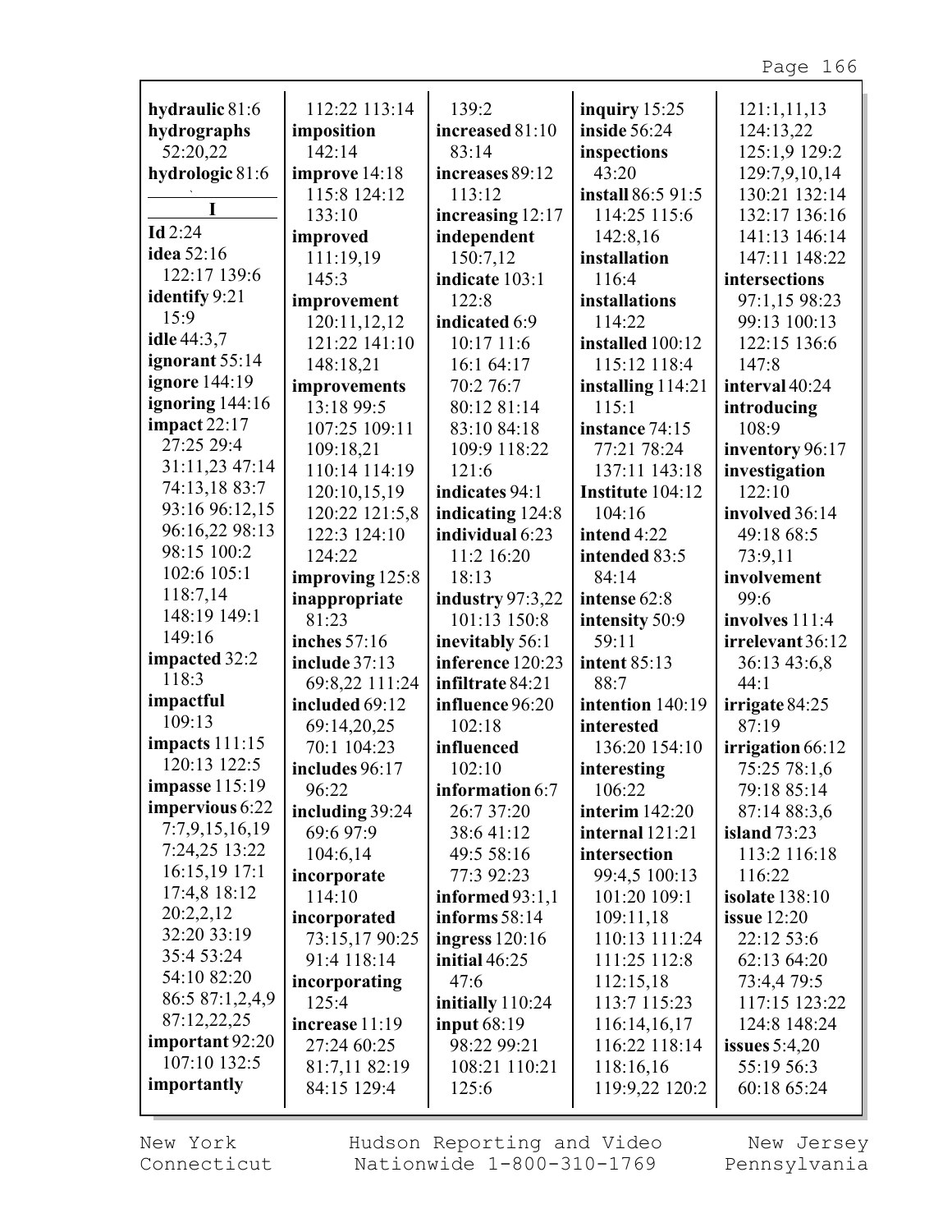**hydraulic** 81:6
**hydrographs** 52:20,22
**hydrologic** 81:6

**I**

**Id** 2:24
**idea** 52:16 122:17 139:6
**identify** 9:21 15:9
**idle** 44:3,7
**ignorant** 55:14
**ignore** 144:19
**ignoring** 144:16
**impact** 22:17 27:25 29:4 31:11,23 47:14 74:13,18 83:7 93:16 96:12,15 96:16,22 98:13 98:15 100:2 102:6 105:1 118:7,14 148:19 149:1 149:16
**impacted** 32:2 118:3
**impactful** 109:13
**impacts** 111:15 120:13 122:5
**impasse** 115:19
**impervious** 6:22 7:7,9,15,16,19 7:24,25 13:22 16:15,19 17:1 17:4,8 18:12 20:2,2,12 32:20 33:19 35:4 53:24 54:10 82:20 86:5 87:1,2,4,9 87:12,22,25
**important** 92:20 107:10 132:5
**importantly** 112:22 113:14
**imposition** 142:14
**improve** 14:18 115:8 124:12 133:10
**improved** 111:19,19 145:3
**improvement** 120:11,12,12 121:22 141:10 148:18,21
**improvements** 13:18 99:5 107:25 109:11 109:18,21 110:14 114:19 120:10,15,19 120:22 121:5,8 122:3 124:10 124:22
**improving** 125:8
**inappropriate** 81:23
**inches** 57:16
**include** 37:13 69:8,22 111:24
**included** 69:12 69:14,20,25 70:1 104:23
**includes** 96:17 96:22
**including** 39:24 69:6 97:9 104:6,14
**incorporate** 114:10
**incorporated** 73:15,17 90:25 91:4 118:14
**incorporating** 125:4
**increase** 11:19 27:24 60:25 81:7,11 82:19 84:15 129:4
**increased** 81:10 83:14 139:2
**increases** 89:12 113:12
**increasing** 12:17
**independent** 150:7,12
**indicate** 103:1 122:8
**indicated** 6:9 10:17 11:6 16:1 64:17 70:2 76:7 80:12 81:14 83:10 84:18 109:9 118:22 121:6
**indicates** 94:1
**indicating** 124:8
**individual** 6:23 11:2 16:20 18:13
**industry** 97:3,22 101:13 150:8
**inevitably** 56:1
**inference** 120:23
**infiltrate** 84:21
**influence** 96:20 102:18
**influenced** 102:10
**information** 6:7 26:7 37:20 38:6 41:12 49:5 58:16 77:3 92:23
**informed** 93:1,1
**informs** 58:14
**ingress** 120:16
**initial** 46:25 47:6
**initially** 110:24
**input** 68:19 98:22 99:21 108:21 110:21 125:6
**inquiry** 15:25
**inside** 56:24
**inspections** 43:20
**install** 86:5 91:5 114:25 115:6 142:8,16
**installation** 116:4
**installations** 114:22
**installed** 100:12 115:12 118:4
**installing** 114:21 115:1
**instance** 74:15 77:21 78:24 137:11 143:18
**Institute** 104:12 104:16
**intend** 4:22
**intended** 83:5 84:14
**intense** 62:8
**intensity** 50:9 59:11
**intent** 85:13 88:7
**intention** 140:19
**interested** 136:20 154:10
**interesting** 106:22
**interim** 142:20
**internal** 121:21
**intersection** 99:4,5 100:13 101:20 109:1 109:11,18 110:13 111:24 111:25 112:8 112:15,18 113:7 115:23 116:14,16,17 116:22 118:14 118:16,16 119:9,22 120:2 121:1,11,13 124:13,22 125:1,9 129:2 129:7,9,10,14 130:21 132:14 132:17 136:16 141:13 146:14 147:11 148:22
**intersections** 97:1,15 98:23 99:13 100:13 122:15 136:6 147:8
**interval** 40:24
**introducing** 108:9
**inventory** 96:17
**investigation** 122:10
**involved** 36:14 49:18 68:5 73:9,11
**involvement** 99:6
**involves** 111:4
**irrelevant** 36:12 36:13 43:6,8 44:1
**irrigate** 84:25 87:19
**irrigation** 66:12 75:25 78:1,6 79:18 85:14 87:14 88:3,6
**island** 73:23 113:2 116:18 116:22
**isolate** 138:10
**issue** 12:20 22:12 53:6 62:13 64:20 73:4,4 79:5 117:15 123:22 124:8 148:24
**issues** 5:4,20 55:19 56:3 60:18 65:24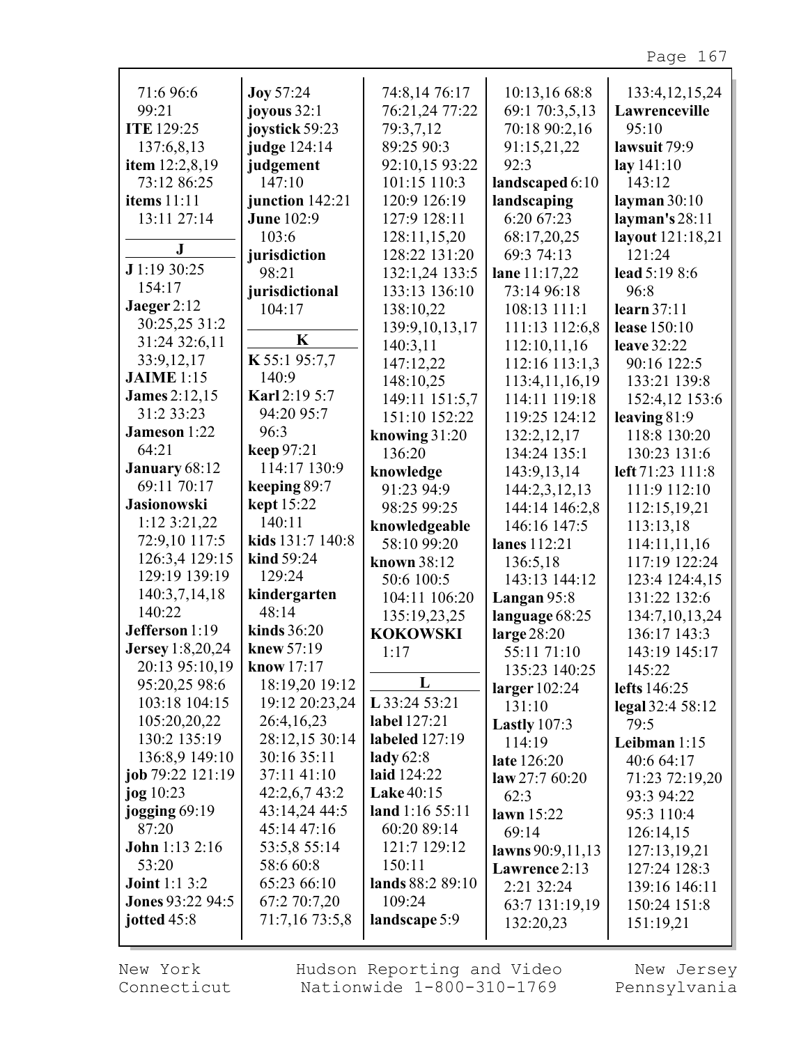71:6 96:6 99:21
**ITE** 129:25 137:6,8,13
**item** 12:2,8,19 73:12 86:25
**items** 11:11 13:11 27:14

**J**

**J** 1:19 30:25 154:17
**Jaeger** 2:12 30:25,25 31:2 31:24 32:6,11 33:9,12,17
**JAIME** 1:15
**James** 2:12,15 31:2 33:23
**Jameson** 1:22 64:21
**January** 68:12 69:11 70:17
**Jasionowski** 1:12 3:21,22 72:9,10 117:5 126:3,4 129:15 129:19 139:19 140:3,7,14,18 140:22
**Jefferson** 1:19
**Jersey** 1:8,20,24 20:13 95:10,19 95:20,25 98:6 103:18 104:15 105:20,20,22 130:2 135:19 136:8,9 149:10
**job** 79:22 121:19
**jog** 10:23
**jogging** 69:19 87:20
**John** 1:13 2:16 53:20
**Joint** 1:1 3:2
**Jones** 93:22 94:5
**jotted** 45:8
**Joy** 57:24
**joyous** 32:1
**joystick** 59:23
**judge** 124:14
**judgement** 147:10
**junction** 142:21
**June** 102:9 103:6
**jurisdiction** 98:21
**jurisdictional** 104:17

**K**

**K** 55:1 95:7,7 140:9
**Karl** 2:19 5:7 94:20 95:7 96:3
**keep** 97:21 114:17 130:9
**keeping** 89:7
**kept** 15:22 140:11
**kids** 131:7 140:8
**kind** 59:24 129:24
**kindergarten** 48:14
**kinds** 36:20
**knew** 57:19
**know** 17:17 18:19,20 19:12 19:12 20:23,24 26:4,16,23 28:12,15 30:14 30:16 35:11 37:11 41:10 42:2,6,7 43:2 43:14,24 44:5 45:14 47:16 53:5,8 55:14 58:6 60:8 65:23 66:10 67:2 70:7,20 71:7,16 73:5,8 74:8,14 76:17 76:21,24 77:22 79:3,7,12 89:25 90:3 92:10,15 93:22 101:15 110:3 120:9 126:19 127:9 128:11 128:11,15,20 128:22 131:20 132:1,24 133:5 133:13 136:10 138:10,22 139:9,10,13,17 140:3,11 147:12,22 148:10,25 149:11 151:5,7 151:10 152:22
**knowing** 31:20 136:20
**knowledge** 91:23 94:9 98:25 99:25
**knowledgeable** 58:10 99:20
**known** 38:12 50:6 100:5 104:11 106:20 135:19,23,25
**KOKOWSKI** 1:17

**L**

**L** 33:24 53:21
**label** 127:21
**labeled** 127:19
**lady** 62:8
**laid** 124:22
**Lake** 40:15
**land** 1:16 55:11 60:20 89:14 121:7 129:12 150:11
**lands** 88:2 89:10 109:24
**landscape** 5:9 10:13,16 68:8 69:1 70:3,5,13 70:18 90:2,16 91:15,21,22 92:3
**landscaped** 6:10
**landscaping** 6:20 67:23 68:17,20,25 69:3 74:13
**lane** 11:17,22 73:14 96:18 108:13 111:1 111:13 112:6,8 112:10,11,16 112:16 113:1,3 113:4,11,16,19 114:11 119:18 119:25 124:12 132:2,12,17 134:24 135:1 143:9,13,14 144:2,3,12,13 144:14 146:2,8 146:16 147:5
**lanes** 112:21 136:5,18 143:13 144:12
**Langan** 95:8
**language** 68:25
**large** 28:20 55:11 71:10 135:23 140:25
**larger** 102:24 131:10
**Lastly** 107:3 114:19
**late** 126:20
**law** 27:7 60:20 62:3
**lawn** 15:22 69:14
**lawns** 90:9,11,13
**Lawrence** 2:13 2:21 32:24 63:7 131:19,19 132:20,23 133:4,12,15,24
**Lawrenceville** 95:10
**lawsuit** 79:9
**lay** 141:10 143:12
**layman** 30:10
**layman's** 28:11
**layout** 121:18,21 121:24
**lead** 5:19 8:6 96:8
**learn** 37:11
**lease** 150:10
**leave** 32:22 90:16 122:5 133:21 139:8 152:4,12 153:6
**leaving** 81:9 118:8 130:20 130:23 131:6
**left** 71:23 111:8 111:9 112:10 112:15,19,21 113:13,18 114:11,11,16 117:19 122:24 123:4 124:4,15 131:22 132:6 134:7,10,13,24 136:17 143:3 143:19 145:17 145:22
**lefts** 146:25
**legal** 32:4 58:12 79:5
**Leibman** 1:15 40:6 64:17 71:23 72:19,20 93:3 94:22 95:3 110:4 126:14,15 127:13,19,21 127:24 128:3 139:16 146:11 150:24 151:8 151:19,21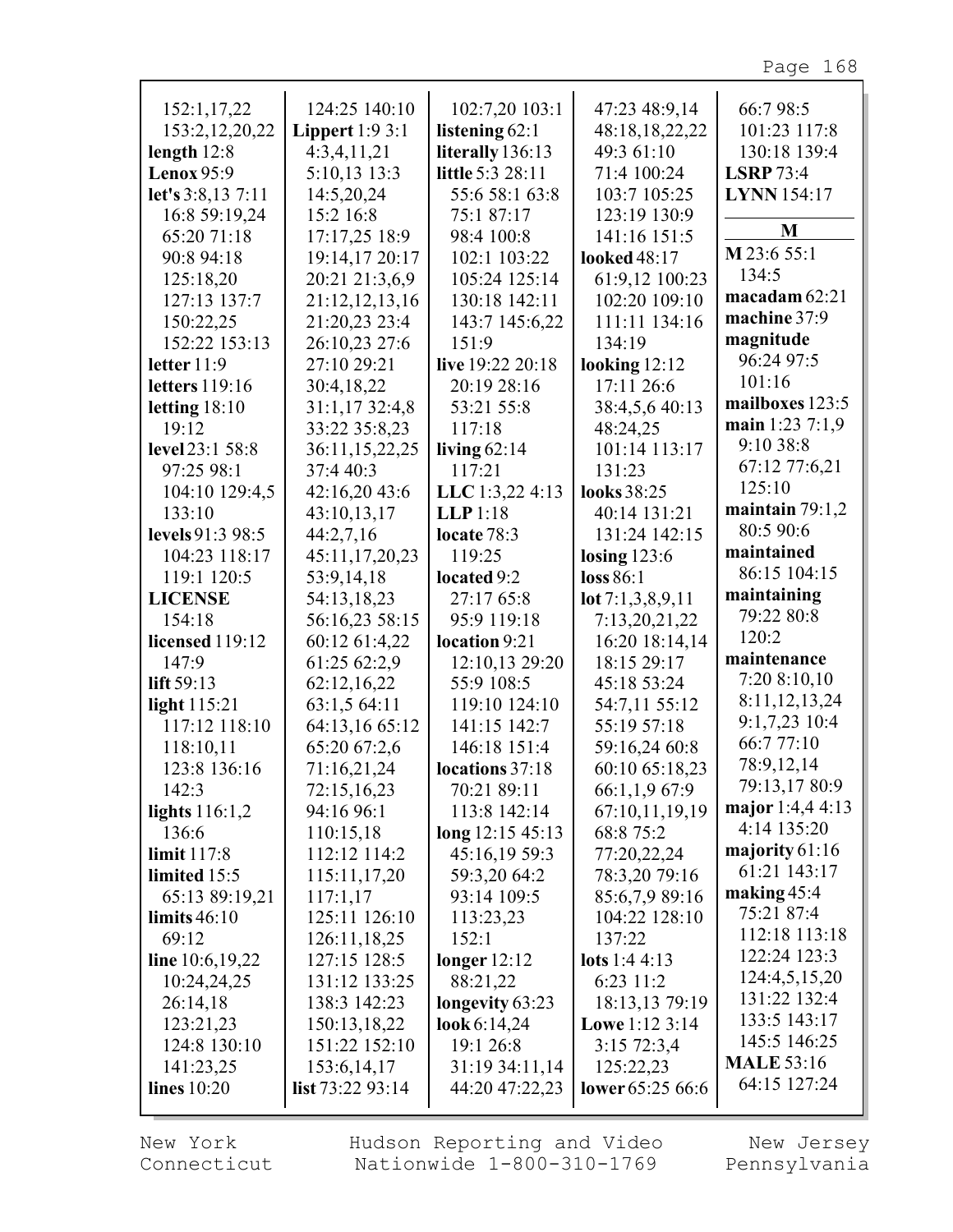152:1,17,22
153:2,12,20,22
**length** 12:8
**Lenox** 95:9
**let's** 3:8,13 7:11
16:8 59:19,24
65:20 71:18
90:8 94:18
125:18,20
127:13 137:7
150:22,25
152:22 153:13
**letter** 11:9
**letters** 119:16
**letting** 18:10
19:12
**level** 23:1 58:8
97:25 98:1
104:10 129:4,5
133:10
**levels** 91:3 98:5
104:23 118:17
119:1 120:5
**LICENSE**
154:18
**licensed** 119:12
147:9
**lift** 59:13
**light** 115:21
117:12 118:10
118:10,11
123:8 136:16
142:3
**lights** 116:1,2
136:6
**limit** 117:8
**limited** 15:5
65:13 89:19,21
**limits** 46:10
69:12
**line** 10:6,19,22
10:24,24,25
26:14,18
123:21,23
124:8 130:10
141:23,25
**lines** 10:20

124:25 140:10
**Lippert** 1:9 3:1
4:3,4,11,21
5:10,13 13:3
14:5,20,24
15:2 16:8
17:17,25 18:9
19:14,17 20:17
20:21 21:3,6,9
21:12,12,13,16
21:20,23 23:4
26:10,23 27:6
27:10 29:21
30:4,18,22
31:1,17 32:4,8
33:22 35:8,23
36:11,15,22,25
37:4 40:3
42:16,20 43:6
43:10,13,17
44:2,7,16
45:11,17,20,23
53:9,14,18
54:13,18,23
56:16,23 58:15
60:12 61:4,22
61:25 62:2,9
62:12,16,22
63:1,5 64:11
64:13,16 65:12
65:20 67:2,6
71:16,21,24
72:15,16,23
94:16 96:1
110:15,18
112:12 114:2
115:11,17,20
117:1,17
125:11 126:10
126:11,18,25
127:15 128:5
131:12 133:25
138:3 142:23
150:13,18,22
151:22 152:10
153:6,14,17
**list** 73:22 93:14

102:7,20 103:1
**listening** 62:1
**literally** 136:13
**little** 5:3 28:11
55:6 58:1 63:8
75:1 87:17
98:4 100:8
102:1 103:22
105:24 125:14
130:18 142:11
143:7 145:6,22
151:9
**live** 19:22 20:18
20:19 28:16
53:21 55:8
117:18
**living** 62:14
117:21
**LLC** 1:3,22 4:13
**LLP** 1:18
**locate** 78:3
119:25
**located** 9:2
27:17 65:8
95:9 119:18
**location** 9:21
12:10,13 29:20
55:9 108:5
119:10 124:10
141:15 142:7
146:18 151:4
**locations** 37:18
70:21 89:11
113:8 142:14
**long** 12:15 45:13
45:16,19 59:3
59:3,20 64:2
93:14 109:5
113:23,23
152:1
**longer** 12:12
88:21,22
**longevity** 63:23
**look** 6:14,24
19:1 26:8
31:19 34:11,14
44:20 47:22,23

47:23 48:9,14
48:18,18,22,22
49:3 61:10
71:4 100:24
103:7 105:25
123:19 130:9
141:16 151:5
**looked** 48:17
61:9,12 100:23
102:20 109:10
111:11 134:16
134:19
**looking** 12:12
17:11 26:6
38:4,5,6 40:13
48:24,25
101:14 113:17
131:23
**looks** 38:25
40:14 131:21
131:24 142:15
**losing** 123:6
**loss** 86:1
**lot** 7:1,3,8,9,11
7:13,20,21,22
16:20 18:14,14
18:15 29:17
45:18 53:24
54:7,11 55:12
55:19 57:18
59:16,24 60:8
60:10 65:18,23
66:1,1,9 67:9
67:10,11,19,19
68:8 75:2
77:20,22,24
78:3,20 79:16
85:6,7,9 89:16
104:22 128:10
137:22
**lots** 1:4 4:13
6:23 11:2
18:13,13 79:19
**Lowe** 1:12 3:14
3:15 72:3,4
125:22,23
**lower** 65:25 66:6

66:7 98:5
101:23 117:8
130:18 139:4
**LSRP** 73:4
**LYNN** 154:17

## M

**M** 23:6 55:1
134:5
**macadam** 62:21
**machine** 37:9
**magnitude**
96:24 97:5
101:16
**mailboxes** 123:5
**main** 1:23 7:1,9
9:10 38:8
67:12 77:6,21
125:10
**maintain** 79:1,2
80:5 90:6
**maintained**
86:15 104:15
**maintaining**
79:22 80:8
120:2
**maintenance**
7:20 8:10,10
8:11,12,13,24
9:1,7,23 10:4
66:7 77:10
78:9,12,14
79:13,17 80:9
**major** 1:4,4 4:13
4:14 135:20
**majority** 61:16
61:21 143:17
**making** 45:4
75:21 87:4
112:18 113:18
122:24 123:3
124:4,5,15,20
131:22 132:4
133:5 143:17
145:5 146:25
**MALE** 53:16
64:15 127:24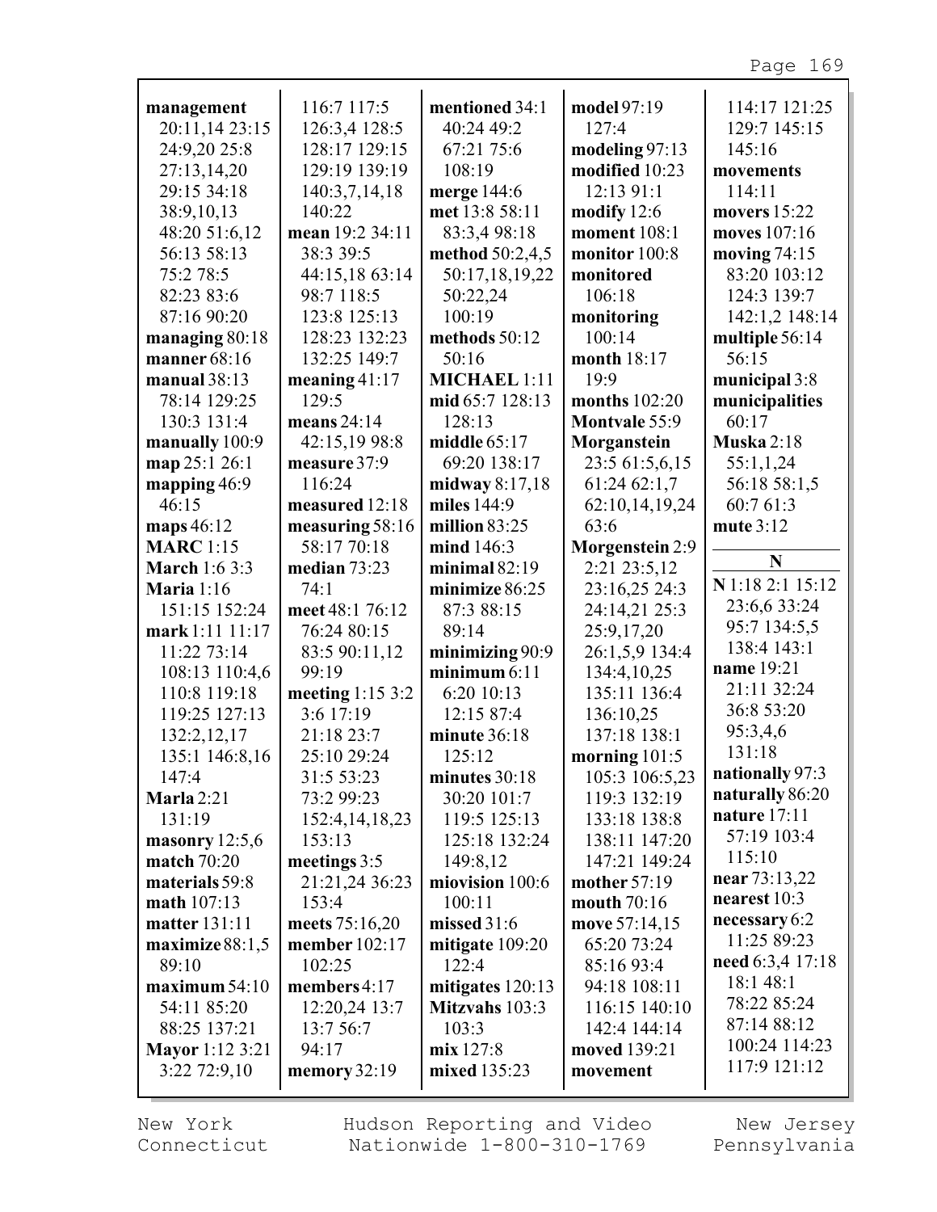**management** 20:11,14 23:15 24:9,20 25:8 27:13,14,20 29:15 34:18 38:9,10,13 48:20 51:6,12 56:13 58:13 75:2 78:5 82:23 83:6 87:16 90:20
**managing** 80:18
**manner** 68:16
**manual** 38:13 78:14 129:25 130:3 131:4
**manually** 100:9
**map** 25:1 26:1
**mapping** 46:9 46:15
**maps** 46:12
**MARC** 1:15
**March** 1:6 3:3
**Maria** 1:16 151:15 152:24
**mark** 1:11 11:17 11:22 73:14 108:13 110:4,6 110:8 119:18 119:25 127:13 132:2,12,17 135:1 146:8,16 147:4
**Marla** 2:21 131:19
**masonry** 12:5,6
**match** 70:20
**materials** 59:8
**math** 107:13
**matter** 131:11
**maximize** 88:1,5 89:10
**maximum** 54:10 54:11 85:20 88:25 137:21
**Mayor** 1:12 3:21 3:22 72:9,10 116:7 117:5 126:3,4 128:5 128:17 129:15 129:19 139:19 140:3,7,14,18 140:22
**mean** 19:2 34:11 38:3 39:5 44:15,18 63:14 98:7 118:5 123:8 125:13 128:23 132:23 132:25 149:7
**meaning** 41:17 129:5
**means** 24:14 42:15,19 98:8
**measure** 37:9 116:24
**measured** 12:18
**measuring** 58:16 58:17 70:18
**median** 73:23 74:1
**meet** 48:1 76:12 76:24 80:15 83:5 90:11,12 99:19
**meeting** 1:15 3:2 3:6 17:19 21:18 23:7 25:10 29:24 31:5 53:23 73:2 99:23 152:4,14,18,23 153:13
**meetings** 3:5 21:21,24 36:23 153:4
**meets** 75:16,20
**member** 102:17 102:25
**members** 4:17 12:20,24 13:7 13:7 56:7 94:17
**memory** 32:19
**mentioned** 34:1 40:24 49:2 67:21 75:6 108:19
**merge** 144:6
**met** 13:8 58:11 83:3,4 98:18
**method** 50:2,4,5 50:17,18,19,22 50:22,24 100:19
**methods** 50:12 50:16
**MICHAEL** 1:11
**mid** 65:7 128:13 128:13
**middle** 65:17 69:20 138:17
**midway** 8:17,18
**miles** 144:9
**million** 83:25
**mind** 146:3
**minimal** 82:19
**minimize** 86:25 87:3 88:15 89:14
**minimizing** 90:9
**minimum** 6:11 6:20 10:13 12:15 87:4
**minute** 36:18 125:12
**minutes** 30:18 30:20 101:7 119:5 125:13 125:18 132:24 149:8,12
**miovision** 100:6 100:11
**missed** 31:6
**mitigate** 109:20 122:4
**mitigates** 120:13
**Mitzvahs** 103:3 103:3
**mix** 127:8
**mixed** 135:23
**model** 97:19 127:4
**modeling** 97:13
**modified** 10:23 12:13 91:1
**modify** 12:6
**moment** 108:1
**monitor** 100:8
**monitored** 106:18
**monitoring** 100:14
**month** 18:17 19:9
**months** 102:20
**Montvale** 55:9
**Morganstein** 23:5 61:5,6,15 61:24 62:1,7 62:10,14,19,24 63:6
**Morgenstein** 2:9 2:21 23:5,12 23:16,25 24:3 24:14,21 25:3 25:9,17,20 26:1,5,9 134:4 134:4,10,25 135:11 136:4 136:10,25 137:18 138:1
**morning** 101:5 105:3 106:5,23 119:3 132:19 133:18 138:8 138:11 147:20 147:21 149:24
**mother** 57:19
**mouth** 70:16
**move** 57:14,15 65:20 73:24 85:16 93:4 94:18 108:11 116:15 140:10 142:4 144:14
**moved** 139:21
**movement** 114:17 121:25 129:7 145:15 145:16
**movements** 114:11
**movers** 15:22
**moves** 107:16
**moving** 74:15 83:20 103:12 124:3 139:7 142:1,2 148:14
**multiple** 56:14 56:15
**municipal** 3:8
**municipalities** 60:17
**Muska** 2:18 55:1,1,24 56:18 58:1,5 60:7 61:3
**mute** 3:12

## N

**N** 1:18 2:1 15:12 23:6,6 33:24 95:7 134:5,5 138:4 143:1
**name** 19:21 21:11 32:24 36:8 53:20 95:3,4,6 131:18
**nationally** 97:3
**naturally** 86:20
**nature** 17:11 57:19 103:4 115:10
**near** 73:13,22
**nearest** 10:3
**necessary** 6:2 11:25 89:23
**need** 6:3,4 17:18 18:1 48:1 78:22 85:24 87:14 88:12 100:24 114:23 117:9 121:12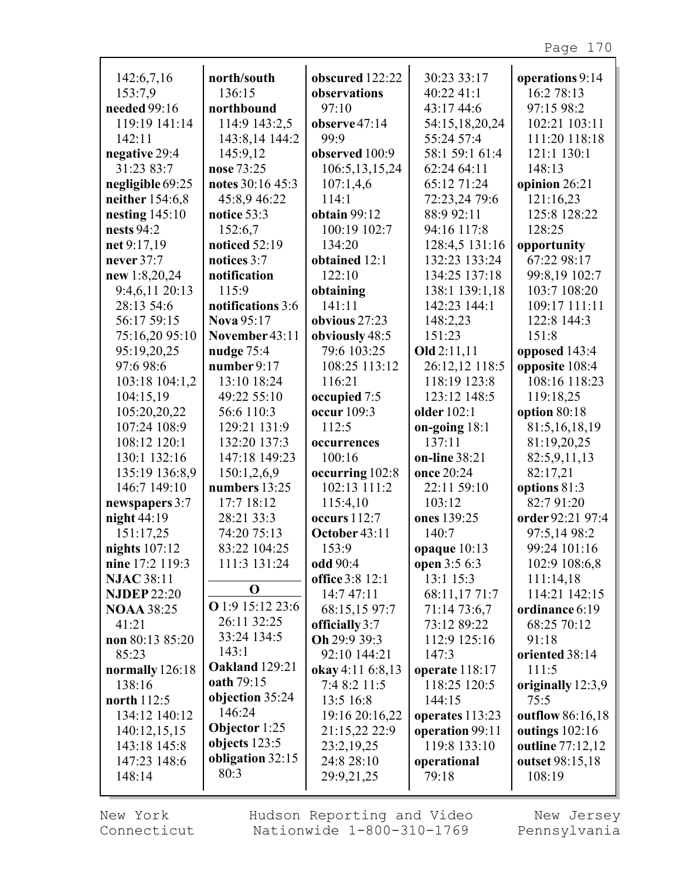142:6,7,16
153:7,9
**needed** 99:16
119:19 141:14
142:11
**negative** 29:4
31:23 83:7
**negligible** 69:25
**neither** 154:6,8
**nesting** 145:10
**nests** 94:2
**net** 9:17,19
**never** 37:7
**new** 1:8,20,24
9:4,6,11 20:13
28:13 54:6
56:17 59:15
75:16,20 95:10
95:19,20,25
97:6 98:6
103:18 104:1,2
104:15,19
105:20,20,22
107:24 108:9
108:12 120:1
130:1 132:16
135:19 136:8,9
146:7 149:10
**newspapers** 3:7
**night** 44:19
151:17,25
**nights** 107:12
**nine** 17:2 119:3
**NJAC** 38:11
**NJDEP** 22:20
**NOAA** 38:25
41:21
**non** 80:13 85:20
85:23
**normally** 126:18
138:16
**north** 112:5
134:12 140:12
140:12,15,15
143:18 145:8
147:23 148:6
148:14

**north/south**
136:15
**northbound**
114:9 143:2,5
143:8,14 144:2
145:9,12
**nose** 73:25
**notes** 30:16 45:3
45:8,9 46:22
**notice** 53:3
152:6,7
**noticed** 52:19
**notices** 3:7
**notification**
115:9
**notifications** 3:6
**Nova** 95:17
**November** 43:11
**nudge** 75:4
**number** 9:17
13:10 18:24
49:22 55:10
56:6 110:3
129:21 131:9
132:20 137:3
147:18 149:23
150:1,2,6,9
**numbers** 13:25
17:7 18:12
28:21 33:3
74:20 75:13
83:22 104:25
111:3 131:24

## O

**O** 1:9 15:12 23:6
26:11 32:25
33:24 134:5
143:1
**Oakland** 129:21
**oath** 79:15
**objection** 35:24
146:24
**Objector** 1:25
**objects** 123:5
**obligation** 32:15
80:3

**obscured** 122:22
**observations**
97:10
**observe** 47:14
99:9
**observed** 100:9
106:5,13,15,24
107:1,4,6
114:1
**obtain** 99:12
100:19 102:7
134:20
**obtained** 12:1
122:10
**obtaining**
141:11
**obvious** 27:23
**obviously** 48:5
79:6 103:25
108:25 113:12
116:21
**occupied** 7:5
**occur** 109:3
112:5
**occurrences**
100:16
**occurring** 102:8
102:13 111:2
115:4,10
**occurs** 112:7
**October** 43:11
153:9
**odd** 90:4
**office** 3:8 12:1
14:7 47:11
68:15,15 97:7
**officially** 3:7
**Oh** 29:9 39:3
92:10 144:21
**okay** 4:11 6:8,13
7:4 8:2 11:5
13:5 16:8
19:16 20:16,22
21:15,22 22:9
23:2,19,25
24:8 28:10
29:9,21,25

30:23 33:17
40:22 41:1
43:17 44:6
54:15,18,20,24
55:24 57:4
58:1 59:1 61:4
62:24 64:11
65:12 71:24
72:23,24 79:6
88:9 92:11
94:16 117:8
128:4,5 131:16
132:23 133:24
134:25 137:18
138:1 139:1,18
142:23 144:1
148:2,23
151:23
**Old** 2:11,11
26:12,12 118:5
118:19 123:8
123:12 148:5
**older** 102:1
**on-going** 18:1
137:11
**on-line** 38:21
**once** 20:24
22:11 59:10
103:12
**ones** 139:25
140:7
**opaque** 10:13
**open** 3:5 6:3
13:1 15:3
68:11,17 71:7
71:14 73:6,7
73:12 89:22
112:9 125:16
147:3
**operate** 118:17
118:25 120:5
144:15
**operates** 113:23
**operation** 99:11
119:8 133:10
**operational**
79:18

**operations** 9:14
16:2 78:13
97:15 98:2
102:21 103:11
111:20 118:18
121:1 130:1
148:13
**opinion** 26:21
121:16,23
125:8 128:22
128:25
**opportunity**
67:22 98:17
99:8,19 102:7
103:7 108:20
109:17 111:11
122:8 144:3
151:8
**opposed** 143:4
**opposite** 108:4
108:16 118:23
119:18,25
**option** 80:18
81:5,16,18,19
81:19,20,25
82:5,9,11,13
82:17,21
**options** 81:3
82:7 91:20
**order** 92:21 97:4
97:5,14 98:2
99:24 101:16
102:9 108:6,8
111:14,18
114:21 142:15
**ordinance** 6:19
68:25 70:12
91:18
**oriented** 38:14
111:5
**originally** 12:3,9
75:5
**outflow** 86:16,18
**outings** 102:16
**outline** 77:12,12
**outset** 98:15,18
108:19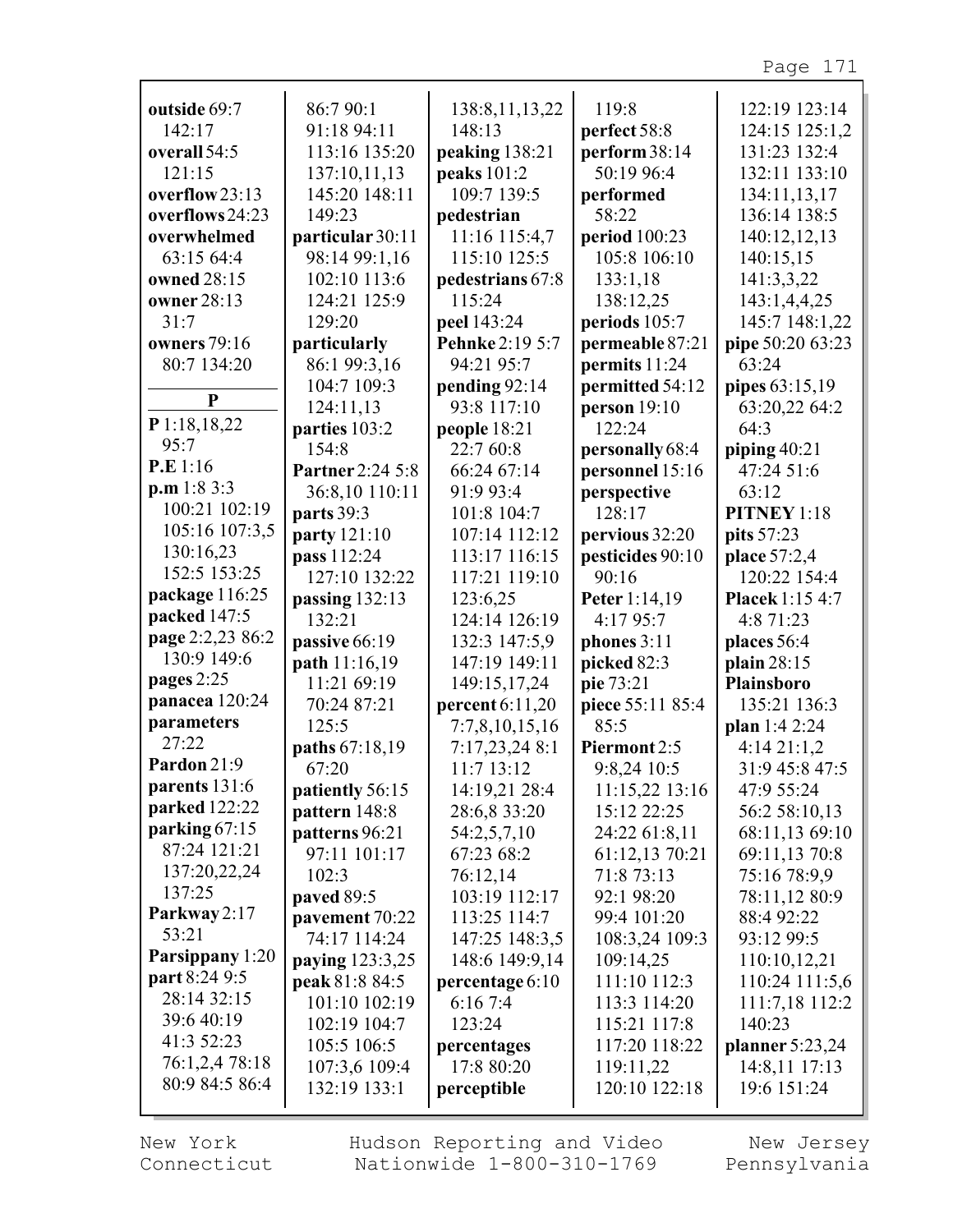**outside** 69:7 142:17
**overall** 54:5 121:15
**overflow** 23:13
**overflows** 24:23
**overwhelmed** 63:15 64:4
**owned** 28:15
**owner** 28:13 31:7
**owners** 79:16 80:7 134:20

**P**

**P** 1:18,18,22 95:7
**P.E** 1:16
**p.m** 1:8 3:3 100:21 102:19 105:16 107:3,5 130:16,23 152:5 153:25
**package** 116:25
**packed** 147:5
**page** 2:2,23 86:2 130:9 149:6
**pages** 2:25
**panacea** 120:24
**parameters** 27:22
**Pardon** 21:9
**parents** 131:6
**parked** 122:22
**parking** 67:15 87:24 121:21 137:20,22,24 137:25
**Parkway** 2:17 53:21
**Parsippany** 1:20
**part** 8:24 9:5 28:14 32:15 39:6 40:19 41:3 52:23 76:1,2,4 78:18 80:9 84:5 86:4 86:7 90:1 91:18 94:11 113:16 135:20 137:10,11,13 145:20 148:11 149:23
**particular** 30:11 98:14 99:1,16 102:10 113:6 124:21 125:9 129:20
**particularly** 86:1 99:3,16 104:7 109:3 124:11,13
**parties** 103:2 154:8
**Partner** 2:24 5:8 36:8,10 110:11
**parts** 39:3
**party** 121:10
**pass** 112:24 127:10 132:22
**passing** 132:13 132:21
**passive** 66:19
**path** 11:16,19 11:21 69:19 70:24 87:21 125:5
**paths** 67:18,19 67:20
**patiently** 56:15
**pattern** 148:8
**patterns** 96:21 97:11 101:17 102:3
**paved** 89:5
**pavement** 70:22 74:17 114:24
**paying** 123:3,25
**peak** 81:8 84:5 101:10 102:19 102:19 104:7 105:5 106:5 107:3,6 109:4 132:19 133:1 138:8,11,13,22 148:13
**peaking** 138:21
**peaks** 101:2 109:7 139:5
**pedestrian** 11:16 115:4,7 115:10 125:5
**pedestrians** 67:8 115:24
**peel** 143:24
**Pehnke** 2:19 5:7 94:21 95:7
**pending** 92:14 93:8 117:10
**people** 18:21 22:7 60:8 66:24 67:14 91:9 93:4 101:8 104:7 107:14 112:12 113:17 116:15 117:21 119:10 123:6,25 124:14 126:19 132:3 147:5,9 147:19 149:11 149:15,17,24
**percent** 6:11,20 7:7,8,10,15,16 7:17,23,24 8:1 11:7 13:12 14:19,21 28:4 28:6,8 33:20 54:2,5,7,10 67:23 68:2 76:12,14 103:19 112:17 113:25 114:7 147:25 148:3,5 148:6 149:9,14
**percentage** 6:10 6:16 7:4 123:24
**percentages** 17:8 80:20
**perceptible** 119:8
**perfect** 58:8
**perform** 38:14 50:19 96:4
**performed** 58:22
**period** 100:23 105:8 106:10 133:1,18 138:12,25
**periods** 105:7
**permeable** 87:21
**permits** 11:24
**permitted** 54:12
**person** 19:10 122:24
**personally** 68:4
**personnel** 15:16
**perspective** 128:17
**pervious** 32:20
**pesticides** 90:10 90:16
**Peter** 1:14,19 4:17 95:7
**phones** 3:11
**picked** 82:3
**pie** 73:21
**piece** 55:11 85:4 85:5
**Piermont** 2:5 9:8,24 10:5 11:15,22 13:16 15:12 22:25 24:22 61:8,11 61:12,13 70:21 71:8 73:13 92:1 98:20 99:4 101:20 108:3,24 109:3 109:14,25 111:10 112:3 113:3 114:20 115:21 117:8 117:20 118:22 119:11,22 120:10 122:18 122:19 123:14 124:15 125:1,2 131:23 132:4 132:11 133:10 134:11,13,17 136:14 138:5 140:12,12,13 140:15,15 141:3,3,22 143:1,4,4,25 145:7 148:1,22
**pipe** 50:20 63:23 63:24
**pipes** 63:15,19 63:20,22 64:2 64:3
**piping** 40:21 47:24 51:6 63:12
**PITNEY** 1:18
**pits** 57:23
**place** 57:2,4 120:22 154:4
**Placek** 1:15 4:7 4:8 71:23
**places** 56:4
**plain** 28:15
**Plainsboro** 135:21 136:3
**plan** 1:4 2:24 4:14 21:1,2 31:9 45:8 47:5 47:9 55:24 56:2 58:10,13 68:11,13 69:10 69:11,13 70:8 75:16 78:9,9 78:11,12 80:9 88:4 92:22 93:12 99:5 110:10,12,21 110:24 111:5,6 111:7,18 112:2 140:23
**planner** 5:23,24 14:8,11 17:13 19:6 151:24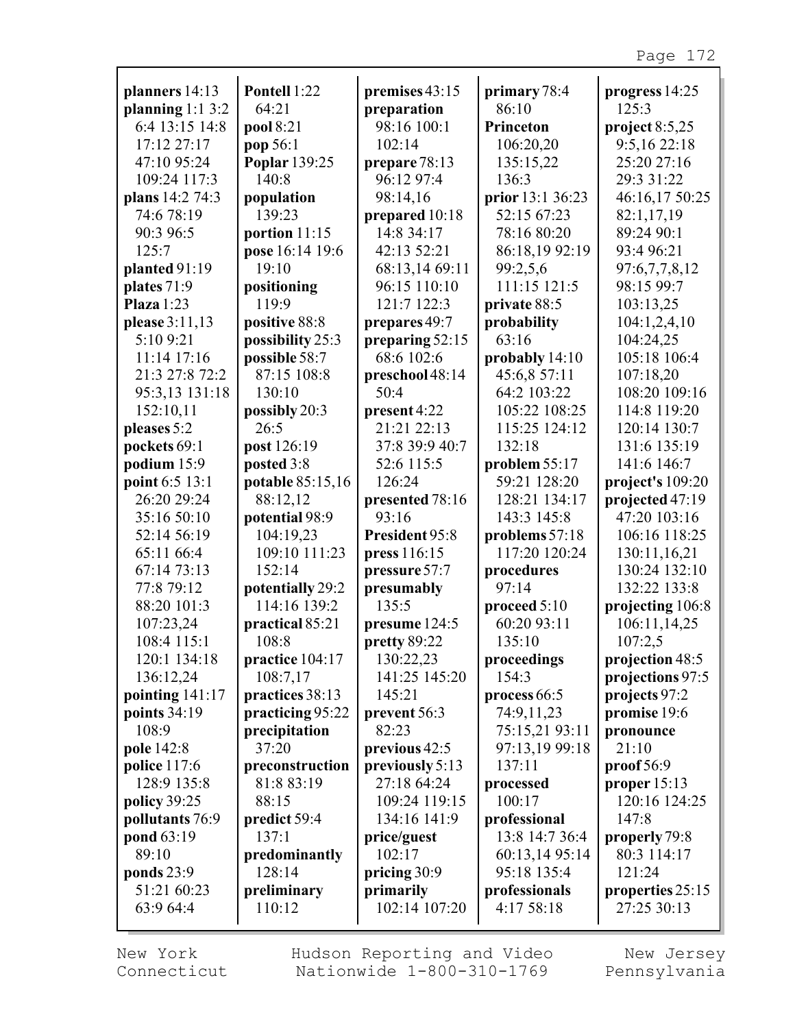**planners** 14:13
**planning** 1:1 3:2 6:4 13:15 14:8 17:12 27:17 47:10 95:24 109:24 117:3
**plans** 14:2 74:3 74:6 78:19 90:3 96:5 125:7
**planted** 91:19
**plates** 71:9
**Plaza** 1:23
**please** 3:11,13 5:10 9:21 11:14 17:16 21:3 27:8 72:2 95:3,13 131:18 152:10,11
**pleases** 5:2
**pockets** 69:1
**podium** 15:9
**point** 6:5 13:1 26:20 29:24 35:16 50:10 52:14 56:19 65:11 66:4 67:14 73:13 77:8 79:12 88:20 101:3 107:23,24 108:4 115:1 120:1 134:18 136:12,24
**pointing** 141:17
**points** 34:19 108:9
**pole** 142:8
**police** 117:6 128:9 135:8
**policy** 39:25
**pollutants** 76:9
**pond** 63:19 89:10
**ponds** 23:9 51:21 60:23 63:9 64:4

**Pontell** 1:22 64:21
**pool** 8:21
**pop** 56:1
**Poplar** 139:25 140:8
**population** 139:23
**portion** 11:15
**pose** 16:14 19:6 19:10
**positioning** 119:9
**positive** 88:8
**possibility** 25:3
**possible** 58:7 87:15 108:8 130:10
**possibly** 20:3 26:5
**post** 126:19
**posted** 3:8
**potable** 85:15,16 88:12,12
**potential** 98:9 104:19,23 109:10 111:23 152:14
**potentially** 29:2 114:16 139:2
**practical** 85:21 108:8
**practice** 104:17 108:7,17
**practices** 38:13
**practicing** 95:22
**precipitation** 37:20
**preconstruction** 81:8 83:19 88:15
**predict** 59:4 137:1
**predominantly** 128:14
**preliminary** 110:12

**premises** 43:15
**preparation** 98:16 100:1 102:14
**prepare** 78:13 96:12 97:4 98:14,16
**prepared** 10:18 14:8 34:17 42:13 52:21 68:13,14 69:11 96:15 110:10 121:7 122:3
**prepares** 49:7
**preparing** 52:15 68:6 102:6
**preschool** 48:14 50:4
**present** 4:22 21:21 22:13 37:8 39:9 40:7 52:6 115:5 126:24
**presented** 78:16 93:16
**President** 95:8
**press** 116:15
**pressure** 57:7
**presumably** 135:5
**presume** 124:5
**pretty** 89:22 130:22,23 141:25 145:20 145:21
**prevent** 56:3 82:23
**previous** 42:5
**previously** 5:13 27:18 64:24 109:24 119:15 134:16 141:9
**price/guest** 102:17
**pricing** 30:9
**primarily** 102:14 107:20

**primary** 78:4 86:10
**Princeton** 106:20,20 135:15,22 136:3
**prior** 13:1 36:23 52:15 67:23 78:16 80:20 86:18,19 92:19 99:2,5,6 111:15 121:5
**private** 88:5
**probability** 63:16
**probably** 14:10 45:6,8 57:11 64:2 103:22 105:22 108:25 115:25 124:12 132:18
**problem** 55:17 59:21 128:20 128:21 134:17 143:3 145:8
**problems** 57:18 117:20 120:24
**procedures** 97:14
**proceed** 5:10 60:20 93:11 135:10
**proceedings** 154:3
**process** 66:5 74:9,11,23 75:15,21 93:11 97:13,19 99:18 137:11
**processed** 100:17
**professional** 13:8 14:7 36:4 60:13,14 95:14 95:18 135:4
**professionals** 4:17 58:18

**progress** 14:25 125:3
**project** 8:5,25 9:5,16 22:18 25:20 27:16 29:3 31:22 46:16,17 50:25 82:1,17,19 89:24 90:1 93:4 96:21 97:6,7,7,8,12 98:15 99:7 103:13,25 104:1,2,4,10 104:24,25 105:18 106:4 107:18,20 108:20 109:16 114:8 119:20 120:14 130:7 131:6 135:19 141:6 146:7
**project's** 109:20
**projected** 47:19 47:20 103:16 106:16 118:25 130:11,16,21 130:24 132:10 132:22 133:8
**projecting** 106:8 106:11,14,25 107:2,5
**projection** 48:5
**projections** 97:5
**projects** 97:2
**promise** 19:6
**pronounce** 21:10
**proof** 56:9
**proper** 15:13 120:16 124:25 147:8
**properly** 79:8 80:3 114:17 121:24
**properties** 25:15 27:25 30:13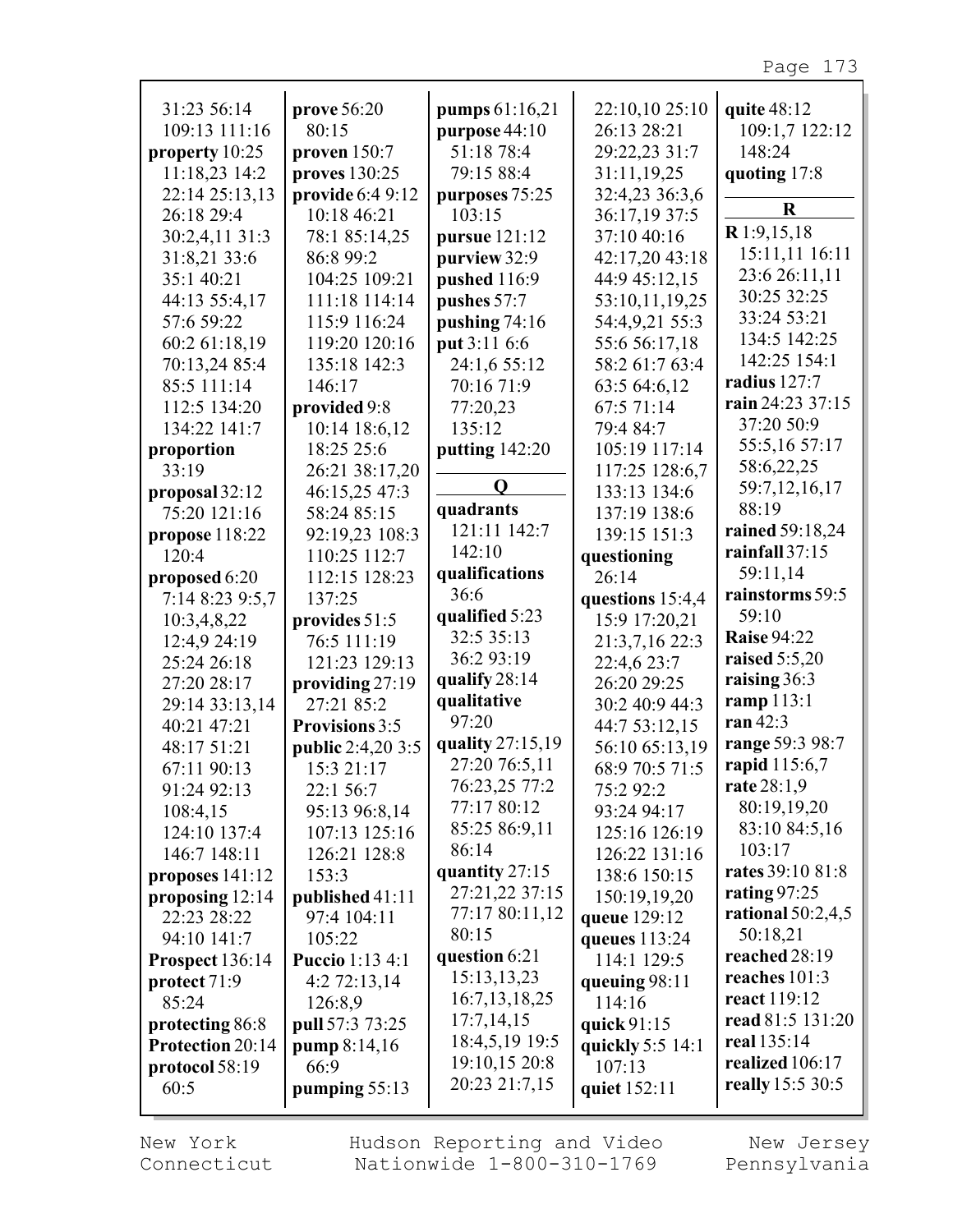31:23 56:14
109:13 111:16
**property** 10:25
11:18,23 14:2
22:14 25:13,13
26:18 29:4
30:2,4,11 31:3
31:8,21 33:6
35:1 40:21
44:13 55:4,17
57:6 59:22
60:2 61:18,19
70:13,24 85:4
85:5 111:14
112:5 134:20
134:22 141:7
**proportion**
33:19
**proposal** 32:12
75:20 121:16
**propose** 118:22
120:4
**proposed** 6:20
7:14 8:23 9:5,7
10:3,4,8,22
12:4,9 24:19
25:24 26:18
27:20 28:17
29:14 33:13,14
40:21 47:21
48:17 51:21
67:11 90:13
91:24 92:13
108:4,15
124:10 137:4
146:7 148:11
**proposes** 141:12
**proposing** 12:14
22:23 28:22
94:10 141:7
**Prospect** 136:14
**protect** 71:9
85:24
**protecting** 86:8
**Protection** 20:14
**protocol** 58:19
60:5

**prove** 56:20
80:15
**proven** 150:7
**proves** 130:25
**provide** 6:4 9:12
10:18 46:21
78:1 85:14,25
86:8 99:2
104:25 109:21
111:18 114:14
115:9 116:24
119:20 120:16
135:18 142:3
146:17
**provided** 9:8
10:14 18:6,12
18:25 25:6
26:21 38:17,20
46:15,25 47:3
58:24 85:15
92:19,23 108:3
110:25 112:7
112:15 128:23
137:25
**provides** 51:5
76:5 111:19
121:23 129:13
**providing** 27:19
27:21 85:2
**Provisions** 3:5
**public** 2:4,20 3:5
15:3 21:17
22:1 56:7
95:13 96:8,14
107:13 125:16
126:21 128:8
153:3
**published** 41:11
97:4 104:11
105:22
**Puccio** 1:13 4:1
4:2 72:13,14
126:8,9
**pull** 57:3 73:25
**pump** 8:14,16
66:9
**pumping** 55:13

**pumps** 61:16,21
**purpose** 44:10
51:18 78:4
79:15 88:4
**purposes** 75:25
103:15
**pursue** 121:12
**purview** 32:9
**pushed** 116:9
**pushes** 57:7
**pushing** 74:16
**put** 3:11 6:6
24:1,6 55:12
70:16 71:9
77:20,23
135:12
**putting** 142:20

**Q**

**quadrants**
121:11 142:7
142:10
**qualifications**
36:6
**qualified** 5:23
32:5 35:13
36:2 93:19
**qualify** 28:14
**qualitative**
97:20
**quality** 27:15,19
27:20 76:5,11
76:23,25 77:2
77:17 80:12
85:25 86:9,11
86:14
**quantity** 27:15
27:21,22 37:15
77:17 80:11,12
80:15
**question** 6:21
15:13,13,23
16:7,13,18,25
17:7,14,15
18:4,5,19 19:5
19:10,15 20:8
20:23 21:7,15

22:10,10 25:10
26:13 28:21
29:22,23 31:7
31:11,19,25
32:4,23 36:3,6
36:17,19 37:5
37:10 40:16
42:17,20 43:18
44:9 45:12,15
53:10,11,19,25
54:4,9,21 55:3
55:6 56:17,18
58:2 61:7 63:4
63:5 64:6,12
67:5 71:14
79:4 84:7
105:19 117:14
117:25 128:6,7
133:13 134:6
137:19 138:6
139:15 151:3
**questioning**
26:14
**questions** 15:4,4
15:9 17:20,21
21:3,7,16 22:3
22:4,6 23:7
26:20 29:25
30:2 40:9 44:3
44:7 53:12,15
56:10 65:13,19
68:9 70:5 71:5
75:2 92:2
93:24 94:17
125:16 126:19
126:22 131:16
138:6 150:15
150:19,19,20
**queue** 129:12
**queues** 113:24
114:1 129:5
**queuing** 98:11
114:16
**quick** 91:15
**quickly** 5:5 14:1
107:13
**quiet** 152:11

**quite** 48:12
109:1,7 122:12
148:24
**quoting** 17:8

**R**

**R** 1:9,15,18
15:11,11 16:11
23:6 26:11,11
30:25 32:25
33:24 53:21
134:5 142:25
142:25 154:1
**radius** 127:7
**rain** 24:23 37:15
37:20 50:9
55:5,16 57:17
58:6,22,25
59:7,12,16,17
88:19
**rained** 59:18,24
**rainfall** 37:15
59:11,14
**rainstorms** 59:5
59:10
**Raise** 94:22
**raised** 5:5,20
**raising** 36:3
**ramp** 113:1
**ran** 42:3
**range** 59:3 98:7
**rapid** 115:6,7
**rate** 28:1,9
80:19,19,20
83:10 84:5,16
103:17
**rates** 39:10 81:8
**rating** 97:25
**rational** 50:2,4,5
50:18,21
**reached** 28:19
**reaches** 101:3
**react** 119:12
**read** 81:5 131:20
**real** 135:14
**realized** 106:17
**really** 15:5 30:5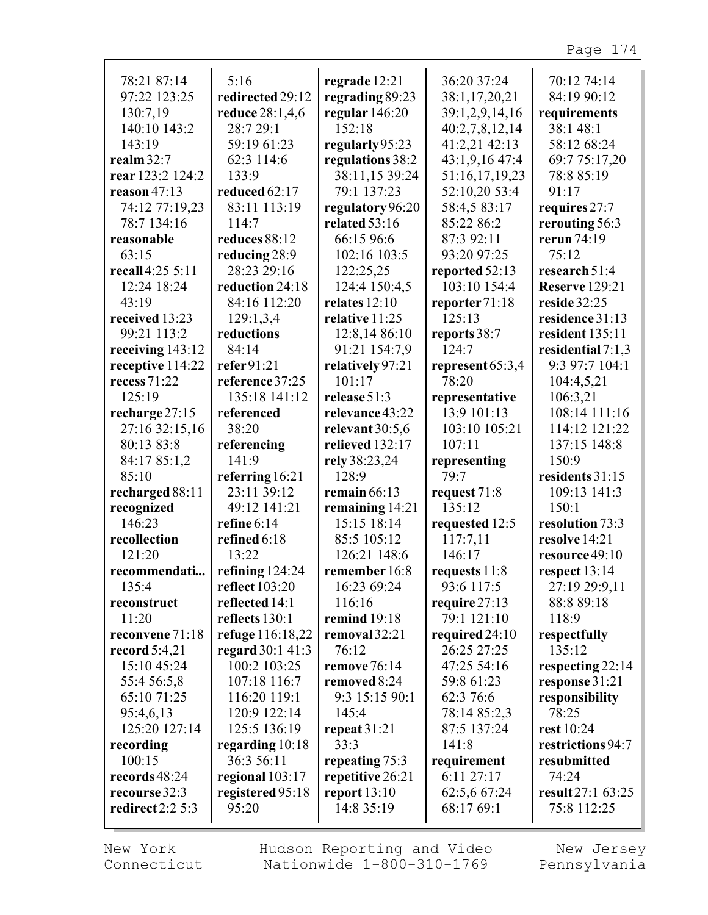78:21 87:14
97:22 123:25
130:7,19
140:10 143:2
143:19
**realm** 32:7
**rear** 123:2 124:2
**reason** 47:13
74:12 77:19,23
78:7 134:16
**reasonable**
63:15
**recall** 4:25 5:11
12:24 18:24
43:19
**received** 13:23
99:21 113:2
**receiving** 143:12
**receptive** 114:22
**recess** 71:22
125:19
**recharge** 27:15
27:16 32:15,16
80:13 83:8
84:17 85:1,2
85:10
**recharged** 88:11
**recognized**
146:23
**recollection**
121:20
**recommendati...**
135:4
**reconstruct**
11:20
**reconvene** 71:18
**record** 5:4,21
15:10 45:24
55:4 56:5,8
65:10 71:25
95:4,6,13
125:20 127:14
**recording**
100:15
**records** 48:24
**recourse** 32:3
**redirect** 2:2 5:3
5:16
**redirected** 29:12
**reduce** 28:1,4,6
28:7 29:1
59:19 61:23
62:3 114:6
133:9
**reduced** 62:17
83:11 113:19
114:7
**reduces** 88:12
**reducing** 28:9
28:23 29:16
**reduction** 24:18
84:16 112:20
129:1,3,4
**reductions**
84:14
**refer** 91:21
**reference** 37:25
135:18 141:12
**referenced**
38:20
**referencing**
141:9
**referring** 16:21
23:11 39:12
49:12 141:21
**refine** 6:14
**refined** 6:18
13:22
**refining** 124:24
**reflect** 103:20
**reflected** 14:1
**reflects** 130:1
**refuge** 116:18,22
**regard** 30:1 41:3
100:2 103:25
107:18 116:7
116:20 119:1
120:9 122:14
125:5 136:19
**regarding** 10:18
36:3 56:11
**regional** 103:17
**registered** 95:18
95:20
**regrade** 12:21
**regrading** 89:23
**regular** 146:20
152:18
**regularly** 95:23
**regulations** 38:2
38:11,15 39:24
79:1 137:23
**regulatory** 96:20
**related** 53:16
66:15 96:6
102:16 103:5
122:25,25
124:4 150:4,5
**relates** 12:10
**relative** 11:25
12:8,14 86:10
91:21 154:7,9
**relatively** 97:21
101:17
**release** 51:3
**relevance** 43:22
**relevant** 30:5,6
**relieved** 132:17
**rely** 38:23,24
128:9
**remain** 66:13
**remaining** 14:21
15:15 18:14
85:5 105:12
126:21 148:6
**remember** 16:8
16:23 69:24
116:16
**remind** 19:18
**removal** 32:21
76:12
**remove** 76:14
**removed** 8:24
9:3 15:15 90:1
145:4
**repeat** 31:21
33:3
**repeating** 75:3
**repetitive** 26:21
**report** 13:10
14:8 35:19
36:20 37:24
38:1,17,20,21
39:1,2,9,14,16
40:2,7,8,12,14
41:2,21 42:13
43:1,9,16 47:4
51:16,17,19,23
52:10,20 53:4
58:4,5 83:17
85:22 86:2
87:3 92:11
93:20 97:25
**reported** 52:13
103:10 154:4
**reporter** 71:18
125:13
**reports** 38:7
124:7
**represent** 65:3,4
78:20
**representative**
13:9 101:13
103:10 105:21
107:11
**representing**
79:7
**request** 71:8
135:12
**requested** 12:5
117:7,11
146:17
**requests** 11:8
93:6 117:5
**require** 27:13
79:1 121:10
**required** 24:10
26:25 27:25
47:25 54:16
59:8 61:23
62:3 76:6
78:14 85:2,3
87:5 137:24
141:8
**requirement**
6:11 27:17
62:5,6 67:24
68:17 69:1
70:12 74:14
84:19 90:12
**requirements**
38:1 48:1
58:12 68:24
69:7 75:17,20
78:8 85:19
91:17
**requires** 27:7
**rerouting** 56:3
**rerun** 74:19
75:12
**research** 51:4
**Reserve** 129:21
**reside** 32:25
**residence** 31:13
**resident** 135:11
**residential** 7:1,3
9:3 97:7 104:1
104:4,5,21
106:3,21
108:14 111:16
114:12 121:22
137:15 148:8
150:9
**residents** 31:15
109:13 141:3
150:1
**resolution** 73:3
**resolve** 14:21
**resource** 49:10
**respect** 13:14
27:19 29:9,11
88:8 89:18
118:9
**respectfully**
135:12
**respecting** 22:14
**response** 31:21
**responsibility**
78:25
**rest** 10:24
**restrictions** 94:7
**resubmitted**
74:24
**result** 27:1 63:25
75:8 112:25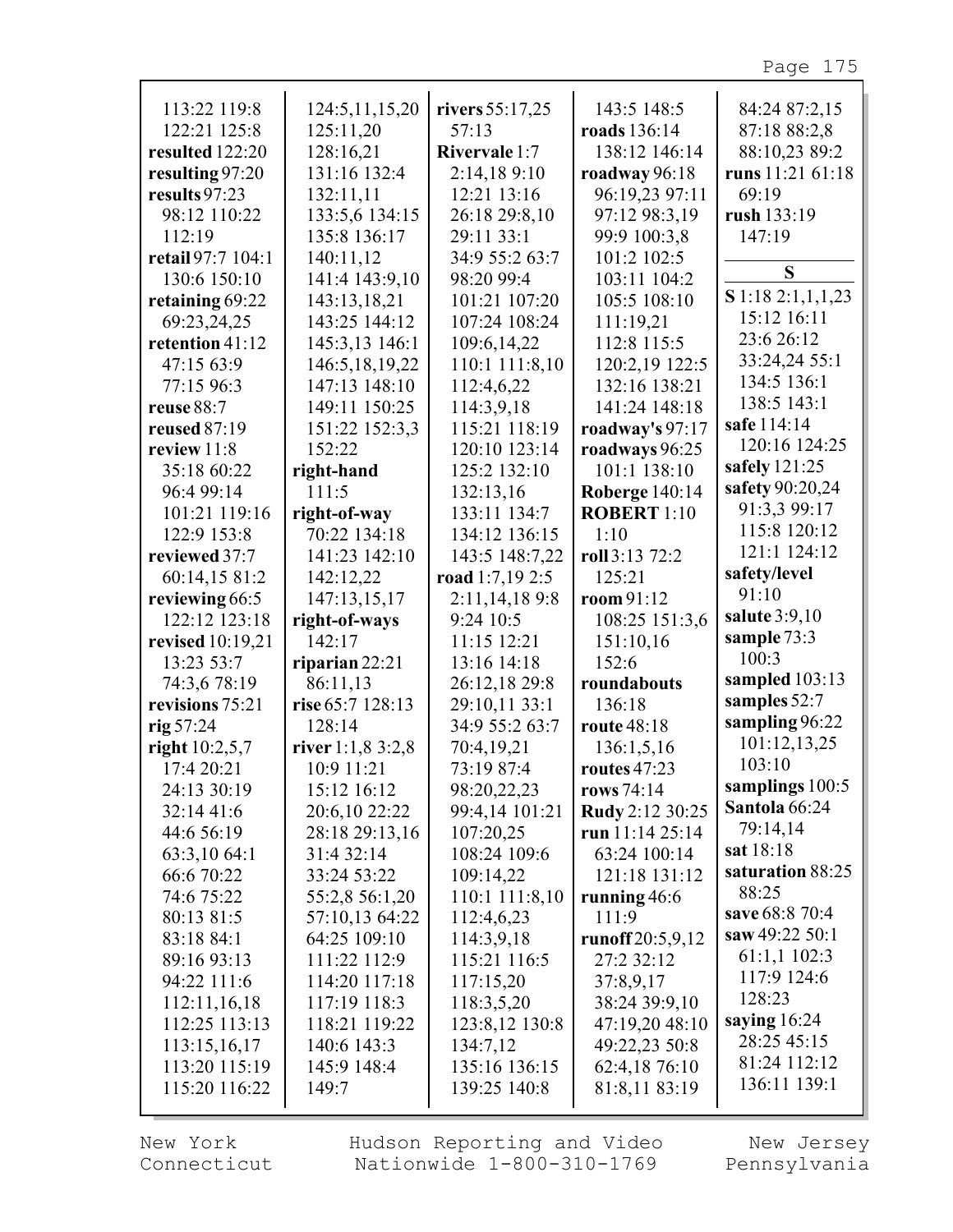113:22 119:8
122:21 125:8
**resulted** 122:20
**resulting** 97:20
**results** 97:23
98:12 110:22
112:19
**retail** 97:7 104:1
130:6 150:10
**retaining** 69:22
69:23,24,25
**retention** 41:12
47:15 63:9
77:15 96:3
**reuse** 88:7
**reused** 87:19
**review** 11:8
35:18 60:22
96:4 99:14
101:21 119:16
122:9 153:8
**reviewed** 37:7
60:14,15 81:2
**reviewing** 66:5
122:12 123:18
**revised** 10:19,21
13:23 53:7
74:3,6 78:19
**revisions** 75:21
**rig** 57:24
**right** 10:2,5,7
17:4 20:21
24:13 30:19
32:14 41:6
44:6 56:19
63:3,10 64:1
66:6 70:22
74:6 75:22
80:13 81:5
83:18 84:1
89:16 93:13
94:22 111:6
112:11,16,18
112:25 113:13
113:15,16,17
113:20 115:19
115:20 116:22
124:5,11,15,20
125:11,20
128:16,21
131:16 132:4
132:11,11
133:5,6 134:15
135:8 136:17
140:11,12
141:4 143:9,10
143:13,18,21
143:25 144:12
145:3,13 146:1
146:5,18,19,22
147:13 148:10
149:11 150:25
151:22 152:3,3
152:22
**right-hand**
111:5
**right-of-way**
70:22 134:18
141:23 142:10
142:12,22
147:13,15,17
**right-of-ways**
142:17
**riparian** 22:21
86:11,13
**rise** 65:7 128:13
128:14
**river** 1:1,8 3:2,8
10:9 11:21
15:12 16:12
20:6,10 22:22
28:18 29:13,16
31:4 32:14
33:24 53:22
55:2,8 56:1,20
57:10,13 64:22
64:25 109:10
111:22 112:9
114:20 117:18
117:19 118:3
118:21 119:22
140:6 143:3
145:9 148:4
149:7
**rivers** 55:17,25
57:13
**Rivervale** 1:7
2:14,18 9:10
12:21 13:16
26:18 29:8,10
29:11 33:1
34:9 55:2 63:7
98:20 99:4
101:21 107:20
107:24 108:24
109:6,14,22
110:1 111:8,10
112:4,6,22
114:3,9,18
115:21 118:19
120:10 123:14
125:2 132:10
132:13,16
133:11 134:7
134:12 136:15
143:5 148:7,22
**road** 1:7,19 2:5
2:11,14,18 9:8
9:24 10:5
11:15 12:21
13:16 14:18
26:12,18 29:8
29:10,11 33:1
34:9 55:2 63:7
70:4,19,21
73:19 87:4
98:20,22,23
99:4,14 101:21
107:20,25
108:24 109:6
109:14,22
110:1 111:8,10
112:4,6,23
114:3,9,18
115:21 116:5
117:15,20
118:3,5,20
123:8,12 130:8
134:7,12
135:16 136:15
139:25 140:8
143:5 148:5
**roads** 136:14
138:12 146:14
**roadway** 96:18
96:19,23 97:11
97:12 98:3,19
99:9 100:3,8
101:2 102:5
103:11 104:2
105:5 108:10
111:19,21
112:8 115:5
120:2,19 122:5
132:16 138:21
141:24 148:18
**roadway's** 97:17
**roadways** 96:25
101:1 138:10
**Roberge** 140:14
**ROBERT** 1:10
1:10
**roll** 3:13 72:2
125:21
**room** 91:12
108:25 151:3,6
151:10,16
152:6
**roundabouts**
136:18
**route** 48:18
136:1,5,16
**routes** 47:23
**rows** 74:14
**Rudy** 2:12 30:25
**run** 11:14 25:14
63:24 100:14
121:18 131:12
**running** 46:6
111:9
**runoff** 20:5,9,12
27:2 32:12
37:8,9,17
38:24 39:9,10
47:19,20 48:10
49:22,23 50:8
62:4,18 76:10
81:8,11 83:19
84:24 87:2,15
87:18 88:2,8
88:10,23 89:2
**runs** 11:21 61:18
69:19
**rush** 133:19
147:19

## S

**S** 1:18 2:1,1,1,23
15:12 16:11
23:6 26:12
33:24,24 55:1
134:5 136:1
138:5 143:1
**safe** 114:14
120:16 124:25
**safely** 121:25
**safety** 90:20,24
91:3,3 99:17
115:8 120:12
121:1 124:12
**safety/level**
91:10
**salute** 3:9,10
**sample** 73:3
100:3
**sampled** 103:13
**samples** 52:7
**sampling** 96:22
101:12,13,25
103:10
**samplings** 100:5
**Santola** 66:24
79:14,14
**sat** 18:18
**saturation** 88:25
88:25
**save** 68:8 70:4
**saw** 49:22 50:1
61:1,1 102:3
117:9 124:6
128:23
**saying** 16:24
28:25 45:15
81:24 112:12
136:11 139:1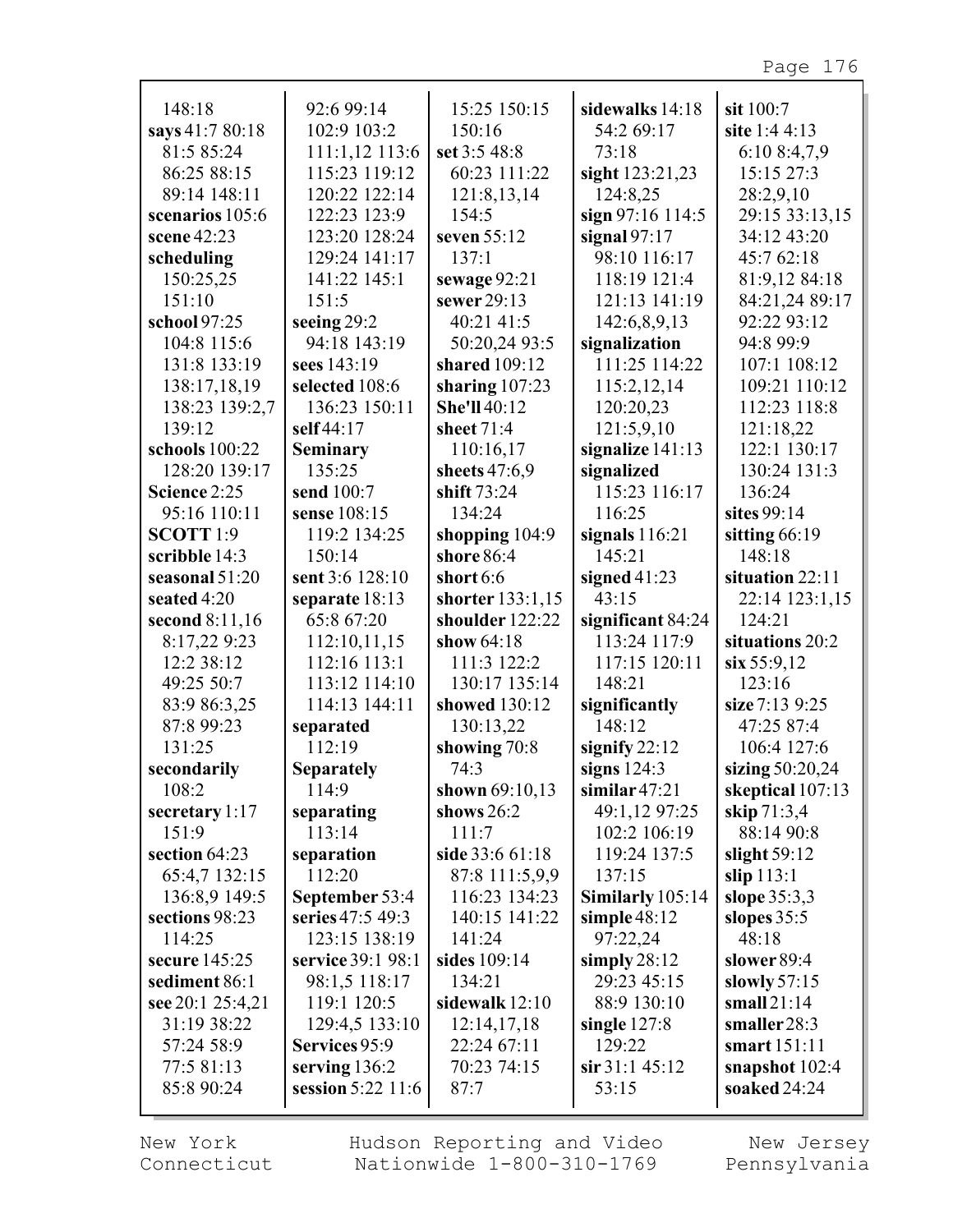148:18
**says** 41:7 80:18 81:5 85:24 86:25 88:15 89:14 148:11
**scenarios** 105:6
**scene** 42:23
**scheduling** 150:25,25 151:10
**school** 97:25 104:8 115:6 131:8 133:19 138:17,18,19 138:23 139:2,7 139:12
**schools** 100:22 128:20 139:17
**Science** 2:25 95:16 110:11
**SCOTT** 1:9
**scribble** 14:3
**seasonal** 51:20
**seated** 4:20
**second** 8:11,16 8:17,22 9:23 12:2 38:12 49:25 50:7 83:9 86:3,25 87:8 99:23 131:25
**secondarily** 108:2
**secretary** 1:17 151:9
**section** 64:23 65:4,7 132:15 136:8,9 149:5
**sections** 98:23 114:25
**secure** 145:25
**sediment** 86:1
**see** 20:1 25:4,21 31:19 38:22 57:24 58:9 77:5 81:13 85:8 90:24 92:6 99:14 102:9 103:2 111:1,12 113:6 115:23 119:12 120:22 122:14 122:23 123:9 123:20 128:24 129:24 141:17 141:22 145:1 151:5
**seeing** 29:2 94:18 143:19
**sees** 143:19
**selected** 108:6 136:23 150:11
**self** 44:17
**Seminary** 135:25
**send** 100:7
**sense** 108:15 119:2 134:25 150:14
**sent** 3:6 128:10
**separate** 18:13 65:8 67:20 112:10,11,15 112:16 113:1 113:12 114:10 114:13 144:11
**separated** 112:19
**Separately** 114:9
**separating** 113:14
**separation** 112:20
**September** 53:4
**series** 47:5 49:3 123:15 138:19
**service** 39:1 98:1 98:1,5 118:17 119:1 120:5 129:4,5 133:10
**Services** 95:9
**serving** 136:2
**session** 5:22 11:6 15:25 150:15 150:16
**set** 3:5 48:8 60:23 111:22 121:8,13,14 154:5
**seven** 55:12 137:1
**sewage** 92:21
**sewer** 29:13 40:21 41:5 50:20,24 93:5
**shared** 109:12
**sharing** 107:23
**She'll** 40:12
**sheet** 71:4 110:16,17
**sheets** 47:6,9
**shift** 73:24 134:24
**shopping** 104:9
**shore** 86:4
**short** 6:6
**shorter** 133:1,15
**shoulder** 122:22
**show** 64:18 111:3 122:2 130:17 135:14
**showed** 130:12 130:13,22
**showing** 70:8 74:3
**shown** 69:10,13
**shows** 26:2 111:7
**side** 33:6 61:18 87:8 111:5,9,9 116:23 134:23 140:15 141:22 141:24
**sides** 109:14 134:21
**sidewalk** 12:10 12:14,17,18 22:24 67:11 70:23 74:15 87:7
**sidewalks** 14:18 54:2 69:17 73:18
**sight** 123:21,23 124:8,25
**sign** 97:16 114:5
**signal** 97:17 98:10 116:17 118:19 121:4 121:13 141:19 142:6,8,9,13
**signalization** 111:25 114:22 115:2,12,14 120:20,23 121:5,9,10
**signalize** 141:13
**signalized** 115:23 116:17 116:25
**signals** 116:21 145:21
**signed** 41:23 43:15
**significant** 84:24 113:24 117:9 117:15 120:11 148:21
**significantly** 148:12
**signify** 22:12
**signs** 124:3
**similar** 47:21 49:1,12 97:25 102:2 106:19 119:24 137:5 137:15
**Similarly** 105:14
**simple** 48:12 97:22,24
**simply** 28:12 29:23 45:15 88:9 130:10
**single** 127:8 129:22
**sir** 31:1 45:12 53:15
**sit** 100:7
**site** 1:4 4:13 6:10 8:4,7,9 15:15 27:3 28:2,9,10 29:15 33:13,15 34:12 43:20 45:7 62:18 81:9,12 84:18 84:21,24 89:17 92:22 93:12 94:8 99:9 107:1 108:12 109:21 110:12 112:23 118:8 121:18,22 122:1 130:17 130:24 131:3 136:24
**sites** 99:14
**sitting** 66:19 148:18
**situation** 22:11 22:14 123:1,15 124:21
**situations** 20:2
**six** 55:9,12 123:16
**size** 7:13 9:25 47:25 87:4 106:4 127:6
**sizing** 50:20,24
**skeptical** 107:13
**skip** 71:3,4 88:14 90:8
**slight** 59:12
**slip** 113:1
**slope** 35:3,3
**slopes** 35:5 48:18
**slower** 89:4
**slowly** 57:15
**small** 21:14
**smaller** 28:3
**smart** 151:11
**snapshot** 102:4
**soaked** 24:24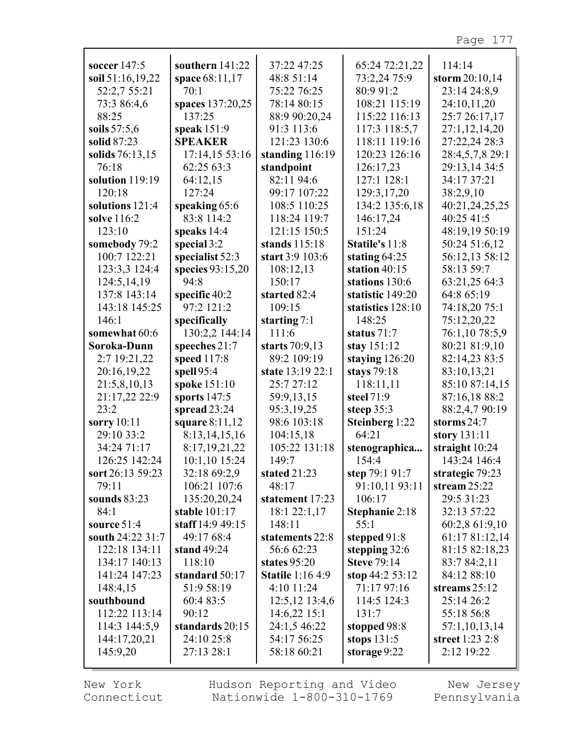**soccer** 147:5
**soil** 51:16,19,22 52:2,7 55:21 73:3 86:4,6 88:25
**soils** 57:5,6
**solid** 87:23
**solids** 76:13,15 76:18
**solution** 119:19 120:18
**solutions** 121:4
**solve** 116:2 123:10
**somebody** 79:2 100:7 122:21 123:3,3 124:4 124:5,14,19 137:8 143:14 143:18 145:25 146:1
**somewhat** 60:6
**Soroka-Dunn** 2:7 19:21,22 20:16,19,22 21:5,8,10,13 21:17,22 22:9 23:2
**sorry** 10:11 29:10 33:2 34:24 71:17 126:25 142:24
**sort** 26:13 59:23 79:11
**sounds** 83:23 84:1
**source** 51:4
**south** 24:22 31:7 122:18 134:11 134:17 140:13 141:24 147:23 148:4,15
**southbound** 112:22 113:14 114:3 144:5,9 144:17,20,21 145:9,20
**southern** 141:22
**space** 68:11,17 70:1
**spaces** 137:20,25 137:25
**speak** 151:9
**SPEAKER** 17:14,15 53:16 62:25 63:3 64:12,15 127:24
**speaking** 65:6 83:8 114:2
**speaks** 14:4
**special** 3:2
**specialist** 52:3
**species** 93:15,20 94:8
**specific** 40:2 97:2 121:2
**specifically** 130:2,2 144:14
**speeches** 21:7
**speed** 117:8
**spell** 95:4
**spoke** 151:10
**sports** 147:5
**spread** 23:24
**square** 8:11,12 8:13,14,15,16 8:17,19,21,22 10:1,10 15:24 32:18 69:2,9 106:21 107:6 135:20,20,24
**stable** 101:17
**staff** 14:9 49:15 49:17 68:4
**stand** 49:24 118:10
**standard** 50:17 51:9 58:19 60:4 83:5 90:12
**standards** 20:15 24:10 25:8 27:13 28:1 37:22 47:25 48:8 51:14 75:22 76:25 78:14 80:15 88:9 90:20,24 91:3 113:6 121:23 130:6
**standing** 116:19
**standpoint** 82:11 94:6 99:17 107:22 108:5 110:25 118:24 119:7 121:15 150:5
**stands** 115:18
**start** 3:9 103:6 108:12,13 150:17
**started** 82:4 109:15
**starting** 7:1 111:6
**starts** 70:9,13 89:2 109:19
**state** 13:19 22:1 25:7 27:12 59:9,13,15 95:3,19,25 98:6 103:18 104:15,18 105:22 131:18 149:7
**stated** 21:23 48:17
**statement** 17:23 18:1 22:1,17 148:11
**statements** 22:8 56:6 62:23
**states** 95:20
**Statile** 1:16 4:9 4:10 11:24 12:5,12 13:4,6 14:6,22 15:1 24:1,5 46:22 54:17 56:25 58:18 60:21 65:24 72:21,22 73:2,24 75:9 80:9 91:2 108:21 115:19 115:22 116:13 117:3 118:5,7 118:11 119:16 120:23 126:16 126:17,23 127:1 128:1 129:3,17,20 134:2 135:6,18 146:17,24 151:24
**Statile's** 11:8
**stating** 64:25
**station** 40:15
**stations** 130:6
**statistic** 149:20
**statistics** 128:10 148:25
**status** 71:7
**stay** 151:12
**staying** 126:20
**stays** 79:18 118:11,11
**steel** 71:9
**steep** 35:3
**Steinberg** 1:22 64:21
**stenographica...** 154:4
**step** 79:1 91:7 91:10,11 93:11 106:17
**Stephanie** 2:18 55:1
**stepped** 91:8
**stepping** 32:6
**Steve** 79:14
**stop** 44:2 53:12 71:17 97:16 114:5 124:3 131:7
**stopped** 98:8
**stops** 131:5
**storage** 9:22 114:14
**storm** 20:10,14 23:14 24:8,9 24:10,11,20 25:7 26:17,17 27:1,12,14,20 27:22,24 28:3 28:4,5,7,8 29:1 29:13,14 34:5 34:17 37:21 38:2,9,10 40:21,24,25,25 40:25 41:5 48:19,19 50:19 50:24 51:6,12 56:12,13 58:12 58:13 59:7 63:21,25 64:3 64:8 65:19 74:18,20 75:1 75:12,20,22 76:1,10 78:5,9 80:21 81:9,10 82:14,23 83:5 83:10,13,21 85:10 87:14,15 87:16,18 88:2 88:2,4,7 90:19
**storms** 24:7
**story** 131:11
**straight** 10:24 143:24 146:4
**strategic** 79:23
**stream** 25:22 29:5 31:23 32:13 57:22 60:2,8 61:9,10 61:17 81:12,14 81:15 82:18,23 83:7 84:2,11 84:12 88:10
**streams** 25:12 25:14 26:2 55:18 56:8 57:1,10,13,14
**street** 1:23 2:8 2:12 19:22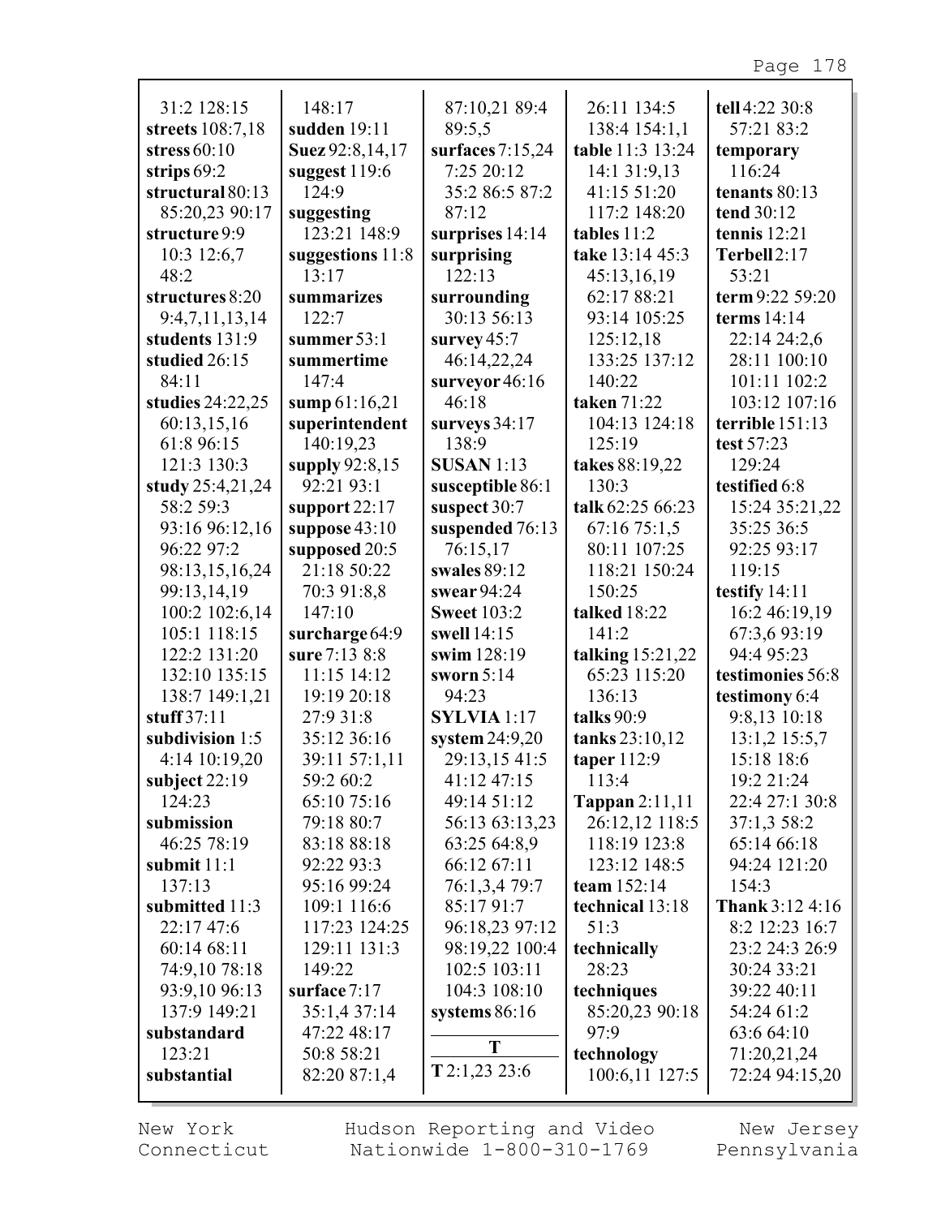31:2 128:15
**streets** 108:7,18
**stress** 60:10
**strips** 69:2
**structural** 80:13
85:20,23 90:17
**structure** 9:9
10:3 12:6,7
48:2
**structures** 8:20
9:4,7,11,13,14
**students** 131:9
**studied** 26:15
84:11
**studies** 24:22,25
60:13,15,16
61:8 96:15
121:3 130:3
**study** 25:4,21,24
58:2 59:3
93:16 96:12,16
96:22 97:2
98:13,15,16,24
99:13,14,19
100:2 102:6,14
105:1 118:15
122:2 131:20
132:10 135:15
138:7 149:1,21
**stuff** 37:11
**subdivision** 1:5
4:14 10:19,20
**subject** 22:19
124:23
**submission**
46:25 78:19
**submit** 11:1
137:13
**submitted** 11:3
22:17 47:6
60:14 68:11
74:9,10 78:18
93:9,10 96:13
137:9 149:21
**substandard**
123:21
**substantial**
148:17
**sudden** 19:11
**Suez** 92:8,14,17
**suggest** 119:6
124:9
**suggesting**
123:21 148:9
**suggestions** 11:8
13:17
**summarizes**
122:7
**summer** 53:1
**summertime**
147:4
**sump** 61:16,21
**superintendent**
140:19,23
**supply** 92:8,15
92:21 93:1
**support** 22:17
**suppose** 43:10
**supposed** 20:5
21:18 50:22
70:3 91:8,8
147:10
**surcharge** 64:9
**sure** 7:13 8:8
11:15 14:12
19:19 20:18
27:9 31:8
35:12 36:16
39:11 57:1,11
59:2 60:2
65:10 75:16
79:18 80:7
83:18 88:18
92:22 93:3
95:16 99:24
109:1 116:6
117:23 124:25
129:11 131:3
149:22
**surface** 7:17
35:1,4 37:14
47:22 48:17
50:8 58:21
82:20 87:1,4
87:10,21 89:4
89:5,5
**surfaces** 7:15,24
7:25 20:12
35:2 86:5 87:2
87:12
**surprises** 14:14
**surprising**
122:13
**surrounding**
30:13 56:13
**survey** 45:7
46:14,22,24
**surveyor** 46:16
46:18
**surveys** 34:17
138:9
**SUSAN** 1:13
**susceptible** 86:1
**suspect** 30:7
**suspended** 76:13
76:15,17
**swales** 89:12
**swear** 94:24
**Sweet** 103:2
**swell** 14:15
**swim** 128:19
**sworn** 5:14
94:23
**SYLVIA** 1:17
**system** 24:9,20
29:13,15 41:5
41:12 47:15
49:14 51:12
56:13 63:13,23
63:25 64:8,9
66:12 67:11
76:1,3,4 79:7
85:17 91:7
96:18,23 97:12
98:19,22 100:4
102:5 103:11
104:3 108:10
**systems** 86:16

## T

**T** 2:1,23 23:6
26:11 134:5
138:4 154:1,1
**table** 11:3 13:24
14:1 31:9,13
41:15 51:20
117:2 148:20
**tables** 11:2
**take** 13:14 45:3
45:13,16,19
62:17 88:21
93:14 105:25
125:12,18
133:25 137:12
140:22
**taken** 71:22
104:13 124:18
125:19
**takes** 88:19,22
130:3
**talk** 62:25 66:23
67:16 75:1,5
80:11 107:25
118:21 150:24
150:25
**talked** 18:22
141:2
**talking** 15:21,22
65:23 115:20
136:13
**talks** 90:9
**tanks** 23:10,12
**taper** 112:9
113:4
**Tappan** 2:11,11
26:12,12 118:5
118:19 123:8
123:12 148:5
**team** 152:14
**technical** 13:18
51:3
**technically**
28:23
**techniques**
85:20,23 90:18
97:9
**technology**
100:6,11 127:5
**tell** 4:22 30:8
57:21 83:2
**temporary**
116:24
**tenants** 80:13
**tend** 30:12
**tennis** 12:21
**Terbell** 2:17
53:21
**term** 9:22 59:20
**terms** 14:14
22:14 24:2,6
28:11 100:10
101:11 102:2
103:12 107:16
**terrible** 151:13
**test** 57:23
129:24
**testified** 6:8
15:24 35:21,22
35:25 36:5
92:25 93:17
119:15
**testify** 14:11
16:2 46:19,19
67:3,6 93:19
94:4 95:23
**testimonies** 56:8
**testimony** 6:4
9:8,13 10:18
13:1,2 15:5,7
15:18 18:6
19:2 21:24
22:4 27:1 30:8
37:1,3 58:2
65:14 66:18
94:24 121:20
154:3
**Thank** 3:12 4:16
8:2 12:23 16:7
23:2 24:3 26:9
30:24 33:21
39:22 40:11
54:24 61:2
63:6 64:10
71:20,21,24
72:24 94:15,20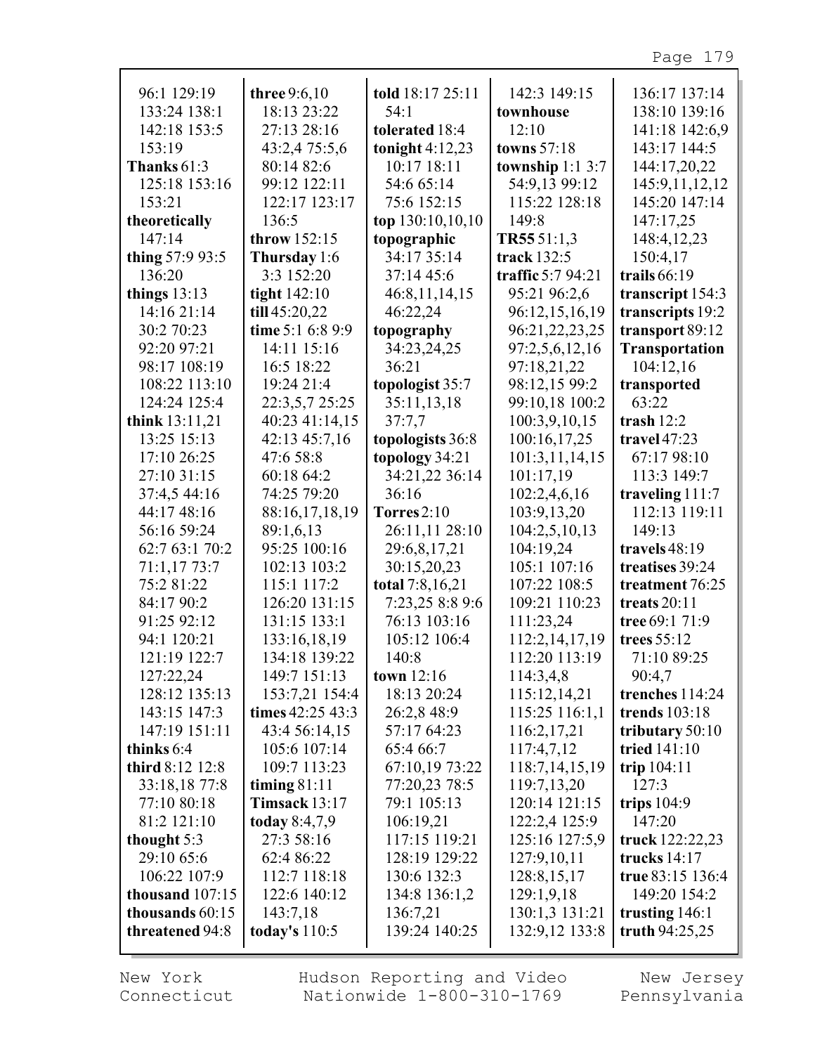96:1 129:19
133:24 138:1
142:18 153:5
153:19

**Thanks** 61:3
125:18 153:16
153:21

**theoretically**
147:14

**thing** 57:9 93:5
136:20

**things** 13:13
14:16 21:14
30:2 70:23
92:20 97:21
98:17 108:19
108:22 113:10
124:24 125:4

**think** 13:11,21
13:25 15:13
17:10 26:25
27:10 31:15
37:4,5 44:16
44:17 48:16
56:16 59:24
62:7 63:1 70:2
71:1,17 73:7
75:2 81:22
84:17 90:2
91:25 92:12
94:1 120:21
121:19 122:7
127:22,24
128:12 135:13
143:15 147:3
147:19 151:11

**thinks** 6:4

**third** 8:12 12:8
33:18,18 77:8
77:10 80:18
81:2 121:10

**thought** 5:3
29:10 65:6
106:22 107:9

**thousand** 107:15

**thousands** 60:15

**threatened** 94:8

**three** 9:6,10
18:13 23:22
27:13 28:16
43:2,4 75:5,6
80:14 82:6
99:12 122:11
122:17 123:17
136:5

**throw** 152:15

**Thursday** 1:6
3:3 152:20

**tight** 142:10

**till** 45:20,22

**time** 5:1 6:8 9:9
14:11 15:16
16:5 18:22
19:24 21:4
22:3,5,7 25:25
40:23 41:14,15
42:13 45:7,16
47:6 58:8
60:18 64:2
74:25 79:20
88:16,17,18,19
89:1,6,13
95:25 100:16
102:13 103:2
115:1 117:2
126:20 131:15
131:15 133:1
133:16,18,19
134:18 139:22
149:7 151:13
153:7,21 154:4

**times** 42:25 43:3
43:4 56:14,15
105:6 107:14
109:7 113:23

**timing** 81:11

**Timsack** 13:17

**today** 8:4,7,9
27:3 58:16
62:4 86:22
112:7 118:18
122:6 140:12
143:7,18

**today's** 110:5

**told** 18:17 25:11
54:1

**tolerated** 18:4

**tonight** 4:12,23
10:17 18:11
54:6 65:14
75:6 152:15

**top** 130:10,10,10

**topographic**
34:17 35:14
37:14 45:6
46:8,11,14,15
46:22,24

**topography**
34:23,24,25
36:21

**topologist** 35:7
35:11,13,18
37:7,7

**topologists** 36:8

**topology** 34:21
34:21,22 36:14
36:16

**Torres** 2:10
26:11,11 28:10
29:6,8,17,21
30:15,20,23

**total** 7:8,16,21
7:23,25 8:8 9:6
76:13 103:16
105:12 106:4
140:8

**town** 12:16
18:13 20:24
26:2,8 48:9
57:17 64:23
65:4 66:7
67:10,19 73:22
77:20,23 78:5
79:1 105:13
106:19,21
117:15 119:21
128:19 129:22
130:6 132:3
134:8 136:1,2
136:7,21
139:24 140:25

142:3 149:15

**townhouse**
12:10

**towns** 57:18

**township** 1:1 3:7
54:9,13 99:12
115:22 128:18
149:8

**TR55** 51:1,3

**track** 132:5

**traffic** 5:7 94:21
95:21 96:2,6
96:12,15,16,19
96:21,22,23,25
97:2,5,6,12,16
97:18,21,22
98:12,15 99:2
99:10,18 100:2
100:3,9,10,15
100:16,17,25
101:3,11,14,15
101:17,19
102:2,4,6,16
103:9,13,20
104:2,5,10,13
104:19,24
105:1 107:16
107:22 108:5
109:21 110:23
111:23,24
112:2,14,17,19
112:20 113:19
114:3,4,8
115:12,14,21
115:25 116:1,1
116:2,17,21
117:4,7,12
118:7,14,15,19
119:7,13,20
120:14 121:15
122:2,4 125:9
125:16 127:5,9
127:9,10,11
128:8,15,17
129:1,9,18
130:1,3 131:21
132:9,12 133:8

136:17 137:14
138:10 139:16
141:18 142:6,9
143:17 144:5
144:17,20,22
145:9,11,12,12
145:20 147:14
147:17,25
148:4,12,23
150:4,17

**trails** 66:19

**transcript** 154:3

**transcripts** 19:2

**transport** 89:12

**Transportation**
104:12,16

**transported**
63:22

**trash** 12:2

**travel** 47:23
67:17 98:10
113:3 149:7

**traveling** 111:7
112:13 119:11
149:13

**travels** 48:19

**treatises** 39:24

**treatment** 76:25

**treats** 20:11

**tree** 69:1 71:9

**trees** 55:12
71:10 89:25
90:4,7

**trenches** 114:24

**trends** 103:18

**tributary** 50:10

**tried** 141:10

**trip** 104:11
127:3

**trips** 104:9
147:20

**truck** 122:22,23

**trucks** 14:17

**true** 83:15 136:4
149:20 154:2

**trusting** 146:1

**truth** 94:25,25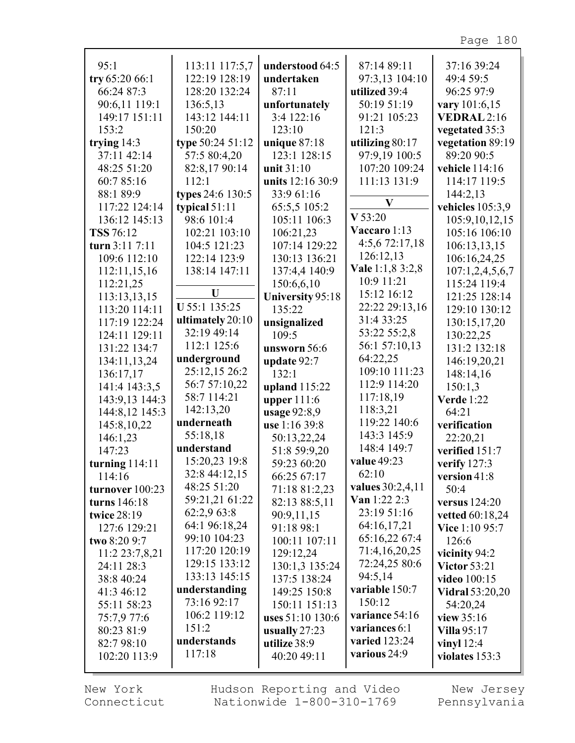95:1
**try** 65:20 66:1 66:24 87:3 90:6,11 119:1 149:17 151:11 153:2
**trying** 14:3 37:11 42:14 48:25 51:20 60:7 85:16 88:1 89:9 117:22 124:14 136:12 145:13
**TSS** 76:12
**turn** 3:11 7:11 109:6 112:10 112:11,15,16 112:21,25 113:13,13,15 113:20 114:11 117:19 122:24 124:11 129:11 131:22 134:7 134:11,13,24 136:17,17 141:4 143:3,5 143:9,13 144:3 144:8,12 145:3 145:8,10,22 146:1,23 147:23
**turning** 114:11 114:16
**turnover** 100:23
**turns** 146:18
**twice** 28:19 127:6 129:21
**two** 8:20 9:7 11:2 23:7,8,21 24:11 28:3 38:8 40:24 41:3 46:12 55:11 58:23 75:7,9 77:6 80:23 81:9 82:7 98:10 102:20 113:9 113:11 117:5,7 122:19 128:19 128:20 132:24 136:5,13 143:12 144:11 150:20
**type** 50:24 51:12 57:5 80:4,20 82:8,17 90:14 112:1
**types** 24:6 130:5
**typical** 51:11 98:6 101:4 102:21 103:10 104:5 121:23 122:14 123:9 138:14 147:11

## U

**U** 55:1 135:25
**ultimately** 20:10 32:19 49:14 112:1 125:6
**underground** 25:12,15 26:2 56:7 57:10,22 58:7 114:21 142:13,20
**underneath** 55:18,18
**understand** 15:20,23 19:8 32:8 44:12,15 48:25 51:20 59:21,21 61:22 62:2,9 63:8 64:1 96:18,24 99:10 104:23 117:20 120:19 129:15 133:12 133:13 145:15
**understanding** 73:16 92:17 106:2 119:12 151:2
**understands** 117:18
**understood** 64:5
**undertaken** 87:11
**unfortunately** 3:4 122:16 123:10
**unique** 87:18 123:1 128:15
**unit** 31:10
**units** 12:16 30:9 33:9 61:16 65:5,5 105:2 105:11 106:3 106:21,23 107:14 129:22 130:13 136:21 137:4,4 140:9 150:6,6,10
**University** 95:18 135:22
**unsignalized** 109:5
**unsworn** 56:6
**update** 92:7 132:1
**upland** 115:22
**upper** 111:6
**usage** 92:8,9
**use** 1:16 39:8 50:13,22,24 51:8 59:9,20 59:23 60:20 66:25 67:17 71:18 81:2,23 82:13 88:5,11 90:9,11,15 91:18 98:1 100:11 107:11 129:12,24 130:1,3 135:24 137:5 138:24 149:25 150:8 150:11 151:13
**uses** 51:10 130:6
**usually** 27:23
**utilize** 38:9 40:20 49:11 87:14 89:11 97:3,13 104:10
**utilized** 39:4 50:19 51:19 91:21 105:23 121:3
**utilizing** 80:17 97:9,19 100:5 107:20 109:24 111:13 131:9

## V

**V** 53:20
**Vaccaro** 1:13 4:5,6 72:17,18 126:12,13
**Vale** 1:1,8 3:2,8 10:9 11:21 15:12 16:12 22:22 29:13,16 31:4 33:25 53:22 55:2,8 56:1 57:10,13 64:22,25 109:10 111:23 112:9 114:20 117:18,19 118:3,21 119:22 140:6 143:3 145:9 148:4 149:7
**value** 49:23 62:10
**values** 30:2,4,11
**Van** 1:22 2:3 23:19 51:16 64:16,17,21 65:16,22 67:4 71:4,16,20,25 72:24,25 80:6 94:5,14
**variable** 150:7 150:12
**variance** 54:16
**variances** 6:1
**varied** 123:24
**various** 24:9 37:16 39:24 49:4 59:5 96:25 97:9
**vary** 101:6,15
**VEDRAL** 2:16
**vegetated** 35:3
**vegetation** 89:19 89:20 90:5
**vehicle** 114:16 114:17 119:5 144:2,13
**vehicles** 105:3,9 105:9,10,12,15 105:16 106:10 106:13,13,15 106:16,24,25 107:1,2,4,5,6,7 115:24 119:4 121:25 128:14 129:10 130:12 130:15,17,20 130:22,25 131:2 132:18 146:19,20,21 148:14,16 150:1,3
**Verde** 1:22 64:21
**verification** 22:20,21
**verified** 151:7
**verify** 127:3
**version** 41:8 50:4
**versus** 124:20
**vetted** 60:18,24
**Vice** 1:10 95:7 126:6
**vicinity** 94:2
**Victor** 53:21
**video** 100:15
**Vidral** 53:20,20 54:20,24
**view** 35:16
**Villa** 95:17
**vinyl** 12:4
**violates** 153:3

New York Connecticut — Hudson Reporting and Video Nationwide 1-800-310-1769 — New Jersey Pennsylvania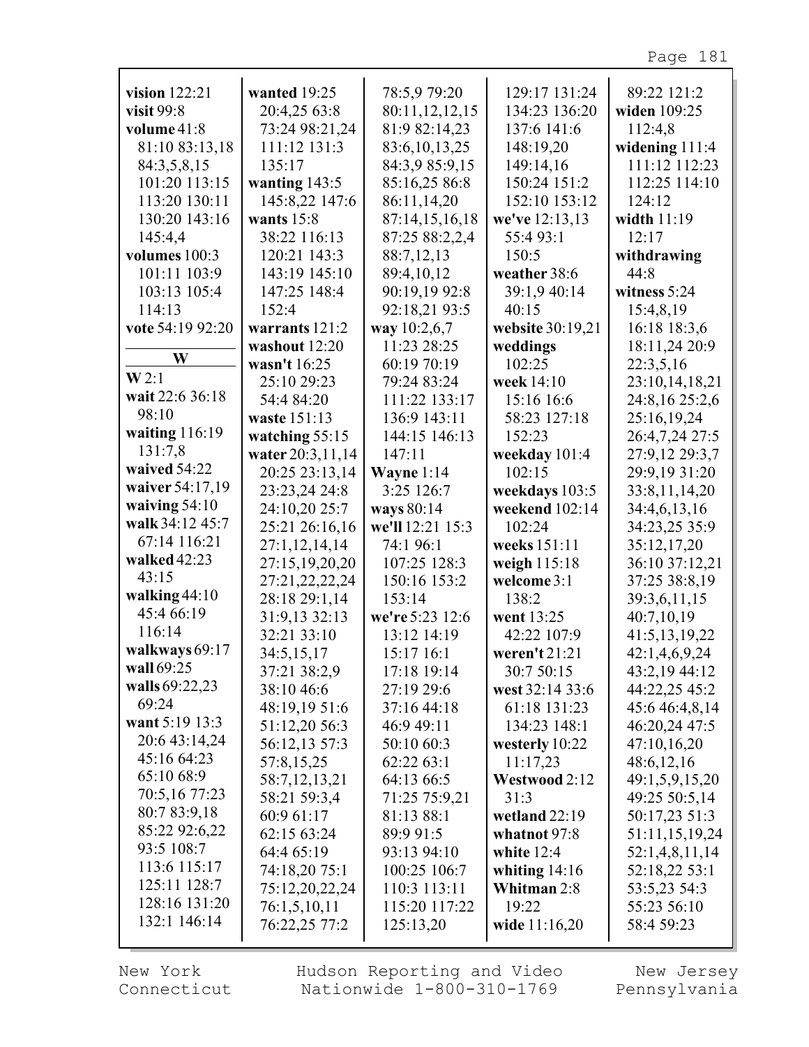**vision** 122:21
**visit** 99:8
**volume** 41:8 81:10 83:13,18 84:3,5,8,15 101:20 113:15 113:20 130:11 130:20 143:16 145:4,4
**volumes** 100:3 101:11 103:9 103:13 105:4 114:13
**vote** 54:19 92:20

## W

**W** 2:1
**wait** 22:6 36:18 98:10
**waiting** 116:19 131:7,8
**waived** 54:22
**waiver** 54:17,19
**waiving** 54:10
**walk** 34:12 45:7 67:14 116:21
**walked** 42:23 43:15
**walking** 44:10 45:4 66:19 116:14
**walkways** 69:17
**wall** 69:25
**walls** 69:22,23 69:24
**want** 5:19 13:3 20:6 43:14,24 45:16 64:23 65:10 68:9 70:5,16 77:23 80:7 83:9,18 85:22 92:6,22 93:5 108:7 113:6 115:17 125:11 128:7 128:16 131:20 132:1 146:14
**wanted** 19:25 20:4,25 63:8 73:24 98:21,24 111:12 131:3 135:17
**wanting** 143:5 145:8,22 147:6
**wants** 15:8 38:22 116:13 120:21 143:3 143:19 145:10 147:25 148:4 152:4
**warrants** 121:2
**washout** 12:20
**wasn't** 16:25 25:10 29:23 54:4 84:20
**waste** 151:13
**watching** 55:15
**water** 20:3,11,14 20:25 23:13,14 23:23,24 24:8 24:10,20 25:7 25:21 26:16,16 27:1,12,14,14 27:15,19,20,20 27:21,22,22,24 28:18 29:1,14 31:9,13 32:13 32:21 33:10 34:5,15,17 37:21 38:2,9 38:10 46:6 48:19,19 51:6 51:12,20 56:3 56:12,13 57:3 57:8,15,25 58:7,12,13,21 58:21 59:3,4 60:9 61:17 62:15 63:24 64:4 65:19 74:18,20 75:1 75:12,20,22,24 76:1,5,10,11 76:22,25 77:2 78:5,9 79:20 80:11,12,12,15 81:9 82:14,23 83:6,10,13,25 84:3,9 85:9,15 85:16,25 86:8 86:11,14,20 87:14,15,16,18 87:25 88:2,2,4 88:7,12,13 89:4,10,12 90:19,19 92:8 92:18,21 93:5
**way** 10:2,6,7 11:23 28:25 60:19 70:19 79:24 83:24 111:22 133:17 136:9 143:11 144:15 146:13 147:11
**Wayne** 1:14 3:25 126:7
**ways** 80:14
**we'll** 12:21 15:3 74:1 96:1 107:25 128:3 150:16 153:2 153:14
**we're** 5:23 12:6 13:12 14:19 15:17 16:1 17:18 19:14 27:19 29:6 37:16 44:18 46:9 49:11 50:10 60:3 62:22 63:1 64:13 66:5 71:25 75:9,21 81:13 88:1 89:9 91:5 93:13 94:10 100:25 106:7 110:3 113:11 115:20 117:22 125:13,20 129:17 131:24 134:23 136:20 137:6 141:6 148:19,20 149:14,16 150:24 151:2 152:10 153:12
**we've** 12:13,13 55:4 93:1 150:5
**weather** 38:6 39:1,9 40:14 40:15
**website** 30:19,21
**weddings** 102:25
**week** 14:10 15:16 16:6 58:23 127:18 152:23
**weekday** 101:4 102:15
**weekdays** 103:5
**weekend** 102:14 102:24
**weeks** 151:11
**weigh** 115:18
**welcome** 3:1 138:2
**went** 13:25 42:22 107:9
**weren't** 21:21 30:7 50:15
**west** 32:14 33:6 61:18 131:23 134:23 148:1
**westerly** 10:22 11:17,23
**Westwood** 2:12 31:3
**wetland** 22:19
**whatnot** 97:8
**white** 12:4
**whiting** 14:16
**Whitman** 2:8 19:22
**wide** 11:16,20 89:22 121:2
**widen** 109:25 112:4,8
**widening** 111:4 111:12 112:23 112:25 114:10 124:12
**width** 11:19 12:17
**withdrawing** 44:8
**witness** 5:24 15:4,8,19 16:18 18:3,6 18:11,24 20:9 22:3,5,16 23:10,14,18,21 24:8,16 25:2,6 25:16,19,24 26:4,7,24 27:5 27:9,12 29:3,7 29:9,19 31:20 33:8,11,14,20 34:4,6,13,16 34:23,25 35:9 35:12,17,20 36:10 37:12,21 37:25 38:8,19 39:3,6,11,15 40:7,10,19 41:5,13,19,22 42:1,4,6,9,24 43:2,19 44:12 44:22,25 45:2 45:6 46:4,8,14 46:20,24 47:5 47:10,16,20 48:6,12,16 49:1,5,9,15,20 49:25 50:5,14 50:17,23 51:3 51:11,15,19,24 52:1,4,8,11,14 52:18,22 53:1 53:5,23 54:3 55:23 56:10 58:4 59:23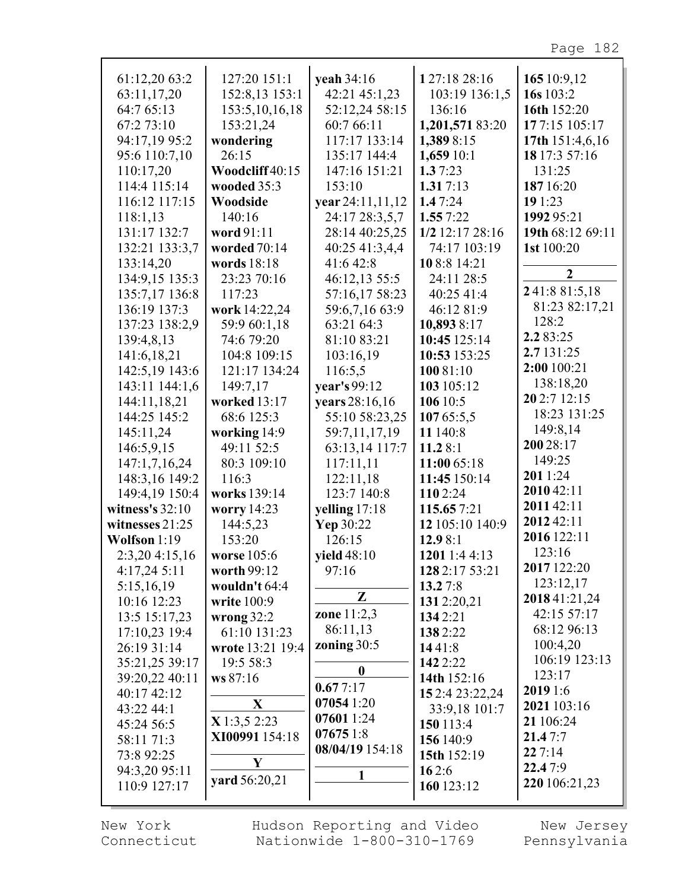61:12,20 63:2
63:11,17,20
64:7 65:13
67:2 73:10
94:17,19 95:2
95:6 110:7,10
110:17,20
114:4 115:14
116:12 117:15
118:1,13
131:17 132:7
132:21 133:3,7
133:14,20
134:9,15 135:3
135:7,17 136:8
136:19 137:3
137:23 138:2,9
139:4,8,13
141:6,18,21
142:5,19 143:6
143:11 144:1,6
144:11,18,21
144:25 145:2
145:11,24
146:5,9,15
147:1,7,16,24
148:3,16 149:2
149:4,19 150:4

**witness's** 32:10
**witnesses** 21:25
**Wolfson** 1:19
2:3,20 4:15,16
4:17,24 5:11
5:15,16,19
10:16 12:23
13:5 15:17,23
17:10,23 19:4
26:19 31:14
35:21,25 39:17
39:20,22 40:11
40:17 42:12
43:22 44:1
45:24 56:5
58:11 71:3
73:8 92:25
94:3,20 95:11
110:9 127:17
127:20 151:1
152:8,13 153:1
153:5,10,16,18
153:21,24

**wondering**
26:15
**Woodcliff** 40:15
**wooded** 35:3
**Woodside**
140:16
**word** 91:11
**worded** 70:14
**words** 18:18
23:23 70:16
117:23
**work** 14:22,24
59:9 60:1,18
74:6 79:20
104:8 109:15
121:17 134:24
149:7,17
**worked** 13:17
68:6 125:3
**working** 14:9
49:11 52:5
80:3 109:10
116:3
**works** 139:14
**worry** 14:23
144:5,23
153:20
**worse** 105:6
**worth** 99:12
**wouldn't** 64:4
**write** 100:9
**wrong** 32:2
61:10 131:23
**wrote** 13:21 19:4
19:5 58:3
**ws** 87:16

**X**

**X** 1:3,5 2:23
**XI00991** 154:18

**Y**

**yard** 56:20,21
**yeah** 34:16
42:21 45:1,23
52:12,24 58:15
60:7 66:11
117:17 133:14
135:17 144:4
147:16 151:21
153:10
**year** 24:11,11,12
24:17 28:3,5,7
28:14 40:25,25
40:25 41:3,4,4
41:6 42:8
46:12,13 55:5
57:16,17 58:23
59:6,7,16 63:9
63:21 64:3
81:10 83:21
103:16,19
116:5,5
**year's** 99:12
**years** 28:16,16
55:10 58:23,25
59:7,11,17,19
63:13,14 117:7
117:11,11
122:11,18
123:7 140:8
**yelling** 17:18
**Yep** 30:22
126:15
**yield** 48:10
97:16

**Z**

**zone** 11:2,3
86:11,13
**zoning** 30:5

**0**

**0.67** 7:17
**07054** 1:20
**07601** 1:24
**07675** 1:8
**08/04/19** 154:18

**1**

**1** 27:18 28:16
103:19 136:1,5
136:16
**1,201,571** 83:20
**1,389** 8:15
**1,659** 10:1
**1.3** 7:23
**1.31** 7:13
**1.4** 7:24
**1.55** 7:22
**1/2** 12:17 28:16
74:17 103:19
**10** 8:8 14:21
24:11 28:5
40:25 41:4
46:12 81:9
**10,893** 8:17
**10:45** 125:14
**10:53** 153:25
**100** 81:10
**103** 105:12
**106** 10:5
**107** 65:5,5
**11** 140:8
**11.2** 8:1
**11:00** 65:18
**11:45** 150:14
**110** 2:24
**115.65** 7:21
**12** 105:10 140:9
**12.9** 8:1
**1201** 1:4 4:13
**128** 2:17 53:21
**13.2** 7:8
**131** 2:20,21
**134** 2:21
**138** 2:22
**14** 41:8
**142** 2:22
**14th** 152:16
**15** 2:4 23:22,24
33:9,18 101:7
**150** 113:4
**156** 140:9
**15th** 152:19
**16** 2:6
**160** 123:12
**165** 10:9,12
**16s** 103:2
**16th** 152:20
**17** 7:15 105:17
**17th** 151:4,6,16
**18** 17:3 57:16
131:25
**187** 16:20
**19** 1:23
**1992** 95:21
**19th** 68:12 69:11
**1st** 100:20

**2**

**2** 41:8 81:5,18
81:23 82:17,21
128:2
**2.2** 83:25
**2.7** 131:25
**2:00** 100:21
138:18,20
**20** 2:7 12:15
18:23 131:25
149:8,14
**200** 28:17
149:25
**201** 1:24
**2010** 42:11
**2011** 42:11
**2012** 42:11
**2016** 122:11
123:16
**2017** 122:20
123:12,17
**2018** 41:21,24
42:15 57:17
68:12 96:13
100:4,20
106:19 123:13
123:17
**2019** 1:6
**2021** 103:16
**21** 106:24
**21.4** 7:7
**22** 7:14
**22.4** 7:9
**220** 106:21,23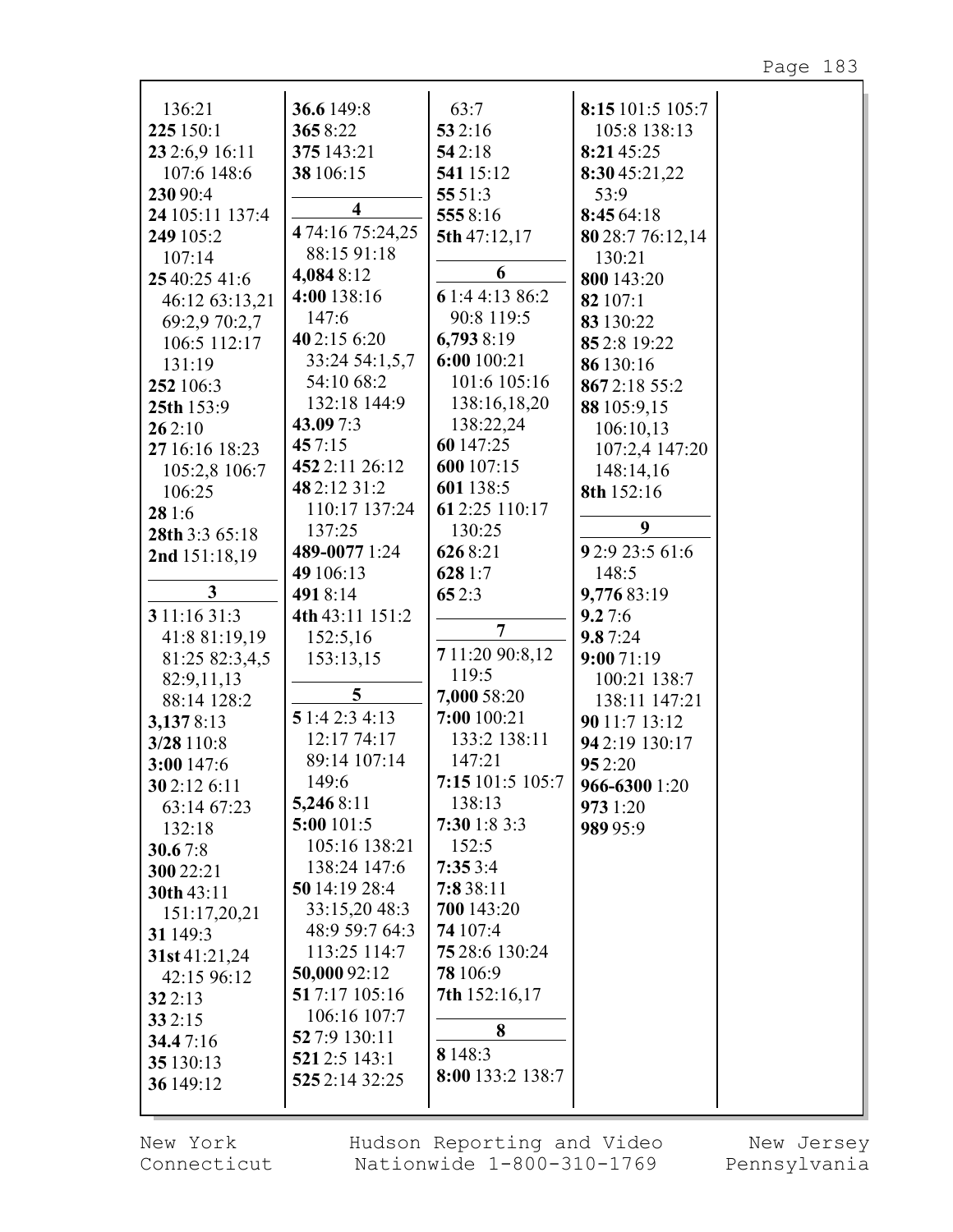136:21
**225** 150:1
**23** 2:6,9 16:11 107:6 148:6
**230** 90:4
**24** 105:11 137:4
**249** 105:2 107:14
**25** 40:25 41:6 46:12 63:13,21 69:2,9 70:2,7 106:5 112:17 131:19
**252** 106:3
**25th** 153:9
**26** 2:10
**27** 16:16 18:23 105:2,8 106:7 106:25
**28** 1:6
**28th** 3:3 65:18
**2nd** 151:18,19

**3**

**3** 11:16 31:3 41:8 81:19,19 81:25 82:3,4,5 82:9,11,13 88:14 128:2
**3,137** 8:13
**3/28** 110:8
**3:00** 147:6
**30** 2:12 6:11 63:14 67:23 132:18
**30.6** 7:8
**300** 22:21
**30th** 43:11 151:17,20,21
**31** 149:3
**31st** 41:21,24 42:15 96:12
**32** 2:13
**33** 2:15
**34.4** 7:16
**35** 130:13
**36** 149:12
**36.6** 149:8
**365** 8:22
**375** 143:21
**38** 106:15

**4**

**4** 74:16 75:24,25 88:15 91:18
**4,084** 8:12
**4:00** 138:16 147:6
**40** 2:15 6:20 33:24 54:1,5,7 54:10 68:2 132:18 144:9
**43.09** 7:3
**45** 7:15
**452** 2:11 26:12
**48** 2:12 31:2 110:17 137:24 137:25
**489-0077** 1:24
**49** 106:13
**491** 8:14
**4th** 43:11 151:2 152:5,16 153:13,15

**5**

**5** 1:4 2:3 4:13 12:17 74:17 89:14 107:14 149:6
**5,246** 8:11
**5:00** 101:5 105:16 138:21 138:24 147:6
**50** 14:19 28:4 33:15,20 48:3 48:9 59:7 64:3 113:25 114:7
**50,000** 92:12
**51** 7:17 105:16 106:16 107:7
**52** 7:9 130:11
**521** 2:5 143:1
**525** 2:14 32:25
63:7
**53** 2:16
**54** 2:18
**541** 15:12
**55** 51:3
**555** 8:16
**5th** 47:12,17

**6**

**6** 1:4 4:13 86:2 90:8 119:5
**6,793** 8:19
**6:00** 100:21 101:6 105:16 138:16,18,20 138:22,24
**60** 147:25
**600** 107:15
**601** 138:5
**61** 2:25 110:17 130:25
**626** 8:21
**628** 1:7
**65** 2:3

**7**

**7** 11:20 90:8,12 119:5
**7,000** 58:20
**7:00** 100:21 133:2 138:11 147:21
**7:15** 101:5 105:7 138:13
**7:30** 1:8 3:3 152:5
**7:35** 3:4
**7:8** 38:11
**700** 143:20
**74** 107:4
**75** 28:6 130:24
**78** 106:9
**7th** 152:16,17

**8**

**8** 148:3
**8:00** 133:2 138:7
**8:15** 101:5 105:7 105:8 138:13
**8:21** 45:25
**8:30** 45:21,22 53:9
**8:45** 64:18
**80** 28:7 76:12,14 130:21
**800** 143:20
**82** 107:1
**83** 130:22
**85** 2:8 19:22
**86** 130:16
**867** 2:18 55:2
**88** 105:9,15 106:10,13 107:2,4 147:20 148:14,16
**8th** 152:16

**9**

**9** 2:9 23:5 61:6 148:5
**9,776** 83:19
**9.2** 7:6
**9.8** 7:24
**9:00** 71:19 100:21 138:7 138:11 147:21
**90** 11:7 13:12
**94** 2:19 130:17
**95** 2:20
**966-6300** 1:20
**973** 1:20
**989** 95:9